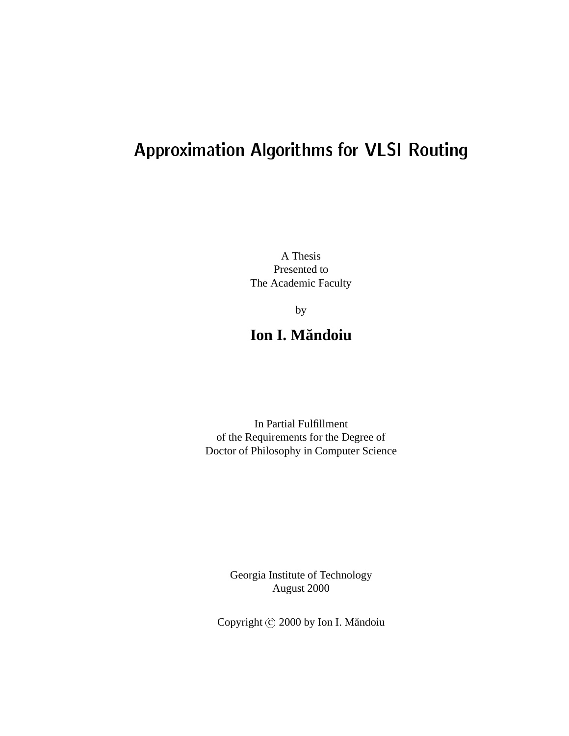# Approximation Algorithms for VLSI Routing

A Thesis
Presented to
The Academic Faculty

by

**Ion I. Măndoiu**

In Partial Fulfillment
of the Requirements for the Degree of
Doctor of Philosophy in Computer Science

Georgia Institute of Technology
August 2000

Copyright © 2000 by Ion I. Măndoiu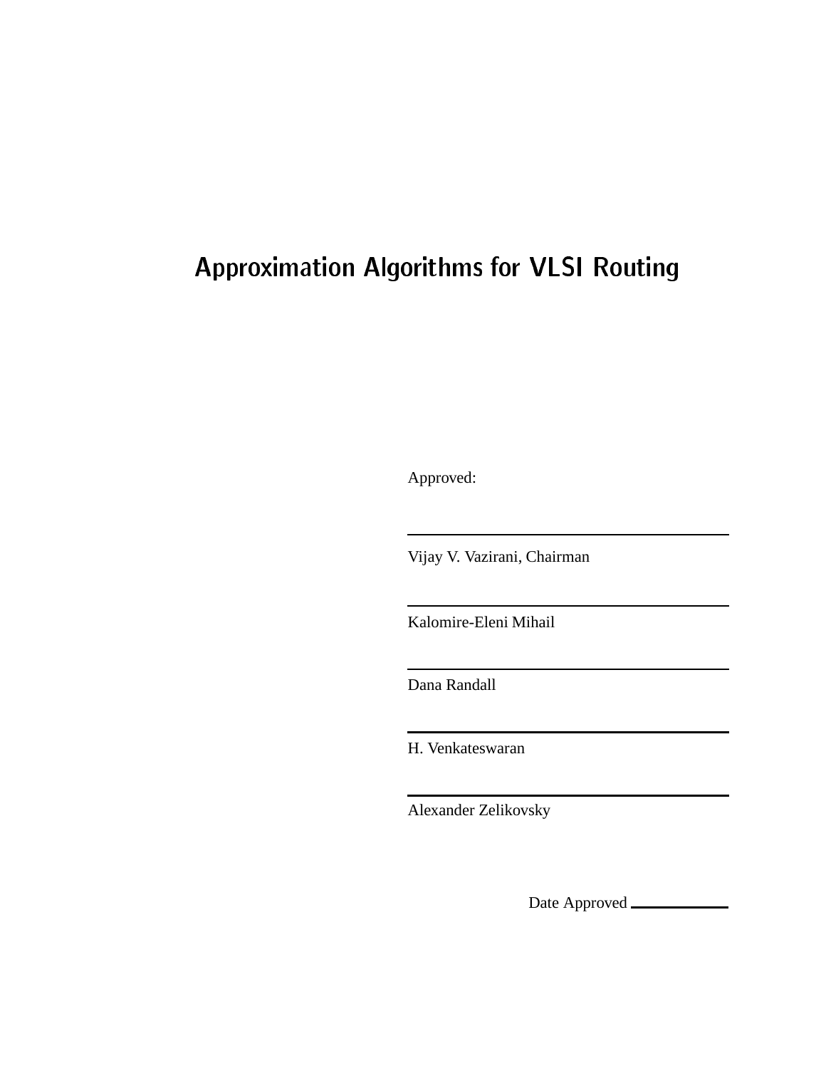# Approximation Algorithms for VLSI Routing

Approved:

Vijay V. Vazirani, Chairman

Kalomire-Eleni Mihail

Dana Randall

H. Venkateswaran

Alexander Zelikovsky

Date Approved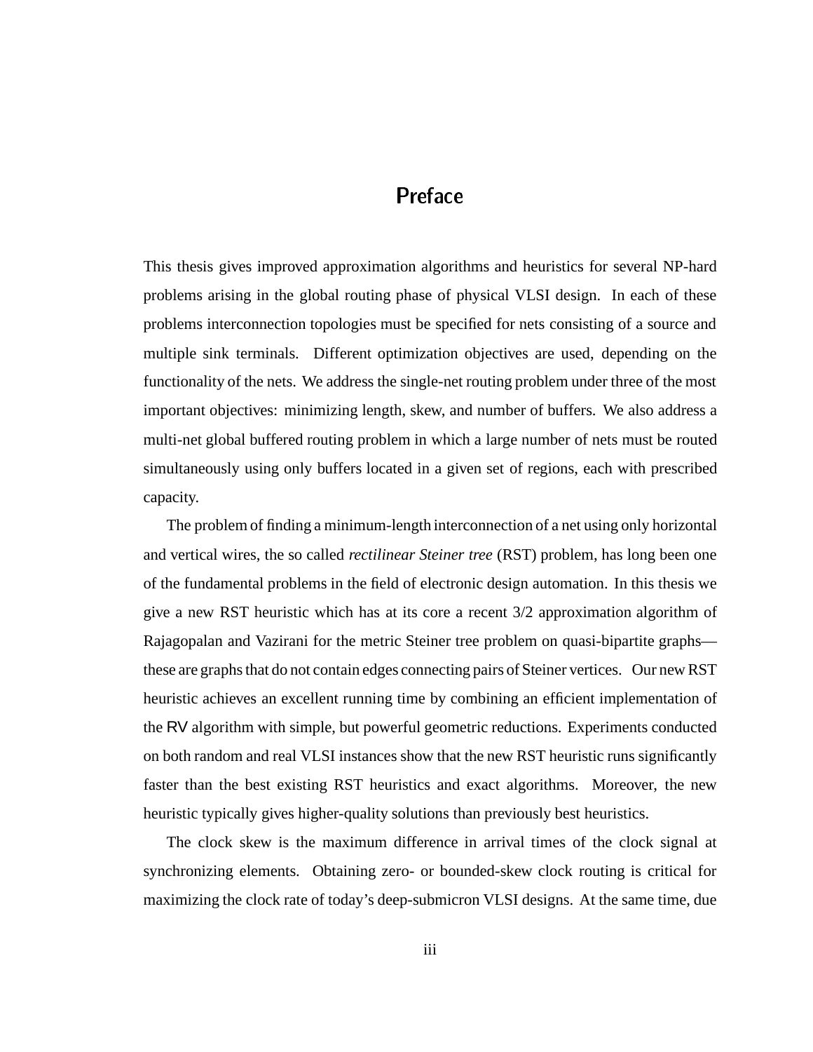# Preface

This thesis gives improved approximation algorithms and heuristics for several NP-hard problems arising in the global routing phase of physical VLSI design. In each of these problems interconnection topologies must be specified for nets consisting of a source and multiple sink terminals. Different optimization objectives are used, depending on the functionality of the nets. We address the single-net routing problem under three of the most important objectives: minimizing length, skew, and number of buffers. We also address a multi-net global buffered routing problem in which a large number of nets must be routed simultaneously using only buffers located in a given set of regions, each with prescribed capacity.

The problem of finding a minimum-length interconnection of a net using only horizontal and vertical wires, the so called *rectilinear Steiner tree* (RST) problem, has long been one of the fundamental problems in the field of electronic design automation. In this thesis we give a new RST heuristic which has at its core a recent 3/2 approximation algorithm of Rajagopalan and Vazirani for the metric Steiner tree problem on quasi-bipartite graphs—these are graphs that do not contain edges connecting pairs of Steiner vertices. Our new RST heuristic achieves an excellent running time by combining an efficient implementation of the RV algorithm with simple, but powerful geometric reductions. Experiments conducted on both random and real VLSI instances show that the new RST heuristic runs significantly faster than the best existing RST heuristics and exact algorithms. Moreover, the new heuristic typically gives higher-quality solutions than previously best heuristics.

The clock skew is the maximum difference in arrival times of the clock signal at synchronizing elements. Obtaining zero- or bounded-skew clock routing is critical for maximizing the clock rate of today's deep-submicron VLSI designs. At the same time, due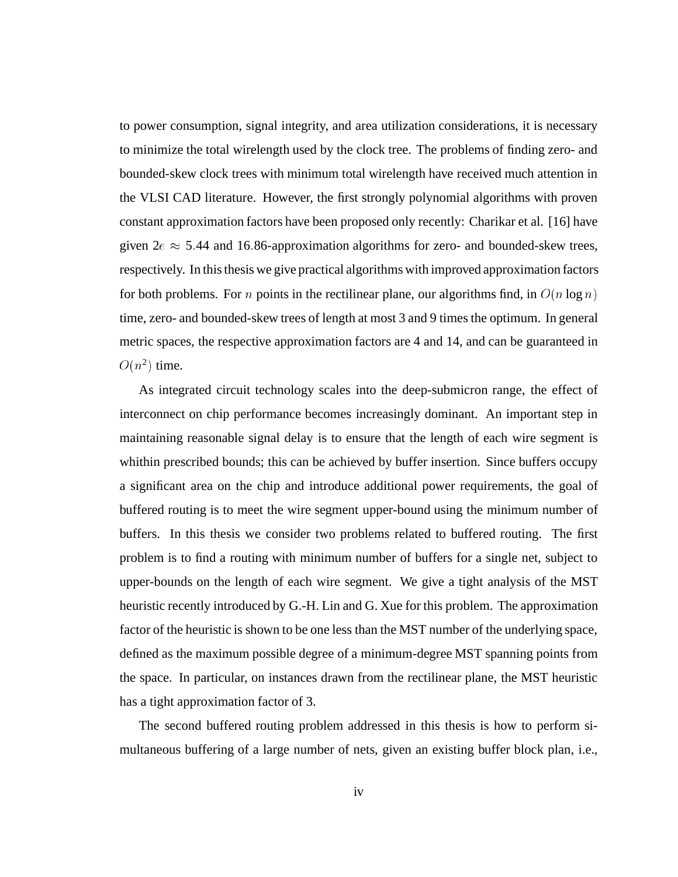to power consumption, signal integrity, and area utilization considerations, it is necessary to minimize the total wirelength used by the clock tree. The problems of finding zero- and bounded-skew clock trees with minimum total wirelength have received much attention in the VLSI CAD literature. However, the first strongly polynomial algorithms with proven constant approximation factors have been proposed only recently: Charikar et al. [16] have given $2e \approx 5.44$ and $16.86$-approximation algorithms for zero- and bounded-skew trees, respectively. In this thesis we give practical algorithms with improved approximation factors for both problems. For $n$ points in the rectilinear plane, our algorithms find, in $O(n \log n)$ time, zero- and bounded-skew trees of length at most 3 and 9 times the optimum. In general metric spaces, the respective approximation factors are 4 and 14, and can be guaranteed in $O(n^2)$ time.

As integrated circuit technology scales into the deep-submicron range, the effect of interconnect on chip performance becomes increasingly dominant. An important step in maintaining reasonable signal delay is to ensure that the length of each wire segment is whithin prescribed bounds; this can be achieved by buffer insertion. Since buffers occupy a significant area on the chip and introduce additional power requirements, the goal of buffered routing is to meet the wire segment upper-bound using the minimum number of buffers. In this thesis we consider two problems related to buffered routing. The first problem is to find a routing with minimum number of buffers for a single net, subject to upper-bounds on the length of each wire segment. We give a tight analysis of the MST heuristic recently introduced by G.-H. Lin and G. Xue for this problem. The approximation factor of the heuristic is shown to be one less than the MST number of the underlying space, defined as the maximum possible degree of a minimum-degree MST spanning points from the space. In particular, on instances drawn from the rectilinear plane, the MST heuristic has a tight approximation factor of 3.

The second buffered routing problem addressed in this thesis is how to perform simultaneous buffering of a large number of nets, given an existing buffer block plan, i.e.,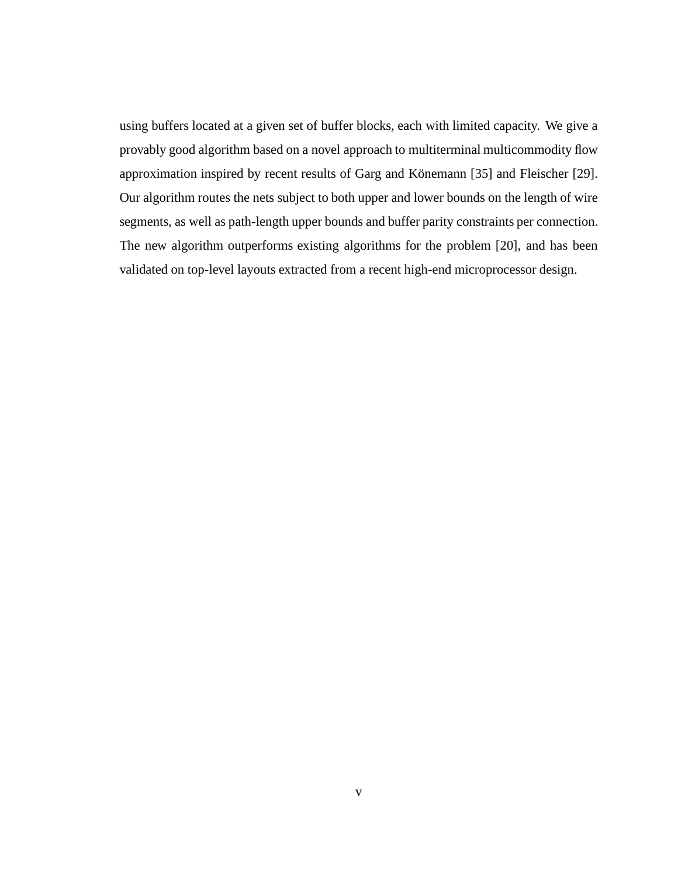using buffers located at a given set of buffer blocks, each with limited capacity. We give a provably good algorithm based on a novel approach to multiterminal multicommodity flow approximation inspired by recent results of Garg and Könemann [35] and Fleischer [29]. Our algorithm routes the nets subject to both upper and lower bounds on the length of wire segments, as well as path-length upper bounds and buffer parity constraints per connection. The new algorithm outperforms existing algorithms for the problem [20], and has been validated on top-level layouts extracted from a recent high-end microprocessor design.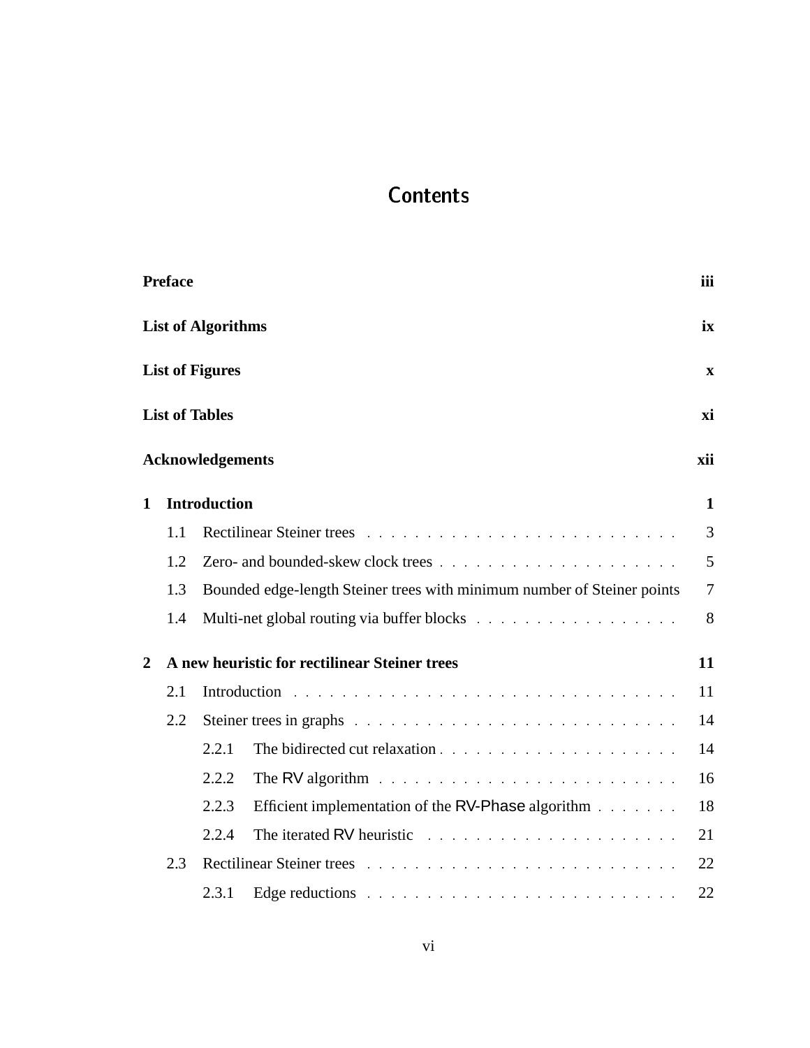# Contents

**Preface** **iii**

**List of Algorithms** **ix**

**List of Figures** **x**

**List of Tables** **xi**

**Acknowledgements** **xii**

**1 Introduction** **1**

- 1.1 Rectilinear Steiner trees . . . . . . . . . . . . . . . . . . . . . . . . . . 3
- 1.2 Zero- and bounded-skew clock trees . . . . . . . . . . . . . . . . . . . . 5
- 1.3 Bounded edge-length Steiner trees with minimum number of Steiner points 7
- 1.4 Multi-net global routing via buffer blocks . . . . . . . . . . . . . . . . . 8

**2 A new heuristic for rectilinear Steiner trees** **11**

- 2.1 Introduction . . . . . . . . . . . . . . . . . . . . . . . . . . . . . . . . 11
- 2.2 Steiner trees in graphs . . . . . . . . . . . . . . . . . . . . . . . . . . . 14
  - 2.2.1 The bidirected cut relaxation . . . . . . . . . . . . . . . . . . . . 14
  - 2.2.2 The RV algorithm . . . . . . . . . . . . . . . . . . . . . . . . . 16
  - 2.2.3 Efficient implementation of the RV-Phase algorithm . . . . . . . 18
  - 2.2.4 The iterated RV heuristic . . . . . . . . . . . . . . . . . . . . . 21
- 2.3 Rectilinear Steiner trees . . . . . . . . . . . . . . . . . . . . . . . . . . 22
  - 2.3.1 Edge reductions . . . . . . . . . . . . . . . . . . . . . . . . . . 22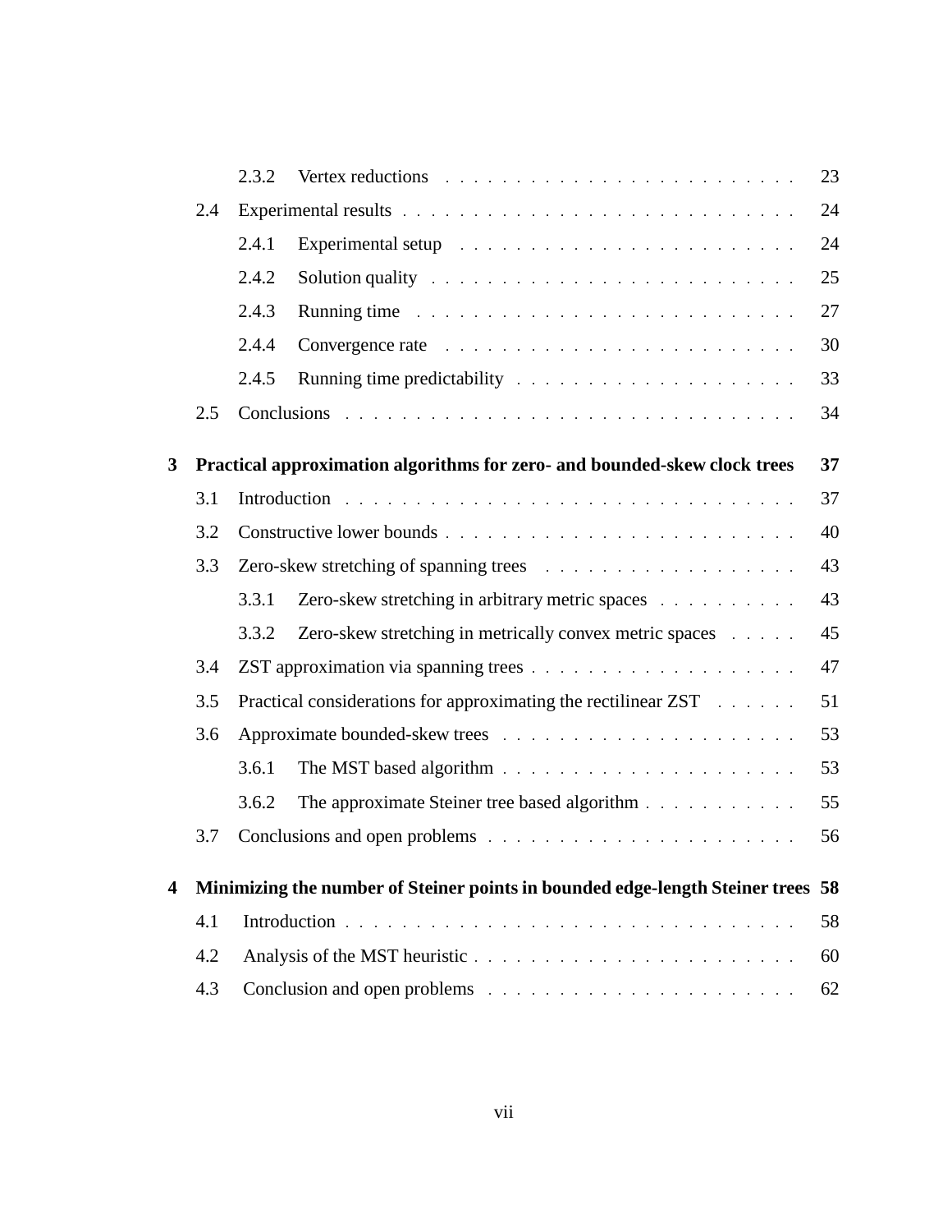| | | | |
|---|---|---|---|
| | 2.3.2 | Vertex reductions | 23 |
| 2.4 | Experimental results | | 24 |
| | 2.4.1 | Experimental setup | 24 |
| | 2.4.2 | Solution quality | 25 |
| | 2.4.3 | Running time | 27 |
| | 2.4.4 | Convergence rate | 30 |
| | 2.4.5 | Running time predictability | 33 |
| 2.5 | Conclusions | | 34 |

**3 Practical approximation algorithms for zero- and bounded-skew clock trees — 37**

| | | | |
|---|---|---|---|
| 3.1 | Introduction | | 37 |
| 3.2 | Constructive lower bounds | | 40 |
| 3.3 | Zero-skew stretching of spanning trees | | 43 |
| | 3.3.1 | Zero-skew stretching in arbitrary metric spaces | 43 |
| | 3.3.2 | Zero-skew stretching in metrically convex metric spaces | 45 |
| 3.4 | ZST approximation via spanning trees | | 47 |
| 3.5 | Practical considerations for approximating the rectilinear ZST | | 51 |
| 3.6 | Approximate bounded-skew trees | | 53 |
| | 3.6.1 | The MST based algorithm | 53 |
| | 3.6.2 | The approximate Steiner tree based algorithm | 55 |
| 3.7 | Conclusions and open problems | | 56 |

**4 Minimizing the number of Steiner points in bounded edge-length Steiner trees — 58**

| | | |
|---|---|---|
| 4.1 | Introduction | 58 |
| 4.2 | Analysis of the MST heuristic | 60 |
| 4.3 | Conclusion and open problems | 62 |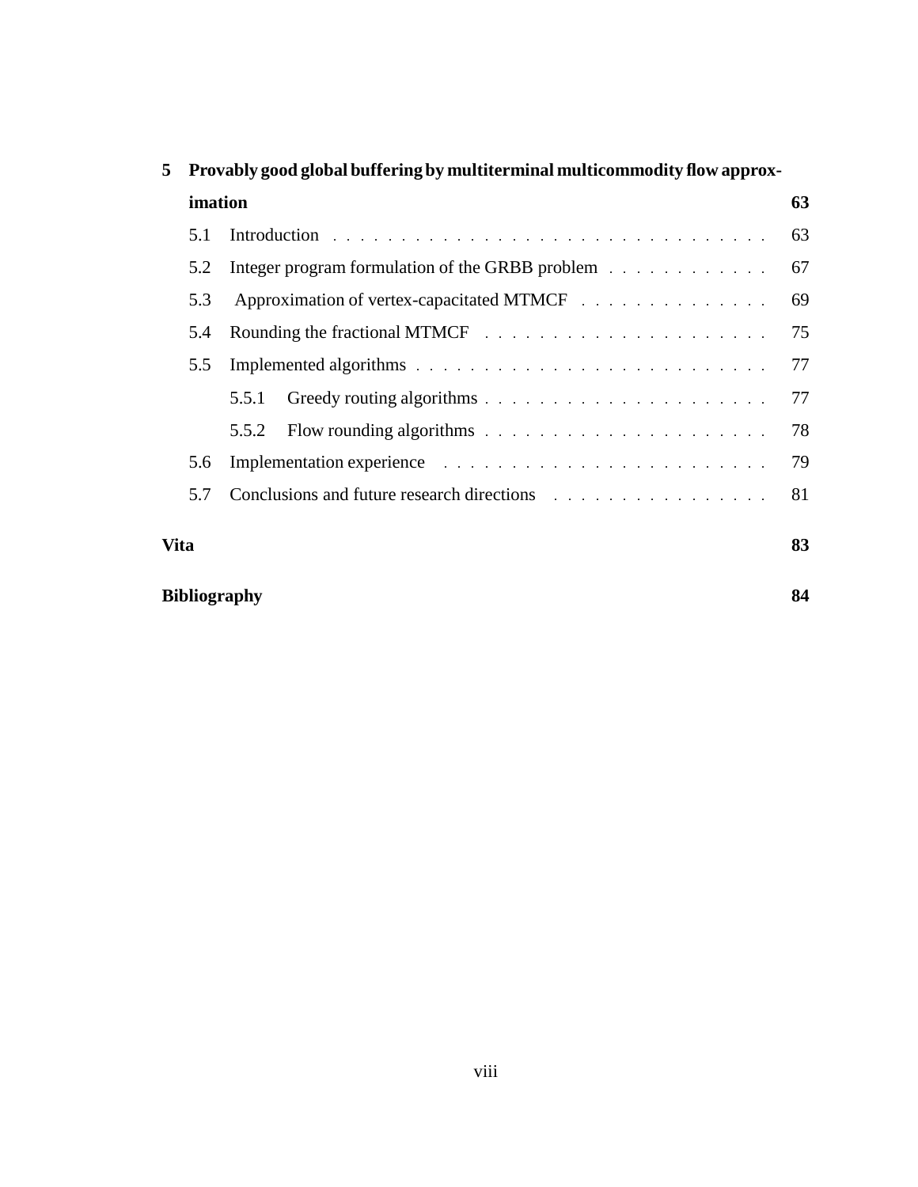**5 Provably good global buffering by multiterminal multicommodity flow approximation** **63**

- 5.1 Introduction . . . . . . . . . . . . . . . . . . . . . . . . . . . . . . . . 63
- 5.2 Integer program formulation of the GRBB problem . . . . . . . . . . . . 67
- 5.3 Approximation of vertex-capacitated MTMCF . . . . . . . . . . . . . . 69
- 5.4 Rounding the fractional MTMCF . . . . . . . . . . . . . . . . . . . . . 75
- 5.5 Implemented algorithms . . . . . . . . . . . . . . . . . . . . . . . . . . 77
  - 5.5.1 Greedy routing algorithms . . . . . . . . . . . . . . . . . . . . . 77
  - 5.5.2 Flow rounding algorithms . . . . . . . . . . . . . . . . . . . . . 78
- 5.6 Implementation experience . . . . . . . . . . . . . . . . . . . . . . . . 79
- 5.7 Conclusions and future research directions . . . . . . . . . . . . . . . . 81

**Vita** **83**

**Bibliography** **84**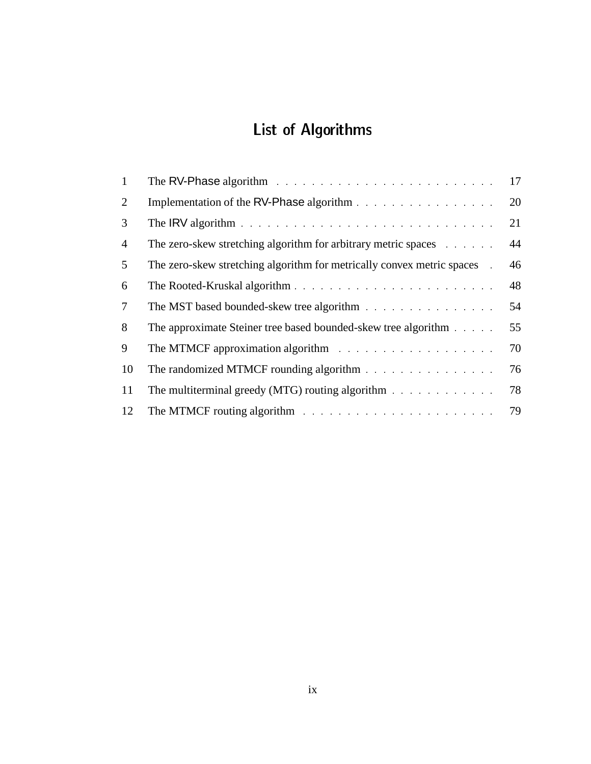# List of Algorithms

| | | |
|---|---|---|
| 1 | The RV-Phase algorithm | 17 |
| 2 | Implementation of the RV-Phase algorithm | 20 |
| 3 | The IRV algorithm | 21 |
| 4 | The zero-skew stretching algorithm for arbitrary metric spaces | 44 |
| 5 | The zero-skew stretching algorithm for metrically convex metric spaces | 46 |
| 6 | The Rooted-Kruskal algorithm | 48 |
| 7 | The MST based bounded-skew tree algorithm | 54 |
| 8 | The approximate Steiner tree based bounded-skew tree algorithm | 55 |
| 9 | The MTMCF approximation algorithm | 70 |
| 10 | The randomized MTMCF rounding algorithm | 76 |
| 11 | The multiterminal greedy (MTG) routing algorithm | 78 |
| 12 | The MTMCF routing algorithm | 79 |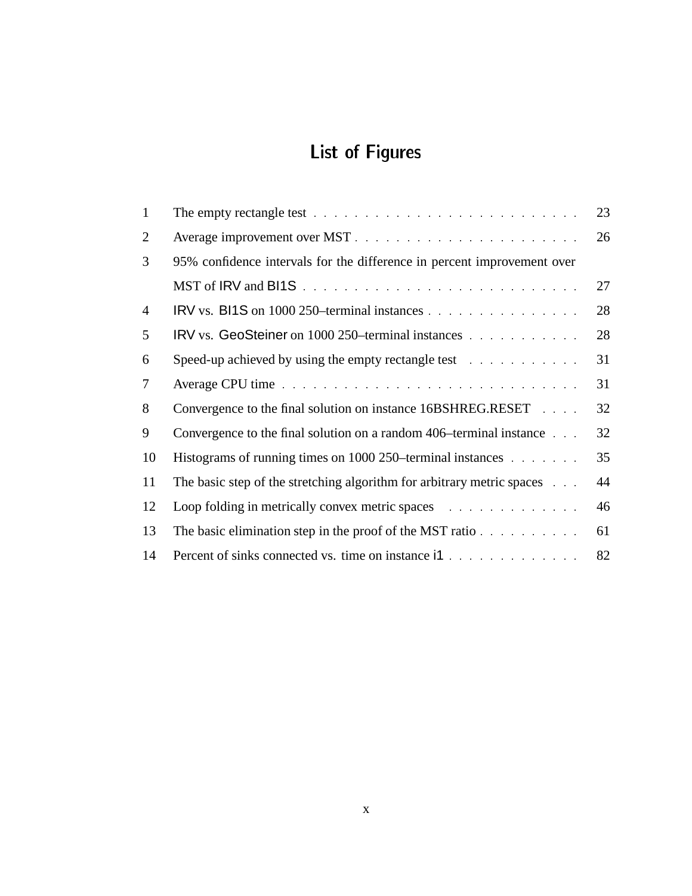# List of Figures

| | | |
|---|---|---|
| 1 | The empty rectangle test | 23 |
| 2 | Average improvement over MST | 26 |
| 3 | 95% confidence intervals for the difference in percent improvement over MST of IRV and BI1S | 27 |
| 4 | IRV vs. BI1S on 1000 250–terminal instances | 28 |
| 5 | IRV vs. GeoSteiner on 1000 250–terminal instances | 28 |
| 6 | Speed-up achieved by using the empty rectangle test | 31 |
| 7 | Average CPU time | 31 |
| 8 | Convergence to the final solution on instance 16BSHREG.RESET | 32 |
| 9 | Convergence to the final solution on a random 406–terminal instance | 32 |
| 10 | Histograms of running times on 1000 250–terminal instances | 35 |
| 11 | The basic step of the stretching algorithm for arbitrary metric spaces | 44 |
| 12 | Loop folding in metrically convex metric spaces | 46 |
| 13 | The basic elimination step in the proof of the MST ratio | 61 |
| 14 | Percent of sinks connected vs. time on instance i1 | 82 |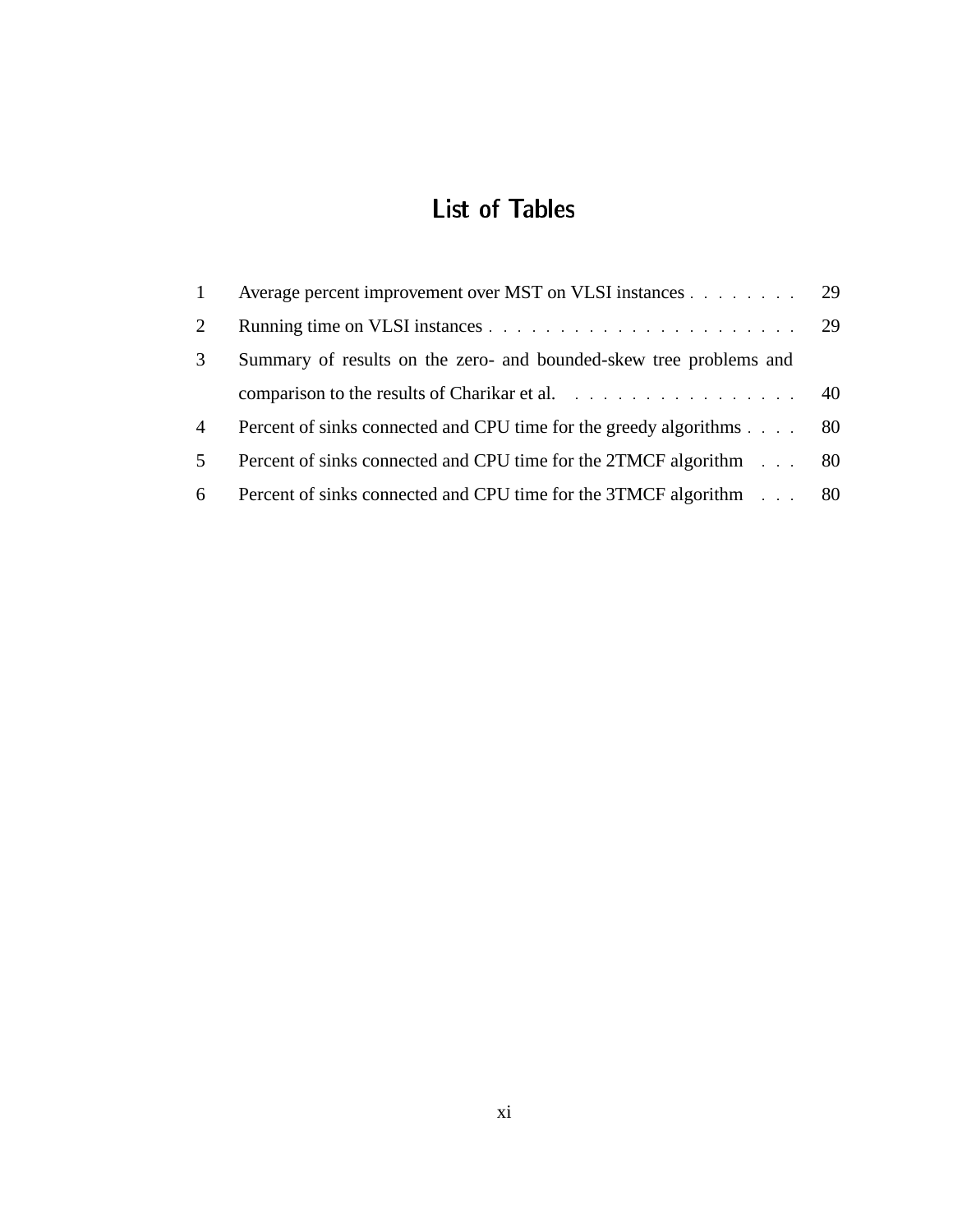# List of Tables

1 Average percent improvement over MST on VLSI instances . . . . . . . . 29

2 Running time on VLSI instances . . . . . . . . . . . . . . . . . . . . . . 29

3 Summary of results on the zero- and bounded-skew tree problems and comparison to the results of Charikar et al. . . . . . . . . . . . . . . . . 40

4 Percent of sinks connected and CPU time for the greedy algorithms . . . . 80

5 Percent of sinks connected and CPU time for the 2TMCF algorithm . . . 80

6 Percent of sinks connected and CPU time for the 3TMCF algorithm . . . 80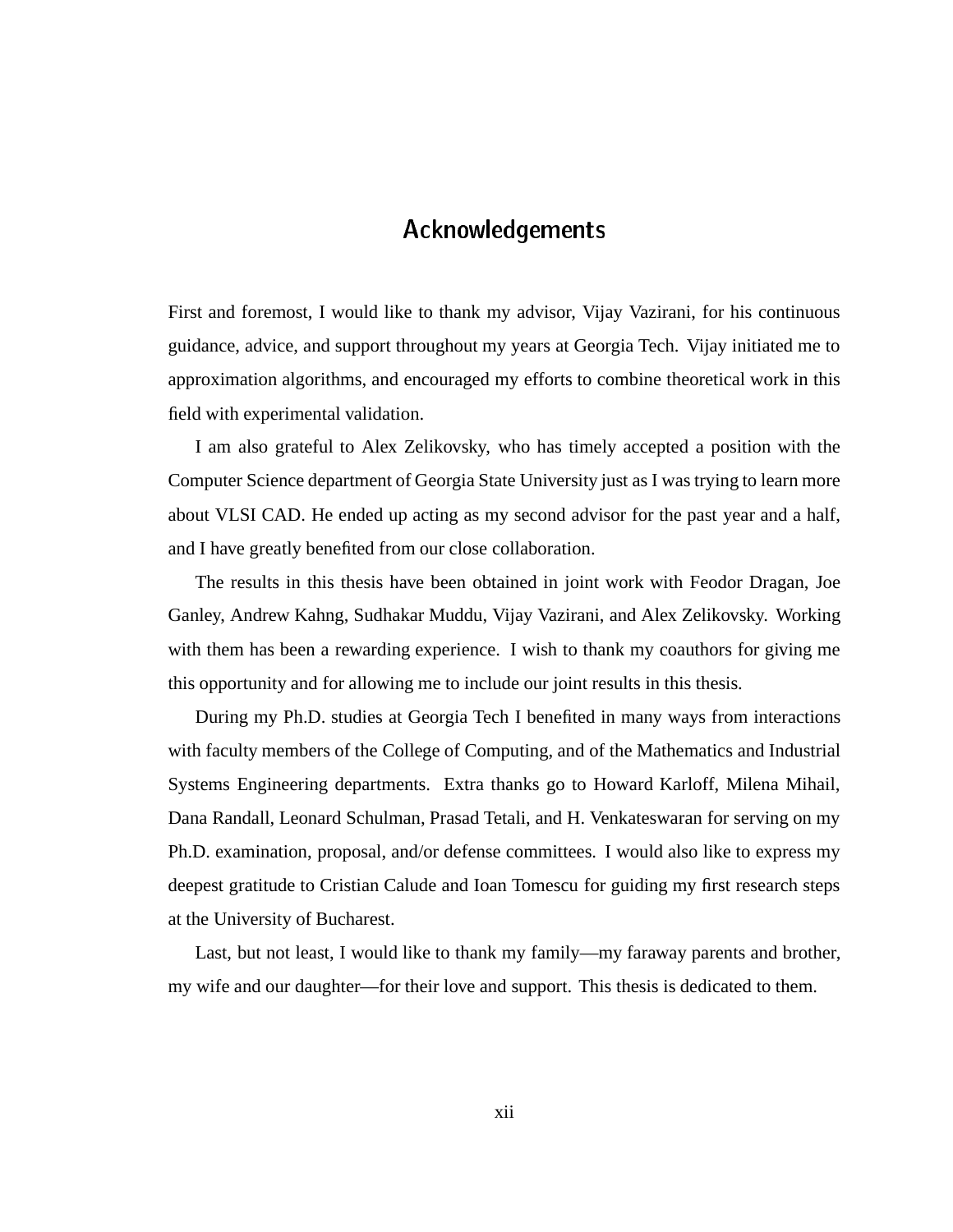# Acknowledgements

First and foremost, I would like to thank my advisor, Vijay Vazirani, for his continuous guidance, advice, and support throughout my years at Georgia Tech. Vijay initiated me to approximation algorithms, and encouraged my efforts to combine theoretical work in this field with experimental validation.

I am also grateful to Alex Zelikovsky, who has timely accepted a position with the Computer Science department of Georgia State University just as I was trying to learn more about VLSI CAD. He ended up acting as my second advisor for the past year and a half, and I have greatly benefited from our close collaboration.

The results in this thesis have been obtained in joint work with Feodor Dragan, Joe Ganley, Andrew Kahng, Sudhakar Muddu, Vijay Vazirani, and Alex Zelikovsky. Working with them has been a rewarding experience. I wish to thank my coauthors for giving me this opportunity and for allowing me to include our joint results in this thesis.

During my Ph.D. studies at Georgia Tech I benefited in many ways from interactions with faculty members of the College of Computing, and of the Mathematics and Industrial Systems Engineering departments. Extra thanks go to Howard Karloff, Milena Mihail, Dana Randall, Leonard Schulman, Prasad Tetali, and H. Venkateswaran for serving on my Ph.D. examination, proposal, and/or defense committees. I would also like to express my deepest gratitude to Cristian Calude and Ioan Tomescu for guiding my first research steps at the University of Bucharest.

Last, but not least, I would like to thank my family—my faraway parents and brother, my wife and our daughter—for their love and support. This thesis is dedicated to them.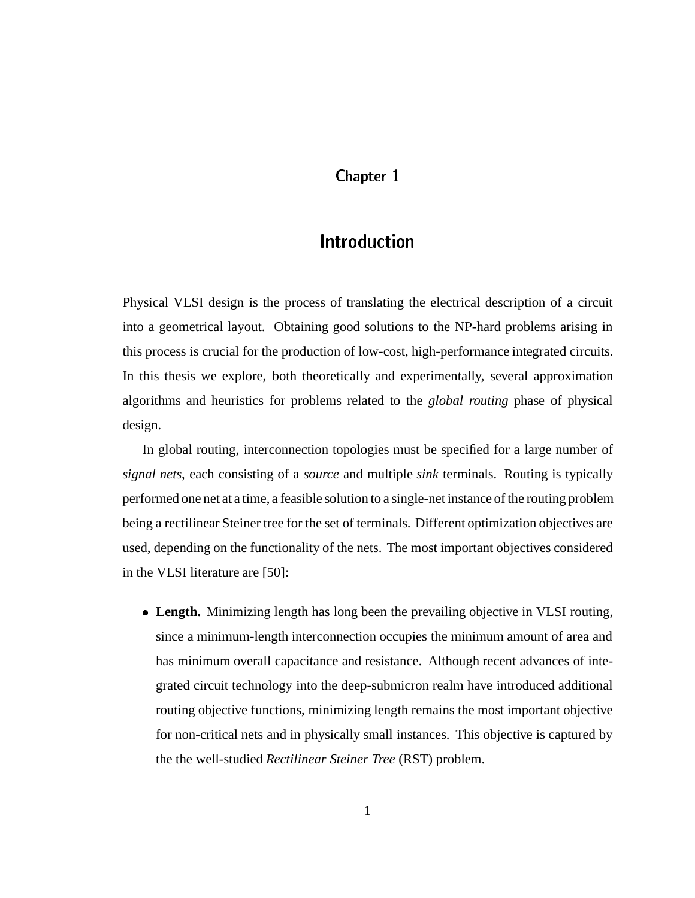# Chapter 1

# Introduction

Physical VLSI design is the process of translating the electrical description of a circuit into a geometrical layout. Obtaining good solutions to the NP-hard problems arising in this process is crucial for the production of low-cost, high-performance integrated circuits. In this thesis we explore, both theoretically and experimentally, several approximation algorithms and heuristics for problems related to the *global routing* phase of physical design.

In global routing, interconnection topologies must be specified for a large number of *signal nets*, each consisting of a *source* and multiple *sink* terminals. Routing is typically performed one net at a time, a feasible solution to a single-net instance of the routing problem being a rectilinear Steiner tree for the set of terminals. Different optimization objectives are used, depending on the functionality of the nets. The most important objectives considered in the VLSI literature are [50]:

- **Length.** Minimizing length has long been the prevailing objective in VLSI routing, since a minimum-length interconnection occupies the minimum amount of area and has minimum overall capacitance and resistance. Although recent advances of integrated circuit technology into the deep-submicron realm have introduced additional routing objective functions, minimizing length remains the most important objective for non-critical nets and in physically small instances. This objective is captured by the the well-studied *Rectilinear Steiner Tree* (RST) problem.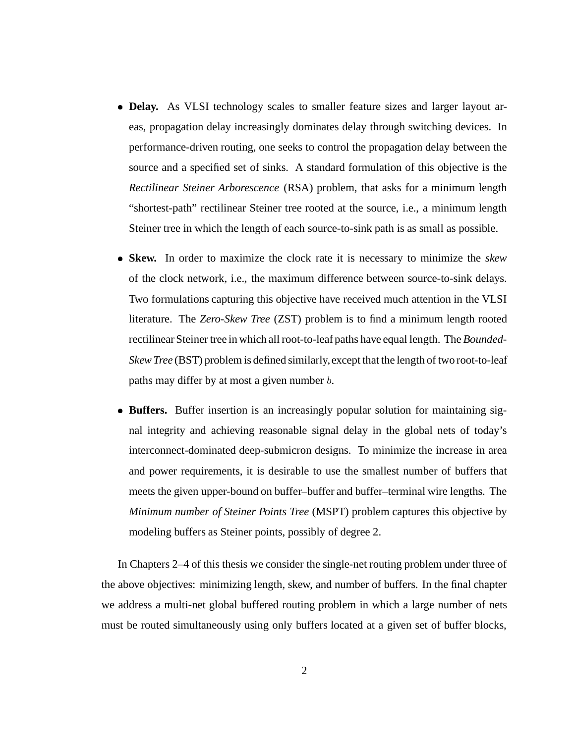- **Delay.** As VLSI technology scales to smaller feature sizes and larger layout areas, propagation delay increasingly dominates delay through switching devices. In performance-driven routing, one seeks to control the propagation delay between the source and a specified set of sinks. A standard formulation of this objective is the *Rectilinear Steiner Arborescence* (RSA) problem, that asks for a minimum length "shortest-path" rectilinear Steiner tree rooted at the source, i.e., a minimum length Steiner tree in which the length of each source-to-sink path is as small as possible.

- **Skew.** In order to maximize the clock rate it is necessary to minimize the *skew* of the clock network, i.e., the maximum difference between source-to-sink delays. Two formulations capturing this objective have received much attention in the VLSI literature. The *Zero-Skew Tree* (ZST) problem is to find a minimum length rooted rectilinear Steiner tree in which all root-to-leaf paths have equal length. The *Bounded-Skew Tree* (BST) problem is defined similarly, except that the length of two root-to-leaf paths may differ by at most a given number $b$.

- **Buffers.** Buffer insertion is an increasingly popular solution for maintaining signal integrity and achieving reasonable signal delay in the global nets of today's interconnect-dominated deep-submicron designs. To minimize the increase in area and power requirements, it is desirable to use the smallest number of buffers that meets the given upper-bound on buffer–buffer and buffer–terminal wire lengths. The *Minimum number of Steiner Points Tree* (MSPT) problem captures this objective by modeling buffers as Steiner points, possibly of degree 2.

In Chapters 2–4 of this thesis we consider the single-net routing problem under three of the above objectives: minimizing length, skew, and number of buffers. In the final chapter we address a multi-net global buffered routing problem in which a large number of nets must be routed simultaneously using only buffers located at a given set of buffer blocks,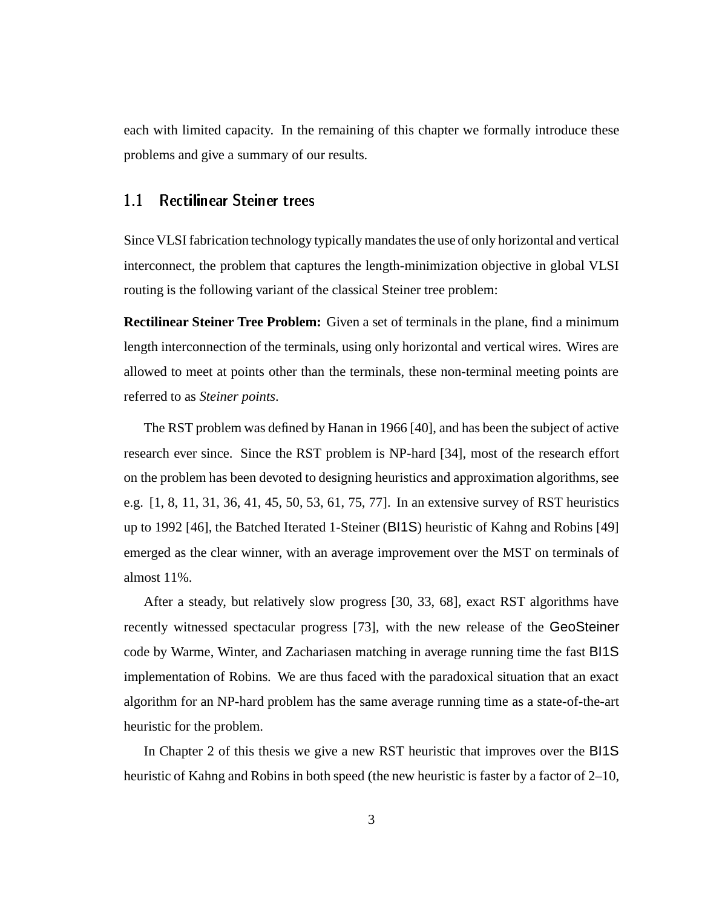each with limited capacity. In the remaining of this chapter we formally introduce these problems and give a summary of our results.

## 1.1 Rectilinear Steiner trees

Since VLSI fabrication technology typically mandates the use of only horizontal and vertical interconnect, the problem that captures the length-minimization objective in global VLSI routing is the following variant of the classical Steiner tree problem:

**Rectilinear Steiner Tree Problem:** Given a set of terminals in the plane, find a minimum length interconnection of the terminals, using only horizontal and vertical wires. Wires are allowed to meet at points other than the terminals, these non-terminal meeting points are referred to as *Steiner points*.

The RST problem was defined by Hanan in 1966 [40], and has been the subject of active research ever since. Since the RST problem is NP-hard [34], most of the research effort on the problem has been devoted to designing heuristics and approximation algorithms, see e.g. [1, 8, 11, 31, 36, 41, 45, 50, 53, 61, 75, 77]. In an extensive survey of RST heuristics up to 1992 [46], the Batched Iterated 1-Steiner (BI1S) heuristic of Kahng and Robins [49] emerged as the clear winner, with an average improvement over the MST on terminals of almost 11%.

After a steady, but relatively slow progress [30, 33, 68], exact RST algorithms have recently witnessed spectacular progress [73], with the new release of the GeoSteiner code by Warme, Winter, and Zachariasen matching in average running time the fast BI1S implementation of Robins. We are thus faced with the paradoxical situation that an exact algorithm for an NP-hard problem has the same average running time as a state-of-the-art heuristic for the problem.

In Chapter 2 of this thesis we give a new RST heuristic that improves over the BI1S heuristic of Kahng and Robins in both speed (the new heuristic is faster by a factor of 2–10,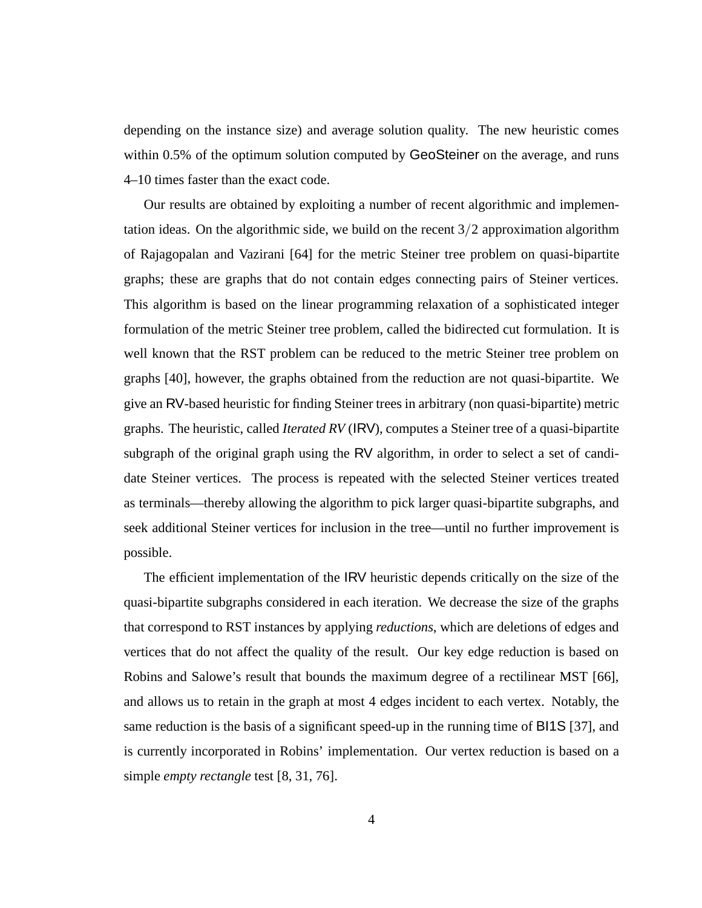depending on the instance size) and average solution quality. The new heuristic comes within 0.5% of the optimum solution computed by GeoSteiner on the average, and runs 4–10 times faster than the exact code.

Our results are obtained by exploiting a number of recent algorithmic and implementation ideas. On the algorithmic side, we build on the recent $3/2$ approximation algorithm of Rajagopalan and Vazirani [64] for the metric Steiner tree problem on quasi-bipartite graphs; these are graphs that do not contain edges connecting pairs of Steiner vertices. This algorithm is based on the linear programming relaxation of a sophisticated integer formulation of the metric Steiner tree problem, called the bidirected cut formulation. It is well known that the RST problem can be reduced to the metric Steiner tree problem on graphs [40], however, the graphs obtained from the reduction are not quasi-bipartite. We give an RV-based heuristic for finding Steiner trees in arbitrary (non quasi-bipartite) metric graphs. The heuristic, called *Iterated RV* (IRV), computes a Steiner tree of a quasi-bipartite subgraph of the original graph using the RV algorithm, in order to select a set of candidate Steiner vertices. The process is repeated with the selected Steiner vertices treated as terminals—thereby allowing the algorithm to pick larger quasi-bipartite subgraphs, and seek additional Steiner vertices for inclusion in the tree—until no further improvement is possible.

The efficient implementation of the IRV heuristic depends critically on the size of the quasi-bipartite subgraphs considered in each iteration. We decrease the size of the graphs that correspond to RST instances by applying *reductions*, which are deletions of edges and vertices that do not affect the quality of the result. Our key edge reduction is based on Robins and Salowe's result that bounds the maximum degree of a rectilinear MST [66], and allows us to retain in the graph at most 4 edges incident to each vertex. Notably, the same reduction is the basis of a significant speed-up in the running time of BI1S [37], and is currently incorporated in Robins' implementation. Our vertex reduction is based on a simple *empty rectangle* test [8, 31, 76].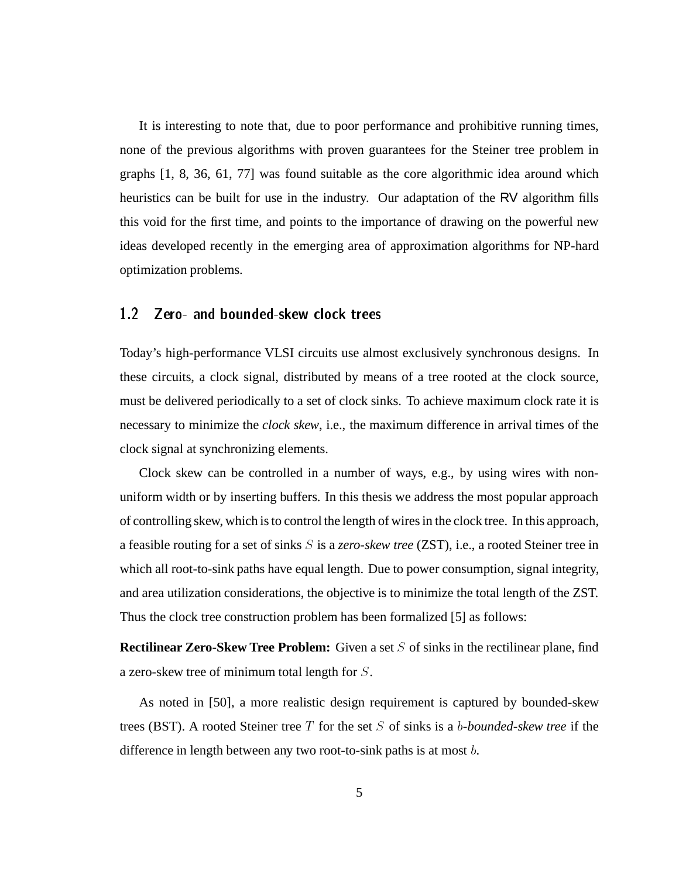It is interesting to note that, due to poor performance and prohibitive running times, none of the previous algorithms with proven guarantees for the Steiner tree problem in graphs [1, 8, 36, 61, 77] was found suitable as the core algorithmic idea around which heuristics can be built for use in the industry. Our adaptation of the RV algorithm fills this void for the first time, and points to the importance of drawing on the powerful new ideas developed recently in the emerging area of approximation algorithms for NP-hard optimization problems.

## 1.2 Zero- and bounded-skew clock trees

Today's high-performance VLSI circuits use almost exclusively synchronous designs. In these circuits, a clock signal, distributed by means of a tree rooted at the clock source, must be delivered periodically to a set of clock sinks. To achieve maximum clock rate it is necessary to minimize the *clock skew*, i.e., the maximum difference in arrival times of the clock signal at synchronizing elements.

Clock skew can be controlled in a number of ways, e.g., by using wires with non-uniform width or by inserting buffers. In this thesis we address the most popular approach of controlling skew, which is to control the length of wires in the clock tree. In this approach, a feasible routing for a set of sinks $S$ is a *zero-skew tree* (ZST), i.e., a rooted Steiner tree in which all root-to-sink paths have equal length. Due to power consumption, signal integrity, and area utilization considerations, the objective is to minimize the total length of the ZST. Thus the clock tree construction problem has been formalized [5] as follows:

**Rectilinear Zero-Skew Tree Problem:** Given a set $S$ of sinks in the rectilinear plane, find a zero-skew tree of minimum total length for $S$.

As noted in [50], a more realistic design requirement is captured by bounded-skew trees (BST). A rooted Steiner tree $T$ for the set $S$ of sinks is a $b$-*bounded-skew tree* if the difference in length between any two root-to-sink paths is at most $b$.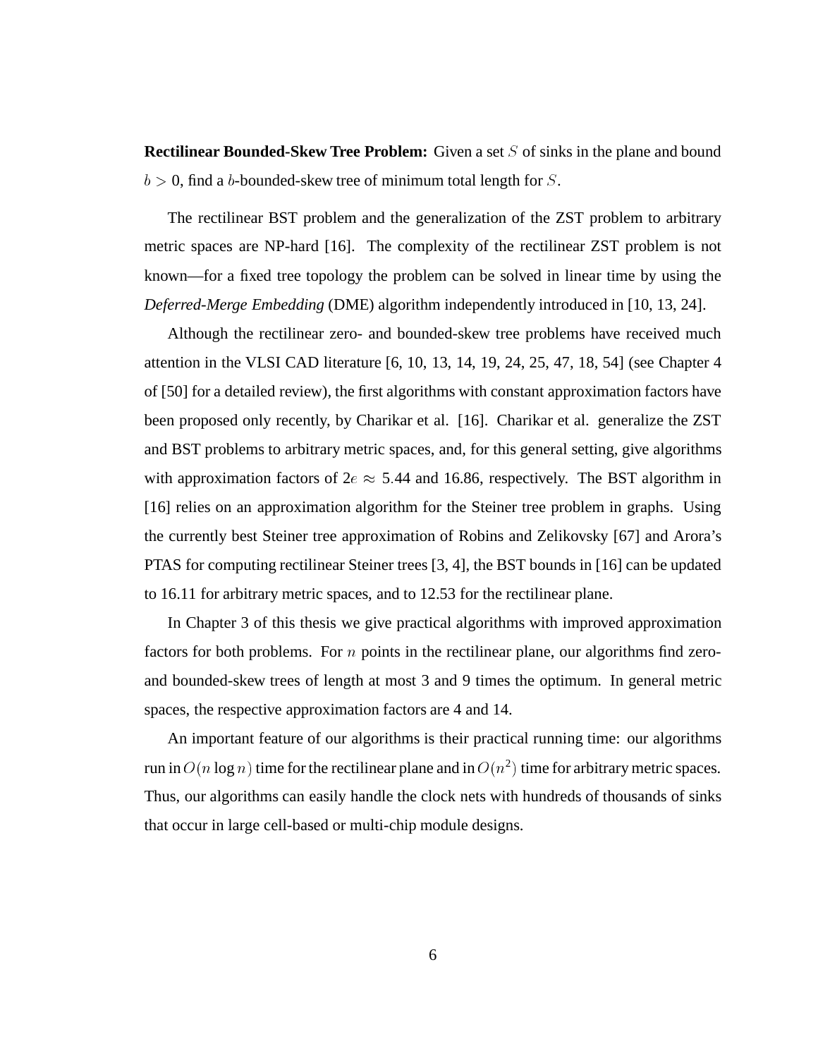**Rectilinear Bounded-Skew Tree Problem:** Given a set $S$ of sinks in the plane and bound $b > 0$, find a $b$-bounded-skew tree of minimum total length for $S$.

The rectilinear BST problem and the generalization of the ZST problem to arbitrary metric spaces are NP-hard [16]. The complexity of the rectilinear ZST problem is not known—for a fixed tree topology the problem can be solved in linear time by using the *Deferred-Merge Embedding* (DME) algorithm independently introduced in [10, 13, 24].

Although the rectilinear zero- and bounded-skew tree problems have received much attention in the VLSI CAD literature [6, 10, 13, 14, 19, 24, 25, 47, 18, 54] (see Chapter 4 of [50] for a detailed review), the first algorithms with constant approximation factors have been proposed only recently, by Charikar et al. [16]. Charikar et al. generalize the ZST and BST problems to arbitrary metric spaces, and, for this general setting, give algorithms with approximation factors of $2e \approx 5.44$ and 16.86, respectively. The BST algorithm in [16] relies on an approximation algorithm for the Steiner tree problem in graphs. Using the currently best Steiner tree approximation of Robins and Zelikovsky [67] and Arora's PTAS for computing rectilinear Steiner trees [3, 4], the BST bounds in [16] can be updated to 16.11 for arbitrary metric spaces, and to 12.53 for the rectilinear plane.

In Chapter 3 of this thesis we give practical algorithms with improved approximation factors for both problems. For $n$ points in the rectilinear plane, our algorithms find zero- and bounded-skew trees of length at most 3 and 9 times the optimum. In general metric spaces, the respective approximation factors are 4 and 14.

An important feature of our algorithms is their practical running time: our algorithms run in $O(n \log n)$ time for the rectilinear plane and in $O(n^2)$ time for arbitrary metric spaces. Thus, our algorithms can easily handle the clock nets with hundreds of thousands of sinks that occur in large cell-based or multi-chip module designs.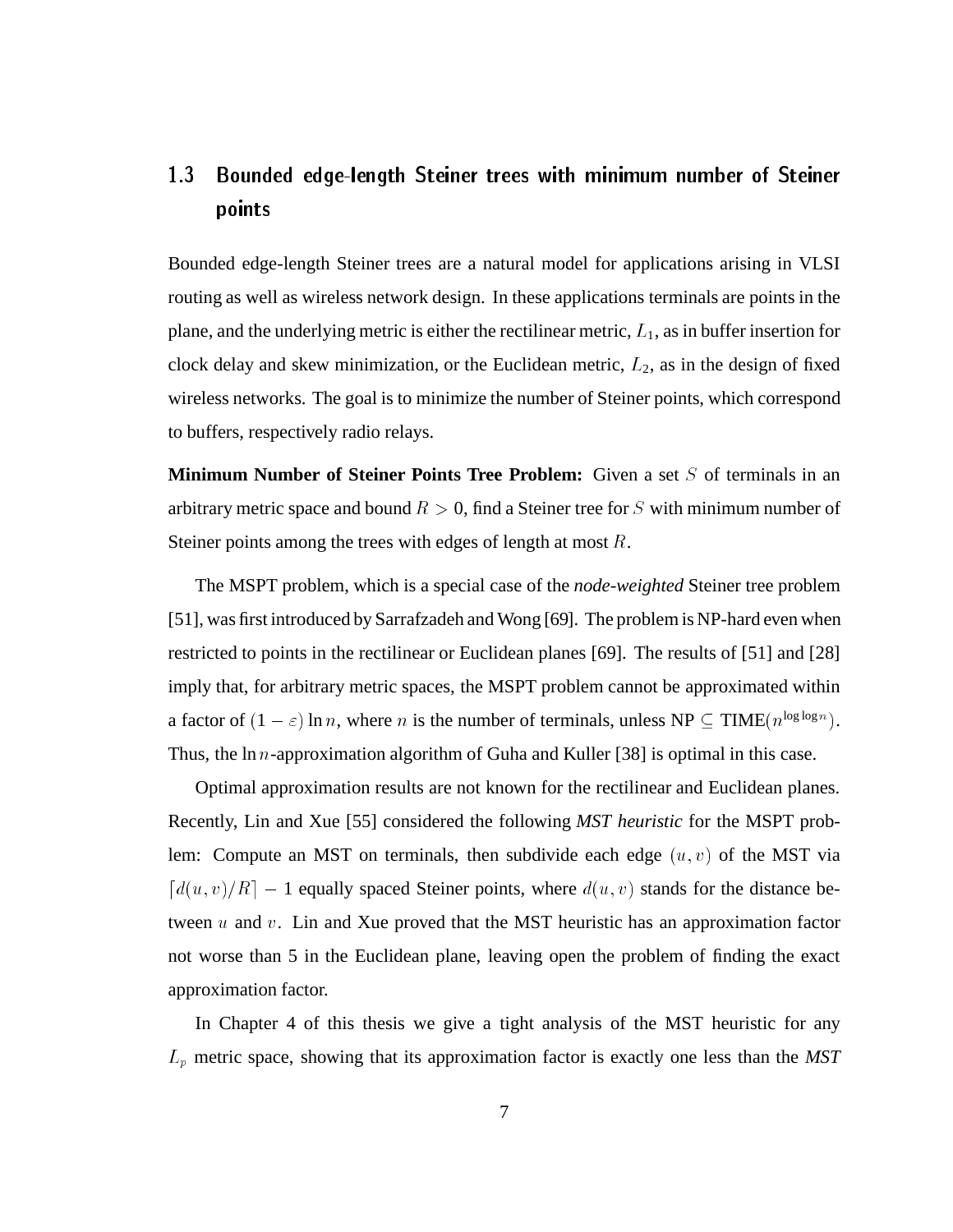## 1.3 Bounded edge-length Steiner trees with minimum number of Steiner points

Bounded edge-length Steiner trees are a natural model for applications arising in VLSI routing as well as wireless network design. In these applications terminals are points in the plane, and the underlying metric is either the rectilinear metric, $L_1$, as in buffer insertion for clock delay and skew minimization, or the Euclidean metric, $L_2$, as in the design of fixed wireless networks. The goal is to minimize the number of Steiner points, which correspond to buffers, respectively radio relays.

**Minimum Number of Steiner Points Tree Problem:** Given a set $S$ of terminals in an arbitrary metric space and bound $R > 0$, find a Steiner tree for $S$ with minimum number of Steiner points among the trees with edges of length at most $R$.

The MSPT problem, which is a special case of the *node-weighted* Steiner tree problem [51], was first introduced by Sarrafzadeh and Wong [69]. The problem is NP-hard even when restricted to points in the rectilinear or Euclidean planes [69]. The results of [51] and [28] imply that, for arbitrary metric spaces, the MSPT problem cannot be approximated within a factor of $(1-\varepsilon)\ln n$, where $n$ is the number of terminals, unless NP $\subseteq$ TIME($n^{\log\log n}$). Thus, the $\ln n$-approximation algorithm of Guha and Kuller [38] is optimal in this case.

Optimal approximation results are not known for the rectilinear and Euclidean planes. Recently, Lin and Xue [55] considered the following *MST heuristic* for the MSPT problem: Compute an MST on terminals, then subdivide each edge $(u, v)$ of the MST via $\lceil d(u, v)/R \rceil - 1$ equally spaced Steiner points, where $d(u, v)$ stands for the distance between $u$ and $v$. Lin and Xue proved that the MST heuristic has an approximation factor not worse than 5 in the Euclidean plane, leaving open the problem of finding the exact approximation factor.

In Chapter 4 of this thesis we give a tight analysis of the MST heuristic for any $L_p$ metric space, showing that its approximation factor is exactly one less than the *MST*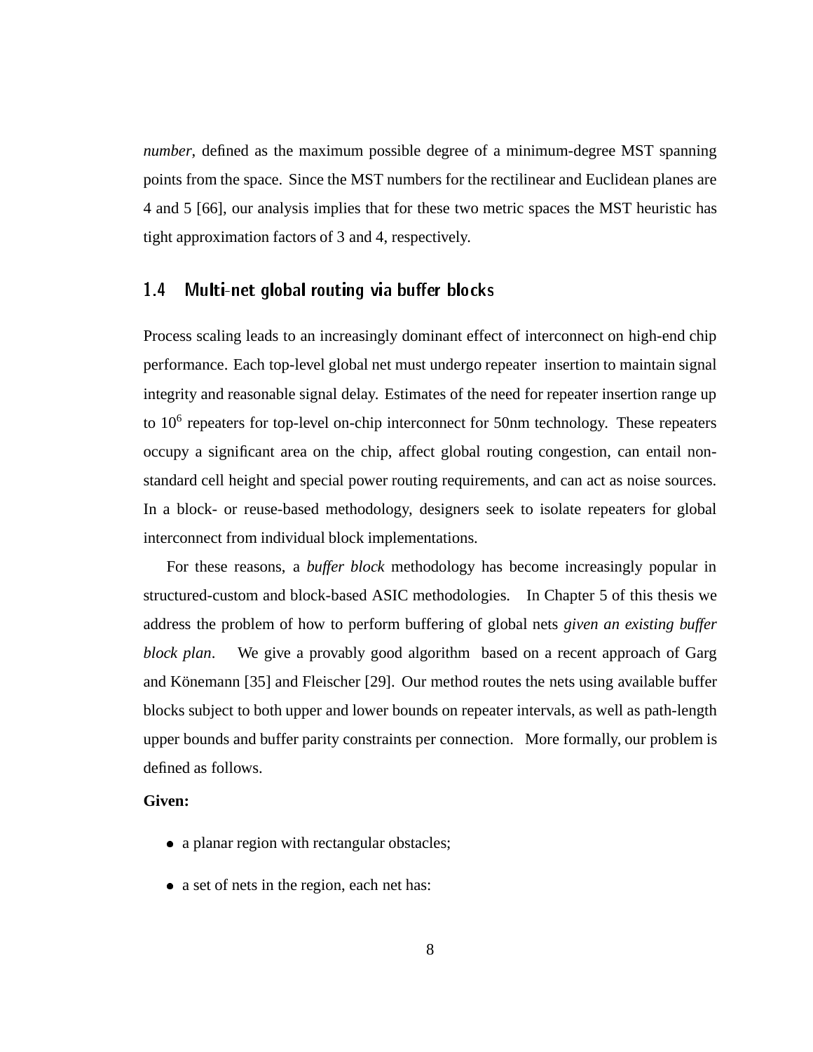*number*, defined as the maximum possible degree of a minimum-degree MST spanning points from the space. Since the MST numbers for the rectilinear and Euclidean planes are 4 and 5 [66], our analysis implies that for these two metric spaces the MST heuristic has tight approximation factors of 3 and 4, respectively.

## 1.4 Multi-net global routing via buffer blocks

Process scaling leads to an increasingly dominant effect of interconnect on high-end chip performance. Each top-level global net must undergo repeater insertion to maintain signal integrity and reasonable signal delay. Estimates of the need for repeater insertion range up to $10^6$ repeaters for top-level on-chip interconnect for 50nm technology. These repeaters occupy a significant area on the chip, affect global routing congestion, can entail non-standard cell height and special power routing requirements, and can act as noise sources. In a block- or reuse-based methodology, designers seek to isolate repeaters for global interconnect from individual block implementations.

For these reasons, a *buffer block* methodology has become increasingly popular in structured-custom and block-based ASIC methodologies. In Chapter 5 of this thesis we address the problem of how to perform buffering of global nets *given an existing buffer block plan*. We give a provably good algorithm based on a recent approach of Garg and Könemann [35] and Fleischer [29]. Our method routes the nets using available buffer blocks subject to both upper and lower bounds on repeater intervals, as well as path-length upper bounds and buffer parity constraints per connection. More formally, our problem is defined as follows.

**Given:**

- a planar region with rectangular obstacles;
- a set of nets in the region, each net has: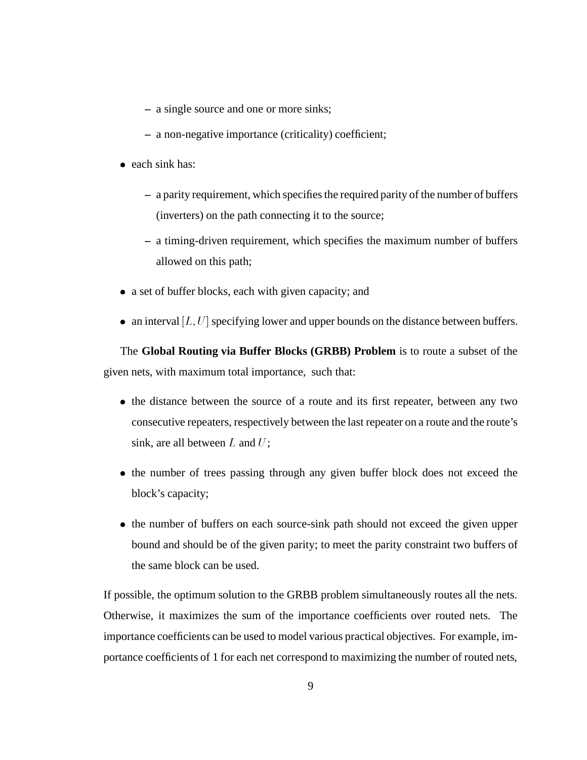- a single source and one or more sinks;
  - a non-negative importance (criticality) coefficient;
- each sink has:
  - a parity requirement, which specifies the required parity of the number of buffers (inverters) on the path connecting it to the source;
  - a timing-driven requirement, which specifies the maximum number of buffers allowed on this path;
- a set of buffer blocks, each with given capacity; and
- an interval $[L, U]$ specifying lower and upper bounds on the distance between buffers.

The **Global Routing via Buffer Blocks (GRBB) Problem** is to route a subset of the given nets, with maximum total importance, such that:

- the distance between the source of a route and its first repeater, between any two consecutive repeaters, respectively between the last repeater on a route and the route's sink, are all between $L$ and $U$;
- the number of trees passing through any given buffer block does not exceed the block's capacity;
- the number of buffers on each source-sink path should not exceed the given upper bound and should be of the given parity; to meet the parity constraint two buffers of the same block can be used.

If possible, the optimum solution to the GRBB problem simultaneously routes all the nets. Otherwise, it maximizes the sum of the importance coefficients over routed nets. The importance coefficients can be used to model various practical objectives. For example, importance coefficients of 1 for each net correspond to maximizing the number of routed nets,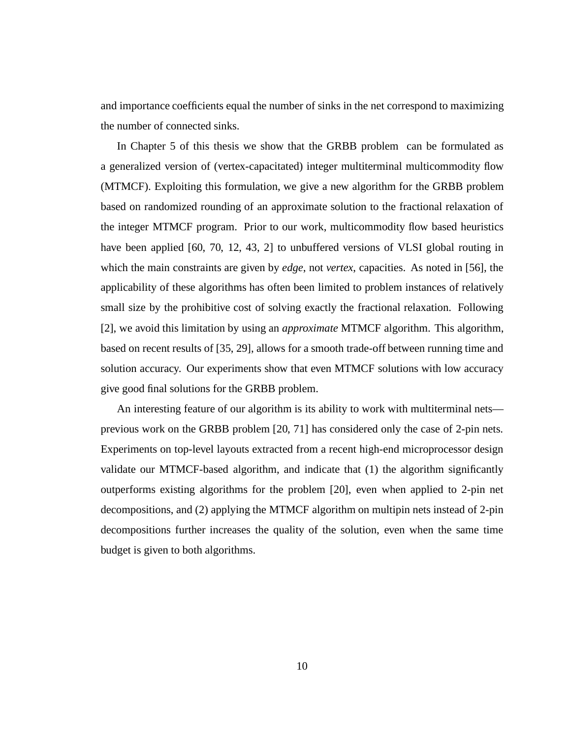and importance coefficients equal the number of sinks in the net correspond to maximizing the number of connected sinks.

In Chapter 5 of this thesis we show that the GRBB problem can be formulated as a generalized version of (vertex-capacitated) integer multiterminal multicommodity flow (MTMCF). Exploiting this formulation, we give a new algorithm for the GRBB problem based on randomized rounding of an approximate solution to the fractional relaxation of the integer MTMCF program. Prior to our work, multicommodity flow based heuristics have been applied [60, 70, 12, 43, 2] to unbuffered versions of VLSI global routing in which the main constraints are given by *edge*, not *vertex*, capacities. As noted in [56], the applicability of these algorithms has often been limited to problem instances of relatively small size by the prohibitive cost of solving exactly the fractional relaxation. Following [2], we avoid this limitation by using an *approximate* MTMCF algorithm. This algorithm, based on recent results of [35, 29], allows for a smooth trade-off between running time and solution accuracy. Our experiments show that even MTMCF solutions with low accuracy give good final solutions for the GRBB problem.

An interesting feature of our algorithm is its ability to work with multiterminal nets—previous work on the GRBB problem [20, 71] has considered only the case of 2-pin nets. Experiments on top-level layouts extracted from a recent high-end microprocessor design validate our MTMCF-based algorithm, and indicate that (1) the algorithm significantly outperforms existing algorithms for the problem [20], even when applied to 2-pin net decompositions, and (2) applying the MTMCF algorithm on multipin nets instead of 2-pin decompositions further increases the quality of the solution, even when the same time budget is given to both algorithms.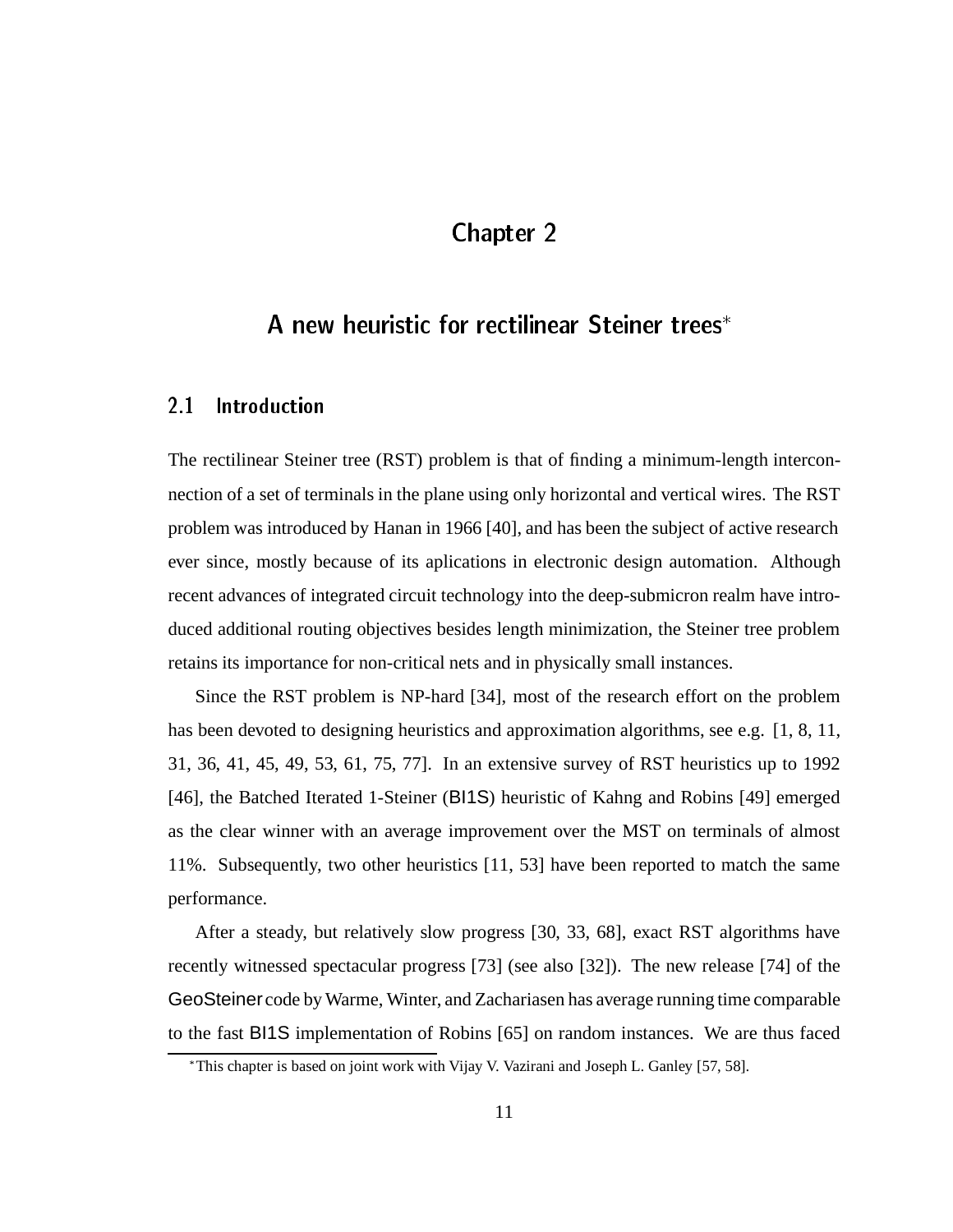# Chapter 2

# A new heuristic for rectilinear Steiner trees*

## 2.1 Introduction

The rectilinear Steiner tree (RST) problem is that of finding a minimum-length interconnection of a set of terminals in the plane using only horizontal and vertical wires. The RST problem was introduced by Hanan in 1966 [40], and has been the subject of active research ever since, mostly because of its aplications in electronic design automation. Although recent advances of integrated circuit technology into the deep-submicron realm have introduced additional routing objectives besides length minimization, the Steiner tree problem retains its importance for non-critical nets and in physically small instances.

Since the RST problem is NP-hard [34], most of the research effort on the problem has been devoted to designing heuristics and approximation algorithms, see e.g. [1, 8, 11, 31, 36, 41, 45, 49, 53, 61, 75, 77]. In an extensive survey of RST heuristics up to 1992 [46], the Batched Iterated 1-Steiner (BI1S) heuristic of Kahng and Robins [49] emerged as the clear winner with an average improvement over the MST on terminals of almost 11%. Subsequently, two other heuristics [11, 53] have been reported to match the same performance.

After a steady, but relatively slow progress [30, 33, 68], exact RST algorithms have recently witnessed spectacular progress [73] (see also [32]). The new release [74] of the GeoSteiner code by Warme, Winter, and Zachariasen has average running time comparable to the fast BI1S implementation of Robins [65] on random instances. We are thus faced

*This chapter is based on joint work with Vijay V. Vazirani and Joseph L. Ganley [57, 58].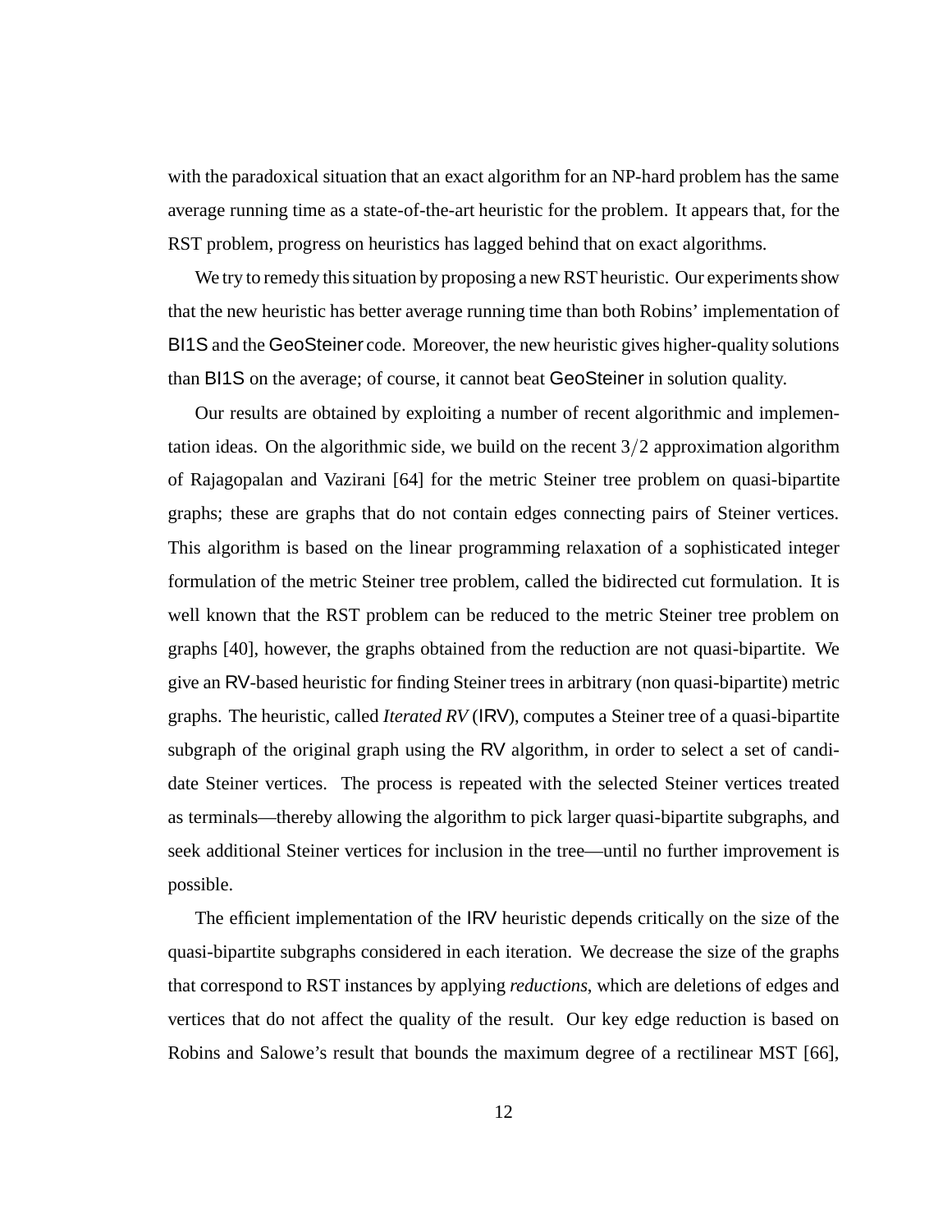with the paradoxical situation that an exact algorithm for an NP-hard problem has the same average running time as a state-of-the-art heuristic for the problem. It appears that, for the RST problem, progress on heuristics has lagged behind that on exact algorithms.

We try to remedy this situation by proposing a new RST heuristic. Our experiments show that the new heuristic has better average running time than both Robins' implementation of BI1S and the GeoSteiner code. Moreover, the new heuristic gives higher-quality solutions than BI1S on the average; of course, it cannot beat GeoSteiner in solution quality.

Our results are obtained by exploiting a number of recent algorithmic and implementation ideas. On the algorithmic side, we build on the recent $3/2$ approximation algorithm of Rajagopalan and Vazirani [64] for the metric Steiner tree problem on quasi-bipartite graphs; these are graphs that do not contain edges connecting pairs of Steiner vertices. This algorithm is based on the linear programming relaxation of a sophisticated integer formulation of the metric Steiner tree problem, called the bidirected cut formulation. It is well known that the RST problem can be reduced to the metric Steiner tree problem on graphs [40], however, the graphs obtained from the reduction are not quasi-bipartite. We give an RV-based heuristic for finding Steiner trees in arbitrary (non quasi-bipartite) metric graphs. The heuristic, called *Iterated RV* (IRV), computes a Steiner tree of a quasi-bipartite subgraph of the original graph using the RV algorithm, in order to select a set of candidate Steiner vertices. The process is repeated with the selected Steiner vertices treated as terminals—thereby allowing the algorithm to pick larger quasi-bipartite subgraphs, and seek additional Steiner vertices for inclusion in the tree—until no further improvement is possible.

The efficient implementation of the IRV heuristic depends critically on the size of the quasi-bipartite subgraphs considered in each iteration. We decrease the size of the graphs that correspond to RST instances by applying *reductions*, which are deletions of edges and vertices that do not affect the quality of the result. Our key edge reduction is based on Robins and Salowe's result that bounds the maximum degree of a rectilinear MST [66],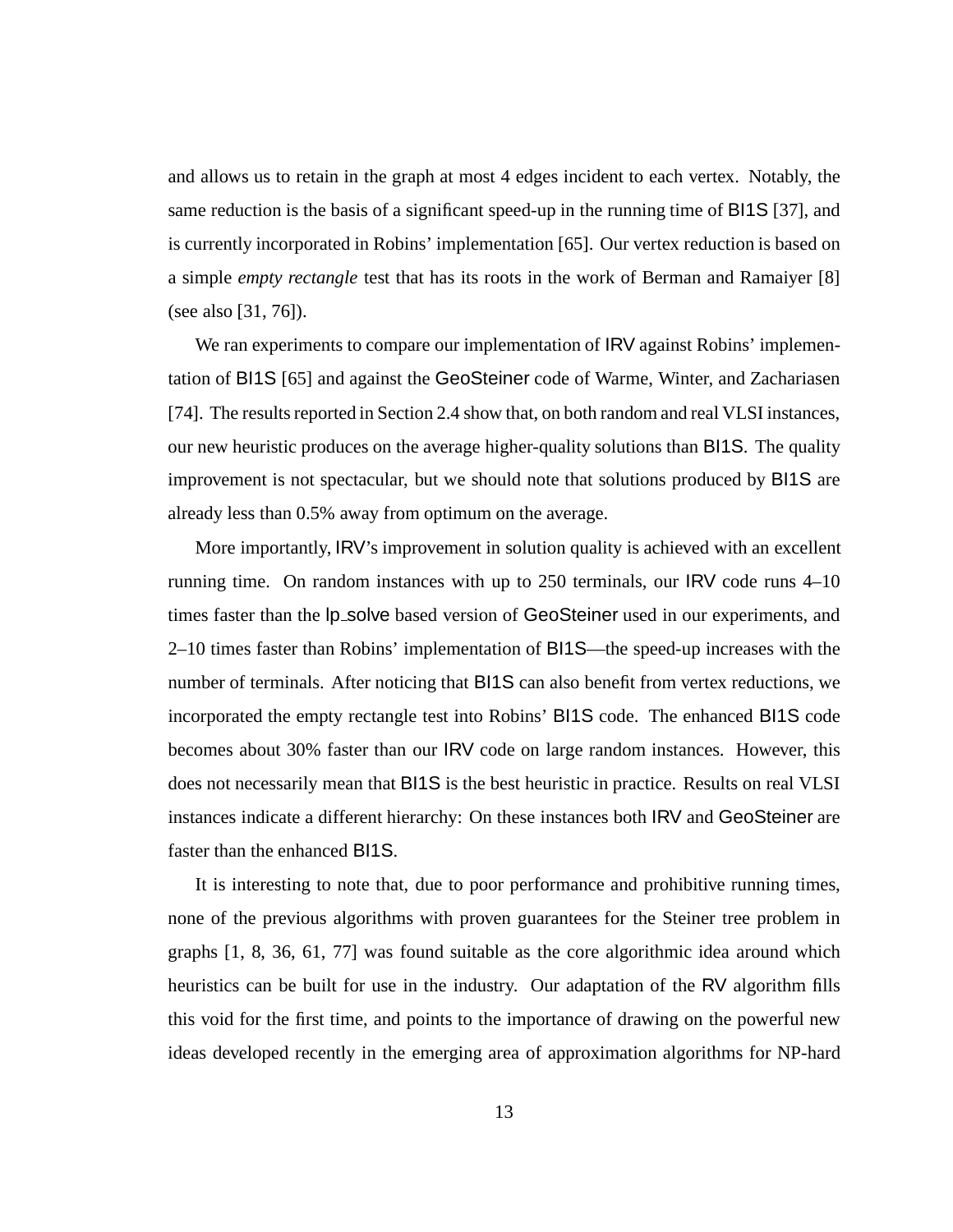and allows us to retain in the graph at most 4 edges incident to each vertex. Notably, the same reduction is the basis of a significant speed-up in the running time of BI1S [37], and is currently incorporated in Robins' implementation [65]. Our vertex reduction is based on a simple *empty rectangle* test that has its roots in the work of Berman and Ramaiyer [8] (see also [31, 76]).

We ran experiments to compare our implementation of IRV against Robins' implementation of BI1S [65] and against the GeoSteiner code of Warme, Winter, and Zachariasen [74]. The results reported in Section 2.4 show that, on both random and real VLSI instances, our new heuristic produces on the average higher-quality solutions than BI1S. The quality improvement is not spectacular, but we should note that solutions produced by BI1S are already less than 0.5% away from optimum on the average.

More importantly, IRV's improvement in solution quality is achieved with an excellent running time. On random instances with up to 250 terminals, our IRV code runs 4–10 times faster than the lp_solve based version of GeoSteiner used in our experiments, and 2–10 times faster than Robins' implementation of BI1S—the speed-up increases with the number of terminals. After noticing that BI1S can also benefit from vertex reductions, we incorporated the empty rectangle test into Robins' BI1S code. The enhanced BI1S code becomes about 30% faster than our IRV code on large random instances. However, this does not necessarily mean that BI1S is the best heuristic in practice. Results on real VLSI instances indicate a different hierarchy: On these instances both IRV and GeoSteiner are faster than the enhanced BI1S.

It is interesting to note that, due to poor performance and prohibitive running times, none of the previous algorithms with proven guarantees for the Steiner tree problem in graphs [1, 8, 36, 61, 77] was found suitable as the core algorithmic idea around which heuristics can be built for use in the industry. Our adaptation of the RV algorithm fills this void for the first time, and points to the importance of drawing on the powerful new ideas developed recently in the emerging area of approximation algorithms for NP-hard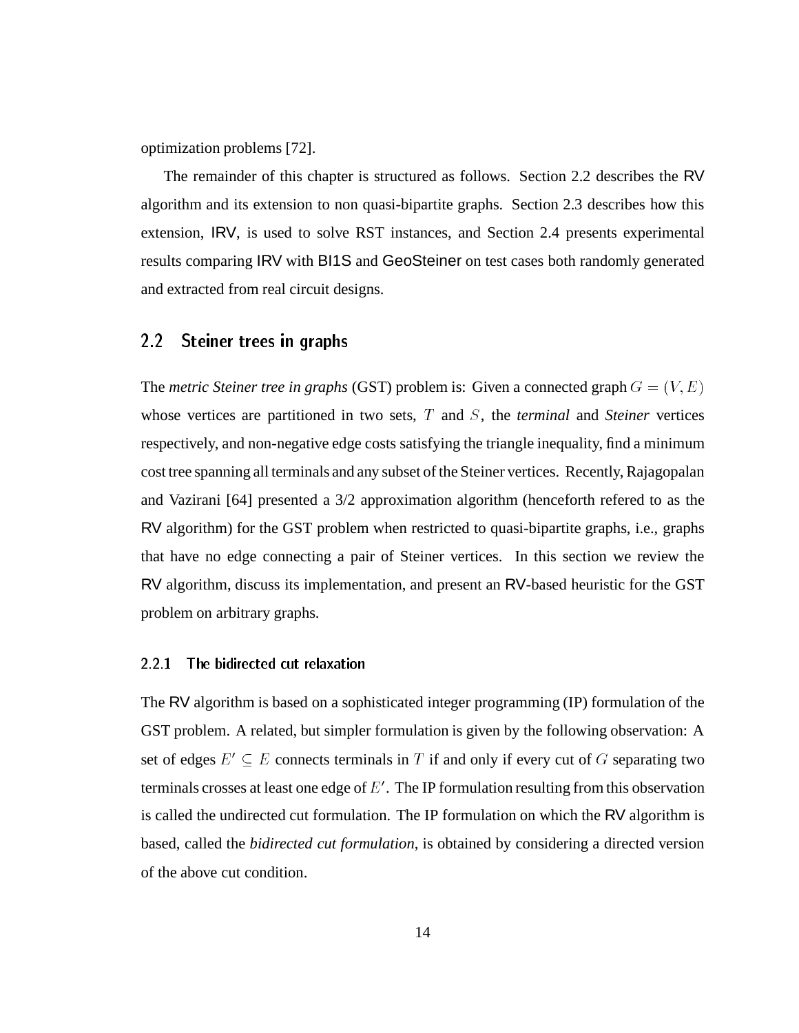optimization problems [72].

The remainder of this chapter is structured as follows. Section 2.2 describes the RV algorithm and its extension to non quasi-bipartite graphs. Section 2.3 describes how this extension, IRV, is used to solve RST instances, and Section 2.4 presents experimental results comparing IRV with BI1S and GeoSteiner on test cases both randomly generated and extracted from real circuit designs.

## 2.2 Steiner trees in graphs

The *metric Steiner tree in graphs* (GST) problem is: Given a connected graph $G = (V, E)$ whose vertices are partitioned in two sets, $T$ and $S$, the *terminal* and *Steiner* vertices respectively, and non-negative edge costs satisfying the triangle inequality, find a minimum cost tree spanning all terminals and any subset of the Steiner vertices. Recently, Rajagopalan and Vazirani [64] presented a 3/2 approximation algorithm (henceforth refered to as the RV algorithm) for the GST problem when restricted to quasi-bipartite graphs, i.e., graphs that have no edge connecting a pair of Steiner vertices. In this section we review the RV algorithm, discuss its implementation, and present an RV-based heuristic for the GST problem on arbitrary graphs.

### 2.2.1 The bidirected cut relaxation

The RV algorithm is based on a sophisticated integer programming (IP) formulation of the GST problem. A related, but simpler formulation is given by the following observation: A set of edges $E' \subseteq E$ connects terminals in $T$ if and only if every cut of $G$ separating two terminals crosses at least one edge of $E'$. The IP formulation resulting from this observation is called the undirected cut formulation. The IP formulation on which the RV algorithm is based, called the *bidirected cut formulation*, is obtained by considering a directed version of the above cut condition.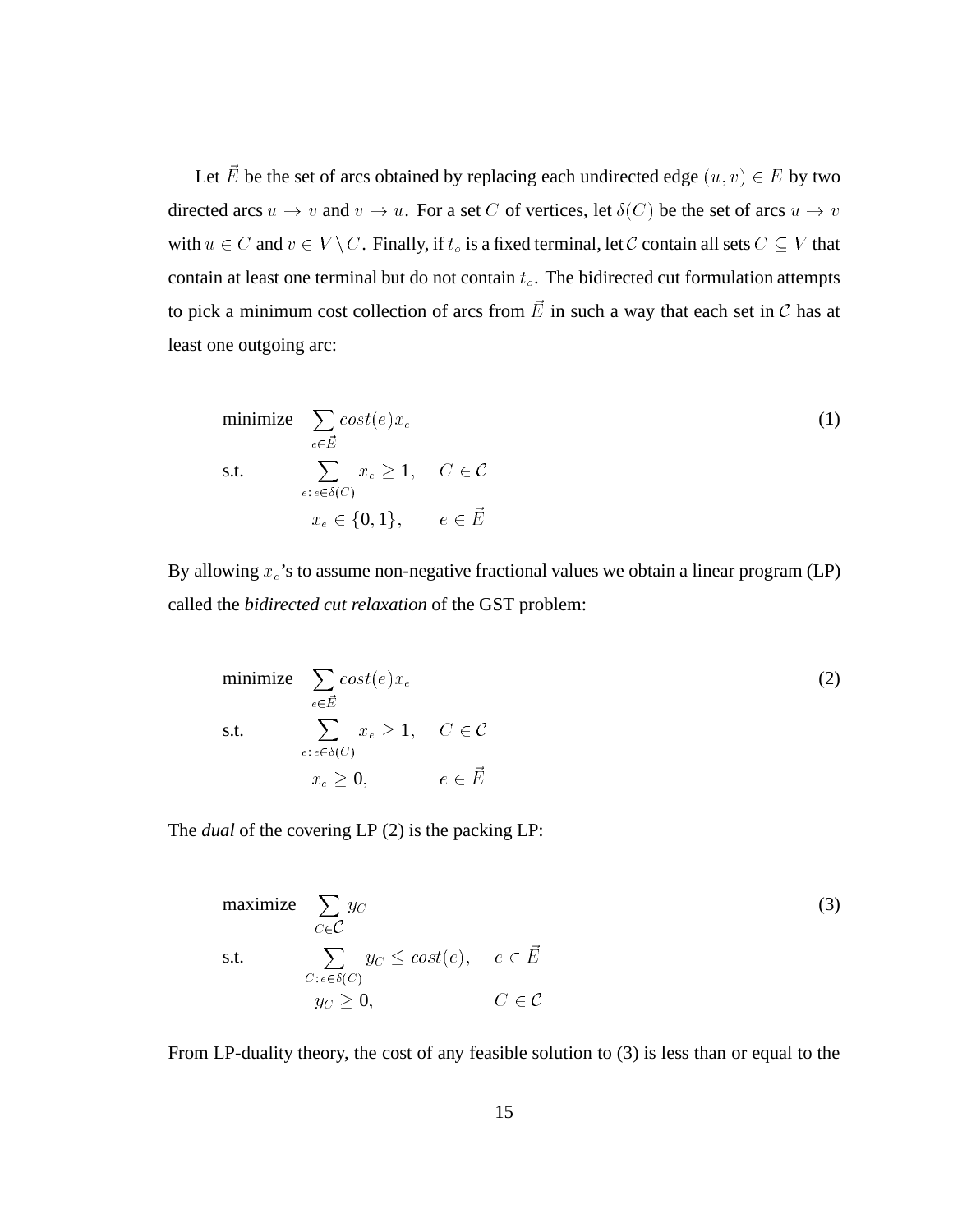Let $\vec{E}$ be the set of arcs obtained by replacing each undirected edge $(u, v) \in E$ by two directed arcs $u \to v$ and $v \to u$. For a set $C$ of vertices, let $\delta(C)$ be the set of arcs $u \to v$ with $u \in C$ and $v \in V \setminus C$. Finally, if $t_o$ is a fixed terminal, let $\mathcal{C}$ contain all sets $C \subseteq V$ that contain at least one terminal but do not contain $t_o$. The bidirected cut formulation attempts to pick a minimum cost collection of arcs from $\vec{E}$ in such a way that each set in $\mathcal{C}$ has at least one outgoing arc:

$$
\begin{aligned}
\text{minimize} \quad & \sum_{e \in \vec{E}} cost(e) x_e & \\
\text{s.t.} \quad & \sum_{e:\, e \in \delta(C)} x_e \geq 1, & C \in \mathcal{C} \\
& x_e \in \{0, 1\}, & e \in \vec{E}
\end{aligned}
\tag{1}
$$

By allowing $x_e$'s to assume non-negative fractional values we obtain a linear program (LP) called the *bidirected cut relaxation* of the GST problem:

$$
\begin{aligned}
\text{minimize} \quad & \sum_{e \in \vec{E}} cost(e) x_e & \\
\text{s.t.} \quad & \sum_{e:\, e \in \delta(C)} x_e \geq 1, & C \in \mathcal{C} \\
& x_e \geq 0, & e \in \vec{E}
\end{aligned}
\tag{2}
$$

The *dual* of the covering LP (2) is the packing LP:

$$
\begin{aligned}
\text{maximize} \quad & \sum_{C \in \mathcal{C}} y_C & \\
\text{s.t.} \quad & \sum_{C:\, e \in \delta(C)} y_C \leq cost(e), & e \in \vec{E} \\
& y_C \geq 0, & C \in \mathcal{C}
\end{aligned}
\tag{3}
$$

From LP-duality theory, the cost of any feasible solution to (3) is less than or equal to the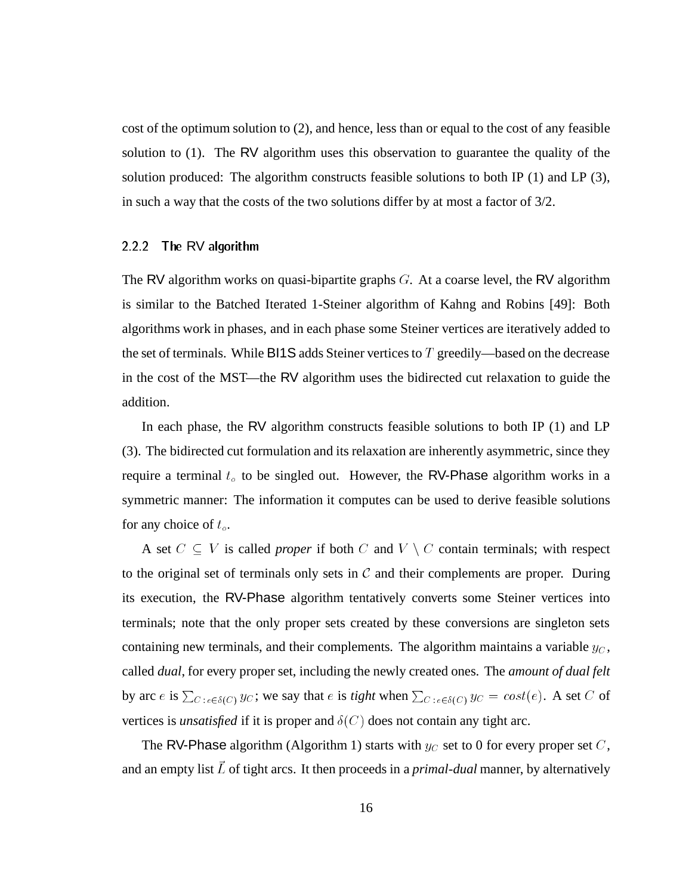cost of the optimum solution to (2), and hence, less than or equal to the cost of any feasible solution to (1). The RV algorithm uses this observation to guarantee the quality of the solution produced: The algorithm constructs feasible solutions to both IP (1) and LP (3), in such a way that the costs of the two solutions differ by at most a factor of 3/2.

### 2.2.2 The RV algorithm

The RV algorithm works on quasi-bipartite graphs $G$. At a coarse level, the RV algorithm is similar to the Batched Iterated 1-Steiner algorithm of Kahng and Robins [49]: Both algorithms work in phases, and in each phase some Steiner vertices are iteratively added to the set of terminals. While BI1S adds Steiner vertices to $T$ greedily—based on the decrease in the cost of the MST—the RV algorithm uses the bidirected cut relaxation to guide the addition.

In each phase, the RV algorithm constructs feasible solutions to both IP (1) and LP (3). The bidirected cut formulation and its relaxation are inherently asymmetric, since they require a terminal $t_\circ$ to be singled out. However, the RV-Phase algorithm works in a symmetric manner: The information it computes can be used to derive feasible solutions for any choice of $t_\circ$.

A set $C \subseteq V$ is called *proper* if both $C$ and $V \setminus C$ contain terminals; with respect to the original set of terminals only sets in $\mathcal{C}$ and their complements are proper. During its execution, the RV-Phase algorithm tentatively converts some Steiner vertices into terminals; note that the only proper sets created by these conversions are singleton sets containing new terminals, and their complements. The algorithm maintains a variable $y_C$, called *dual*, for every proper set, including the newly created ones. The *amount of dual felt* by arc $e$ is $\sum_{C\,:\,e\in\delta(C)} y_C$; we say that $e$ is *tight* when $\sum_{C\,:\,e\in\delta(C)} y_C = cost(e)$. A set $C$ of vertices is *unsatisfied* if it is proper and $\delta(C)$ does not contain any tight arc.

The RV-Phase algorithm (Algorithm 1) starts with $y_C$ set to 0 for every proper set $C$, and an empty list $\vec{L}$ of tight arcs. It then proceeds in a *primal-dual* manner, by alternatively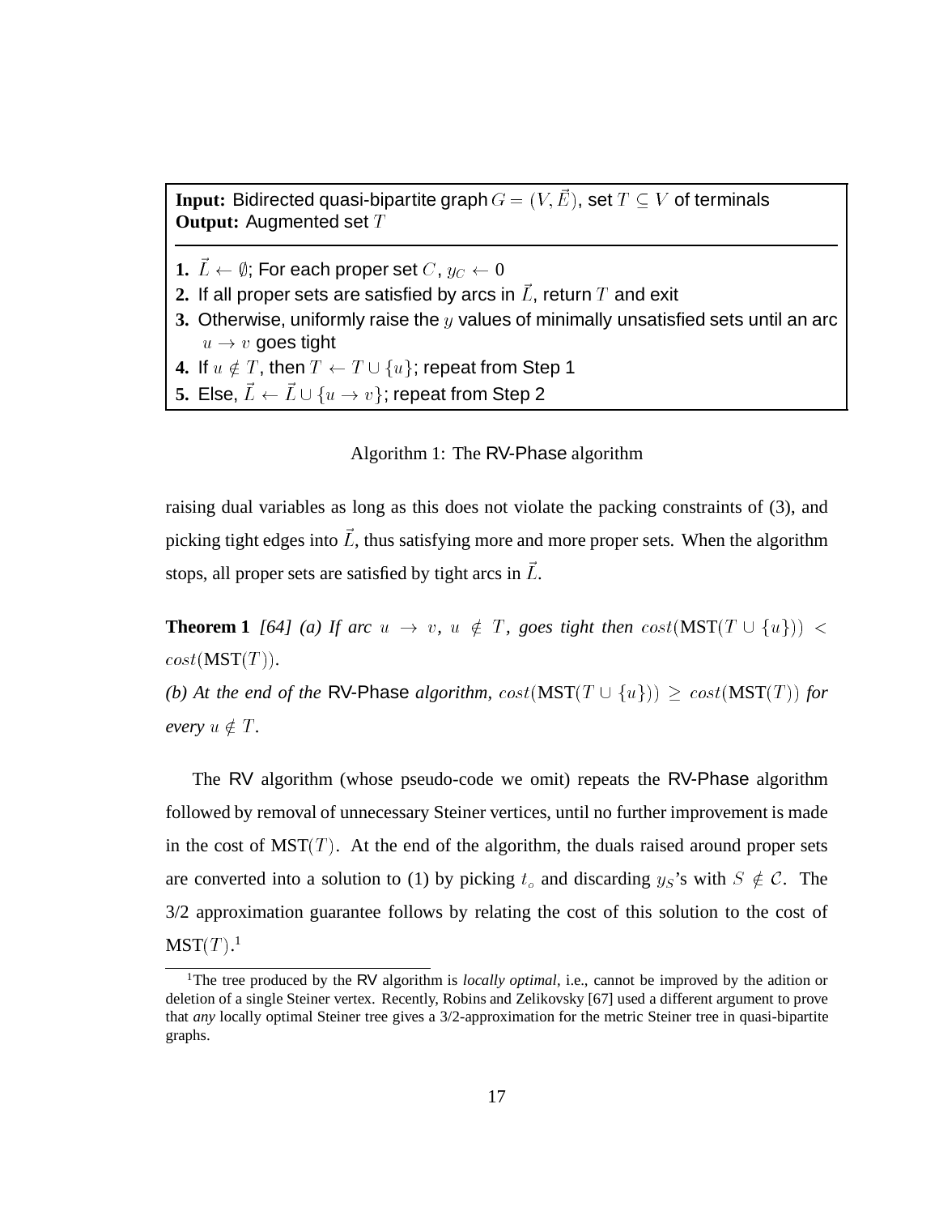**Input:** Bidirected quasi-bipartite graph $G = (V, \vec{E})$, set $T \subseteq V$ of terminals
**Output:** Augmented set $T$

---

**1.** $\vec{L} \leftarrow \emptyset$; For each proper set $C$, $y_C \leftarrow 0$
**2.** If all proper sets are satisfied by arcs in $\vec{L}$, return $T$ and exit
**3.** Otherwise, uniformly raise the $y$ values of minimally unsatisfied sets until an arc $u \rightarrow v$ goes tight
**4.** If $u \notin T$, then $T \leftarrow T \cup \{u\}$; repeat from Step 1
**5.** Else, $\vec{L} \leftarrow \vec{L} \cup \{u \rightarrow v\}$; repeat from Step 2

Algorithm 1: The RV-Phase algorithm

raising dual variables as long as this does not violate the packing constraints of (3), and picking tight edges into $\vec{L}$, thus satisfying more and more proper sets. When the algorithm stops, all proper sets are satisfied by tight arcs in $\vec{L}$.

**Theorem 1** *[64] (a) If arc $u \rightarrow v$, $u \notin T$, goes tight then $cost(\text{MST}(T \cup \{u\})) < cost(\text{MST}(T))$.*
*(b) At the end of the* RV-Phase *algorithm, $cost(\text{MST}(T \cup \{u\})) \geq cost(\text{MST}(T))$ for every $u \notin T$.*

The RV algorithm (whose pseudo-code we omit) repeats the RV-Phase algorithm followed by removal of unnecessary Steiner vertices, until no further improvement is made in the cost of $\text{MST}(T)$. At the end of the algorithm, the duals raised around proper sets are converted into a solution to (1) by picking $t_\circ$ and discarding $y_S$'s with $S \notin \mathcal{C}$. The 3/2 approximation guarantee follows by relating the cost of this solution to the cost of $\text{MST}(T)$.[1]

[1]The tree produced by the RV algorithm is *locally optimal*, i.e., cannot be improved by the adition or deletion of a single Steiner vertex. Recently, Robins and Zelikovsky [67] used a different argument to prove that *any* locally optimal Steiner tree gives a 3/2-approximation for the metric Steiner tree in quasi-bipartite graphs.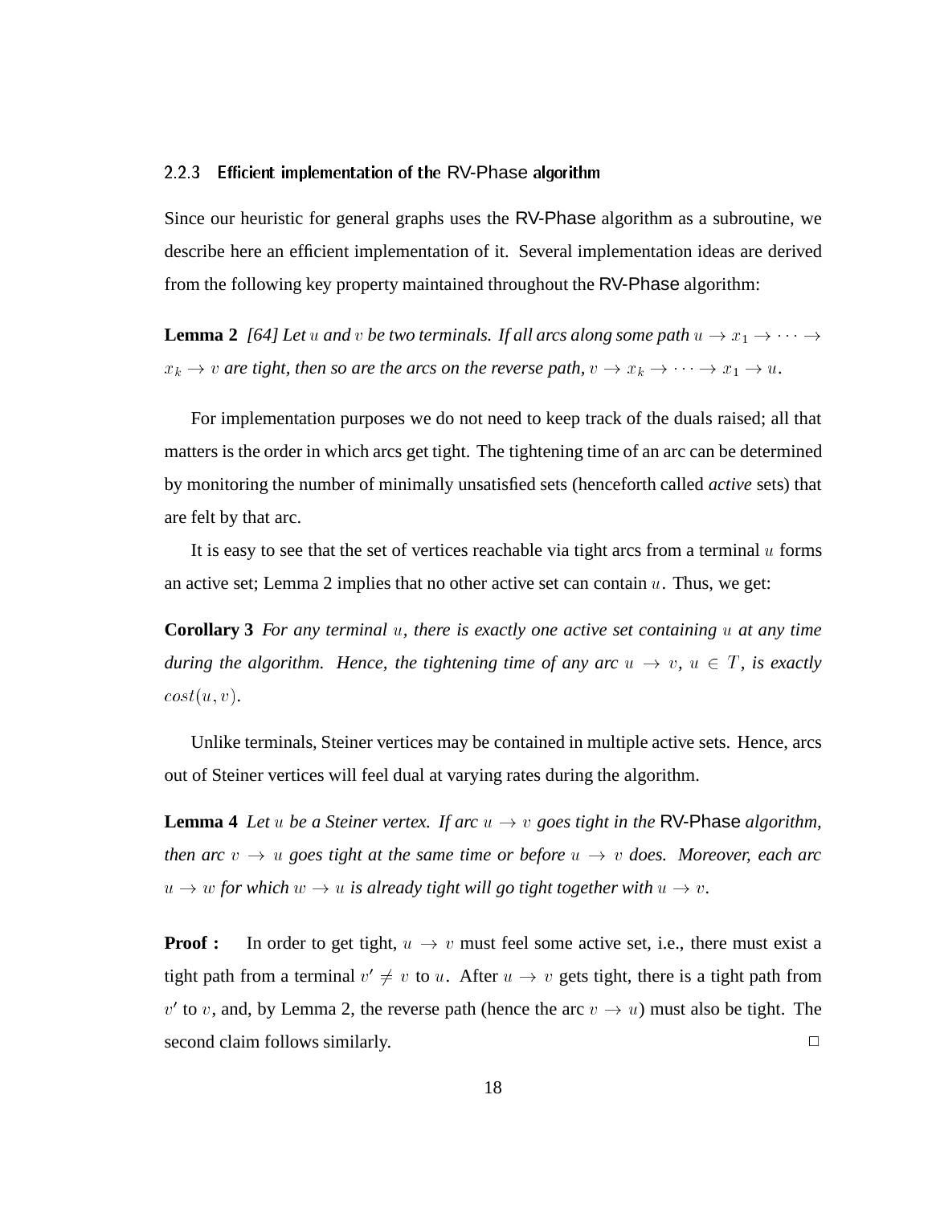### 2.2.3 Efficient implementation of the RV-Phase algorithm

Since our heuristic for general graphs uses the RV-Phase algorithm as a subroutine, we describe here an efficient implementation of it. Several implementation ideas are derived from the following key property maintained throughout the RV-Phase algorithm:

**Lemma 2** *[64] Let $u$ and $v$ be two terminals. If all arcs along some path $u \to x_1 \to \cdots \to x_k \to v$ are tight, then so are the arcs on the reverse path, $v \to x_k \to \cdots \to x_1 \to u$.*

For implementation purposes we do not need to keep track of the duals raised; all that matters is the order in which arcs get tight. The tightening time of an arc can be determined by monitoring the number of minimally unsatisfied sets (henceforth called *active* sets) that are felt by that arc.

It is easy to see that the set of vertices reachable via tight arcs from a terminal $u$ forms an active set; Lemma 2 implies that no other active set can contain $u$. Thus, we get:

**Corollary 3** *For any terminal $u$, there is exactly one active set containing $u$ at any time during the algorithm. Hence, the tightening time of any arc $u \to v$, $u \in T$, is exactly $cost(u, v)$.*

Unlike terminals, Steiner vertices may be contained in multiple active sets. Hence, arcs out of Steiner vertices will feel dual at varying rates during the algorithm.

**Lemma 4** *Let $u$ be a Steiner vertex. If arc $u \to v$ goes tight in the* RV-Phase *algorithm, then arc $v \to u$ goes tight at the same time or before $u \to v$ does. Moreover, each arc $u \to w$ for which $w \to u$ is already tight will go tight together with $u \to v$.*

**Proof :** In order to get tight, $u \to v$ must feel some active set, i.e., there must exist a tight path from a terminal $v' \neq v$ to $u$. After $u \to v$ gets tight, there is a tight path from $v'$ to $v$, and, by Lemma 2, the reverse path (hence the arc $v \to u$) must also be tight. The second claim follows similarly. □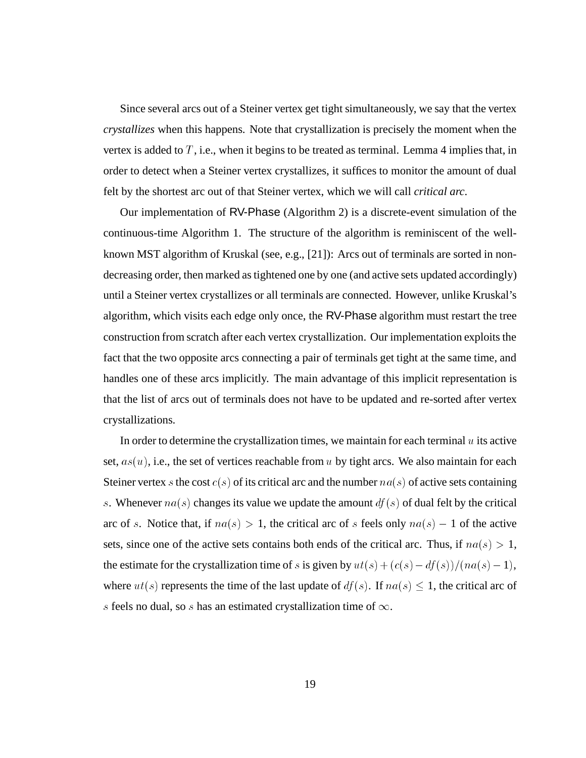Since several arcs out of a Steiner vertex get tight simultaneously, we say that the vertex *crystallizes* when this happens. Note that crystallization is precisely the moment when the vertex is added to $T$, i.e., when it begins to be treated as terminal. Lemma 4 implies that, in order to detect when a Steiner vertex crystallizes, it suffices to monitor the amount of dual felt by the shortest arc out of that Steiner vertex, which we will call *critical arc*.

Our implementation of RV-Phase (Algorithm 2) is a discrete-event simulation of the continuous-time Algorithm 1. The structure of the algorithm is reminiscent of the well-known MST algorithm of Kruskal (see, e.g., [21]): Arcs out of terminals are sorted in non-decreasing order, then marked as tightened one by one (and active sets updated accordingly) until a Steiner vertex crystallizes or all terminals are connected. However, unlike Kruskal's algorithm, which visits each edge only once, the RV-Phase algorithm must restart the tree construction from scratch after each vertex crystallization. Our implementation exploits the fact that the two opposite arcs connecting a pair of terminals get tight at the same time, and handles one of these arcs implicitly. The main advantage of this implicit representation is that the list of arcs out of terminals does not have to be updated and re-sorted after vertex crystallizations.

In order to determine the crystallization times, we maintain for each terminal $u$ its active set, $as(u)$, i.e., the set of vertices reachable from $u$ by tight arcs. We also maintain for each Steiner vertex $s$ the cost $c(s)$ of its critical arc and the number $na(s)$ of active sets containing $s$. Whenever $na(s)$ changes its value we update the amount $df(s)$ of dual felt by the critical arc of $s$. Notice that, if $na(s) > 1$, the critical arc of $s$ feels only $na(s) - 1$ of the active sets, since one of the active sets contains both ends of the critical arc. Thus, if $na(s) > 1$, the estimate for the crystallization time of $s$ is given by $ut(s) + (c(s) - df(s))/(na(s) - 1)$, where $ut(s)$ represents the time of the last update of $df(s)$. If $na(s) \leq 1$, the critical arc of $s$ feels no dual, so $s$ has an estimated crystallization time of $\infty$.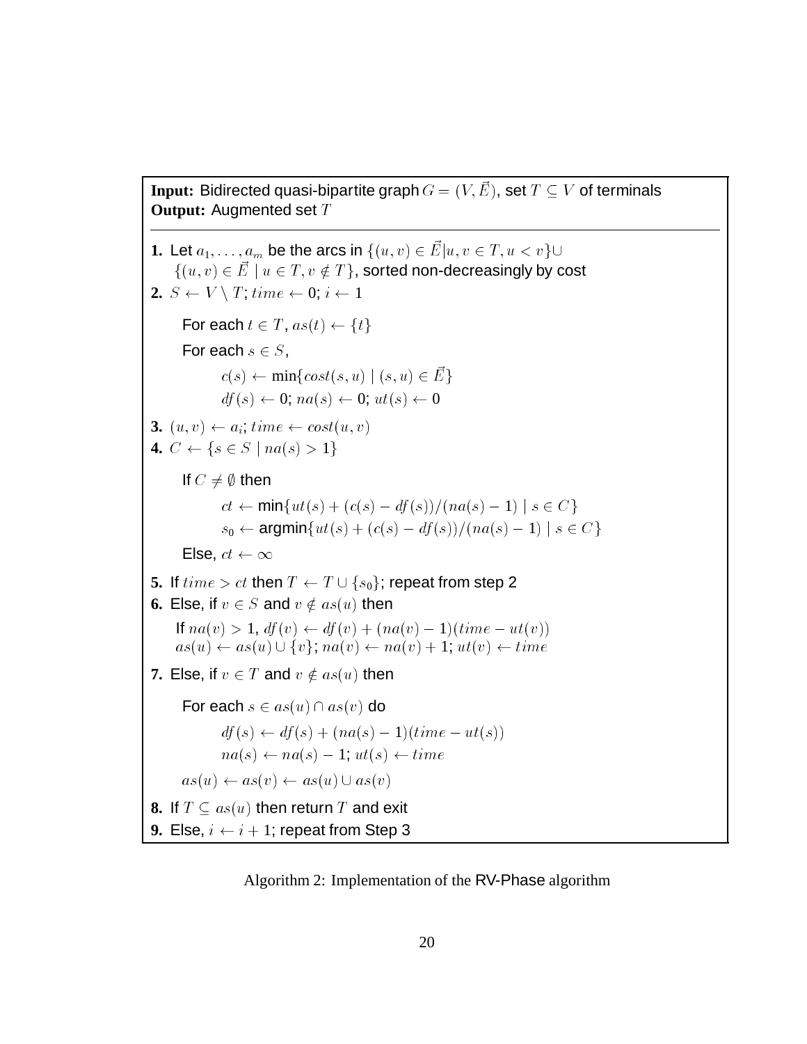**Input:** Bidirected quasi-bipartite graph $G = (V, \vec{E})$, set $T \subseteq V$ of terminals
**Output:** Augmented set $T$

---

**1.** Let $a_1, \ldots, a_m$ be the arcs in $\{(u, v) \in \vec{E} | u, v \in T, u < v\} \cup$
$\{(u, v) \in \vec{E} \mid u \in T, v \notin T\}$, sorted non-decreasingly by cost

**2.** $S \leftarrow V \setminus T$; $time \leftarrow 0$; $i \leftarrow 1$

For each $t \in T$, $as(t) \leftarrow \{t\}$

For each $s \in S$,

$c(s) \leftarrow \min\{cost(s, u) \mid (s, u) \in \vec{E}\}$

$df(s) \leftarrow 0$; $na(s) \leftarrow 0$; $ut(s) \leftarrow 0$

**3.** $(u, v) \leftarrow a_i$; $time \leftarrow cost(u, v)$

**4.** $C \leftarrow \{s \in S \mid na(s) > 1\}$

If $C \neq \emptyset$ then

$ct \leftarrow \min\{ut(s) + (c(s) - df(s))/(na(s) - 1) \mid s \in C\}$

$s_0 \leftarrow \text{argmin}\{ut(s) + (c(s) - df(s))/(na(s) - 1) \mid s \in C\}$

Else, $ct \leftarrow \infty$

**5.** If $time > ct$ then $T \leftarrow T \cup \{s_0\}$; repeat from step 2

**6.** Else, if $v \in S$ and $v \notin as(u)$ then

If $na(v) > 1$, $df(v) \leftarrow df(v) + (na(v) - 1)(time - ut(v))$
$as(u) \leftarrow as(u) \cup \{v\}$; $na(v) \leftarrow na(v) + 1$; $ut(v) \leftarrow time$

**7.** Else, if $v \in T$ and $v \notin as(u)$ then

For each $s \in as(u) \cap as(v)$ do

$df(s) \leftarrow df(s) + (na(s) - 1)(time - ut(s))$

$na(s) \leftarrow na(s) - 1$; $ut(s) \leftarrow time$

$as(u) \leftarrow as(v) \leftarrow as(u) \cup as(v)$

**8.** If $T \subseteq as(u)$ then return $T$ and exit

**9.** Else, $i \leftarrow i + 1$; repeat from Step 3

Algorithm 2: Implementation of the RV-Phase algorithm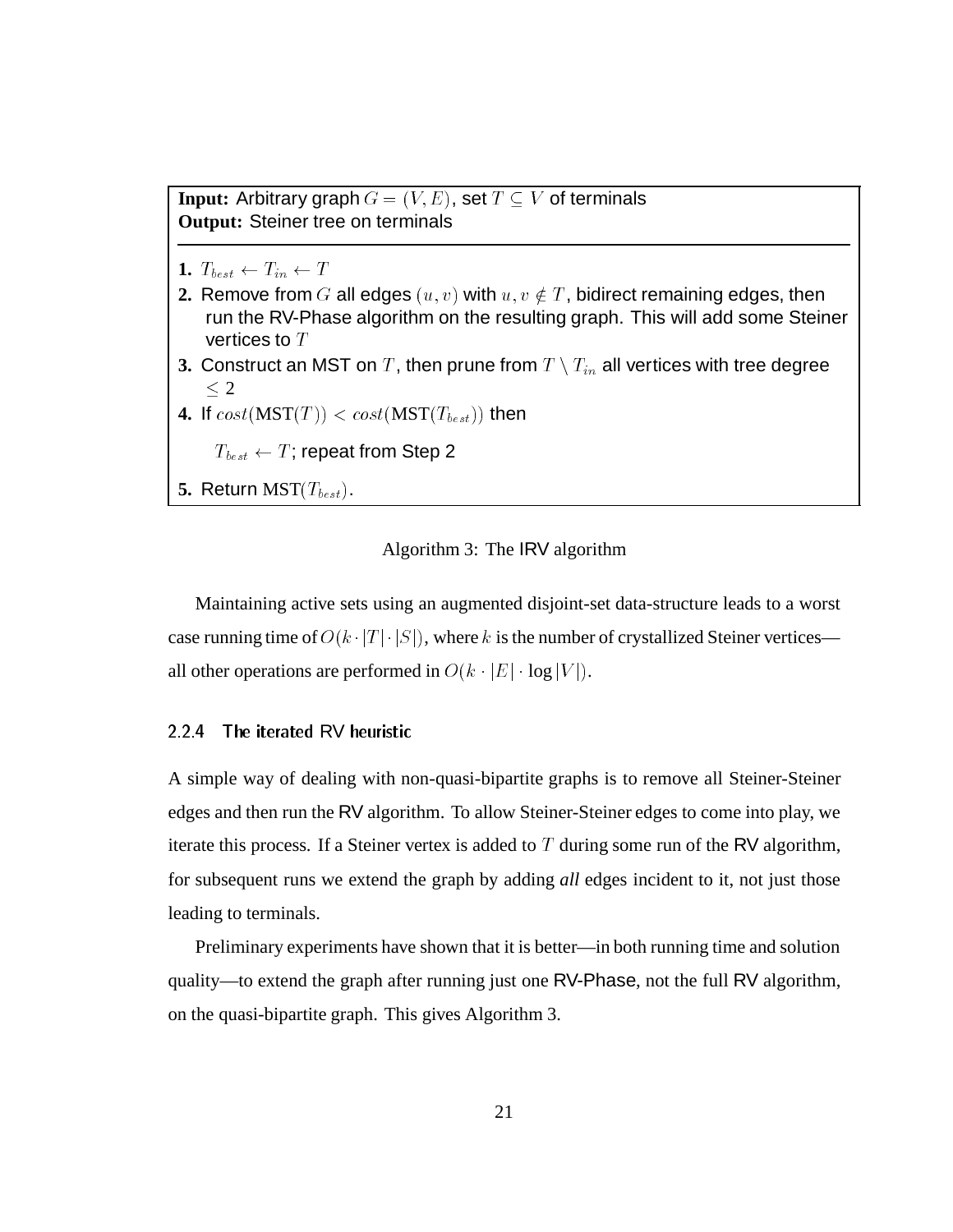**Input:** Arbitrary graph $G = (V, E)$, set $T \subseteq V$ of terminals
**Output:** Steiner tree on terminals

---

**1.** $T_{best} \leftarrow T_{in} \leftarrow T$

**2.** Remove from $G$ all edges $(u, v)$ with $u, v \notin T$, bidirect remaining edges, then run the RV-Phase algorithm on the resulting graph. This will add some Steiner vertices to $T$

**3.** Construct an MST on $T$, then prune from $T \setminus T_{in}$ all vertices with tree degree $\leq 2$

**4.** If $cost(\text{MST}(T)) < cost(\text{MST}(T_{best}))$ then

$T_{best} \leftarrow T$; repeat from Step 2

**5.** Return $\text{MST}(T_{best})$.

Algorithm 3: The IRV algorithm

Maintaining active sets using an augmented disjoint-set data-structure leads to a worst case running time of $O(k \cdot |T| \cdot |S|)$, where $k$ is the number of crystallized Steiner vertices—all other operations are performed in $O(k \cdot |E| \cdot \log |V|)$.

### 2.2.4 The iterated RV heuristic

A simple way of dealing with non-quasi-bipartite graphs is to remove all Steiner-Steiner edges and then run the RV algorithm. To allow Steiner-Steiner edges to come into play, we iterate this process. If a Steiner vertex is added to $T$ during some run of the RV algorithm, for subsequent runs we extend the graph by adding *all* edges incident to it, not just those leading to terminals.

Preliminary experiments have shown that it is better—in both running time and solution quality—to extend the graph after running just one RV-Phase, not the full RV algorithm, on the quasi-bipartite graph. This gives Algorithm 3.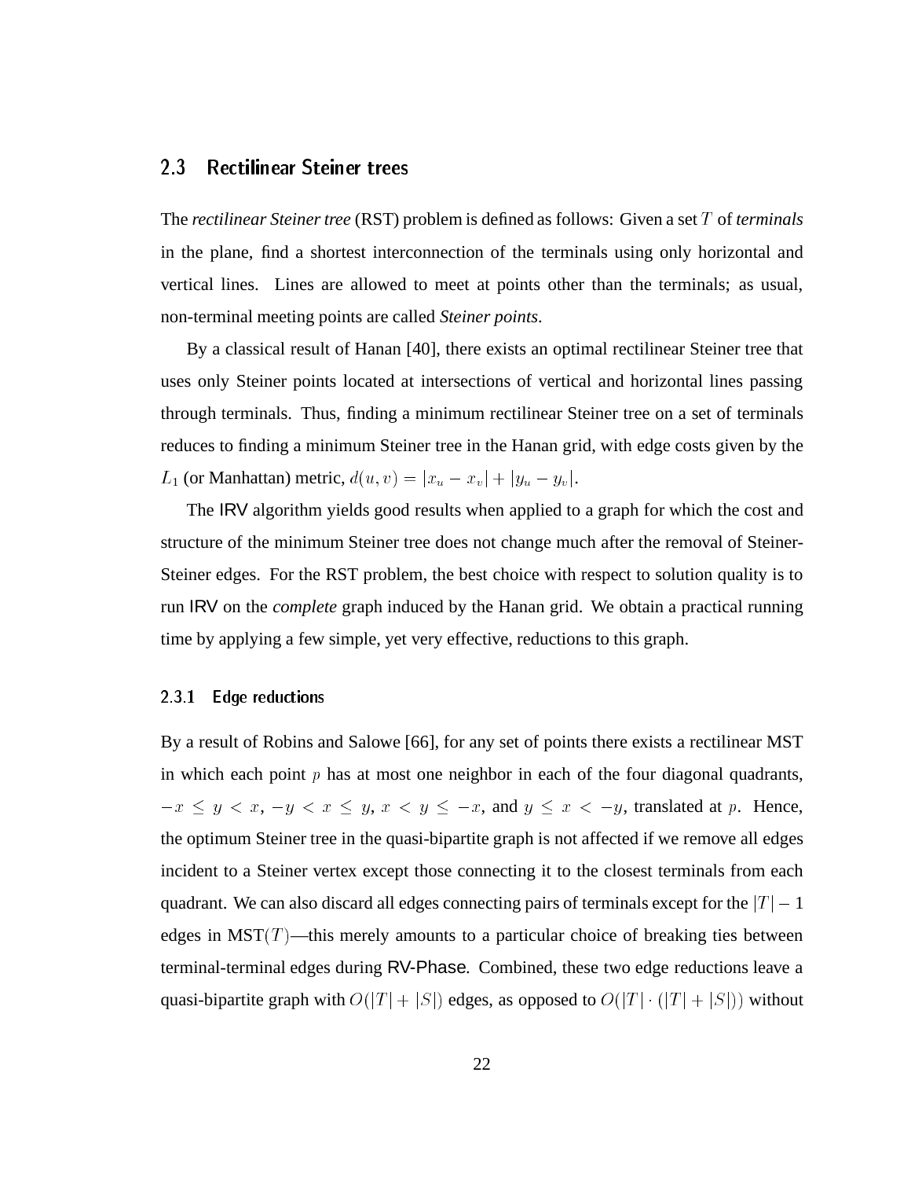## 2.3 Rectilinear Steiner trees

The *rectilinear Steiner tree* (RST) problem is defined as follows: Given a set $T$ of *terminals* in the plane, find a shortest interconnection of the terminals using only horizontal and vertical lines. Lines are allowed to meet at points other than the terminals; as usual, non-terminal meeting points are called *Steiner points*.

By a classical result of Hanan [40], there exists an optimal rectilinear Steiner tree that uses only Steiner points located at intersections of vertical and horizontal lines passing through terminals. Thus, finding a minimum rectilinear Steiner tree on a set of terminals reduces to finding a minimum Steiner tree in the Hanan grid, with edge costs given by the $L_1$ (or Manhattan) metric, $d(u, v) = |x_u - x_v| + |y_u - y_v|$.

The IRV algorithm yields good results when applied to a graph for which the cost and structure of the minimum Steiner tree does not change much after the removal of Steiner-Steiner edges. For the RST problem, the best choice with respect to solution quality is to run IRV on the *complete* graph induced by the Hanan grid. We obtain a practical running time by applying a few simple, yet very effective, reductions to this graph.

### 2.3.1 Edge reductions

By a result of Robins and Salowe [66], for any set of points there exists a rectilinear MST in which each point $p$ has at most one neighbor in each of the four diagonal quadrants, $-x \le y < x$, $-y < x \le y$, $x < y \le -x$, and $y \le x < -y$, translated at $p$. Hence, the optimum Steiner tree in the quasi-bipartite graph is not affected if we remove all edges incident to a Steiner vertex except those connecting it to the closest terminals from each quadrant. We can also discard all edges connecting pairs of terminals except for the $|T| - 1$ edges in MST($T$)—this merely amounts to a particular choice of breaking ties between terminal-terminal edges during RV-Phase. Combined, these two edge reductions leave a quasi-bipartite graph with $O(|T| + |S|)$ edges, as opposed to $O(|T| \cdot (|T| + |S|))$ without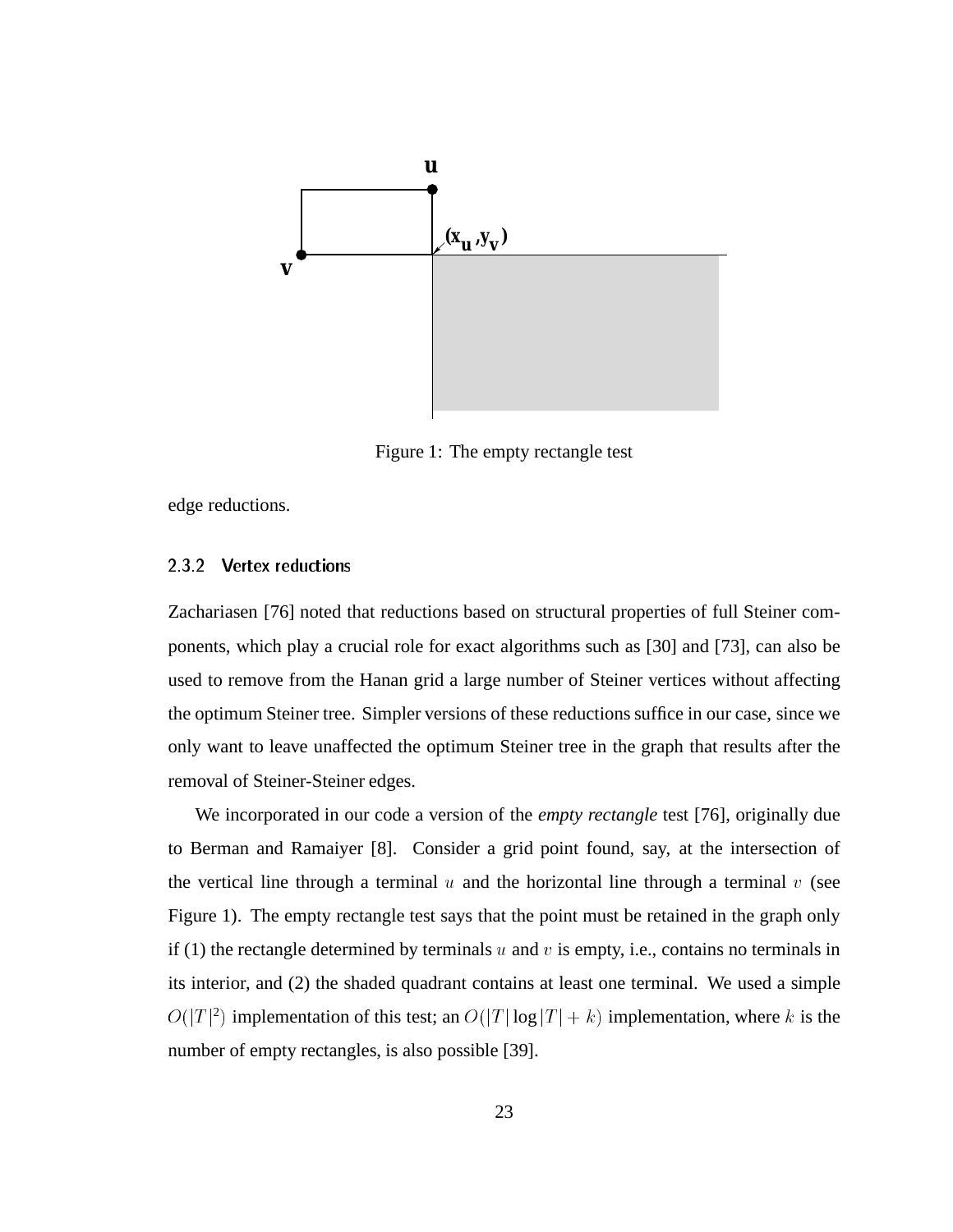Figure 1: The empty rectangle test

edge reductions.

### 2.3.2 Vertex reductions

Zachariasen [76] noted that reductions based on structural properties of full Steiner components, which play a crucial role for exact algorithms such as [30] and [73], can also be used to remove from the Hanan grid a large number of Steiner vertices without affecting the optimum Steiner tree. Simpler versions of these reductions suffice in our case, since we only want to leave unaffected the optimum Steiner tree in the graph that results after the removal of Steiner-Steiner edges.

We incorporated in our code a version of the *empty rectangle* test [76], originally due to Berman and Ramaiyer [8]. Consider a grid point found, say, at the intersection of the vertical line through a terminal $u$ and the horizontal line through a terminal $v$ (see Figure 1). The empty rectangle test says that the point must be retained in the graph only if (1) the rectangle determined by terminals $u$ and $v$ is empty, i.e., contains no terminals in its interior, and (2) the shaded quadrant contains at least one terminal. We used a simple $O(|T|^2)$ implementation of this test; an $O(|T| \log |T| + k)$ implementation, where $k$ is the number of empty rectangles, is also possible [39].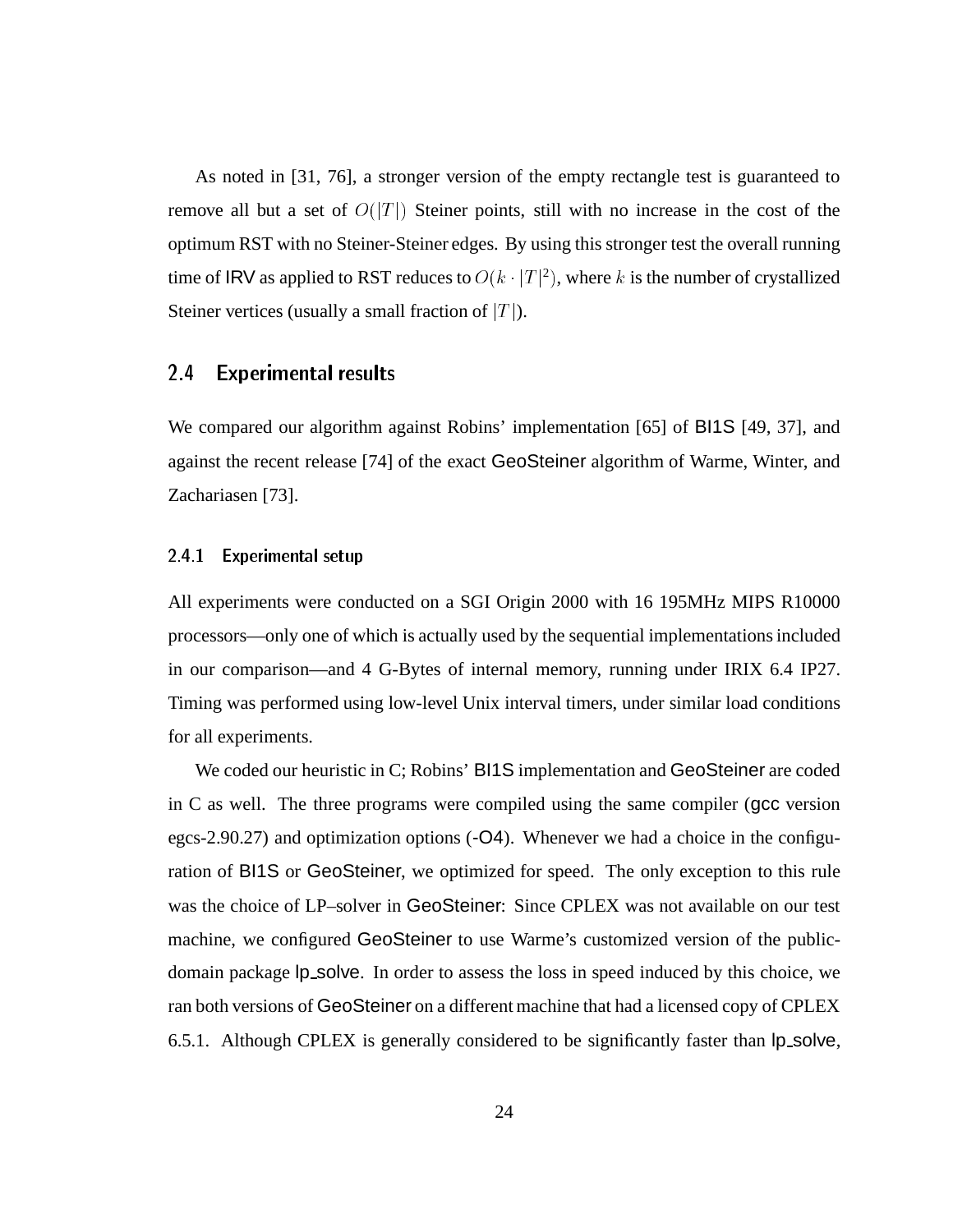As noted in [31, 76], a stronger version of the empty rectangle test is guaranteed to remove all but a set of $O(|T|)$ Steiner points, still with no increase in the cost of the optimum RST with no Steiner-Steiner edges. By using this stronger test the overall running time of IRV as applied to RST reduces to $O(k \cdot |T|^2)$, where $k$ is the number of crystallized Steiner vertices (usually a small fraction of $|T|$).

## 2.4 Experimental results

We compared our algorithm against Robins' implementation [65] of BI1S [49, 37], and against the recent release [74] of the exact GeoSteiner algorithm of Warme, Winter, and Zachariasen [73].

### 2.4.1 Experimental setup

All experiments were conducted on a SGI Origin 2000 with 16 195MHz MIPS R10000 processors—only one of which is actually used by the sequential implementations included in our comparison—and 4 G-Bytes of internal memory, running under IRIX 6.4 IP27. Timing was performed using low-level Unix interval timers, under similar load conditions for all experiments.

We coded our heuristic in C; Robins' BI1S implementation and GeoSteiner are coded in C as well. The three programs were compiled using the same compiler (gcc version egcs-2.90.27) and optimization options (-O4). Whenever we had a choice in the configuration of BI1S or GeoSteiner, we optimized for speed. The only exception to this rule was the choice of LP–solver in GeoSteiner: Since CPLEX was not available on our test machine, we configured GeoSteiner to use Warme's customized version of the public-domain package lp_solve. In order to assess the loss in speed induced by this choice, we ran both versions of GeoSteiner on a different machine that had a licensed copy of CPLEX 6.5.1. Although CPLEX is generally considered to be significantly faster than lp_solve,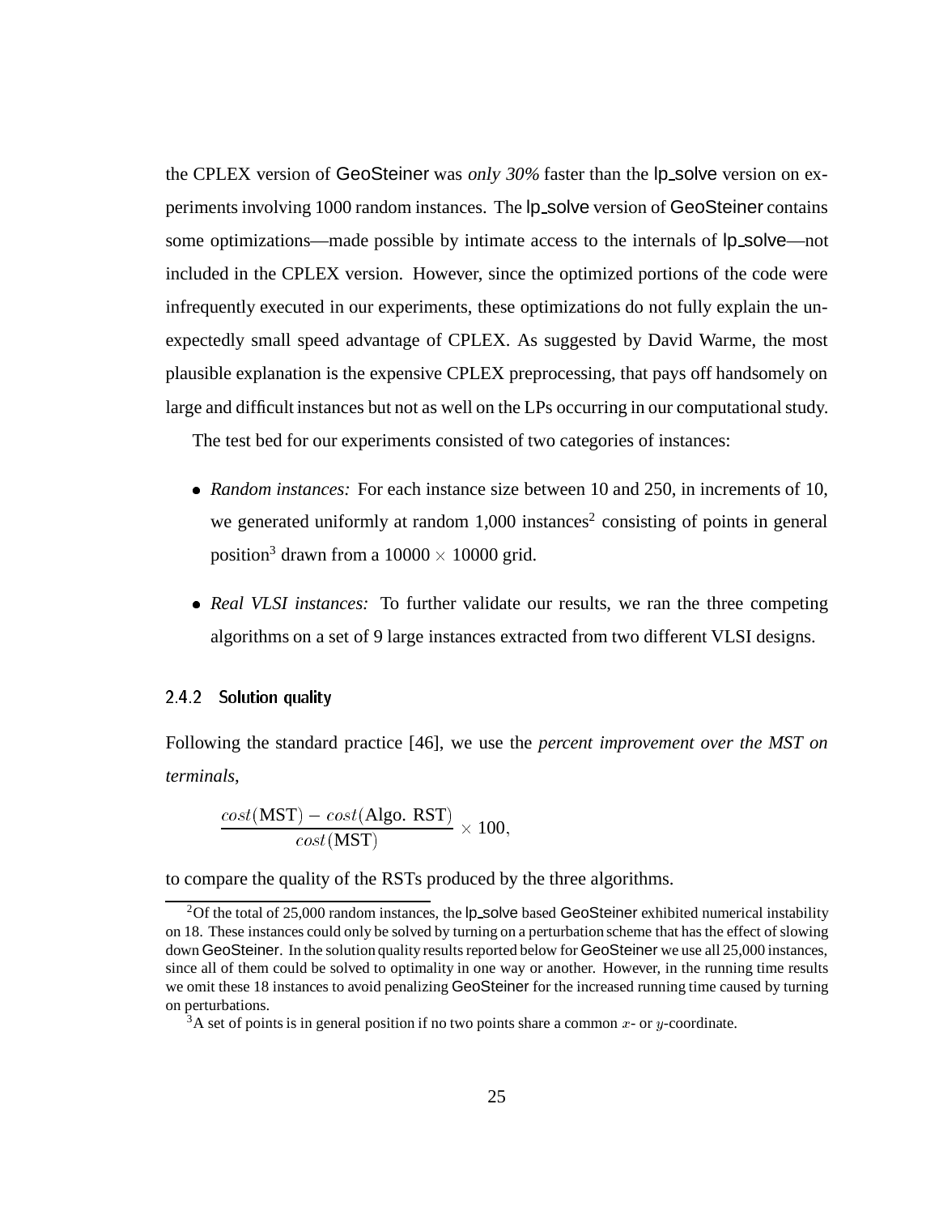the CPLEX version of GeoSteiner was *only 30%* faster than the lp_solve version on experiments involving 1000 random instances. The lp_solve version of GeoSteiner contains some optimizations—made possible by intimate access to the internals of lp_solve—not included in the CPLEX version. However, since the optimized portions of the code were infrequently executed in our experiments, these optimizations do not fully explain the unexpectedly small speed advantage of CPLEX. As suggested by David Warme, the most plausible explanation is the expensive CPLEX preprocessing, that pays off handsomely on large and difficult instances but not as well on the LPs occurring in our computational study.

The test bed for our experiments consisted of two categories of instances:

- *Random instances:* For each instance size between 10 and 250, in increments of 10, we generated uniformly at random 1,000 instances[2] consisting of points in general position[3] drawn from a $10000 \times 10000$ grid.
- *Real VLSI instances:* To further validate our results, we ran the three competing algorithms on a set of 9 large instances extracted from two different VLSI designs.

### 2.4.2 Solution quality

Following the standard practice [46], we use the *percent improvement over the MST on terminals*,

$$\frac{cost(\text{MST}) - cost(\text{Algo. RST})}{cost(\text{MST})} \times 100,$$

to compare the quality of the RSTs produced by the three algorithms.

---

[2] Of the total of 25,000 random instances, the lp_solve based GeoSteiner exhibited numerical instability on 18. These instances could only be solved by turning on a perturbation scheme that has the effect of slowing down GeoSteiner. In the solution quality results reported below for GeoSteiner we use all 25,000 instances, since all of them could be solved to optimality in one way or another. However, in the running time results we omit these 18 instances to avoid penalizing GeoSteiner for the increased running time caused by turning on perturbations.

[3] A set of points is in general position if no two points share a common $x$- or $y$-coordinate.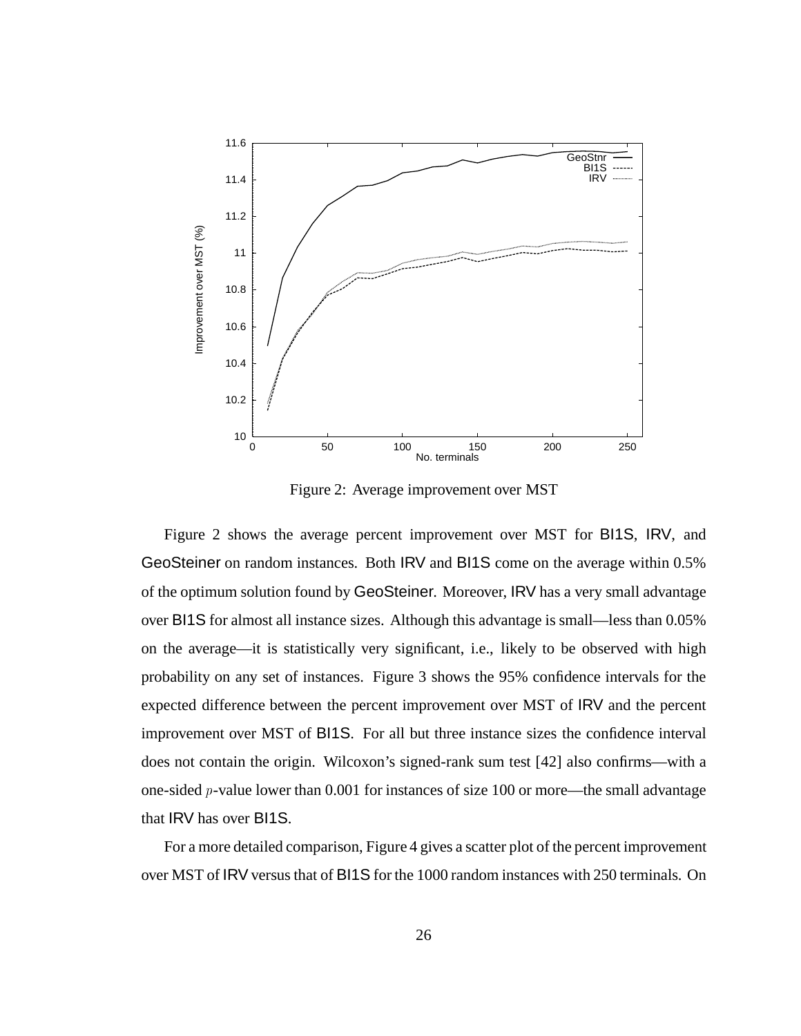Figure 2: Average improvement over MST

Figure 2 shows the average percent improvement over MST for BI1S, IRV, and GeoSteiner on random instances. Both IRV and BI1S come on the average within 0.5% of the optimum solution found by GeoSteiner. Moreover, IRV has a very small advantage over BI1S for almost all instance sizes. Although this advantage is small—less than 0.05% on the average—it is statistically very significant, i.e., likely to be observed with high probability on any set of instances. Figure 3 shows the 95% confidence intervals for the expected difference between the percent improvement over MST of IRV and the percent improvement over MST of BI1S. For all but three instance sizes the confidence interval does not contain the origin. Wilcoxon's signed-rank sum test [42] also confirms—with a one-sided $p$-value lower than 0.001 for instances of size 100 or more—the small advantage that IRV has over BI1S.

For a more detailed comparison, Figure 4 gives a scatter plot of the percent improvement over MST of IRV versus that of BI1S for the 1000 random instances with 250 terminals. On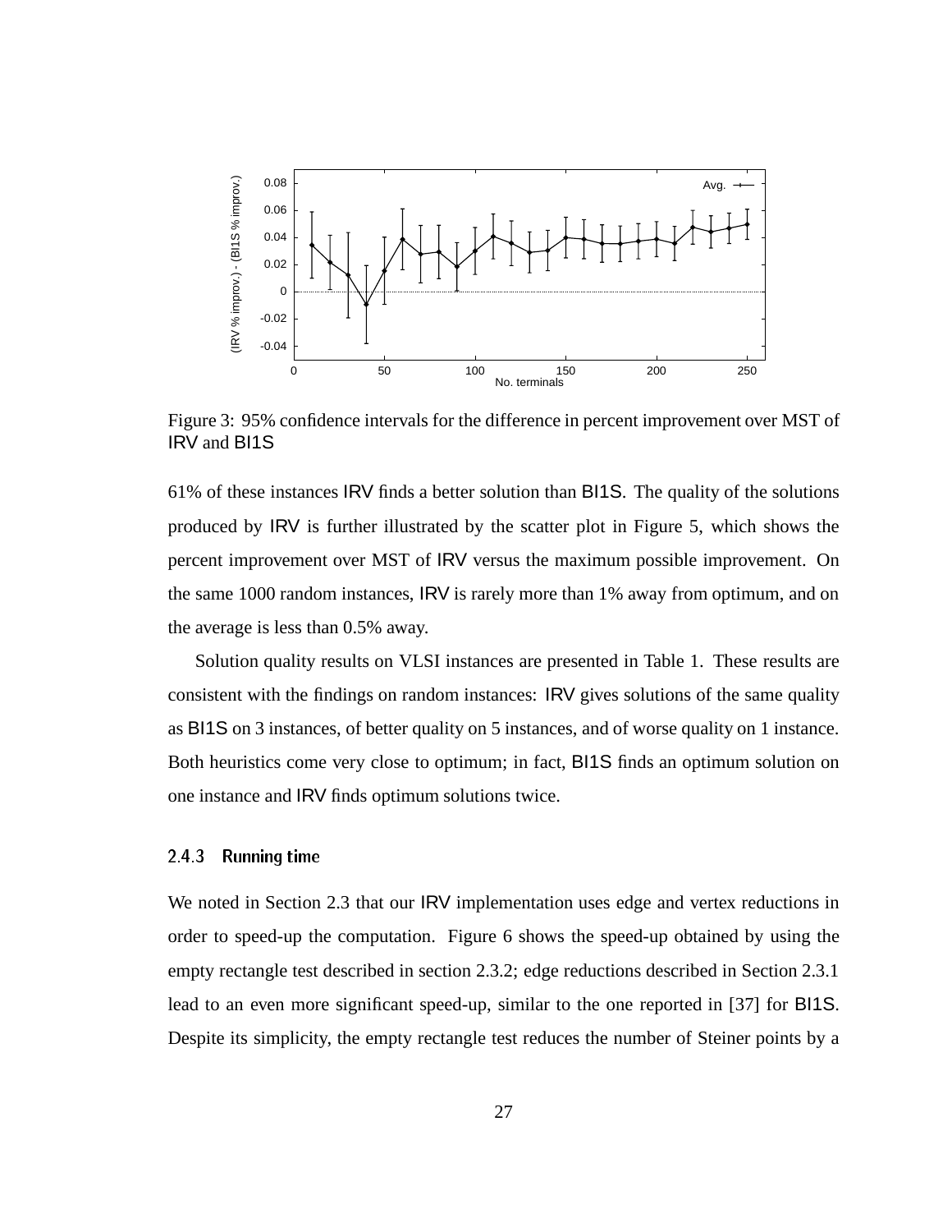Figure 3: 95% confidence intervals for the difference in percent improvement over MST of IRV and BI1S

61% of these instances IRV finds a better solution than BI1S. The quality of the solutions produced by IRV is further illustrated by the scatter plot in Figure 5, which shows the percent improvement over MST of IRV versus the maximum possible improvement. On the same 1000 random instances, IRV is rarely more than 1% away from optimum, and on the average is less than 0.5% away.

Solution quality results on VLSI instances are presented in Table 1. These results are consistent with the findings on random instances: IRV gives solutions of the same quality as BI1S on 3 instances, of better quality on 5 instances, and of worse quality on 1 instance. Both heuristics come very close to optimum; in fact, BI1S finds an optimum solution on one instance and IRV finds optimum solutions twice.

### 2.4.3 Running time

We noted in Section 2.3 that our IRV implementation uses edge and vertex reductions in order to speed-up the computation. Figure 6 shows the speed-up obtained by using the empty rectangle test described in section 2.3.2; edge reductions described in Section 2.3.1 lead to an even more significant speed-up, similar to the one reported in [37] for BI1S. Despite its simplicity, the empty rectangle test reduces the number of Steiner points by a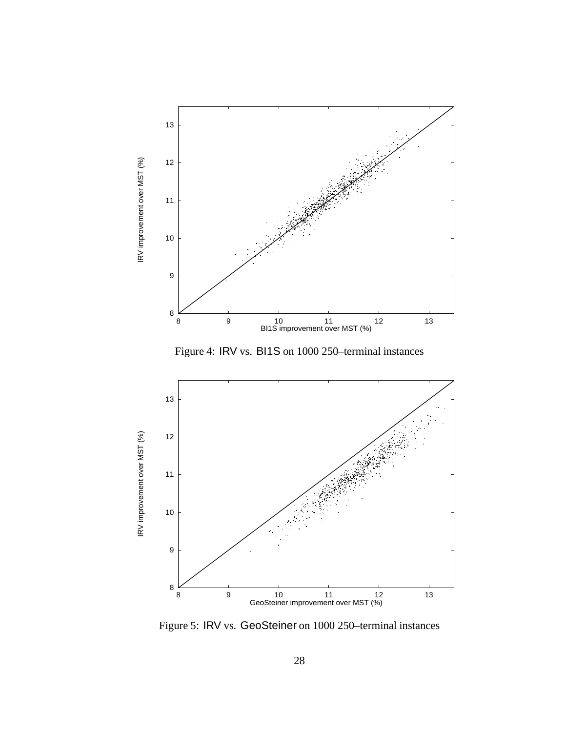Figure 4: IRV vs. BI1S on 1000 250–terminal instances

Figure 5: IRV vs. GeoSteiner on 1000 250–terminal instances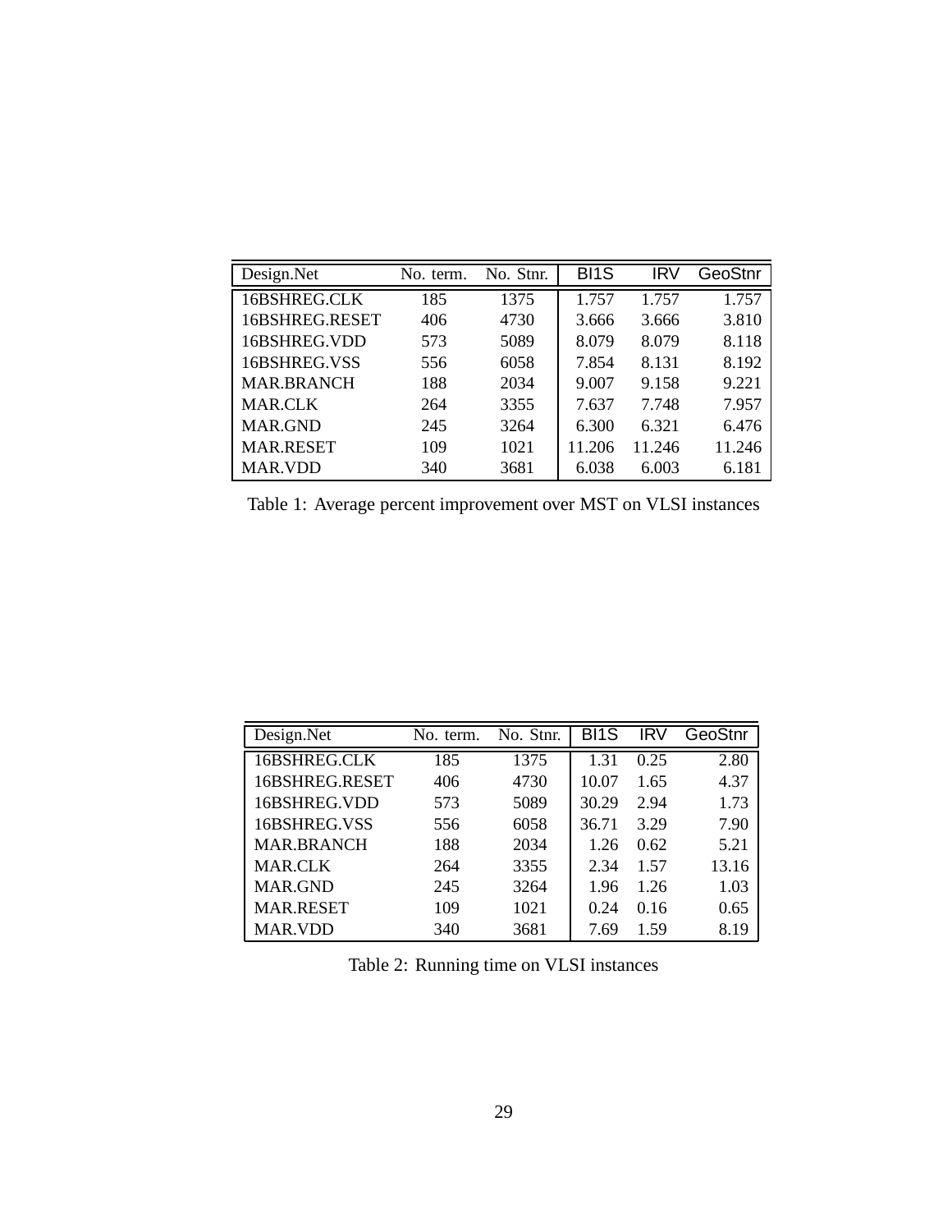| Design.Net | No. term. | No. Stnr. | BI1S | IRV | GeoStnr |
|---|---|---|---|---|---|
| 16BSHREG.CLK | 185 | 1375 | 1.757 | 1.757 | 1.757 |
| 16BSHREG.RESET | 406 | 4730 | 3.666 | 3.666 | 3.810 |
| 16BSHREG.VDD | 573 | 5089 | 8.079 | 8.079 | 8.118 |
| 16BSHREG.VSS | 556 | 6058 | 7.854 | 8.131 | 8.192 |
| MAR.BRANCH | 188 | 2034 | 9.007 | 9.158 | 9.221 |
| MAR.CLK | 264 | 3355 | 7.637 | 7.748 | 7.957 |
| MAR.GND | 245 | 3264 | 6.300 | 6.321 | 6.476 |
| MAR.RESET | 109 | 1021 | 11.206 | 11.246 | 11.246 |
| MAR.VDD | 340 | 3681 | 6.038 | 6.003 | 6.181 |

Table 1: Average percent improvement over MST on VLSI instances

| Design.Net | No. term. | No. Stnr. | BI1S | IRV | GeoStnr |
|---|---|---|---|---|---|
| 16BSHREG.CLK | 185 | 1375 | 1.31 | 0.25 | 2.80 |
| 16BSHREG.RESET | 406 | 4730 | 10.07 | 1.65 | 4.37 |
| 16BSHREG.VDD | 573 | 5089 | 30.29 | 2.94 | 1.73 |
| 16BSHREG.VSS | 556 | 6058 | 36.71 | 3.29 | 7.90 |
| MAR.BRANCH | 188 | 2034 | 1.26 | 0.62 | 5.21 |
| MAR.CLK | 264 | 3355 | 2.34 | 1.57 | 13.16 |
| MAR.GND | 245 | 3264 | 1.96 | 1.26 | 1.03 |
| MAR.RESET | 109 | 1021 | 0.24 | 0.16 | 0.65 |
| MAR.VDD | 340 | 3681 | 7.69 | 1.59 | 8.19 |

Table 2: Running time on VLSI instances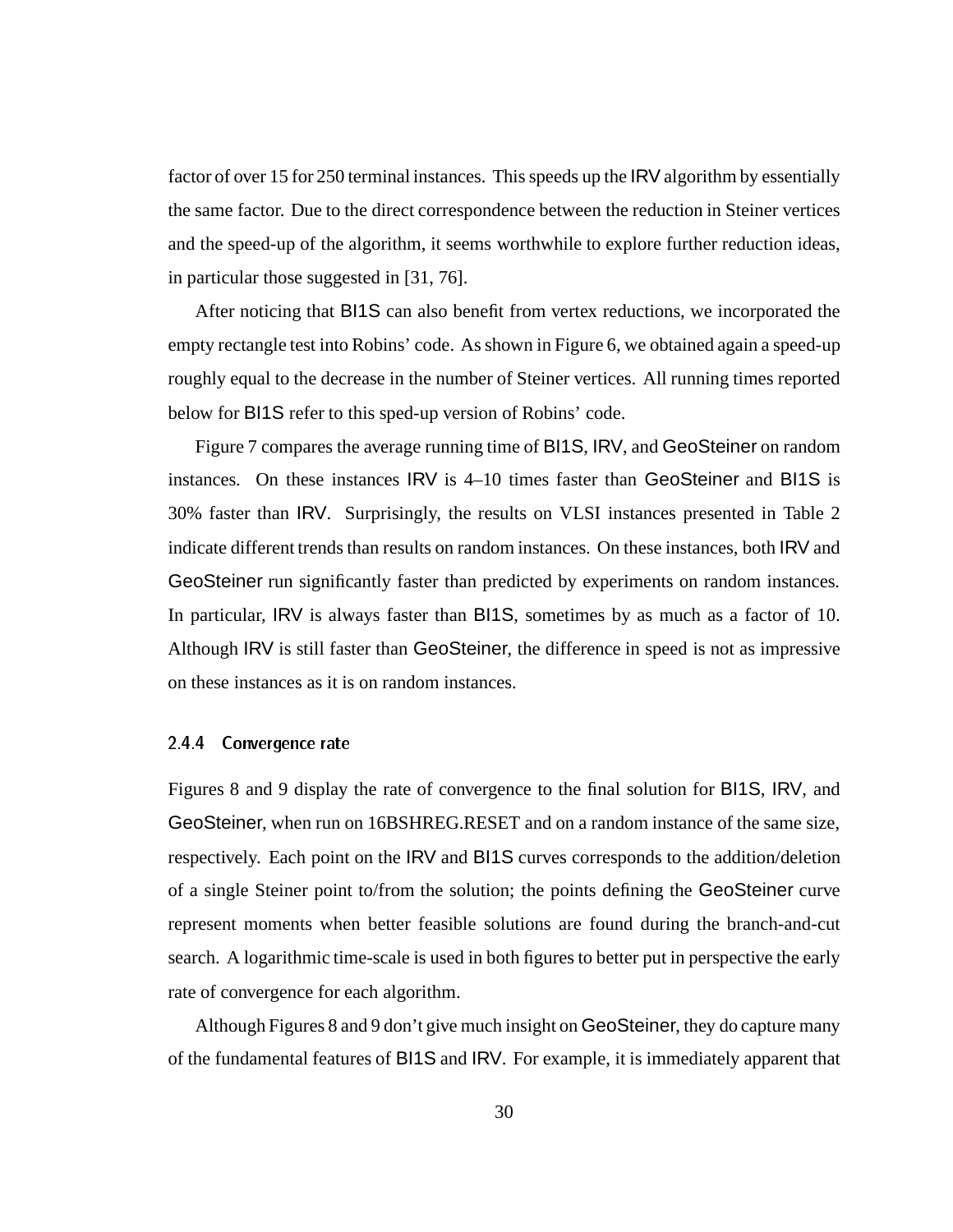factor of over 15 for 250 terminal instances. This speeds up the IRV algorithm by essentially the same factor. Due to the direct correspondence between the reduction in Steiner vertices and the speed-up of the algorithm, it seems worthwhile to explore further reduction ideas, in particular those suggested in [31, 76].

After noticing that BI1S can also benefit from vertex reductions, we incorporated the empty rectangle test into Robins' code. As shown in Figure 6, we obtained again a speed-up roughly equal to the decrease in the number of Steiner vertices. All running times reported below for BI1S refer to this sped-up version of Robins' code.

Figure 7 compares the average running time of BI1S, IRV, and GeoSteiner on random instances. On these instances IRV is 4–10 times faster than GeoSteiner and BI1S is 30% faster than IRV. Surprisingly, the results on VLSI instances presented in Table 2 indicate different trends than results on random instances. On these instances, both IRV and GeoSteiner run significantly faster than predicted by experiments on random instances. In particular, IRV is always faster than BI1S, sometimes by as much as a factor of 10. Although IRV is still faster than GeoSteiner, the difference in speed is not as impressive on these instances as it is on random instances.

### 2.4.4 Convergence rate

Figures 8 and 9 display the rate of convergence to the final solution for BI1S, IRV, and GeoSteiner, when run on 16BSHREG.RESET and on a random instance of the same size, respectively. Each point on the IRV and BI1S curves corresponds to the addition/deletion of a single Steiner point to/from the solution; the points defining the GeoSteiner curve represent moments when better feasible solutions are found during the branch-and-cut search. A logarithmic time-scale is used in both figures to better put in perspective the early rate of convergence for each algorithm.

Although Figures 8 and 9 don't give much insight on GeoSteiner, they do capture many of the fundamental features of BI1S and IRV. For example, it is immediately apparent that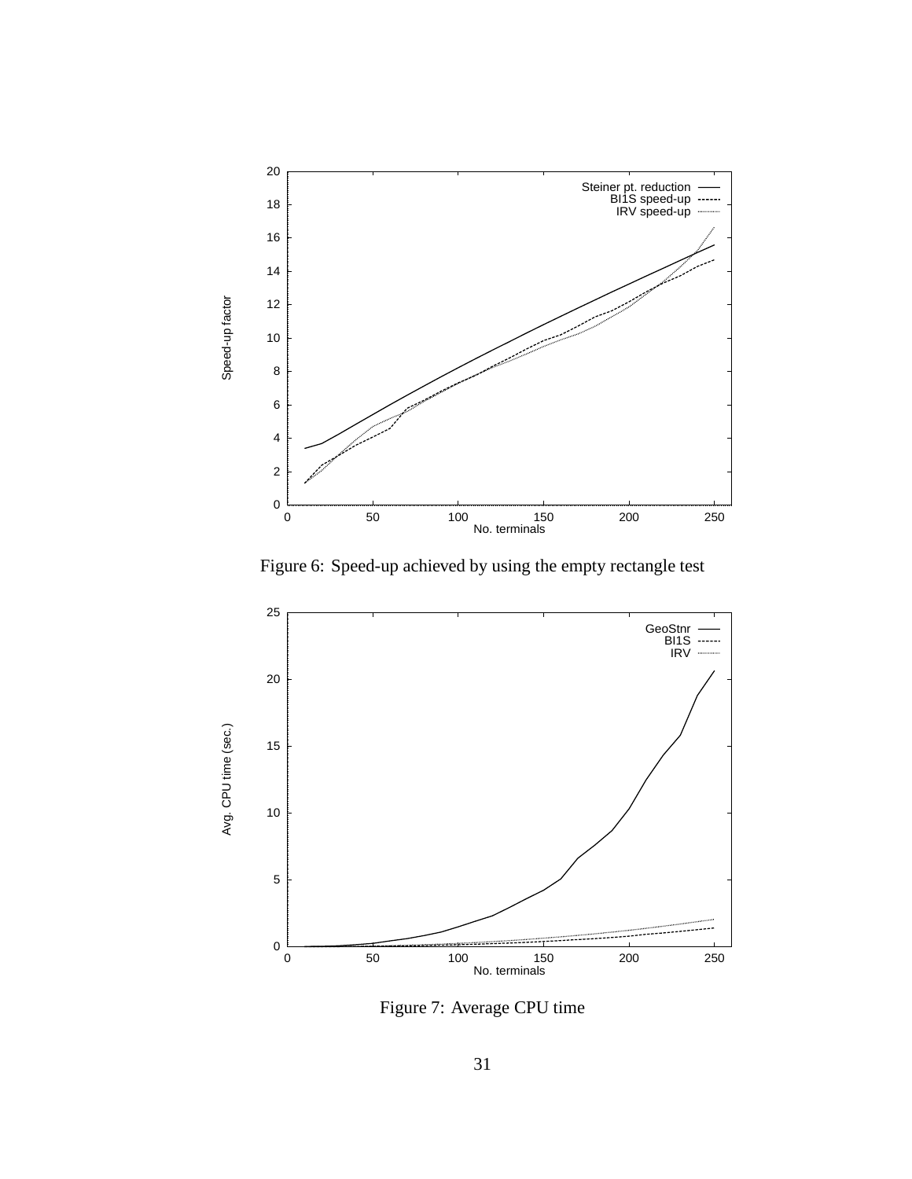Figure 6: Speed-up achieved by using the empty rectangle test

Figure 7: Average CPU time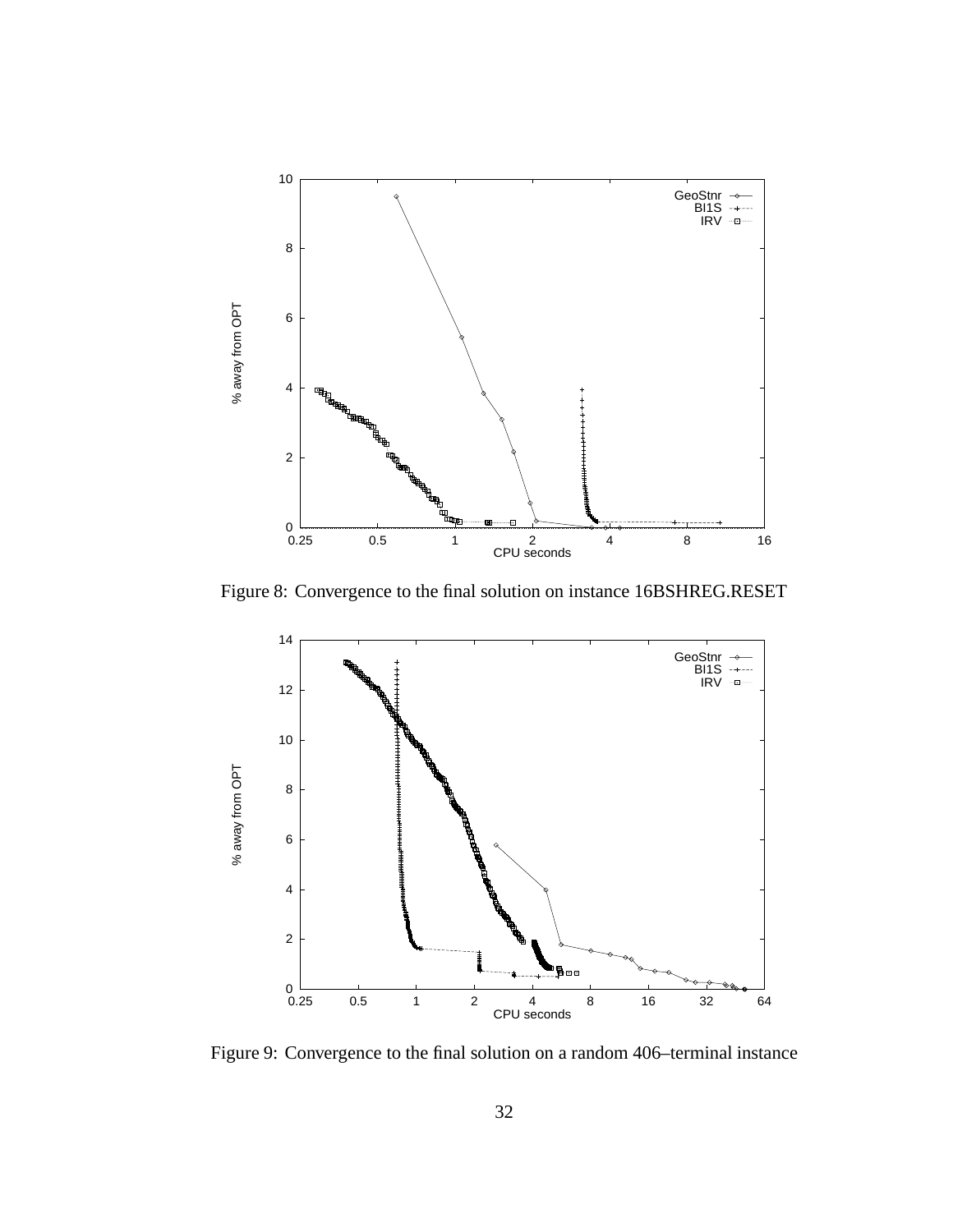Figure 8: Convergence to the final solution on instance 16BSHREG.RESET

Figure 9: Convergence to the final solution on a random 406–terminal instance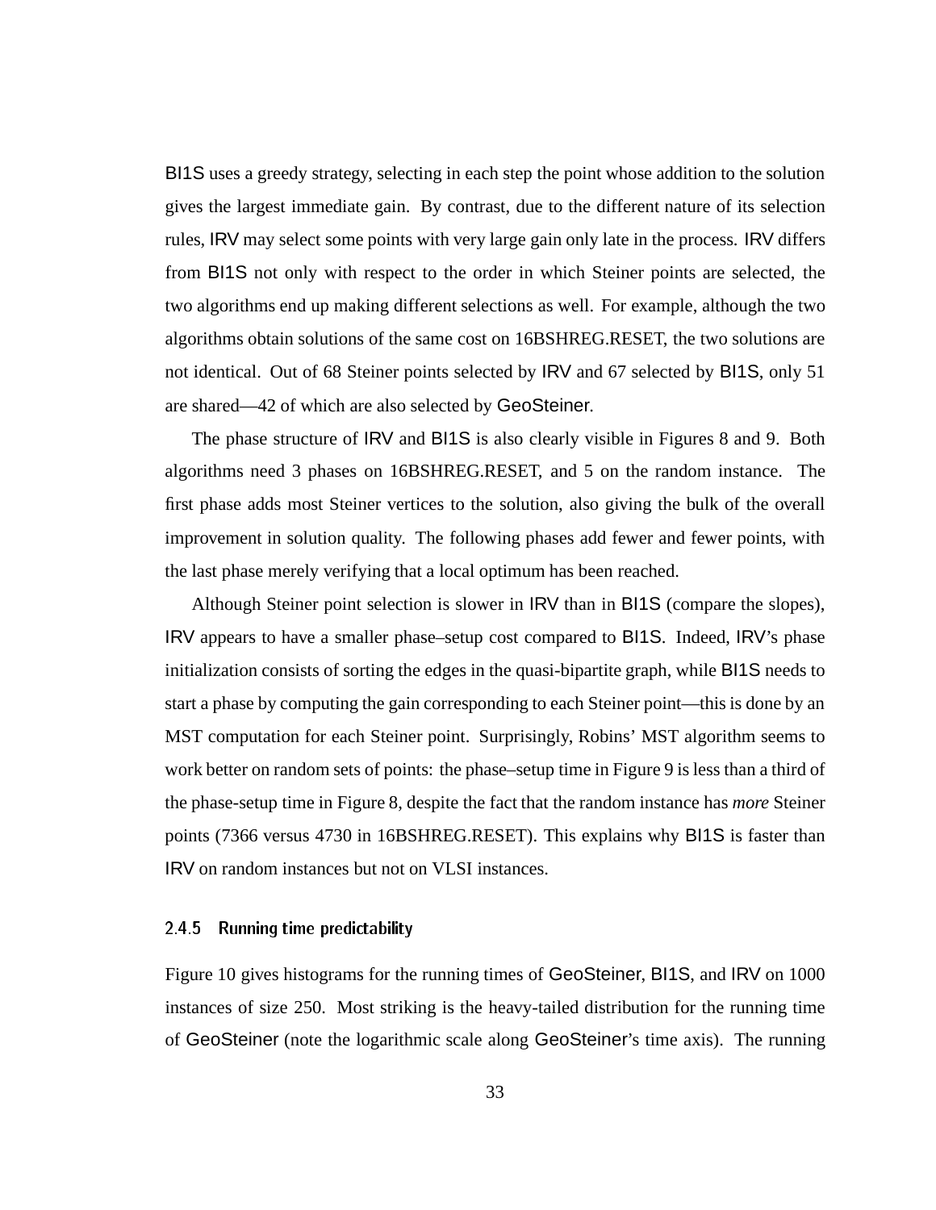BI1S uses a greedy strategy, selecting in each step the point whose addition to the solution gives the largest immediate gain. By contrast, due to the different nature of its selection rules, IRV may select some points with very large gain only late in the process. IRV differs from BI1S not only with respect to the order in which Steiner points are selected, the two algorithms end up making different selections as well. For example, although the two algorithms obtain solutions of the same cost on 16BSHREG.RESET, the two solutions are not identical. Out of 68 Steiner points selected by IRV and 67 selected by BI1S, only 51 are shared—42 of which are also selected by GeoSteiner.

The phase structure of IRV and BI1S is also clearly visible in Figures 8 and 9. Both algorithms need 3 phases on 16BSHREG.RESET, and 5 on the random instance. The first phase adds most Steiner vertices to the solution, also giving the bulk of the overall improvement in solution quality. The following phases add fewer and fewer points, with the last phase merely verifying that a local optimum has been reached.

Although Steiner point selection is slower in IRV than in BI1S (compare the slopes), IRV appears to have a smaller phase–setup cost compared to BI1S. Indeed, IRV's phase initialization consists of sorting the edges in the quasi-bipartite graph, while BI1S needs to start a phase by computing the gain corresponding to each Steiner point—this is done by an MST computation for each Steiner point. Surprisingly, Robins' MST algorithm seems to work better on random sets of points: the phase–setup time in Figure 9 is less than a third of the phase-setup time in Figure 8, despite the fact that the random instance has *more* Steiner points (7366 versus 4730 in 16BSHREG.RESET). This explains why BI1S is faster than IRV on random instances but not on VLSI instances.

### 2.4.5 Running time predictability

Figure 10 gives histograms for the running times of GeoSteiner, BI1S, and IRV on 1000 instances of size 250. Most striking is the heavy-tailed distribution for the running time of GeoSteiner (note the logarithmic scale along GeoSteiner's time axis). The running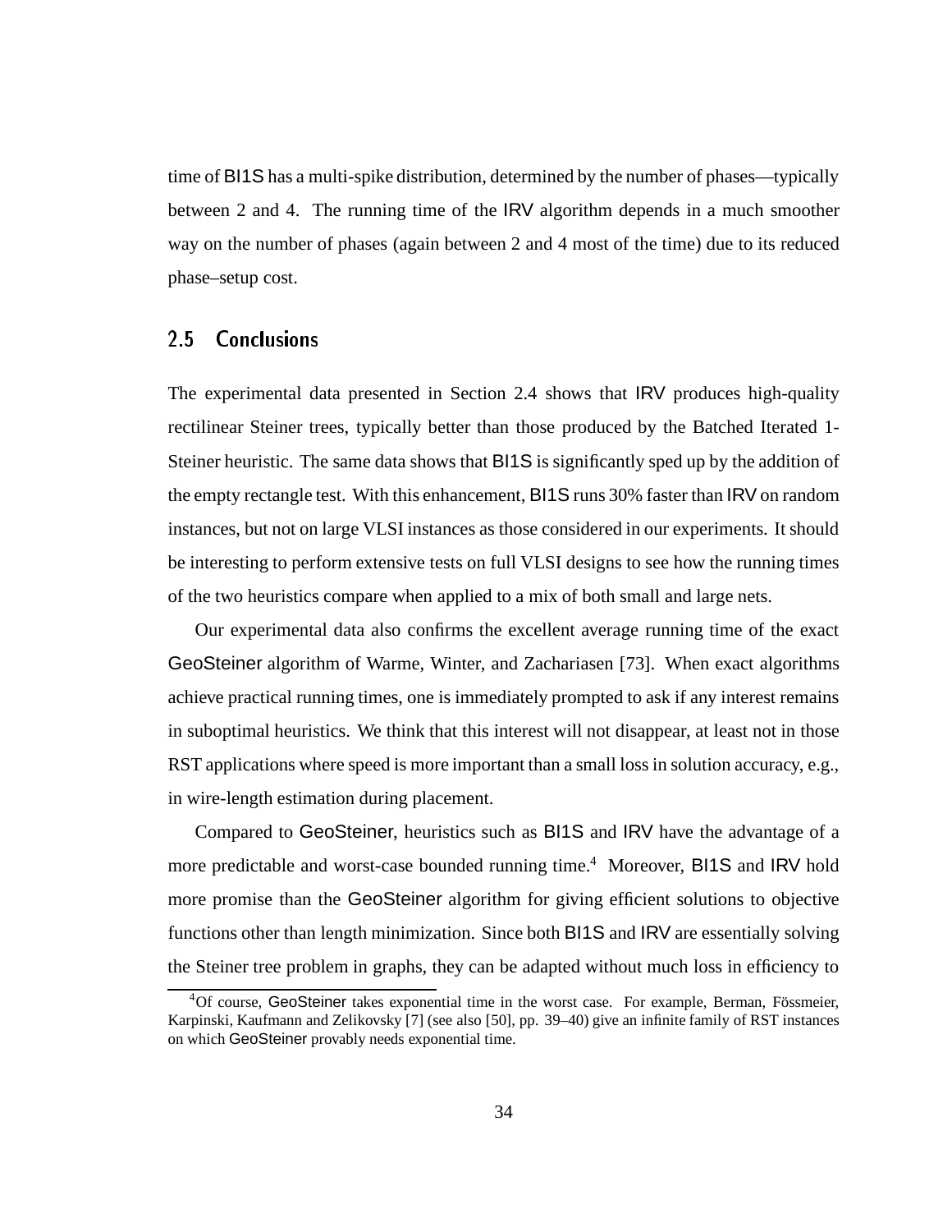time of BI1S has a multi-spike distribution, determined by the number of phases—typically between 2 and 4. The running time of the IRV algorithm depends in a much smoother way on the number of phases (again between 2 and 4 most of the time) due to its reduced phase–setup cost.

## 2.5 Conclusions

The experimental data presented in Section 2.4 shows that IRV produces high-quality rectilinear Steiner trees, typically better than those produced by the Batched Iterated 1-Steiner heuristic. The same data shows that BI1S is significantly sped up by the addition of the empty rectangle test. With this enhancement, BI1S runs 30% faster than IRV on random instances, but not on large VLSI instances as those considered in our experiments. It should be interesting to perform extensive tests on full VLSI designs to see how the running times of the two heuristics compare when applied to a mix of both small and large nets.

Our experimental data also confirms the excellent average running time of the exact GeoSteiner algorithm of Warme, Winter, and Zachariasen [73]. When exact algorithms achieve practical running times, one is immediately prompted to ask if any interest remains in suboptimal heuristics. We think that this interest will not disappear, at least not in those RST applications where speed is more important than a small loss in solution accuracy, e.g., in wire-length estimation during placement.

Compared to GeoSteiner, heuristics such as BI1S and IRV have the advantage of a more predictable and worst-case bounded running time.[4] Moreover, BI1S and IRV hold more promise than the GeoSteiner algorithm for giving efficient solutions to objective functions other than length minimization. Since both BI1S and IRV are essentially solving the Steiner tree problem in graphs, they can be adapted without much loss in efficiency to

[4]Of course, GeoSteiner takes exponential time in the worst case. For example, Berman, Fössmeier, Karpinski, Kaufmann and Zelikovsky [7] (see also [50], pp. 39–40) give an infinite family of RST instances on which GeoSteiner provably needs exponential time.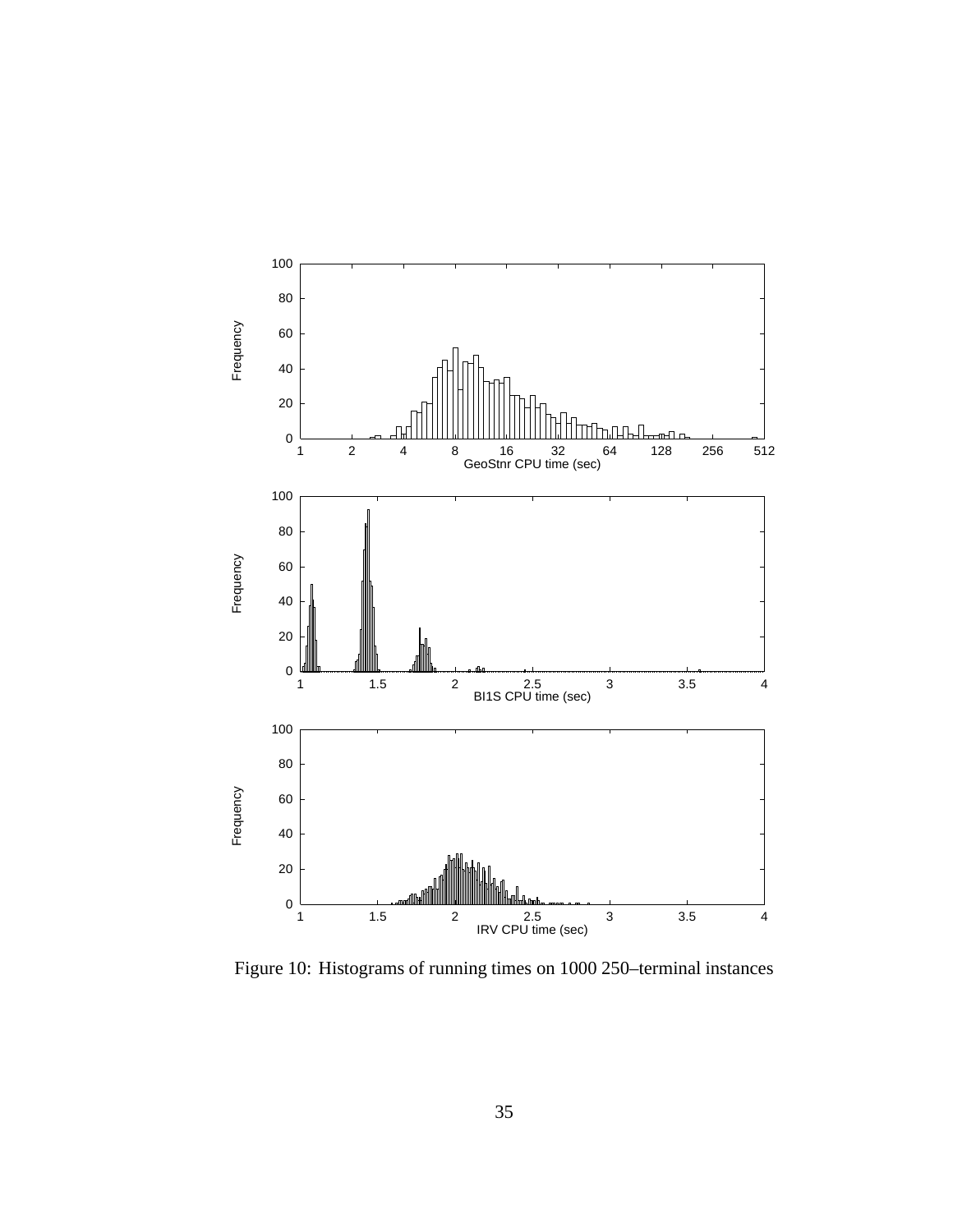Figure 10: Histograms of running times on 1000 250–terminal instances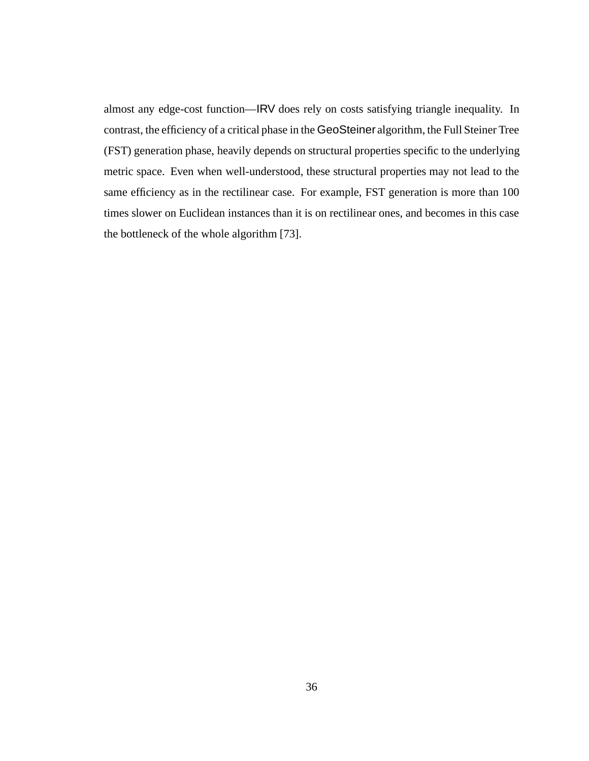almost any edge-cost function—IRV does rely on costs satisfying triangle inequality. In contrast, the efficiency of a critical phase in the GeoSteiner algorithm, the Full Steiner Tree (FST) generation phase, heavily depends on structural properties specific to the underlying metric space. Even when well-understood, these structural properties may not lead to the same efficiency as in the rectilinear case. For example, FST generation is more than 100 times slower on Euclidean instances than it is on rectilinear ones, and becomes in this case the bottleneck of the whole algorithm [73].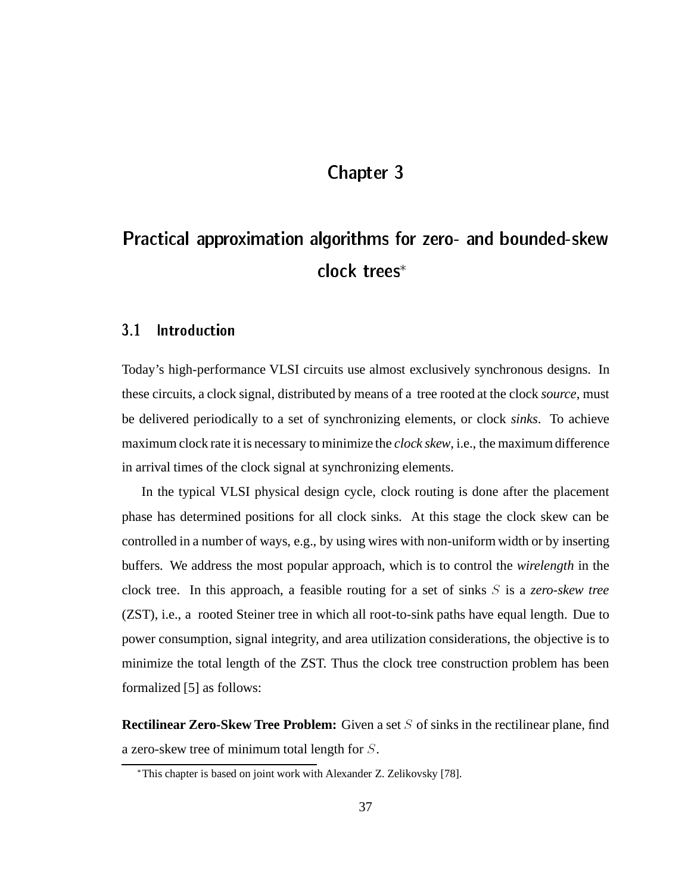# Chapter 3

# Practical approximation algorithms for zero- and bounded-skew clock trees*

## 3.1 Introduction

Today's high-performance VLSI circuits use almost exclusively synchronous designs. In these circuits, a clock signal, distributed by means of a tree rooted at the clock *source*, must be delivered periodically to a set of synchronizing elements, or clock *sinks*. To achieve maximum clock rate it is necessary to minimize the *clock skew*, i.e., the maximum difference in arrival times of the clock signal at synchronizing elements.

In the typical VLSI physical design cycle, clock routing is done after the placement phase has determined positions for all clock sinks. At this stage the clock skew can be controlled in a number of ways, e.g., by using wires with non-uniform width or by inserting buffers. We address the most popular approach, which is to control the *wirelength* in the clock tree. In this approach, a feasible routing for a set of sinks $S$ is a *zero-skew tree* (ZST), i.e., a rooted Steiner tree in which all root-to-sink paths have equal length. Due to power consumption, signal integrity, and area utilization considerations, the objective is to minimize the total length of the ZST. Thus the clock tree construction problem has been formalized [5] as follows:

**Rectilinear Zero-Skew Tree Problem:** Given a set $S$ of sinks in the rectilinear plane, find a zero-skew tree of minimum total length for $S$.

*This chapter is based on joint work with Alexander Z. Zelikovsky [78].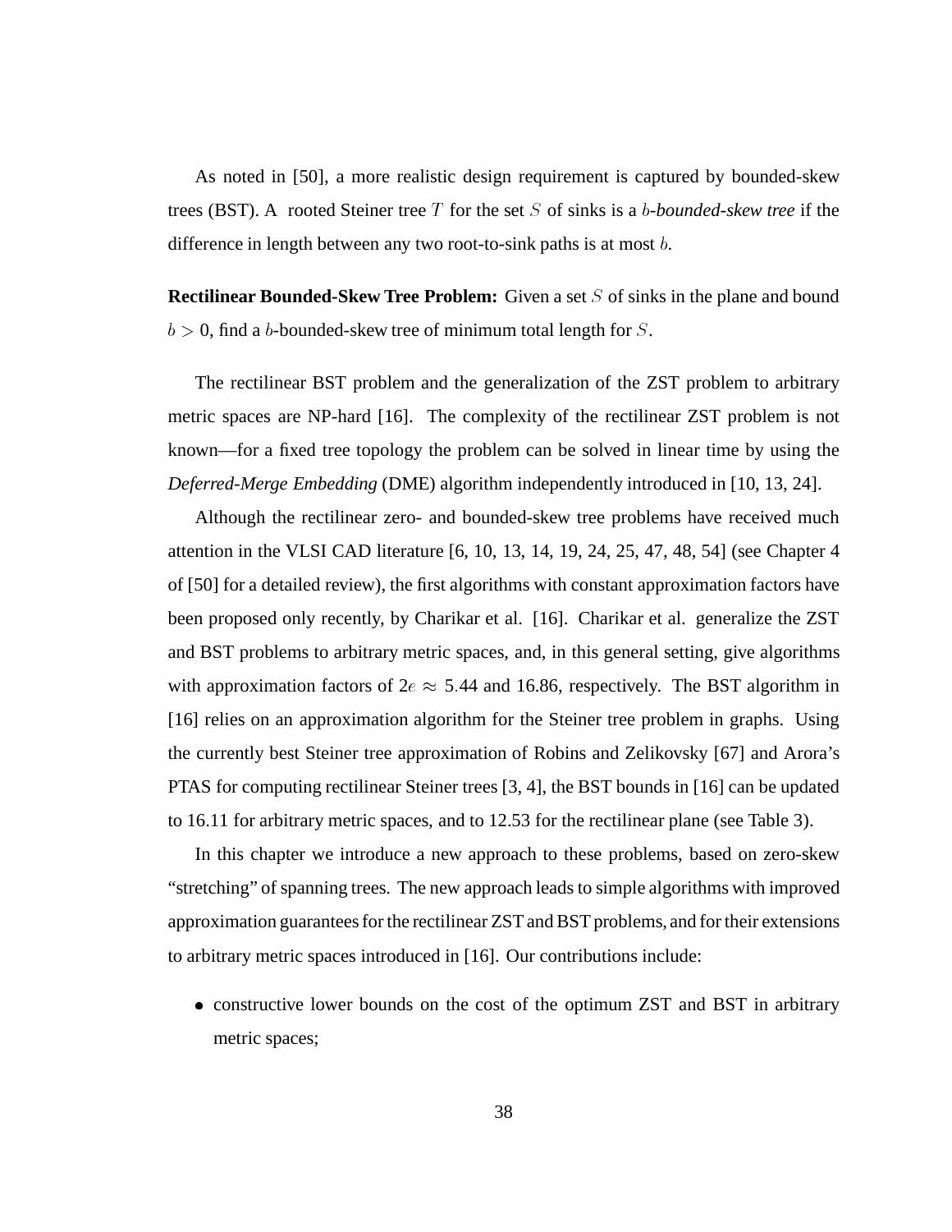As noted in [50], a more realistic design requirement is captured by bounded-skew trees (BST). A rooted Steiner tree $T$ for the set $S$ of sinks is a *$b$-bounded-skew tree* if the difference in length between any two root-to-sink paths is at most $b$.

**Rectilinear Bounded-Skew Tree Problem:** Given a set $S$ of sinks in the plane and bound $b > 0$, find a $b$-bounded-skew tree of minimum total length for $S$.

The rectilinear BST problem and the generalization of the ZST problem to arbitrary metric spaces are NP-hard [16]. The complexity of the rectilinear ZST problem is not known—for a fixed tree topology the problem can be solved in linear time by using the *Deferred-Merge Embedding* (DME) algorithm independently introduced in [10, 13, 24].

Although the rectilinear zero- and bounded-skew tree problems have received much attention in the VLSI CAD literature [6, 10, 13, 14, 19, 24, 25, 47, 48, 54] (see Chapter 4 of [50] for a detailed review), the first algorithms with constant approximation factors have been proposed only recently, by Charikar et al. [16]. Charikar et al. generalize the ZST and BST problems to arbitrary metric spaces, and, in this general setting, give algorithms with approximation factors of $2e \approx 5.44$ and 16.86, respectively. The BST algorithm in [16] relies on an approximation algorithm for the Steiner tree problem in graphs. Using the currently best Steiner tree approximation of Robins and Zelikovsky [67] and Arora's PTAS for computing rectilinear Steiner trees [3, 4], the BST bounds in [16] can be updated to 16.11 for arbitrary metric spaces, and to 12.53 for the rectilinear plane (see Table 3).

In this chapter we introduce a new approach to these problems, based on zero-skew "stretching" of spanning trees. The new approach leads to simple algorithms with improved approximation guarantees for the rectilinear ZST and BST problems, and for their extensions to arbitrary metric spaces introduced in [16]. Our contributions include:

- constructive lower bounds on the cost of the optimum ZST and BST in arbitrary metric spaces;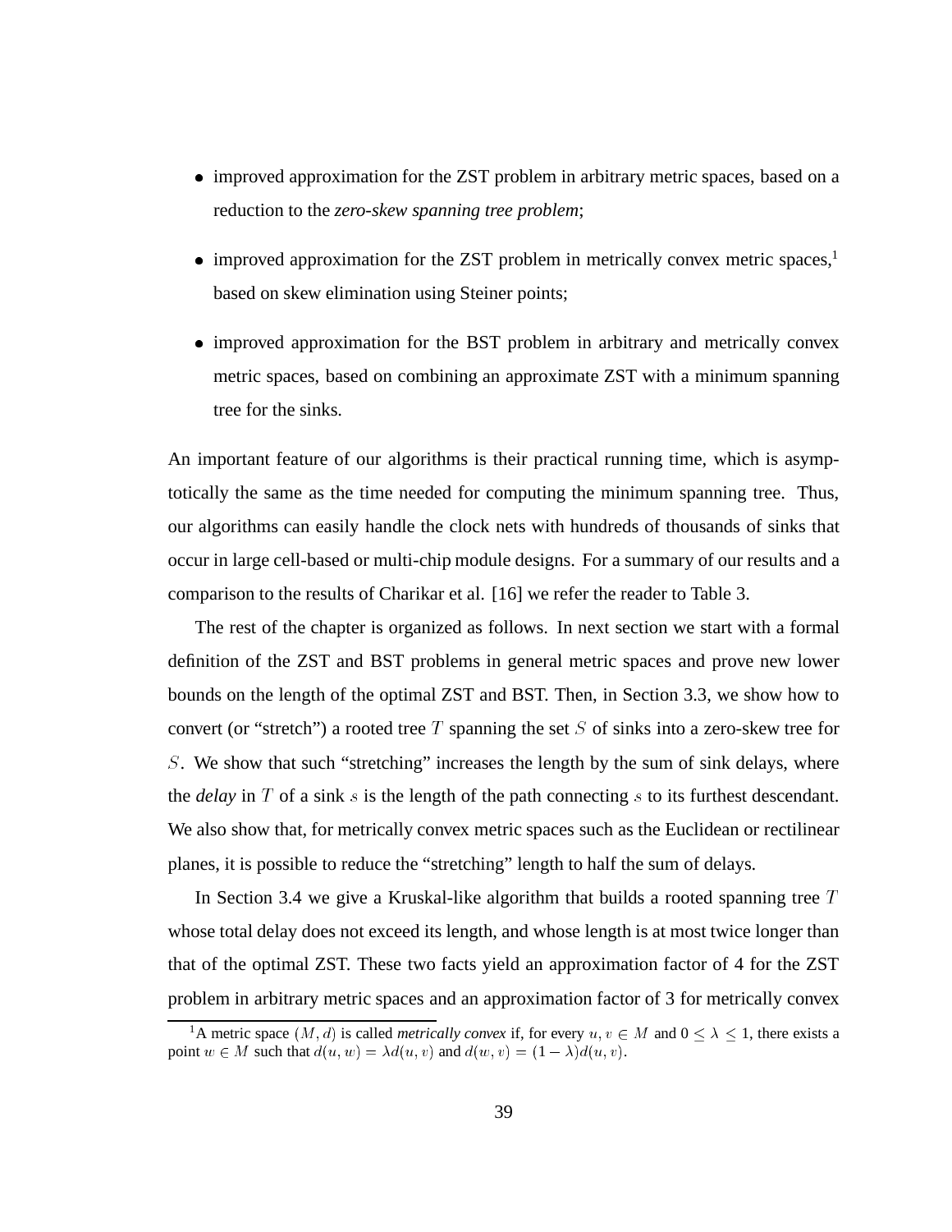- improved approximation for the ZST problem in arbitrary metric spaces, based on a reduction to the *zero-skew spanning tree problem*;
- improved approximation for the ZST problem in metrically convex metric spaces,[1] based on skew elimination using Steiner points;
- improved approximation for the BST problem in arbitrary and metrically convex metric spaces, based on combining an approximate ZST with a minimum spanning tree for the sinks.

An important feature of our algorithms is their practical running time, which is asymptotically the same as the time needed for computing the minimum spanning tree. Thus, our algorithms can easily handle the clock nets with hundreds of thousands of sinks that occur in large cell-based or multi-chip module designs. For a summary of our results and a comparison to the results of Charikar et al. [16] we refer the reader to Table 3.

The rest of the chapter is organized as follows. In next section we start with a formal definition of the ZST and BST problems in general metric spaces and prove new lower bounds on the length of the optimal ZST and BST. Then, in Section 3.3, we show how to convert (or "stretch") a rooted tree $T$ spanning the set $S$ of sinks into a zero-skew tree for $S$. We show that such "stretching" increases the length by the sum of sink delays, where the *delay* in $T$ of a sink $s$ is the length of the path connecting $s$ to its furthest descendant. We also show that, for metrically convex metric spaces such as the Euclidean or rectilinear planes, it is possible to reduce the "stretching" length to half the sum of delays.

In Section 3.4 we give a Kruskal-like algorithm that builds a rooted spanning tree $T$ whose total delay does not exceed its length, and whose length is at most twice longer than that of the optimal ZST. These two facts yield an approximation factor of 4 for the ZST problem in arbitrary metric spaces and an approximation factor of 3 for metrically convex

[1] A metric space $(M, d)$ is called *metrically convex* if, for every $u, v \in M$ and $0 \leq \lambda \leq 1$, there exists a point $w \in M$ such that $d(u, w) = \lambda d(u, v)$ and $d(w, v) = (1 - \lambda)d(u, v)$.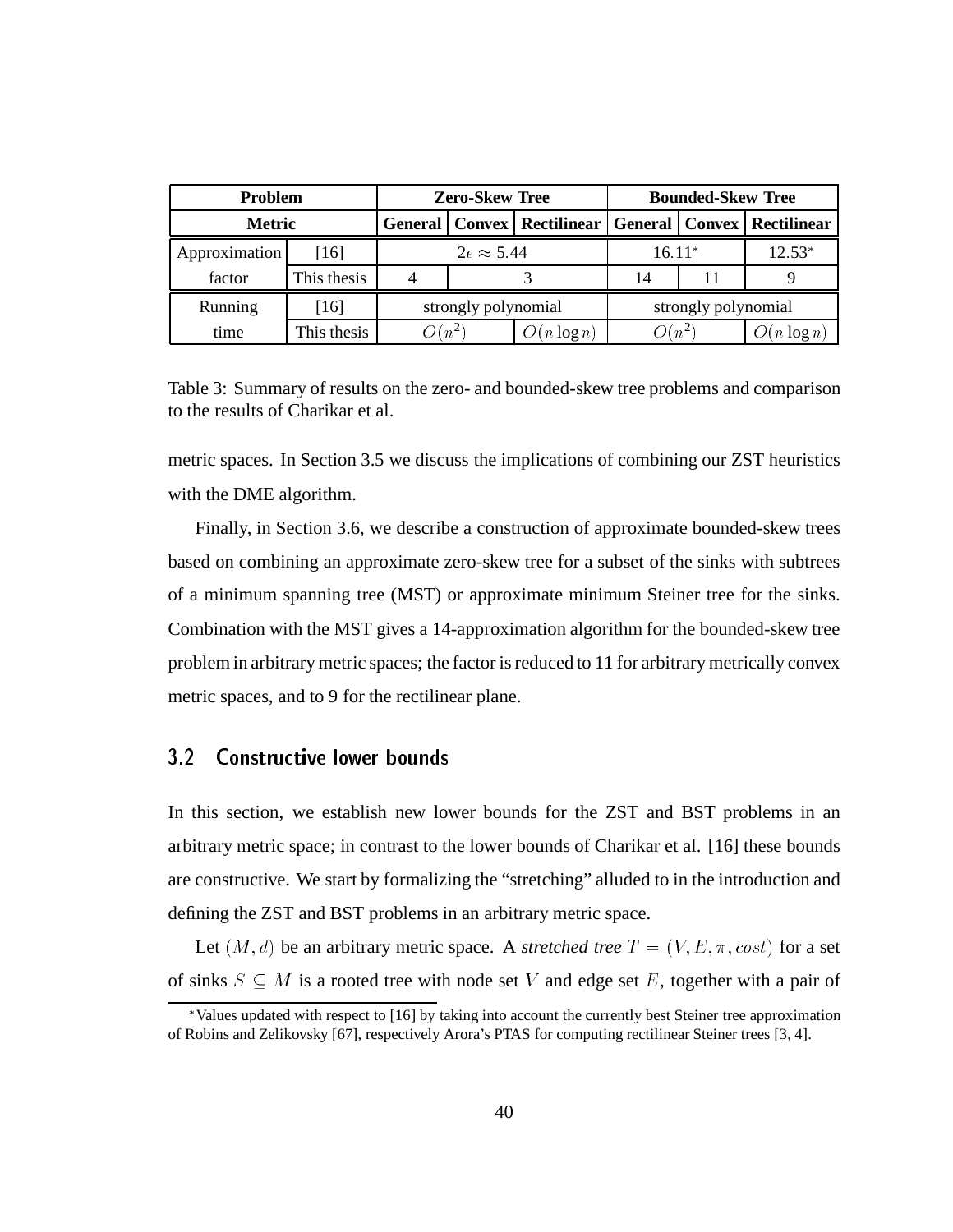| Problem | | Zero-Skew Tree | | | Bounded-Skew Tree | | |
|---|---|---|---|---|---|---|---|
| Metric | | General | Convex | Rectilinear | General | Convex | Rectilinear |
| Approximation factor | [16] | $2e \approx 5.44$ | | | $16.11^*$ | | $12.53^*$ |
| | This thesis | 4 | 3 | | 14 | 11 | 9 |
| Running time | [16] | strongly polynomial | | | strongly polynomial | | |
| | This thesis | $O(n^2)$ | | $O(n \log n)$ | $O(n^2)$ | | $O(n \log n)$ |

Table 3: Summary of results on the zero- and bounded-skew tree problems and comparison to the results of Charikar et al.

metric spaces. In Section 3.5 we discuss the implications of combining our ZST heuristics with the DME algorithm.

Finally, in Section 3.6, we describe a construction of approximate bounded-skew trees based on combining an approximate zero-skew tree for a subset of the sinks with subtrees of a minimum spanning tree (MST) or approximate minimum Steiner tree for the sinks. Combination with the MST gives a 14-approximation algorithm for the bounded-skew tree problem in arbitrary metric spaces; the factor is reduced to 11 for arbitrary metrically convex metric spaces, and to 9 for the rectilinear plane.

## 3.2 Constructive lower bounds

In this section, we establish new lower bounds for the ZST and BST problems in an arbitrary metric space; in contrast to the lower bounds of Charikar et al. [16] these bounds are constructive. We start by formalizing the "stretching" alluded to in the introduction and defining the ZST and BST problems in an arbitrary metric space.

Let $(M, d)$ be an arbitrary metric space. A *stretched tree* $T = (V, E, \pi, cost)$ for a set of sinks $S \subseteq M$ is a rooted tree with node set $V$ and edge set $E$, together with a pair of

*Values updated with respect to [16] by taking into account the currently best Steiner tree approximation of Robins and Zelikovsky [67], respectively Arora's PTAS for computing rectilinear Steiner trees [3, 4].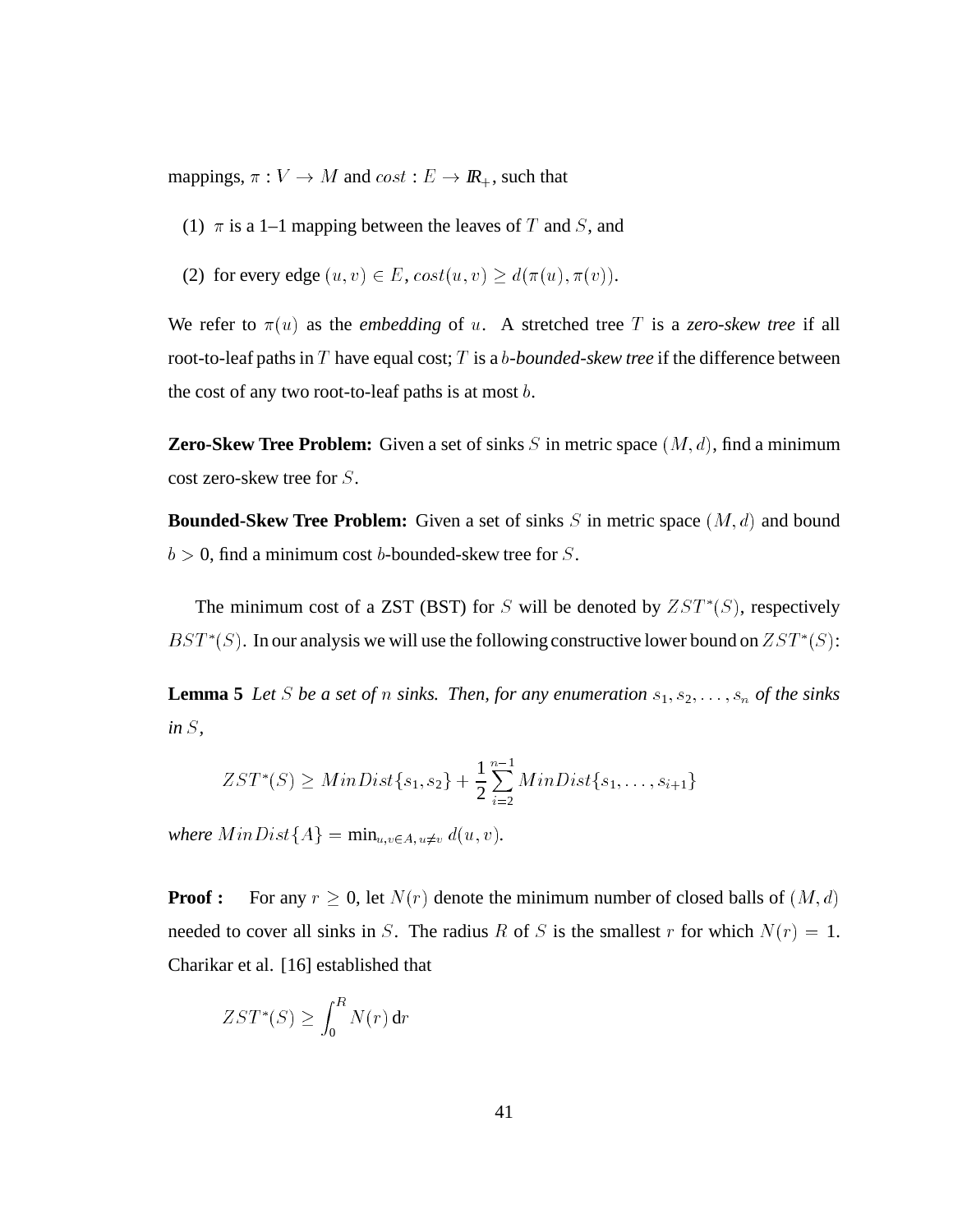mappings, $\pi : V \to M$ and $cost : E \to \mathbb{R}_+$, such that

(1) $\pi$ is a 1–1 mapping between the leaves of $T$ and $S$, and

(2) for every edge $(u, v) \in E$, $cost(u, v) \geq d(\pi(u), \pi(v))$.

We refer to $\pi(u)$ as the *embedding* of $u$. A stretched tree $T$ is a *zero-skew tree* if all root-to-leaf paths in $T$ have equal cost; $T$ is a *$b$-bounded-skew tree* if the difference between the cost of any two root-to-leaf paths is at most $b$.

**Zero-Skew Tree Problem:** Given a set of sinks $S$ in metric space $(M, d)$, find a minimum cost zero-skew tree for $S$.

**Bounded-Skew Tree Problem:** Given a set of sinks $S$ in metric space $(M, d)$ and bound $b > 0$, find a minimum cost $b$-bounded-skew tree for $S$.

The minimum cost of a ZST (BST) for $S$ will be denoted by $ZST^*(S)$, respectively $BST^*(S)$. In our analysis we will use the following constructive lower bound on $ZST^*(S)$:

**Lemma 5** *Let $S$ be a set of $n$ sinks. Then, for any enumeration $s_1, s_2, \ldots, s_n$ of the sinks in $S$,*

$$ZST^*(S) \geq MinDist\{s_1, s_2\} + \frac{1}{2} \sum_{i=2}^{n-1} MinDist\{s_1, \ldots, s_{i+1}\}$$

*where $MinDist\{A\} = \min_{u,v \in A, u \neq v} d(u, v)$.*

**Proof :** For any $r \geq 0$, let $N(r)$ denote the minimum number of closed balls of $(M, d)$ needed to cover all sinks in $S$. The radius $R$ of $S$ is the smallest $r$ for which $N(r) = 1$. Charikar et al. [16] established that

$$ZST^*(S) \geq \int_0^R N(r)\,\mathrm{d}r$$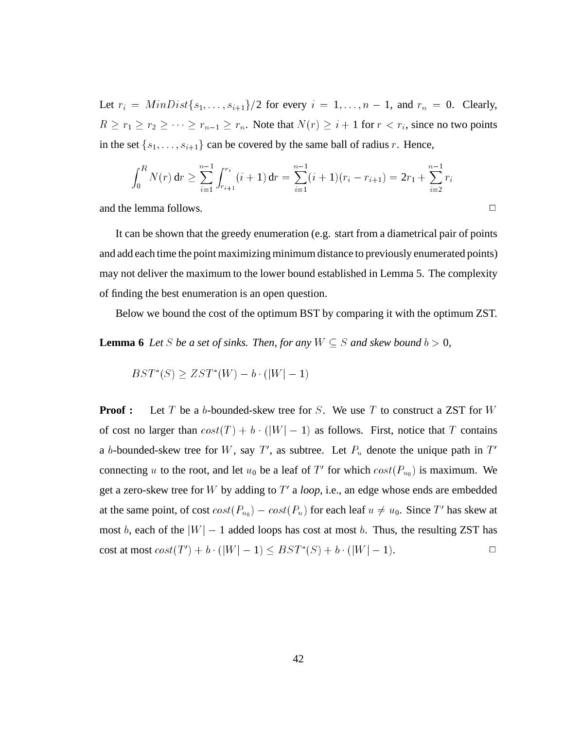Let $r_i = MinDist\{s_1, \ldots, s_{i+1}\}/2$ for every $i = 1, \ldots, n-1$, and $r_n = 0$. Clearly, $R \geq r_1 \geq r_2 \geq \cdots \geq r_{n-1} \geq r_n$. Note that $N(r) \geq i+1$ for $r < r_i$, since no two points in the set $\{s_1, \ldots, s_{i+1}\}$ can be covered by the same ball of radius $r$. Hence,

$$\int_0^R N(r)\,\mathrm{d}r \geq \sum_{i=1}^{n-1} \int_{r_{i+1}}^{r_i} (i+1)\,\mathrm{d}r = \sum_{i=1}^{n-1} (i+1)(r_i - r_{i+1}) = 2r_1 + \sum_{i=2}^{n-1} r_i$$

and the lemma follows. □

It can be shown that the greedy enumeration (e.g. start from a diametrical pair of points and add each time the point maximizing minimum distance to previously enumerated points) may not deliver the maximum to the lower bound established in Lemma 5. The complexity of finding the best enumeration is an open question.

Below we bound the cost of the optimum BST by comparing it with the optimum ZST.

**Lemma 6** *Let $S$ be a set of sinks. Then, for any $W \subseteq S$ and skew bound $b > 0$,*

$$BST^*(S) \geq ZST^*(W) - b \cdot (|W| - 1)$$

**Proof :** Let $T$ be a $b$-bounded-skew tree for $S$. We use $T$ to construct a ZST for $W$ of cost no larger than $cost(T) + b \cdot (|W| - 1)$ as follows. First, notice that $T$ contains a $b$-bounded-skew tree for $W$, say $T'$, as subtree. Let $P_u$ denote the unique path in $T'$ connecting $u$ to the root, and let $u_0$ be a leaf of $T'$ for which $cost(P_{u_0})$ is maximum. We get a zero-skew tree for $W$ by adding to $T'$ a *loop*, i.e., an edge whose ends are embedded at the same point, of cost $cost(P_{u_0}) - cost(P_u)$ for each leaf $u \neq u_0$. Since $T'$ has skew at most $b$, each of the $|W| - 1$ added loops has cost at most $b$. Thus, the resulting ZST has cost at most $cost(T') + b \cdot (|W| - 1) \leq BST^*(S) + b \cdot (|W| - 1)$. □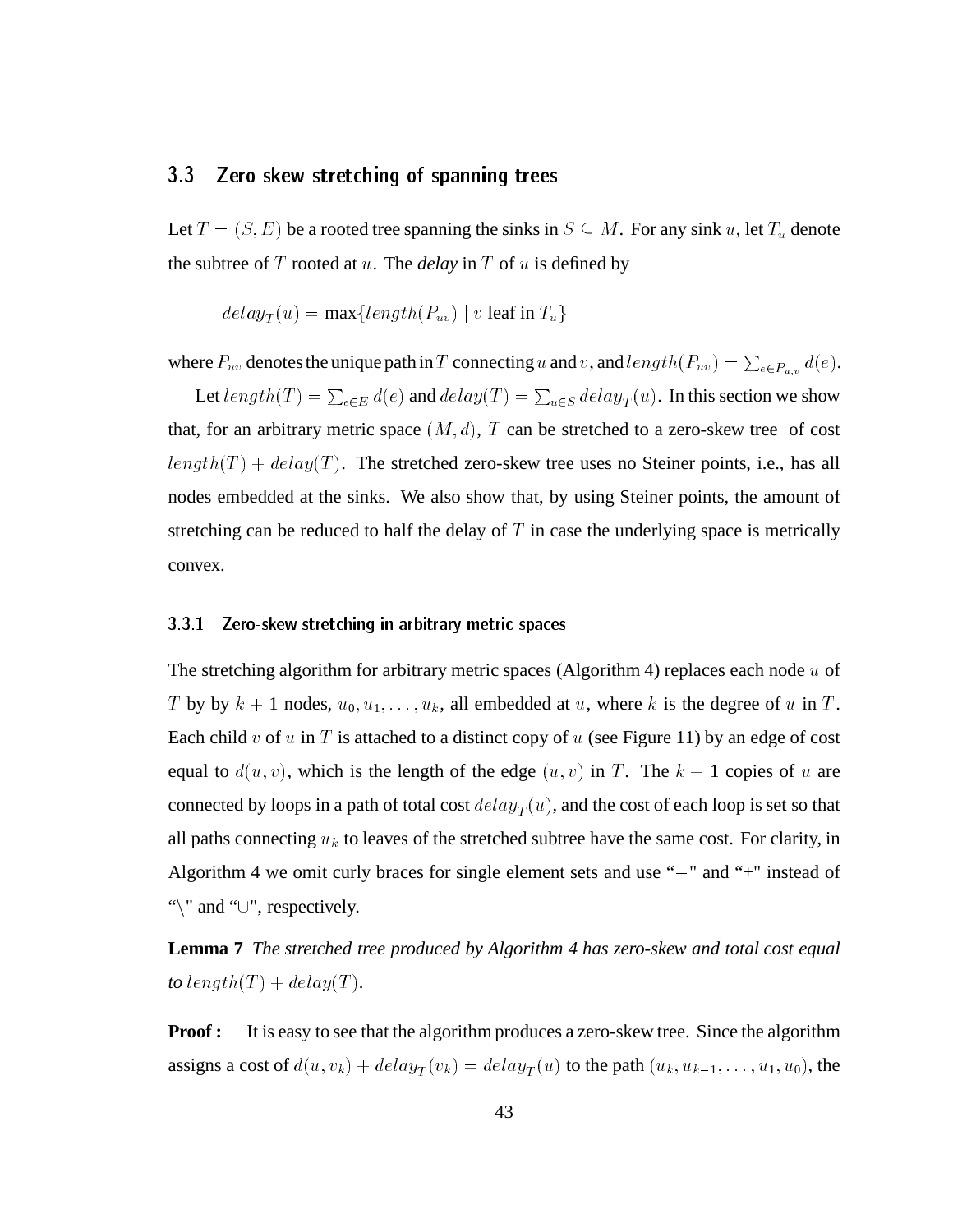## 3.3 Zero-skew stretching of spanning trees

Let $T = (S, E)$ be a rooted tree spanning the sinks in $S \subseteq M$. For any sink $u$, let $T_u$ denote the subtree of $T$ rooted at $u$. The ***delay*** in $T$ of $u$ is defined by

$$delay_T(u) = \max\{length(P_{uv}) \mid v \text{ leaf in } T_u\}$$

where $P_{uv}$ denotes the unique path in $T$ connecting $u$ and $v$, and $length(P_{uv}) = \sum_{e \in P_{u,v}} d(e)$.

Let $length(T) = \sum_{e \in E} d(e)$ and $delay(T) = \sum_{u \in S} delay_T(u)$. In this section we show that, for an arbitrary metric space $(M, d)$, $T$ can be stretched to a zero-skew tree of cost $length(T) + delay(T)$. The stretched zero-skew tree uses no Steiner points, i.e., has all nodes embedded at the sinks. We also show that, by using Steiner points, the amount of stretching can be reduced to half the delay of $T$ in case the underlying space is metrically convex.

### 3.3.1 Zero-skew stretching in arbitrary metric spaces

The stretching algorithm for arbitrary metric spaces (Algorithm 4) replaces each node $u$ of $T$ by by $k + 1$ nodes, $u_0, u_1, \ldots, u_k$, all embedded at $u$, where $k$ is the degree of $u$ in $T$. Each child $v$ of $u$ in $T$ is attached to a distinct copy of $u$ (see Figure 11) by an edge of cost equal to $d(u, v)$, which is the length of the edge $(u, v)$ in $T$. The $k + 1$ copies of $u$ are connected by loops in a path of total cost $delay_T(u)$, and the cost of each loop is set so that all paths connecting $u_k$ to leaves of the stretched subtree have the same cost. For clarity, in Algorithm 4 we omit curly braces for single element sets and use "$-$" and "+" instead of "$\setminus$" and "$\cup$", respectively.

**Lemma 7** *The stretched tree produced by Algorithm 4 has zero-skew and total cost equal to* $length(T) + delay(T)$.

**Proof :** It is easy to see that the algorithm produces a zero-skew tree. Since the algorithm assigns a cost of $d(u, v_k) + delay_T(v_k) = delay_T(u)$ to the path $(u_k, u_{k-1}, \ldots, u_1, u_0)$, the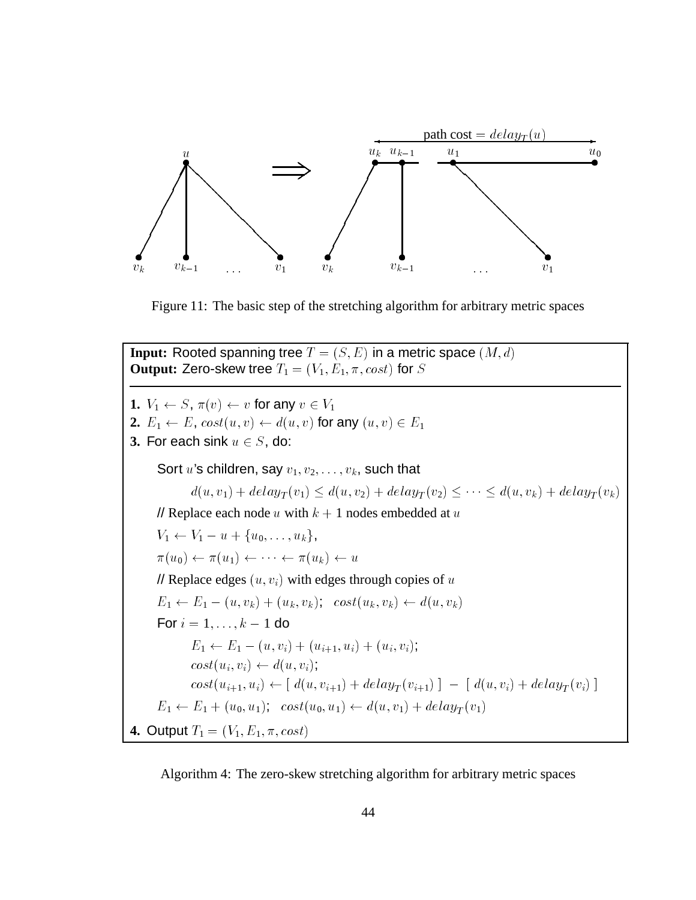Figure 11: The basic step of the stretching algorithm for arbitrary metric spaces

**Input:** Rooted spanning tree $T = (S, E)$ in a metric space $(M, d)$
**Output:** Zero-skew tree $T_1 = (V_1, E_1, \pi, cost)$ for $S$

---

**1.** $V_1 \leftarrow S$, $\pi(v) \leftarrow v$ for any $v \in V_1$

**2.** $E_1 \leftarrow E$, $cost(u, v) \leftarrow d(u, v)$ for any $(u, v) \in E_1$

**3.** For each sink $u \in S$, do:

Sort $u$'s children, say $v_1, v_2, \ldots, v_k$, such that

$$d(u, v_1) + delay_T(v_1) \leq d(u, v_2) + delay_T(v_2) \leq \cdots \leq d(u, v_k) + delay_T(v_k)$$

// Replace each node $u$ with $k+1$ nodes embedded at $u$

$V_1 \leftarrow V_1 - u + \{u_0, \ldots, u_k\}$,

$\pi(u_0) \leftarrow \pi(u_1) \leftarrow \cdots \leftarrow \pi(u_k) \leftarrow u$

// Replace edges $(u, v_i)$ with edges through copies of $u$

$E_1 \leftarrow E_1 - (u, v_k) + (u_k, v_k)$; $cost(u_k, v_k) \leftarrow d(u, v_k)$

For $i = 1, \ldots, k-1$ do

$E_1 \leftarrow E_1 - (u, v_i) + (u_{i+1}, u_i) + (u_i, v_i)$;

$cost(u_i, v_i) \leftarrow d(u, v_i)$;

$cost(u_{i+1}, u_i) \leftarrow [\ d(u, v_{i+1}) + delay_T(v_{i+1})\ ] - [\ d(u, v_i) + delay_T(v_i)\ ]$

$E_1 \leftarrow E_1 + (u_0, u_1)$; $cost(u_0, u_1) \leftarrow d(u, v_1) + delay_T(v_1)$

**4.** Output $T_1 = (V_1, E_1, \pi, cost)$

Algorithm 4: The zero-skew stretching algorithm for arbitrary metric spaces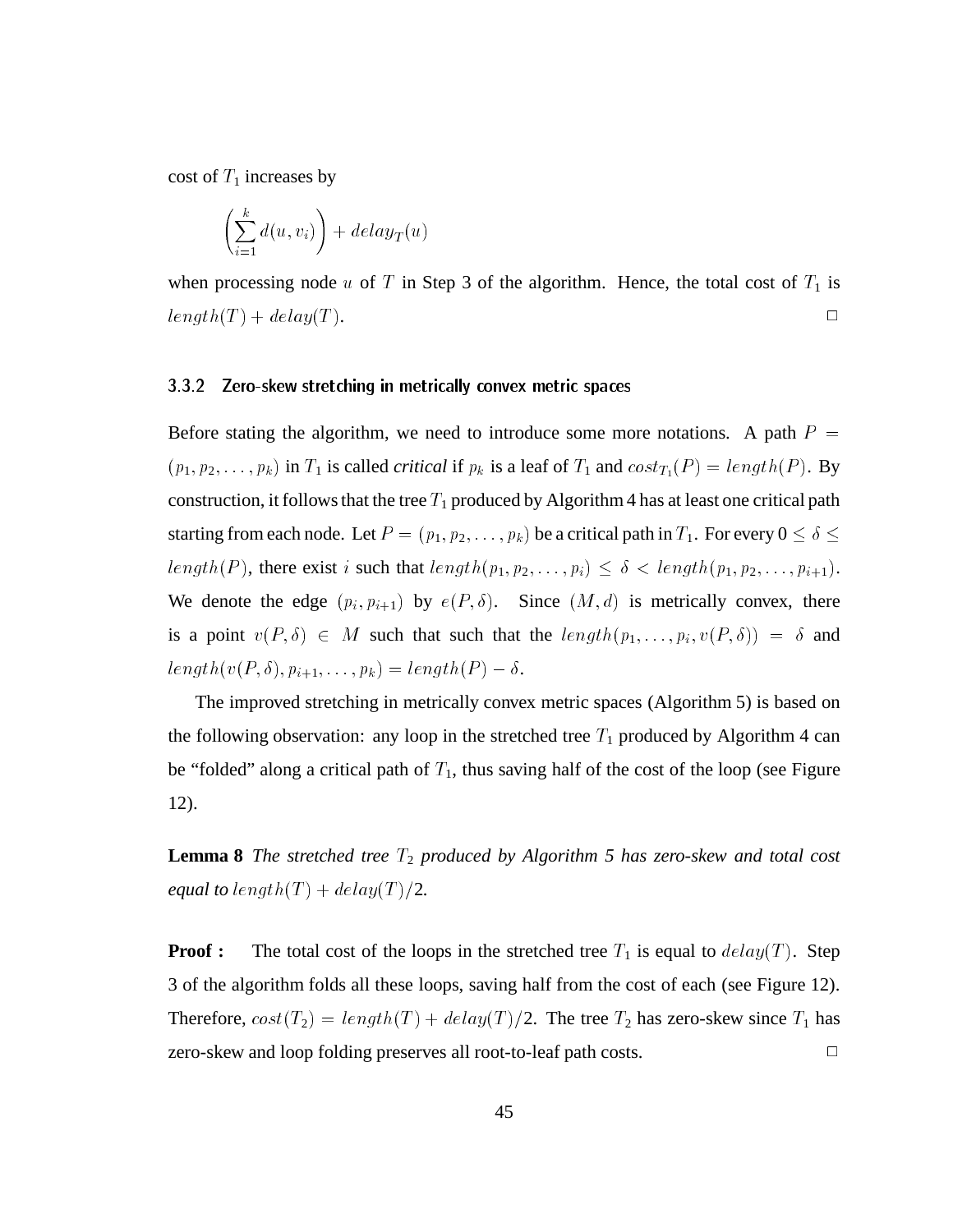cost of $T_1$ increases by

$$\left(\sum_{i=1}^{k} d(u, v_i)\right) + delay_T(u)$$

when processing node $u$ of $T$ in Step 3 of the algorithm. Hence, the total cost of $T_1$ is $length(T) + delay(T)$. □

### 3.3.2 Zero-skew stretching in metrically convex metric spaces

Before stating the algorithm, we need to introduce some more notations. A path $P = (p_1, p_2, \ldots, p_k)$ in $T_1$ is called *critical* if $p_k$ is a leaf of $T_1$ and $cost_{T_1}(P) = length(P)$. By construction, it follows that the tree $T_1$ produced by Algorithm 4 has at least one critical path starting from each node. Let $P = (p_1, p_2, \ldots, p_k)$ be a critical path in $T_1$. For every $0 \le \delta \le length(P)$, there exist $i$ such that $length(p_1, p_2, \ldots, p_i) \le \delta < length(p_1, p_2, \ldots, p_{i+1})$. We denote the edge $(p_i, p_{i+1})$ by $e(P, \delta)$. Since $(M, d)$ is metrically convex, there is a point $v(P, \delta) \in M$ such that such that the $length(p_1, \ldots, p_i, v(P, \delta)) = \delta$ and $length(v(P, \delta), p_{i+1}, \ldots, p_k) = length(P) - \delta$.

The improved stretching in metrically convex metric spaces (Algorithm 5) is based on the following observation: any loop in the stretched tree $T_1$ produced by Algorithm 4 can be "folded" along a critical path of $T_1$, thus saving half of the cost of the loop (see Figure 12).

**Lemma 8** *The stretched tree $T_2$ produced by Algorithm 5 has zero-skew and total cost equal to $length(T) + delay(T)/2$.*

**Proof :** The total cost of the loops in the stretched tree $T_1$ is equal to $delay(T)$. Step 3 of the algorithm folds all these loops, saving half from the cost of each (see Figure 12). Therefore, $cost(T_2) = length(T) + delay(T)/2$. The tree $T_2$ has zero-skew since $T_1$ has zero-skew and loop folding preserves all root-to-leaf path costs. □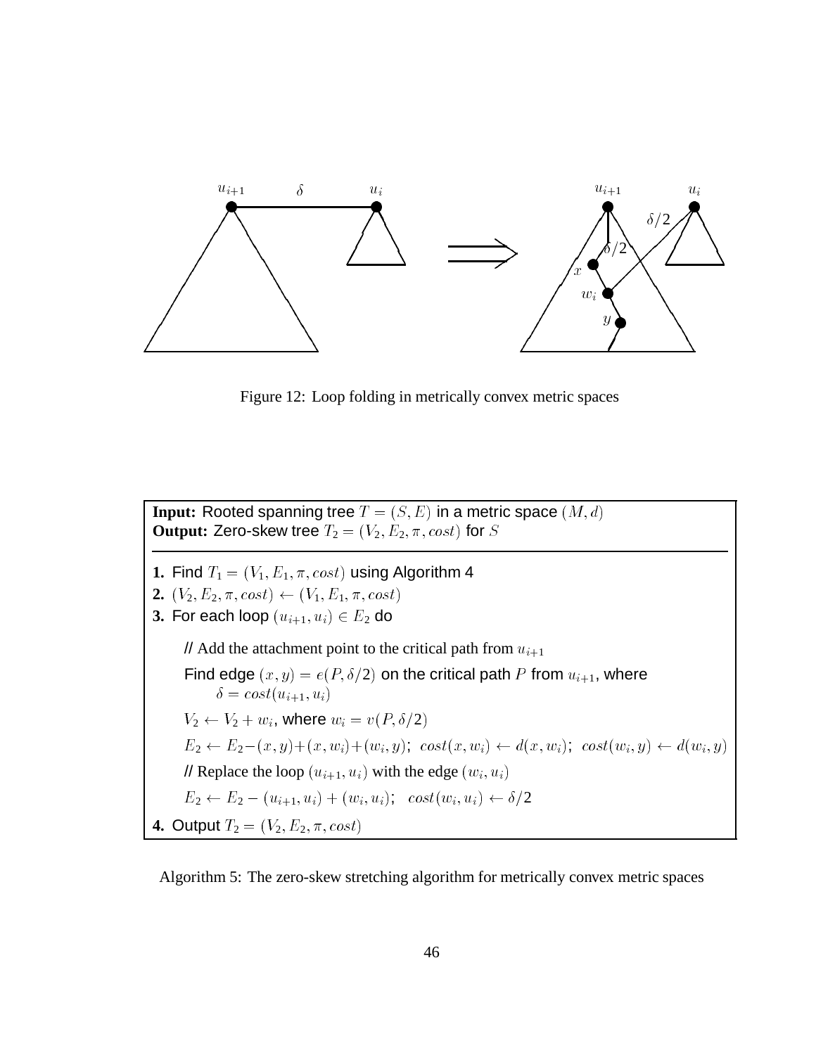Figure 12: Loop folding in metrically convex metric spaces

**Input:** Rooted spanning tree $T = (S, E)$ in a metric space $(M, d)$
**Output:** Zero-skew tree $T_2 = (V_2, E_2, \pi, cost)$ for $S$

**1.** Find $T_1 = (V_1, E_1, \pi, cost)$ using Algorithm 4
**2.** $(V_2, E_2, \pi, cost) \leftarrow (V_1, E_1, \pi, cost)$
**3.** For each loop $(u_{i+1}, u_i) \in E_2$ do

// Add the attachment point to the critical path from $u_{i+1}$

Find edge $(x, y) = e(P, \delta/2)$ on the critical path $P$ from $u_{i+1}$, where $\delta = cost(u_{i+1}, u_i)$

$V_2 \leftarrow V_2 + w_i$, where $w_i = v(P, \delta/2)$

$E_2 \leftarrow E_2 - (x, y) + (x, w_i) + (w_i, y)$; $cost(x, w_i) \leftarrow d(x, w_i)$; $cost(w_i, y) \leftarrow d(w_i, y)$

// Replace the loop $(u_{i+1}, u_i)$ with the edge $(w_i, u_i)$

$E_2 \leftarrow E_2 - (u_{i+1}, u_i) + (w_i, u_i)$; $cost(w_i, u_i) \leftarrow \delta/2$

**4.** Output $T_2 = (V_2, E_2, \pi, cost)$

Algorithm 5: The zero-skew stretching algorithm for metrically convex metric spaces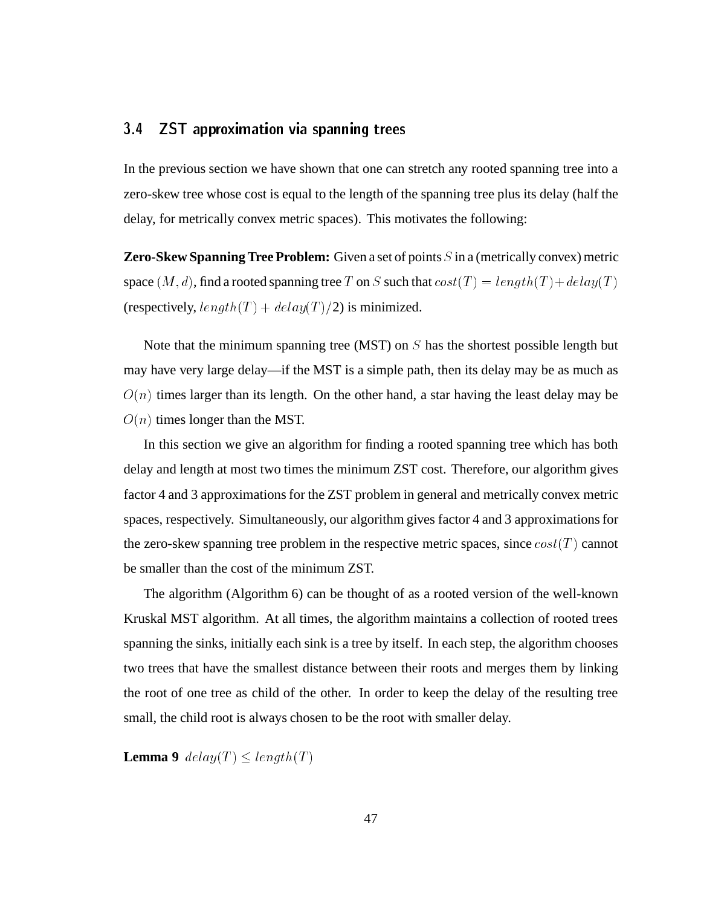### 3.4 ZST approximation via spanning trees

In the previous section we have shown that one can stretch any rooted spanning tree into a zero-skew tree whose cost is equal to the length of the spanning tree plus its delay (half the delay, for metrically convex metric spaces). This motivates the following:

**Zero-Skew Spanning Tree Problem:** Given a set of points $S$ in a (metrically convex) metric space $(M, d)$, find a rooted spanning tree $T$ on $S$ such that $cost(T) = length(T) + delay(T)$ (respectively, $length(T) + delay(T)/2$) is minimized.

Note that the minimum spanning tree (MST) on $S$ has the shortest possible length but may have very large delay—if the MST is a simple path, then its delay may be as much as $O(n)$ times larger than its length. On the other hand, a star having the least delay may be $O(n)$ times longer than the MST.

In this section we give an algorithm for finding a rooted spanning tree which has both delay and length at most two times the minimum ZST cost. Therefore, our algorithm gives factor 4 and 3 approximations for the ZST problem in general and metrically convex metric spaces, respectively. Simultaneously, our algorithm gives factor 4 and 3 approximations for the zero-skew spanning tree problem in the respective metric spaces, since $cost(T)$ cannot be smaller than the cost of the minimum ZST.

The algorithm (Algorithm 6) can be thought of as a rooted version of the well-known Kruskal MST algorithm. At all times, the algorithm maintains a collection of rooted trees spanning the sinks, initially each sink is a tree by itself. In each step, the algorithm chooses two trees that have the smallest distance between their roots and merges them by linking the root of one tree as child of the other. In order to keep the delay of the resulting tree small, the child root is always chosen to be the root with smaller delay.

**Lemma 9** $delay(T) \leq length(T)$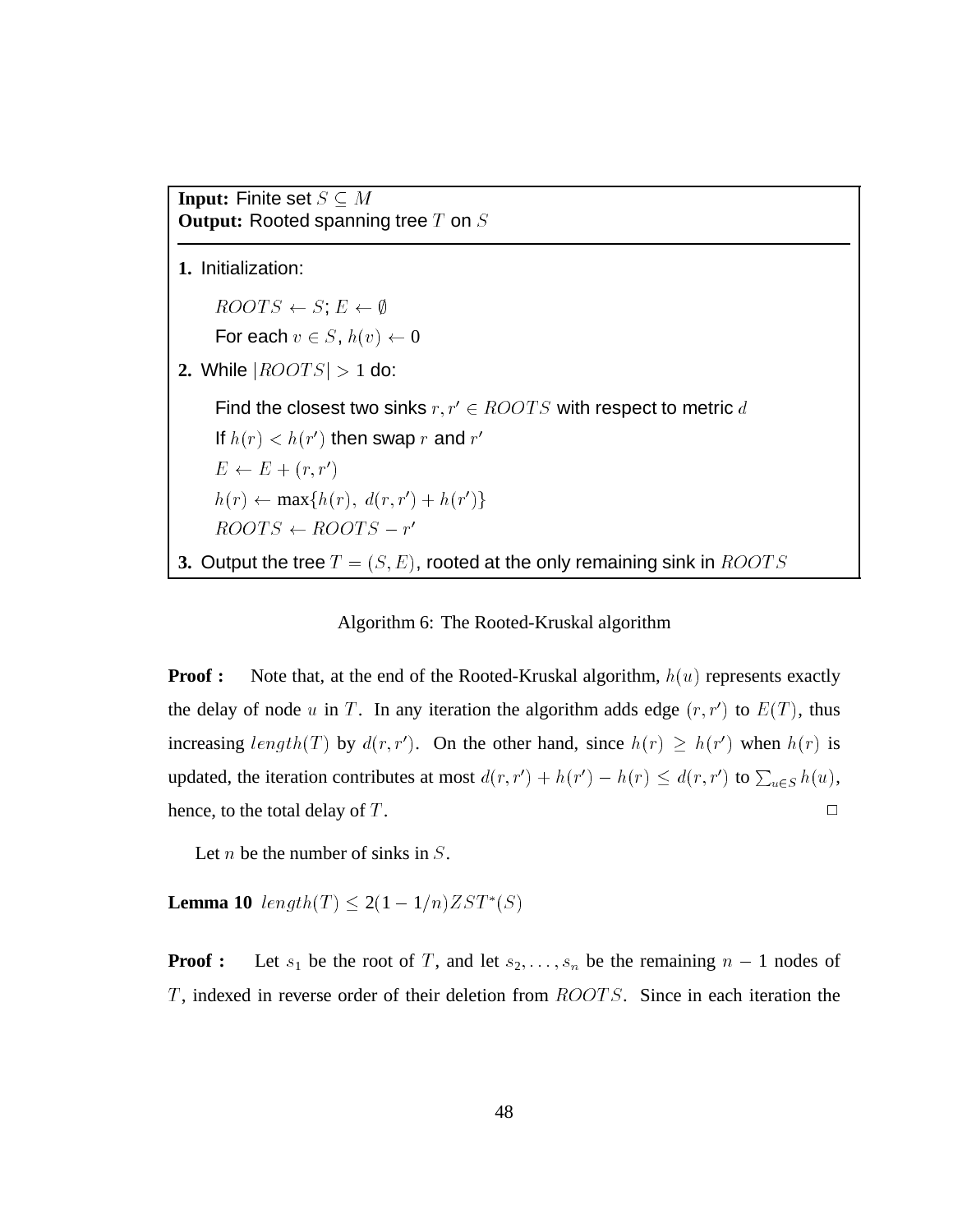**Input:** Finite set $S \subseteq M$
**Output:** Rooted spanning tree $T$ on $S$

---

**1.** Initialization:

$ROOTS \leftarrow S$; $E \leftarrow \emptyset$

For each $v \in S$, $h(v) \leftarrow 0$

**2.** While $|ROOTS| > 1$ do:

Find the closest two sinks $r, r' \in ROOTS$ with respect to metric $d$

If $h(r) < h(r')$ then swap $r$ and $r'$

$E \leftarrow E + (r, r')$

$h(r) \leftarrow \max\{h(r),\ d(r, r') + h(r')\}$

$ROOTS \leftarrow ROOTS - r'$

**3.** Output the tree $T = (S, E)$, rooted at the only remaining sink in $ROOTS$

Algorithm 6: The Rooted-Kruskal algorithm

**Proof :** Note that, at the end of the Rooted-Kruskal algorithm, $h(u)$ represents exactly the delay of node $u$ in $T$. In any iteration the algorithm adds edge $(r, r')$ to $E(T)$, thus increasing $length(T)$ by $d(r, r')$. On the other hand, since $h(r) \geq h(r')$ when $h(r)$ is updated, the iteration contributes at most $d(r, r') + h(r') - h(r) \leq d(r, r')$ to $\sum_{u \in S} h(u)$, hence, to the total delay of $T$. □

Let $n$ be the number of sinks in $S$.

**Lemma 10** $length(T) \leq 2(1 - 1/n)ZST^*(S)$

**Proof :** Let $s_1$ be the root of $T$, and let $s_2, \ldots, s_n$ be the remaining $n - 1$ nodes of $T$, indexed in reverse order of their deletion from $ROOTS$. Since in each iteration the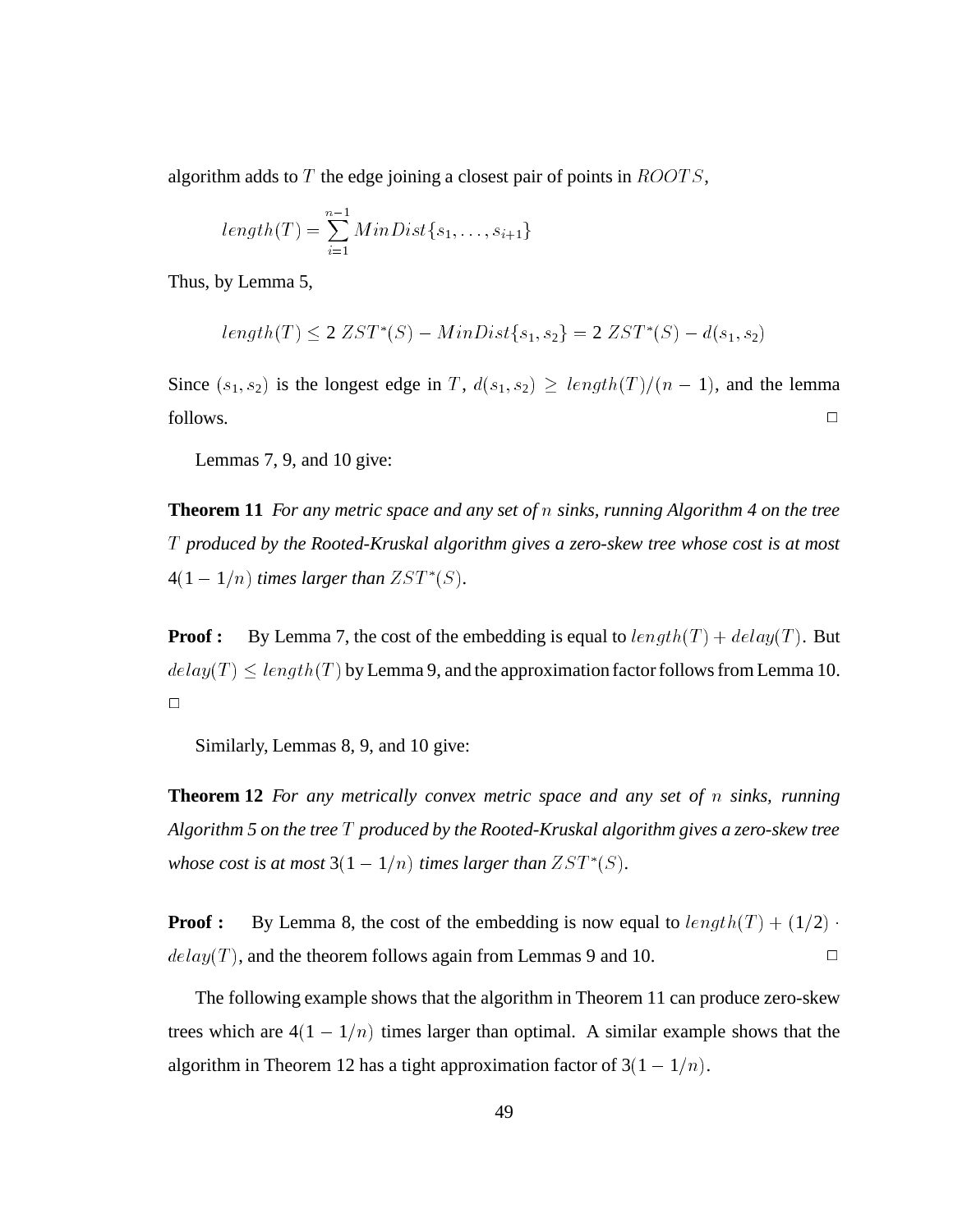algorithm adds to $T$ the edge joining a closest pair of points in $ROOTS$,

$$length(T) = \sum_{i=1}^{n-1} MinDist\{s_1, \ldots, s_{i+1}\}$$

Thus, by Lemma 5,

$$length(T) \leq 2\ ZST^*(S) - MinDist\{s_1, s_2\} = 2\ ZST^*(S) - d(s_1, s_2)$$

Since $(s_1, s_2)$ is the longest edge in $T$, $d(s_1, s_2) \geq length(T)/(n-1)$, and the lemma follows. □

Lemmas 7, 9, and 10 give:

**Theorem 11** *For any metric space and any set of $n$ sinks, running Algorithm 4 on the tree $T$ produced by the Rooted-Kruskal algorithm gives a zero-skew tree whose cost is at most $4(1 - 1/n)$ times larger than $ZST^*(S)$.*

**Proof :** By Lemma 7, the cost of the embedding is equal to $length(T) + delay(T)$. But $delay(T) \leq length(T)$ by Lemma 9, and the approximation factor follows from Lemma 10. □

Similarly, Lemmas 8, 9, and 10 give:

**Theorem 12** *For any metrically convex metric space and any set of $n$ sinks, running Algorithm 5 on the tree $T$ produced by the Rooted-Kruskal algorithm gives a zero-skew tree whose cost is at most $3(1 - 1/n)$ times larger than $ZST^*(S)$.*

**Proof :** By Lemma 8, the cost of the embedding is now equal to $length(T) + (1/2) \cdot delay(T)$, and the theorem follows again from Lemmas 9 and 10. □

The following example shows that the algorithm in Theorem 11 can produce zero-skew trees which are $4(1 - 1/n)$ times larger than optimal. A similar example shows that the algorithm in Theorem 12 has a tight approximation factor of $3(1 - 1/n)$.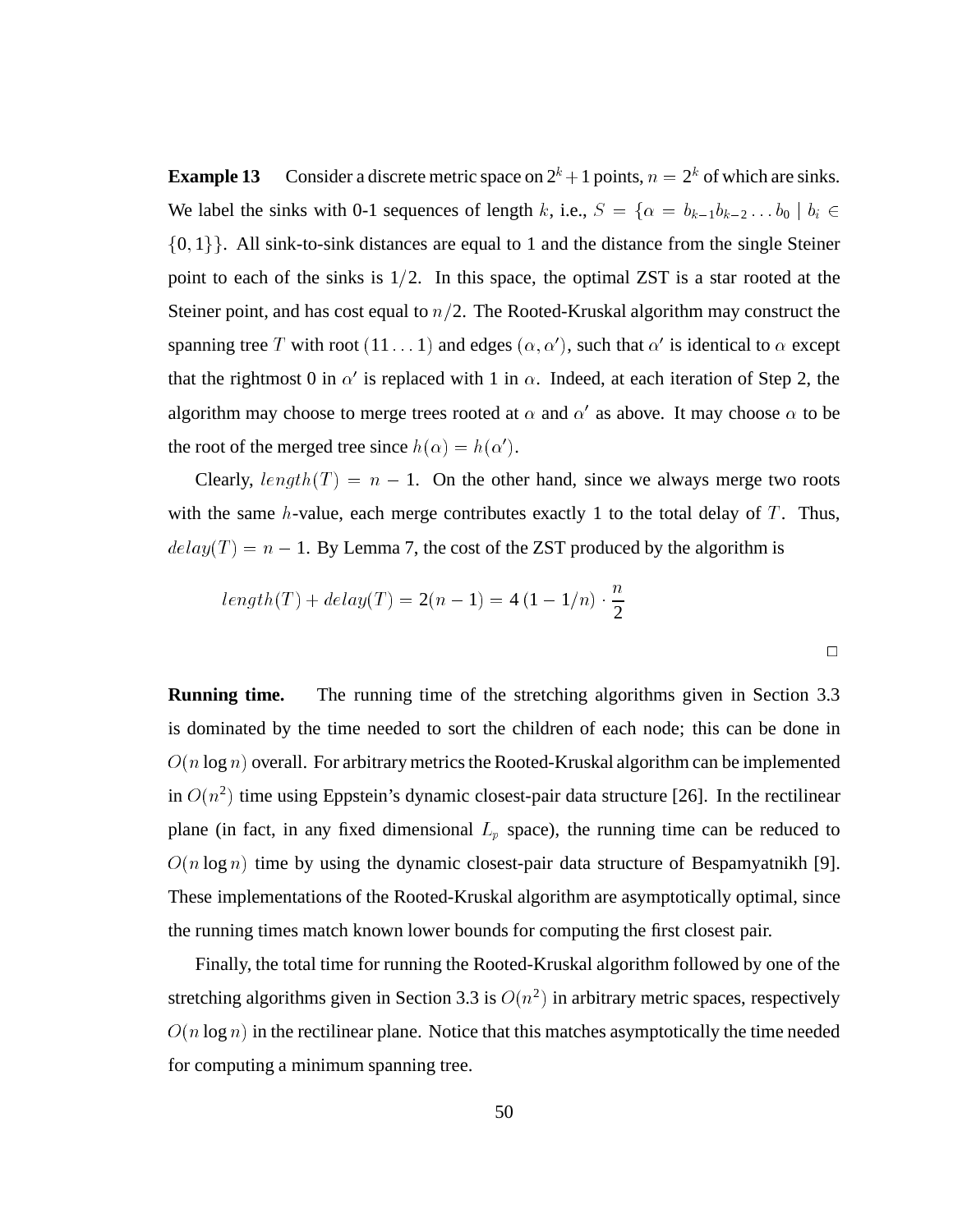**Example 13** Consider a discrete metric space on $2^k + 1$ points, $n = 2^k$ of which are sinks. We label the sinks with 0-1 sequences of length $k$, i.e., $S = \{\alpha = b_{k-1}b_{k-2}\dots b_0 \mid b_i \in \{0,1\}\}$. All sink-to-sink distances are equal to 1 and the distance from the single Steiner point to each of the sinks is $1/2$. In this space, the optimal ZST is a star rooted at the Steiner point, and has cost equal to $n/2$. The Rooted-Kruskal algorithm may construct the spanning tree $T$ with root $(11\dots1)$ and edges $(\alpha, \alpha')$, such that $\alpha'$ is identical to $\alpha$ except that the rightmost 0 in $\alpha'$ is replaced with 1 in $\alpha$. Indeed, at each iteration of Step 2, the algorithm may choose to merge trees rooted at $\alpha$ and $\alpha'$ as above. It may choose $\alpha$ to be the root of the merged tree since $h(\alpha) = h(\alpha')$.

Clearly, $length(T) = n - 1$. On the other hand, since we always merge two roots with the same $h$-value, each merge contributes exactly 1 to the total delay of $T$. Thus, $delay(T) = n - 1$. By Lemma 7, the cost of the ZST produced by the algorithm is

$$length(T) + delay(T) = 2(n-1) = 4\,(1 - 1/n) \cdot \frac{n}{2}$$

$\square$

**Running time.** The running time of the stretching algorithms given in Section 3.3 is dominated by the time needed to sort the children of each node; this can be done in $O(n \log n)$ overall. For arbitrary metrics the Rooted-Kruskal algorithm can be implemented in $O(n^2)$ time using Eppstein's dynamic closest-pair data structure [26]. In the rectilinear plane (in fact, in any fixed dimensional $L_p$ space), the running time can be reduced to $O(n \log n)$ time by using the dynamic closest-pair data structure of Bespamyatnikh [9]. These implementations of the Rooted-Kruskal algorithm are asymptotically optimal, since the running times match known lower bounds for computing the first closest pair.

Finally, the total time for running the Rooted-Kruskal algorithm followed by one of the stretching algorithms given in Section 3.3 is $O(n^2)$ in arbitrary metric spaces, respectively $O(n \log n)$ in the rectilinear plane. Notice that this matches asymptotically the time needed for computing a minimum spanning tree.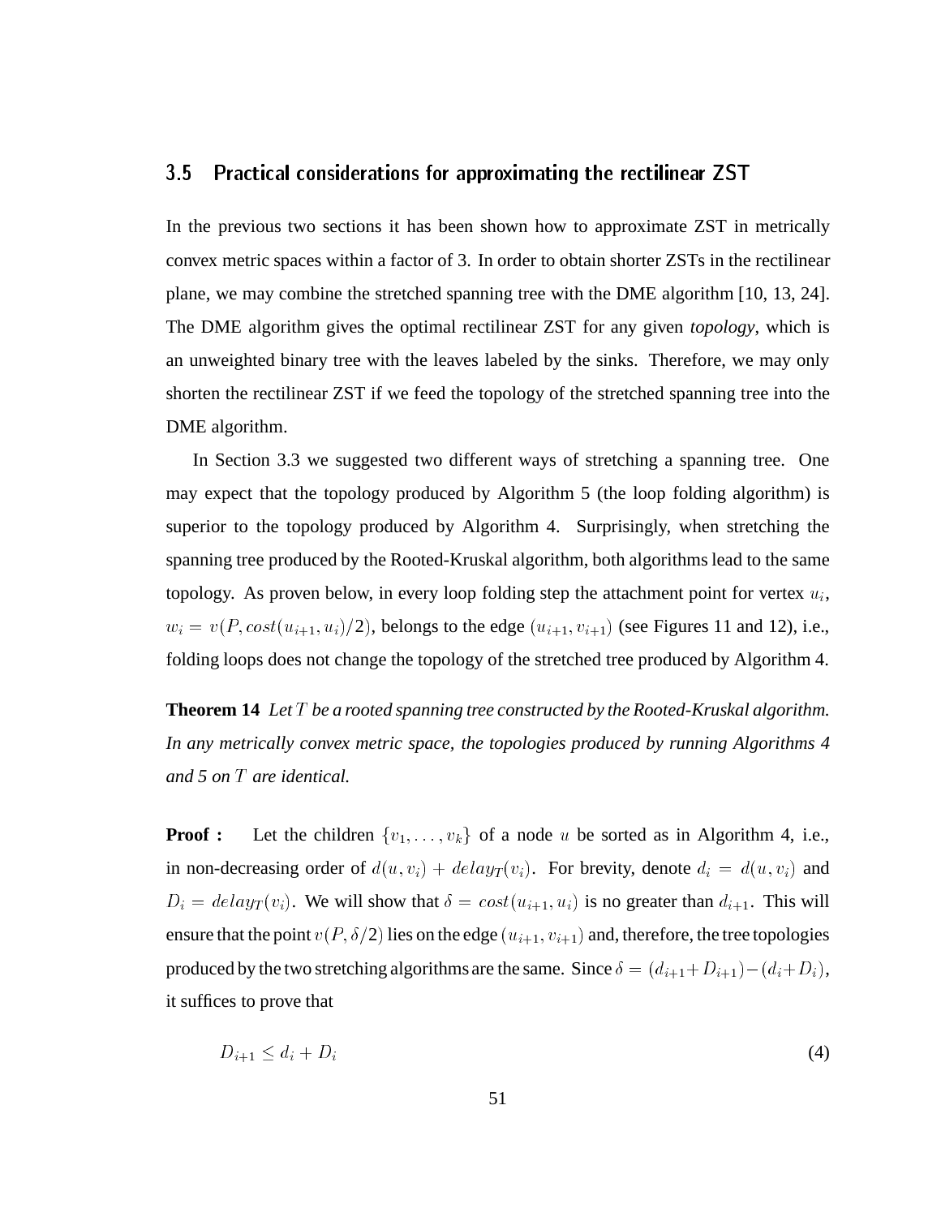### 3.5 Practical considerations for approximating the rectilinear ZST

In the previous two sections it has been shown how to approximate ZST in metrically convex metric spaces within a factor of 3. In order to obtain shorter ZSTs in the rectilinear plane, we may combine the stretched spanning tree with the DME algorithm [10, 13, 24]. The DME algorithm gives the optimal rectilinear ZST for any given *topology*, which is an unweighted binary tree with the leaves labeled by the sinks. Therefore, we may only shorten the rectilinear ZST if we feed the topology of the stretched spanning tree into the DME algorithm.

In Section 3.3 we suggested two different ways of stretching a spanning tree. One may expect that the topology produced by Algorithm 5 (the loop folding algorithm) is superior to the topology produced by Algorithm 4. Surprisingly, when stretching the spanning tree produced by the Rooted-Kruskal algorithm, both algorithms lead to the same topology. As proven below, in every loop folding step the attachment point for vertex $u_i$, $w_i = v(P, cost(u_{i+1}, u_i)/2)$, belongs to the edge $(u_{i+1}, v_{i+1})$ (see Figures 11 and 12), i.e., folding loops does not change the topology of the stretched tree produced by Algorithm 4.

**Theorem 14** *Let $T$ be a rooted spanning tree constructed by the Rooted-Kruskal algorithm. In any metrically convex metric space, the topologies produced by running Algorithms 4 and 5 on $T$ are identical.*

**Proof :** Let the children $\{v_1, \ldots, v_k\}$ of a node $u$ be sorted as in Algorithm 4, i.e., in non-decreasing order of $d(u, v_i) + delay_T(v_i)$. For brevity, denote $d_i = d(u, v_i)$ and $D_i = delay_T(v_i)$. We will show that $\delta = cost(u_{i+1}, u_i)$ is no greater than $d_{i+1}$. This will ensure that the point $v(P, \delta/2)$ lies on the edge $(u_{i+1}, v_{i+1})$ and, therefore, the tree topologies produced by the two stretching algorithms are the same. Since $\delta = (d_{i+1}+D_{i+1})-(d_i+D_i)$, it suffices to prove that

$$D_{i+1} \leq d_i + D_i \tag{4}$$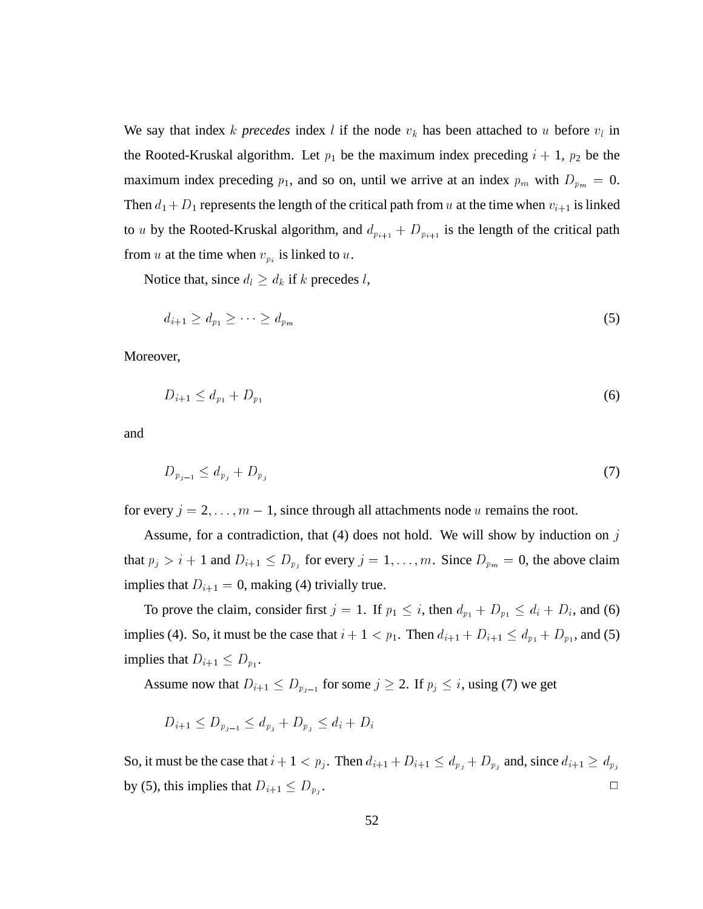We say that index $k$ *precedes* index $l$ if the node $v_k$ has been attached to $u$ before $v_l$ in the Rooted-Kruskal algorithm. Let $p_1$ be the maximum index preceding $i+1$, $p_2$ be the maximum index preceding $p_1$, and so on, until we arrive at an index $p_m$ with $D_{p_m} = 0$. Then $d_1 + D_1$ represents the length of the critical path from $u$ at the time when $v_{i+1}$ is linked to $u$ by the Rooted-Kruskal algorithm, and $d_{p_{i+1}} + D_{p_{i+1}}$ is the length of the critical path from $u$ at the time when $v_{p_i}$ is linked to $u$.

Notice that, since $d_l \geq d_k$ if $k$ precedes $l$,

$$d_{i+1} \geq d_{p_1} \geq \cdots \geq d_{p_m} \tag{5}$$

Moreover,

$$D_{i+1} \leq d_{p_1} + D_{p_1} \tag{6}$$

and

$$D_{p_{j-1}} \leq d_{p_j} + D_{p_j} \tag{7}$$

for every $j = 2, \ldots, m-1$, since through all attachments node $u$ remains the root.

Assume, for a contradiction, that (4) does not hold. We will show by induction on $j$ that $p_j > i+1$ and $D_{i+1} \leq D_{p_j}$ for every $j = 1, \ldots, m$. Since $D_{p_m} = 0$, the above claim implies that $D_{i+1} = 0$, making (4) trivially true.

To prove the claim, consider first $j = 1$. If $p_1 \leq i$, then $d_{p_1} + D_{p_1} \leq d_i + D_i$, and (6) implies (4). So, it must be the case that $i + 1 < p_1$. Then $d_{i+1} + D_{i+1} \leq d_{p_1} + D_{p_1}$, and (5) implies that $D_{i+1} \leq D_{p_1}$.

Assume now that $D_{i+1} \leq D_{p_{j-1}}$ for some $j \geq 2$. If $p_j \leq i$, using (7) we get

$$D_{i+1} \leq D_{p_{j-1}} \leq d_{p_j} + D_{p_j} \leq d_i + D_i$$

So, it must be the case that $i + 1 < p_j$. Then $d_{i+1} + D_{i+1} \leq d_{p_j} + D_{p_j}$ and, since $d_{i+1} \geq d_{p_j}$ by (5), this implies that $D_{i+1} \leq D_{p_j}$. □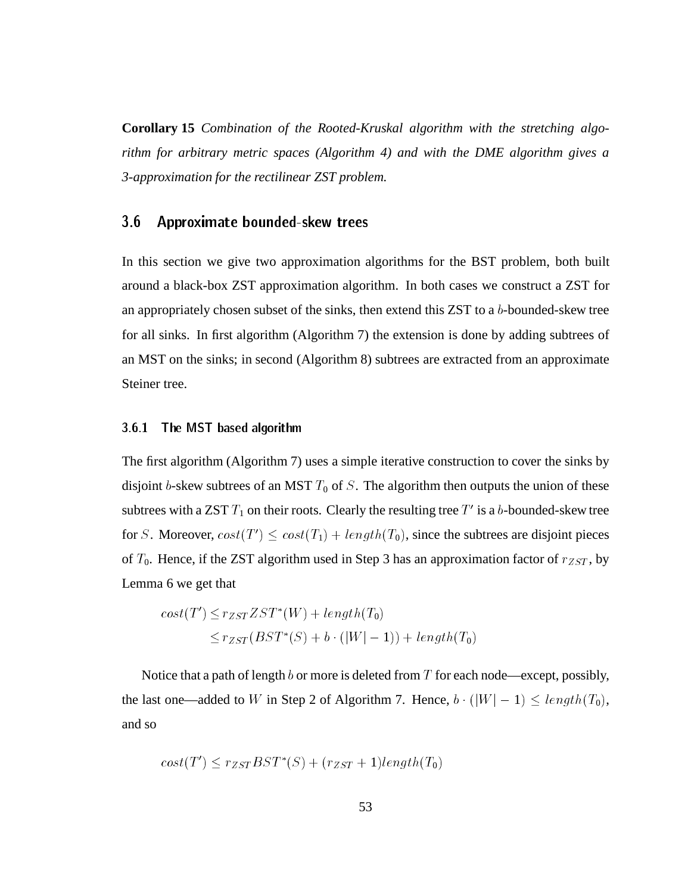**Corollary 15** *Combination of the Rooted-Kruskal algorithm with the stretching algorithm for arbitrary metric spaces (Algorithm 4) and with the DME algorithm gives a 3-approximation for the rectilinear ZST problem.*

## 3.6 Approximate bounded-skew trees

In this section we give two approximation algorithms for the BST problem, both built around a black-box ZST approximation algorithm. In both cases we construct a ZST for an appropriately chosen subset of the sinks, then extend this ZST to a $b$-bounded-skew tree for all sinks. In first algorithm (Algorithm 7) the extension is done by adding subtrees of an MST on the sinks; in second (Algorithm 8) subtrees are extracted from an approximate Steiner tree.

### 3.6.1 The MST based algorithm

The first algorithm (Algorithm 7) uses a simple iterative construction to cover the sinks by disjoint $b$-skew subtrees of an MST $T_0$ of $S$. The algorithm then outputs the union of these subtrees with a ZST $T_1$ on their roots. Clearly the resulting tree $T'$ is a $b$-bounded-skew tree for $S$. Moreover, $cost(T') \leq cost(T_1) + length(T_0)$, since the subtrees are disjoint pieces of $T_0$. Hence, if the ZST algorithm used in Step 3 has an approximation factor of $r_{ZST}$, by Lemma 6 we get that

$$
\begin{aligned}
cost(T') &\leq r_{ZST} ZST^*(W) + length(T_0) \\
&\leq r_{ZST}(BST^*(S) + b \cdot (|W| - 1)) + length(T_0)
\end{aligned}
$$

Notice that a path of length $b$ or more is deleted from $T$ for each node—except, possibly, the last one—added to $W$ in Step 2 of Algorithm 7. Hence, $b \cdot (|W| - 1) \leq length(T_0)$, and so

$$
cost(T') \leq r_{ZST} BST^*(S) + (r_{ZST} + 1) length(T_0)
$$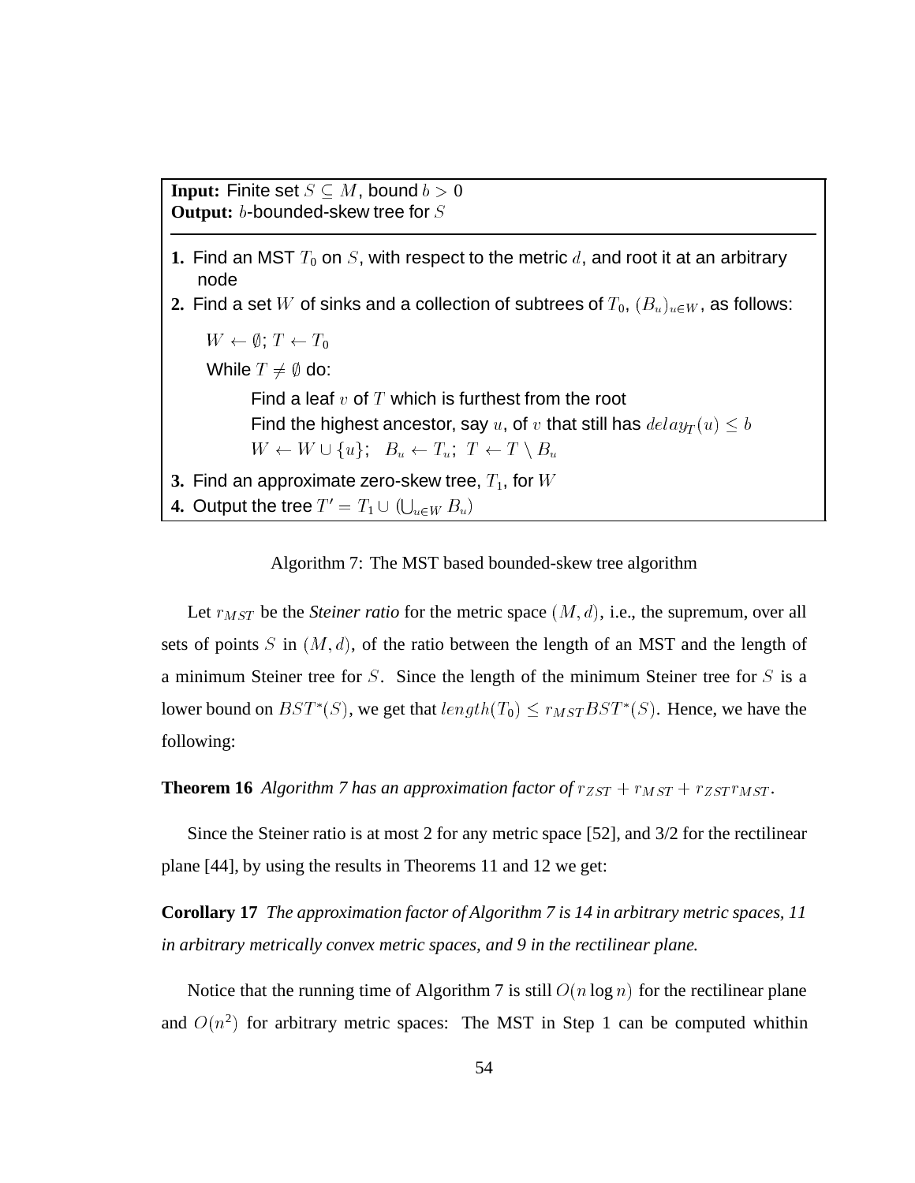**Input:** Finite set $S \subseteq M$, bound $b > 0$
**Output:** $b$-bounded-skew tree for $S$

---

**1.** Find an MST $T_0$ on $S$, with respect to the metric $d$, and root it at an arbitrary node

**2.** Find a set $W$ of sinks and a collection of subtrees of $T_0$, $(B_u)_{u \in W}$, as follows:

$W \leftarrow \emptyset$; $T \leftarrow T_0$

While $T \neq \emptyset$ do:

Find a leaf $v$ of $T$ which is furthest from the root

Find the highest ancestor, say $u$, of $v$ that still has $delay_T(u) \leq b$

$W \leftarrow W \cup \{u\}$; $B_u \leftarrow T_u$; $T \leftarrow T \setminus B_u$

**3.** Find an approximate zero-skew tree, $T_1$, for $W$

**4.** Output the tree $T' = T_1 \cup (\bigcup_{u \in W} B_u)$

Algorithm 7: The MST based bounded-skew tree algorithm

Let $r_{MST}$ be the *Steiner ratio* for the metric space $(M, d)$, i.e., the supremum, over all sets of points $S$ in $(M, d)$, of the ratio between the length of an MST and the length of a minimum Steiner tree for $S$. Since the length of the minimum Steiner tree for $S$ is a lower bound on $BST^*(S)$, we get that $length(T_0) \leq r_{MST} BST^*(S)$. Hence, we have the following:

**Theorem 16** *Algorithm 7 has an approximation factor of* $r_{ZST} + r_{MST} + r_{ZST} r_{MST}$.

Since the Steiner ratio is at most 2 for any metric space [52], and 3/2 for the rectilinear plane [44], by using the results in Theorems 11 and 12 we get:

**Corollary 17** *The approximation factor of Algorithm 7 is 14 in arbitrary metric spaces, 11 in arbitrary metrically convex metric spaces, and 9 in the rectilinear plane.*

Notice that the running time of Algorithm 7 is still $O(n \log n)$ for the rectilinear plane and $O(n^2)$ for arbitrary metric spaces: The MST in Step 1 can be computed whithin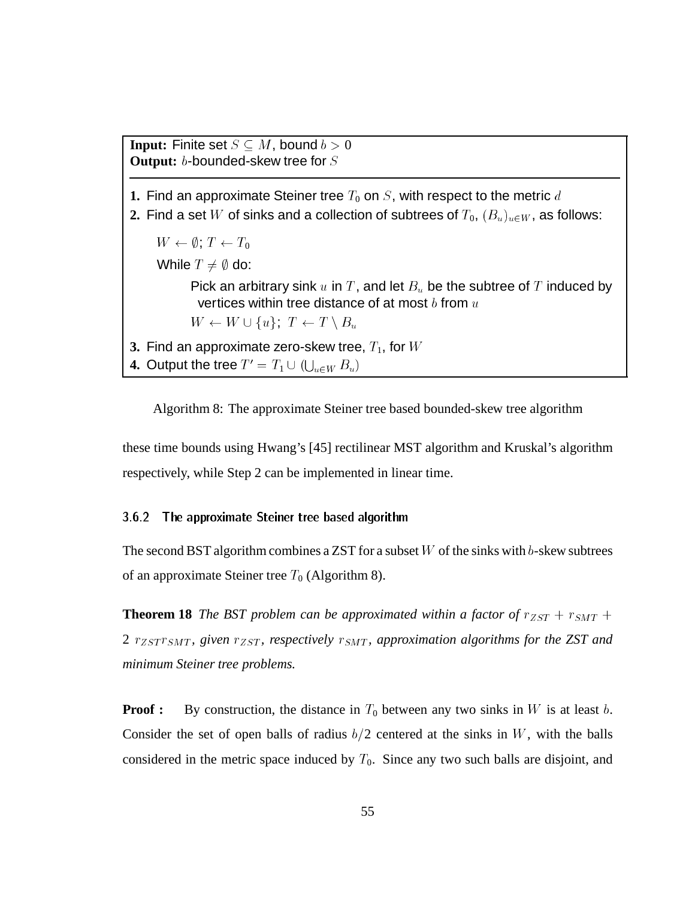**Input:** Finite set $S \subseteq M$, bound $b > 0$
**Output:** $b$-bounded-skew tree for $S$

---

**1.** Find an approximate Steiner tree $T_0$ on $S$, with respect to the metric $d$
**2.** Find a set $W$ of sinks and a collection of subtrees of $T_0$, $(B_u)_{u \in W}$, as follows:

   $W \leftarrow \emptyset$; $T \leftarrow T_0$

   While $T \neq \emptyset$ do:

      Pick an arbitrary sink $u$ in $T$, and let $B_u$ be the subtree of $T$ induced by vertices within tree distance of at most $b$ from $u$

      $W \leftarrow W \cup \{u\}$; $T \leftarrow T \setminus B_u$

**3.** Find an approximate zero-skew tree, $T_1$, for $W$
**4.** Output the tree $T' = T_1 \cup (\bigcup_{u \in W} B_u)$

Algorithm 8: The approximate Steiner tree based bounded-skew tree algorithm

these time bounds using Hwang's [45] rectilinear MST algorithm and Kruskal's algorithm respectively, while Step 2 can be implemented in linear time.

### 3.6.2 The approximate Steiner tree based algorithm

The second BST algorithm combines a ZST for a subset $W$ of the sinks with $b$-skew subtrees of an approximate Steiner tree $T_0$ (Algorithm 8).

**Theorem 18** *The BST problem can be approximated within a factor of $r_{ZST} + r_{SMT} + 2\ r_{ZST} r_{SMT}$, given $r_{ZST}$, respectively $r_{SMT}$, approximation algorithms for the ZST and minimum Steiner tree problems.*

**Proof :** By construction, the distance in $T_0$ between any two sinks in $W$ is at least $b$. Consider the set of open balls of radius $b/2$ centered at the sinks in $W$, with the balls considered in the metric space induced by $T_0$. Since any two such balls are disjoint, and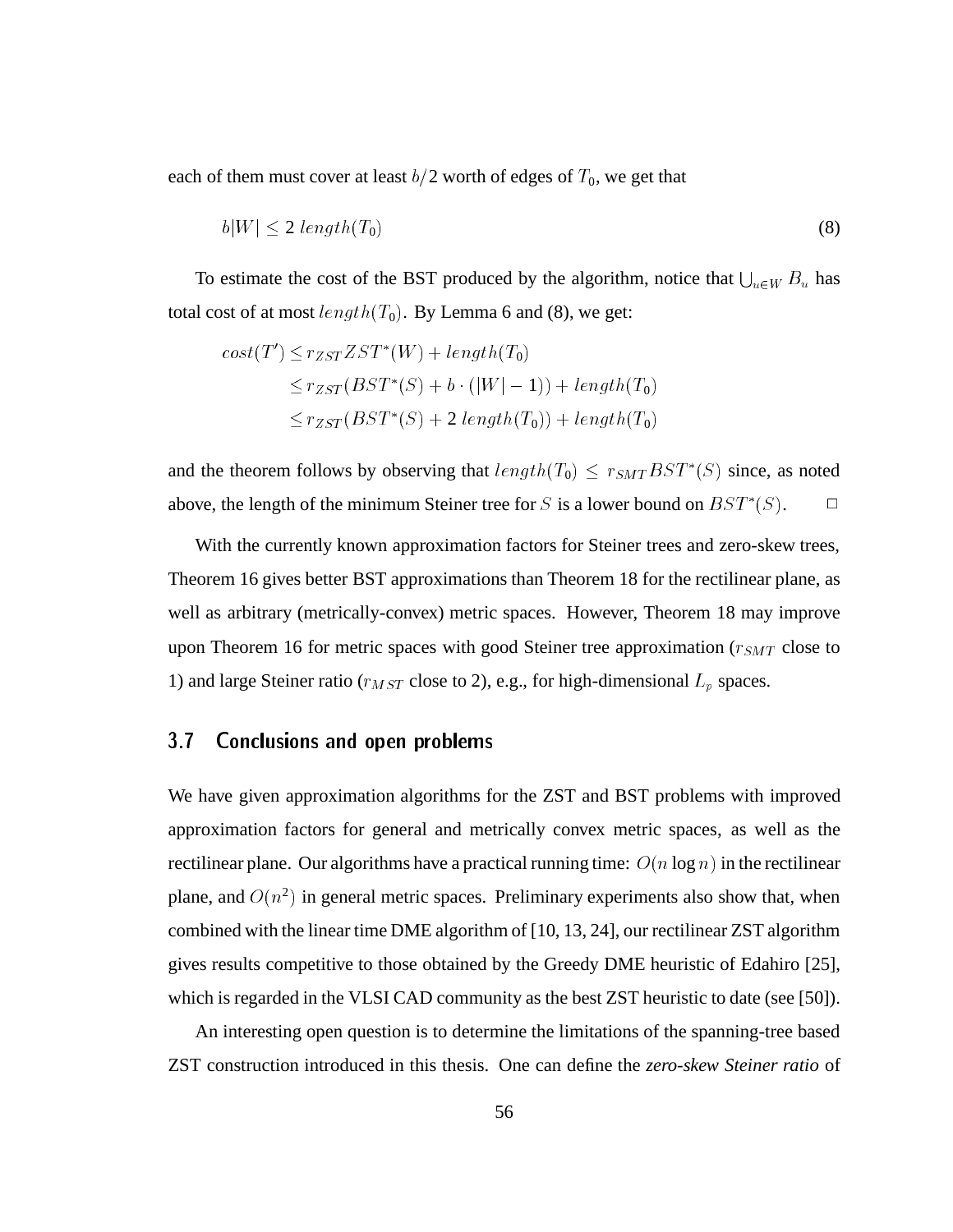each of them must cover at least $b/2$ worth of edges of $T_0$, we get that

$$b|W| \leq 2 \; length(T_0) \tag{8}$$

To estimate the cost of the BST produced by the algorithm, notice that $\bigcup_{u \in W} B_u$ has total cost of at most $length(T_0)$. By Lemma 6 and (8), we get:

$$\begin{aligned}
cost(T') &\leq r_{ZST} ZST^*(W) + length(T_0) \\
&\leq r_{ZST}(BST^*(S) + b \cdot (|W| - 1)) + length(T_0) \\
&\leq r_{ZST}(BST^*(S) + 2 \; length(T_0)) + length(T_0)
\end{aligned}$$

and the theorem follows by observing that $length(T_0) \leq r_{SMT} BST^*(S)$ since, as noted above, the length of the minimum Steiner tree for $S$ is a lower bound on $BST^*(S)$. □

With the currently known approximation factors for Steiner trees and zero-skew trees, Theorem 16 gives better BST approximations than Theorem 18 for the rectilinear plane, as well as arbitrary (metrically-convex) metric spaces. However, Theorem 18 may improve upon Theorem 16 for metric spaces with good Steiner tree approximation ($r_{SMT}$ close to 1) and large Steiner ratio ($r_{MST}$ close to 2), e.g., for high-dimensional $L_p$ spaces.

## 3.7 Conclusions and open problems

We have given approximation algorithms for the ZST and BST problems with improved approximation factors for general and metrically convex metric spaces, as well as the rectilinear plane. Our algorithms have a practical running time: $O(n \log n)$ in the rectilinear plane, and $O(n^2)$ in general metric spaces. Preliminary experiments also show that, when combined with the linear time DME algorithm of [10, 13, 24], our rectilinear ZST algorithm gives results competitive to those obtained by the Greedy DME heuristic of Edahiro [25], which is regarded in the VLSI CAD community as the best ZST heuristic to date (see [50]).

An interesting open question is to determine the limitations of the spanning-tree based ZST construction introduced in this thesis. One can define the *zero-skew Steiner ratio* of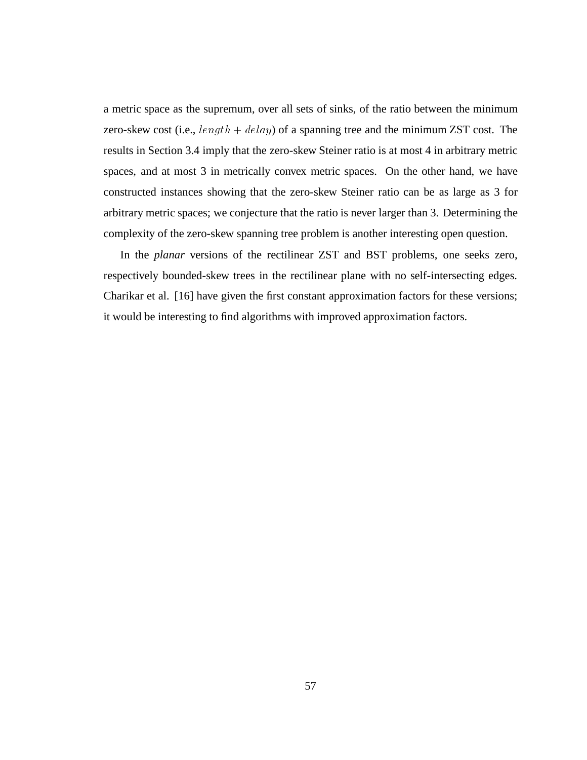a metric space as the supremum, over all sets of sinks, of the ratio between the minimum zero-skew cost (i.e., $length + delay$) of a spanning tree and the minimum ZST cost. The results in Section 3.4 imply that the zero-skew Steiner ratio is at most 4 in arbitrary metric spaces, and at most 3 in metrically convex metric spaces. On the other hand, we have constructed instances showing that the zero-skew Steiner ratio can be as large as 3 for arbitrary metric spaces; we conjecture that the ratio is never larger than 3. Determining the complexity of the zero-skew spanning tree problem is another interesting open question.

In the *planar* versions of the rectilinear ZST and BST problems, one seeks zero, respectively bounded-skew trees in the rectilinear plane with no self-intersecting edges. Charikar et al. [16] have given the first constant approximation factors for these versions; it would be interesting to find algorithms with improved approximation factors.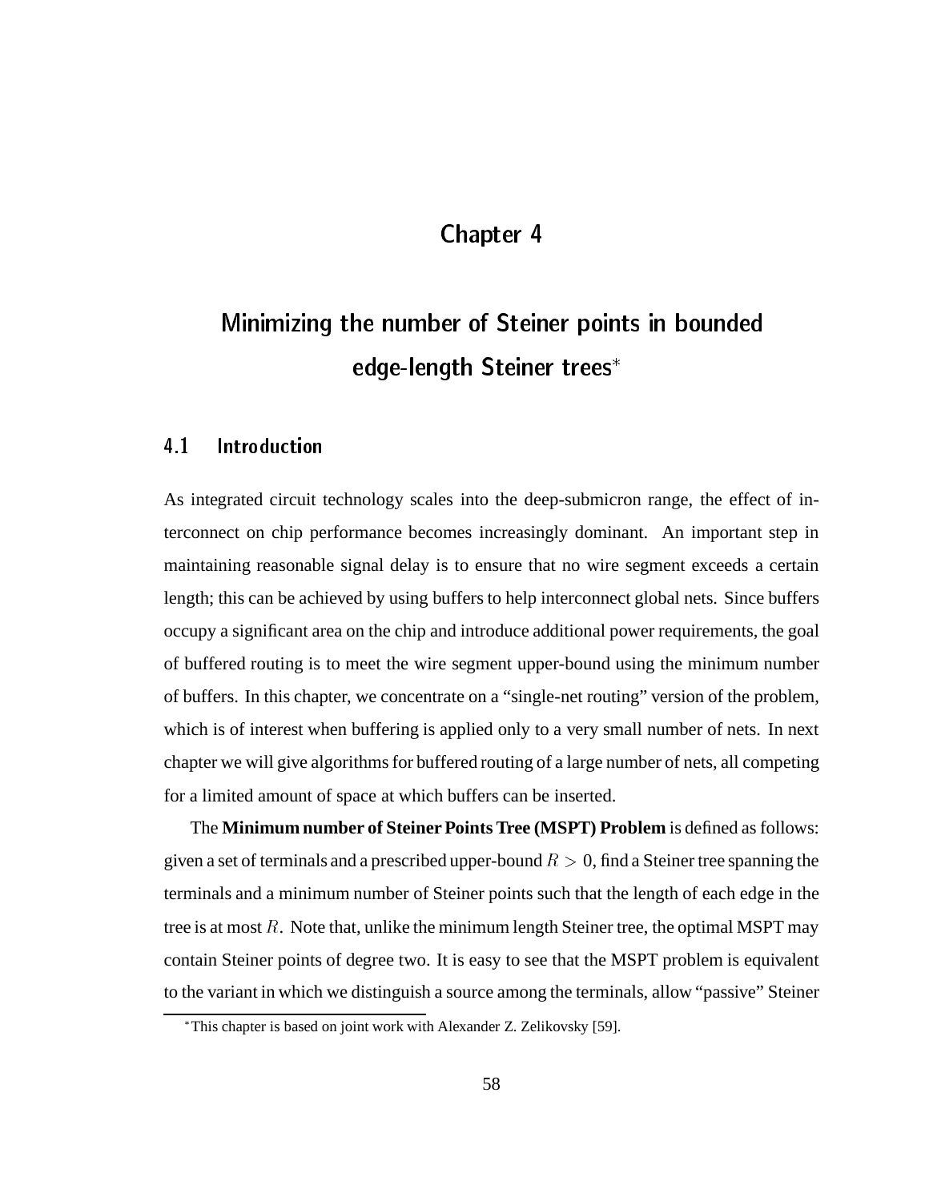# Chapter 4

# Minimizing the number of Steiner points in bounded edge-length Steiner trees*

## 4.1 Introduction

As integrated circuit technology scales into the deep-submicron range, the effect of interconnect on chip performance becomes increasingly dominant. An important step in maintaining reasonable signal delay is to ensure that no wire segment exceeds a certain length; this can be achieved by using buffers to help interconnect global nets. Since buffers occupy a significant area on the chip and introduce additional power requirements, the goal of buffered routing is to meet the wire segment upper-bound using the minimum number of buffers. In this chapter, we concentrate on a "single-net routing" version of the problem, which is of interest when buffering is applied only to a very small number of nets. In next chapter we will give algorithms for buffered routing of a large number of nets, all competing for a limited amount of space at which buffers can be inserted.

The **Minimum number of Steiner Points Tree (MSPT) Problem** is defined as follows: given a set of terminals and a prescribed upper-bound $R > 0$, find a Steiner tree spanning the terminals and a minimum number of Steiner points such that the length of each edge in the tree is at most $R$. Note that, unlike the minimum length Steiner tree, the optimal MSPT may contain Steiner points of degree two. It is easy to see that the MSPT problem is equivalent to the variant in which we distinguish a source among the terminals, allow "passive" Steiner

*This chapter is based on joint work with Alexander Z. Zelikovsky [59].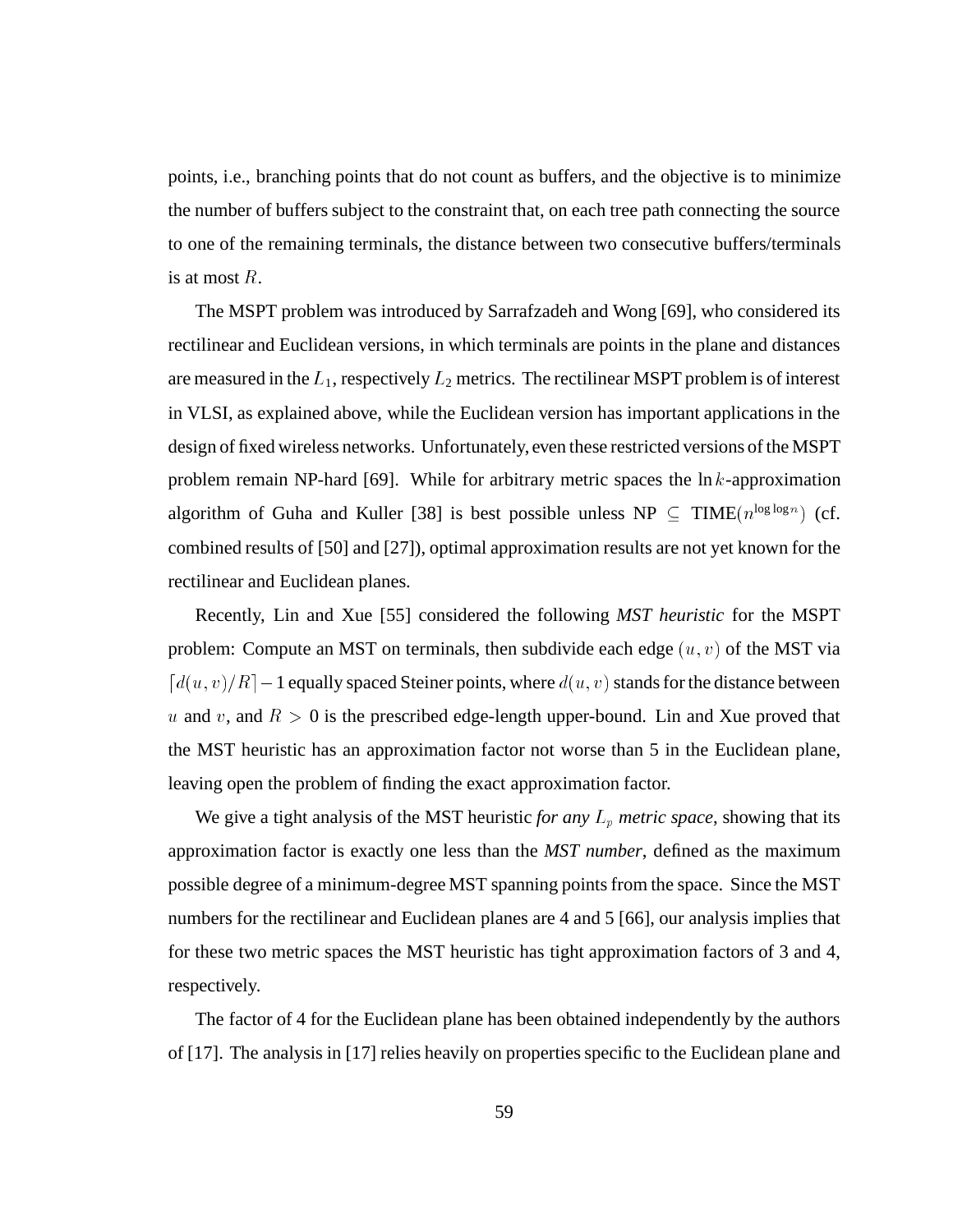points, i.e., branching points that do not count as buffers, and the objective is to minimize the number of buffers subject to the constraint that, on each tree path connecting the source to one of the remaining terminals, the distance between two consecutive buffers/terminals is at most $R$.

The MSPT problem was introduced by Sarrafzadeh and Wong [69], who considered its rectilinear and Euclidean versions, in which terminals are points in the plane and distances are measured in the $L_1$, respectively $L_2$ metrics. The rectilinear MSPT problem is of interest in VLSI, as explained above, while the Euclidean version has important applications in the design of fixed wireless networks. Unfortunately, even these restricted versions of the MSPT problem remain NP-hard [69]. While for arbitrary metric spaces the $\ln k$-approximation algorithm of Guha and Kuller [38] is best possible unless NP $\subseteq$ TIME$(n^{\log\log n})$ (cf. combined results of [50] and [27]), optimal approximation results are not yet known for the rectilinear and Euclidean planes.

Recently, Lin and Xue [55] considered the following *MST heuristic* for the MSPT problem: Compute an MST on terminals, then subdivide each edge $(u, v)$ of the MST via $\lceil d(u, v)/R \rceil - 1$ equally spaced Steiner points, where $d(u, v)$ stands for the distance between $u$ and $v$, and $R > 0$ is the prescribed edge-length upper-bound. Lin and Xue proved that the MST heuristic has an approximation factor not worse than 5 in the Euclidean plane, leaving open the problem of finding the exact approximation factor.

We give a tight analysis of the MST heuristic *for any $L_p$ metric space*, showing that its approximation factor is exactly one less than the *MST number*, defined as the maximum possible degree of a minimum-degree MST spanning points from the space. Since the MST numbers for the rectilinear and Euclidean planes are 4 and 5 [66], our analysis implies that for these two metric spaces the MST heuristic has tight approximation factors of 3 and 4, respectively.

The factor of 4 for the Euclidean plane has been obtained independently by the authors of [17]. The analysis in [17] relies heavily on properties specific to the Euclidean plane and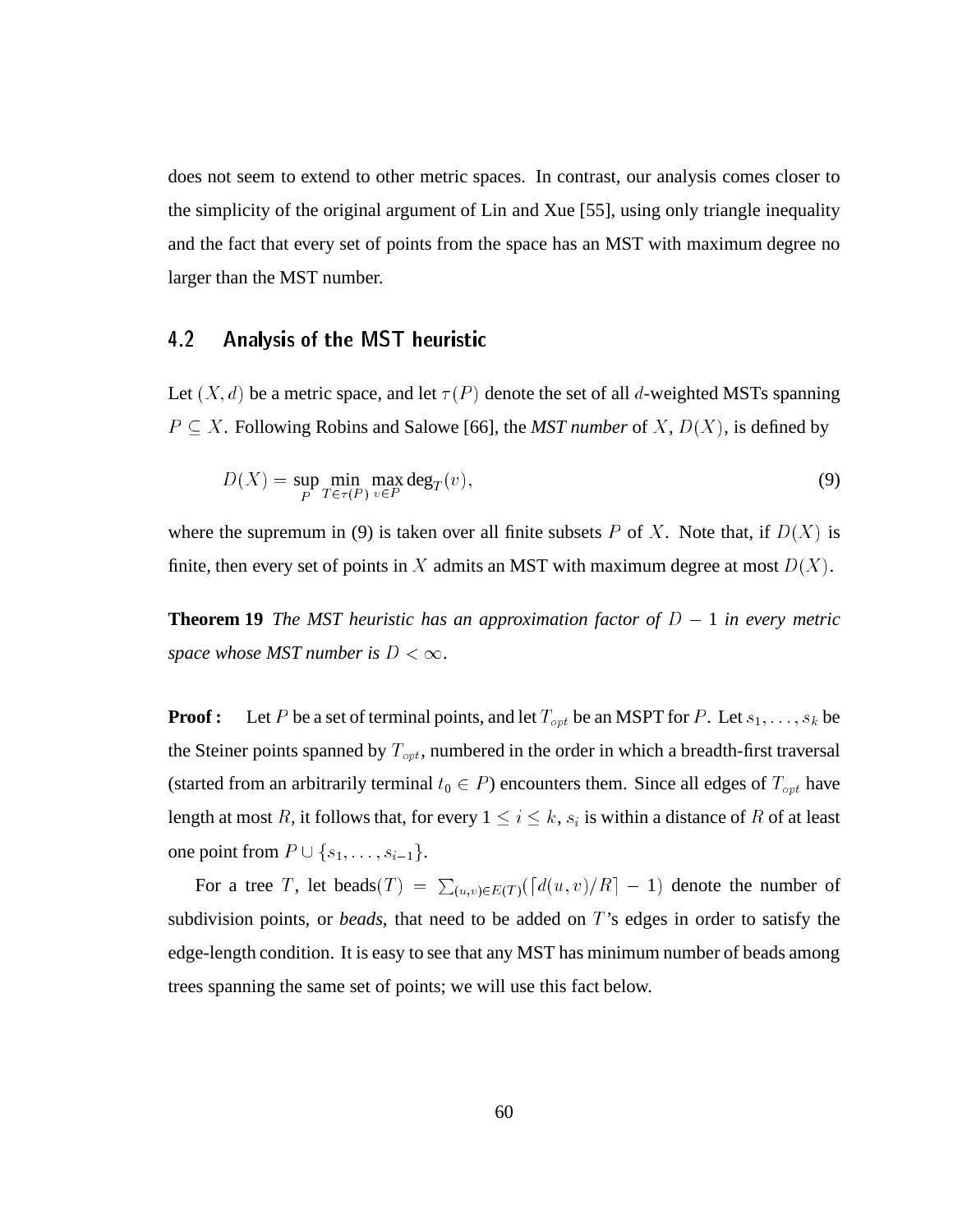does not seem to extend to other metric spaces. In contrast, our analysis comes closer to the simplicity of the original argument of Lin and Xue [55], using only triangle inequality and the fact that every set of points from the space has an MST with maximum degree no larger than the MST number.

## 4.2 Analysis of the MST heuristic

Let $(X, d)$ be a metric space, and let $\tau(P)$ denote the set of all $d$-weighted MSTs spanning $P \subseteq X$. Following Robins and Salowe [66], the ***MST number*** of $X$, $D(X)$, is defined by

$$D(X) = \sup_{P} \min_{T \in \tau(P)} \max_{v \in P} \deg_T(v), \tag{9}$$

where the supremum in (9) is taken over all finite subsets $P$ of $X$. Note that, if $D(X)$ is finite, then every set of points in $X$ admits an MST with maximum degree at most $D(X)$.

**Theorem 19** *The MST heuristic has an approximation factor of $D - 1$ in every metric space whose MST number is $D < \infty$.*

**Proof :** Let $P$ be a set of terminal points, and let $T_{opt}$ be an MSPT for $P$. Let $s_1, \ldots, s_k$ be the Steiner points spanned by $T_{opt}$, numbered in the order in which a breadth-first traversal (started from an arbitrarily terminal $t_0 \in P$) encounters them. Since all edges of $T_{opt}$ have length at most $R$, it follows that, for every $1 \leq i \leq k$, $s_i$ is within a distance of $R$ of at least one point from $P \cup \{s_1, \ldots, s_{i-1}\}$.

For a tree $T$, let $\text{beads}(T) = \sum_{(u,v) \in E(T)} (\lceil d(u,v)/R \rceil - 1)$ denote the number of subdivision points, or *beads*, that need to be added on $T$'s edges in order to satisfy the edge-length condition. It is easy to see that any MST has minimum number of beads among trees spanning the same set of points; we will use this fact below.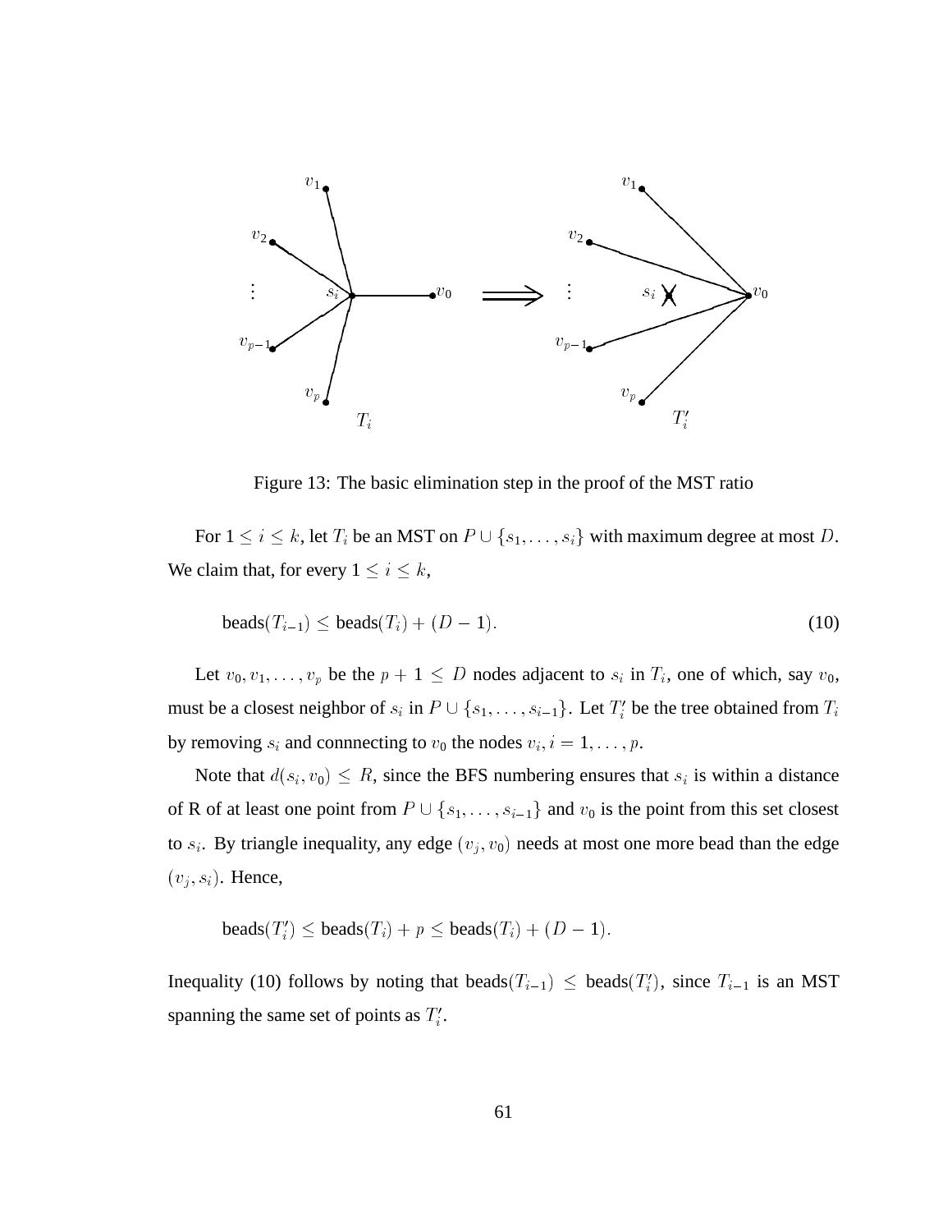Figure 13: The basic elimination step in the proof of the MST ratio

For $1 \leq i \leq k$, let $T_i$ be an MST on $P \cup \{s_1, \ldots, s_i\}$ with maximum degree at most $D$. We claim that, for every $1 \leq i \leq k$,

$$\text{beads}(T_{i-1}) \leq \text{beads}(T_i) + (D - 1). \tag{10}$$

Let $v_0, v_1, \ldots, v_p$ be the $p + 1 \leq D$ nodes adjacent to $s_i$ in $T_i$, one of which, say $v_0$, must be a closest neighbor of $s_i$ in $P \cup \{s_1, \ldots, s_{i-1}\}$. Let $T'_i$ be the tree obtained from $T_i$ by removing $s_i$ and connnecting to $v_0$ the nodes $v_i, i = 1, \ldots, p$.

Note that $d(s_i, v_0) \leq R$, since the BFS numbering ensures that $s_i$ is within a distance of R of at least one point from $P \cup \{s_1, \ldots, s_{i-1}\}$ and $v_0$ is the point from this set closest to $s_i$. By triangle inequality, any edge $(v_j, v_0)$ needs at most one more bead than the edge $(v_j, s_i)$. Hence,

$$\text{beads}(T'_i) \leq \text{beads}(T_i) + p \leq \text{beads}(T_i) + (D - 1).$$

Inequality (10) follows by noting that $\text{beads}(T_{i-1}) \leq \text{beads}(T'_i)$, since $T_{i-1}$ is an MST spanning the same set of points as $T'_i$.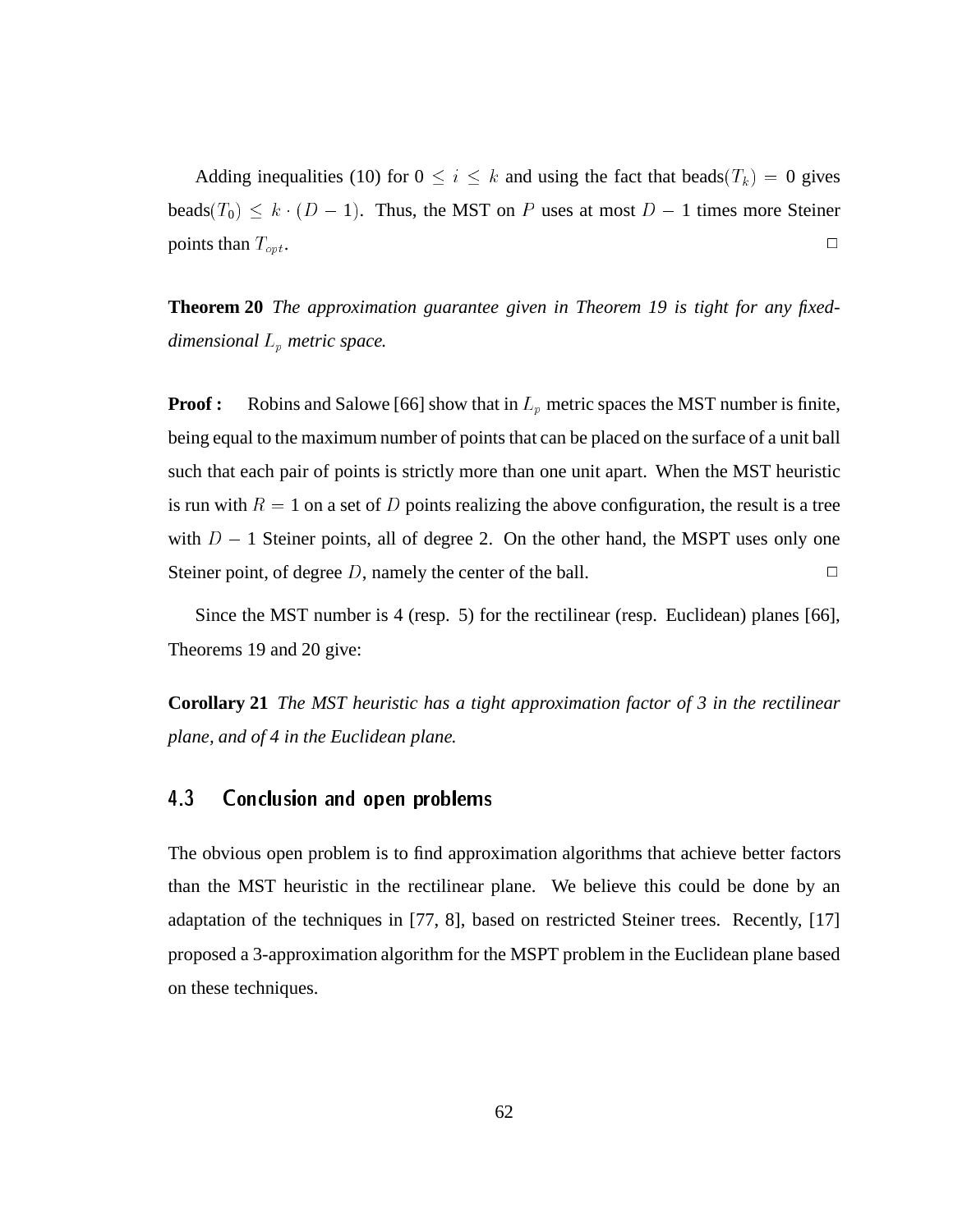Adding inequalities (10) for $0 \leq i \leq k$ and using the fact that beads$(T_k) = 0$ gives beads$(T_0) \leq k \cdot (D - 1)$. Thus, the MST on $P$ uses at most $D - 1$ times more Steiner points than $T_{opt}$. □

**Theorem 20** *The approximation guarantee given in Theorem 19 is tight for any fixed-dimensional $L_p$ metric space.*

**Proof :** Robins and Salowe [66] show that in $L_p$ metric spaces the MST number is finite, being equal to the maximum number of points that can be placed on the surface of a unit ball such that each pair of points is strictly more than one unit apart. When the MST heuristic is run with $R = 1$ on a set of $D$ points realizing the above configuration, the result is a tree with $D - 1$ Steiner points, all of degree 2. On the other hand, the MSPT uses only one Steiner point, of degree $D$, namely the center of the ball. □

Since the MST number is 4 (resp. 5) for the rectilinear (resp. Euclidean) planes [66], Theorems 19 and 20 give:

**Corollary 21** *The MST heuristic has a tight approximation factor of 3 in the rectilinear plane, and of 4 in the Euclidean plane.*

## 4.3 Conclusion and open problems

The obvious open problem is to find approximation algorithms that achieve better factors than the MST heuristic in the rectilinear plane. We believe this could be done by an adaptation of the techniques in [77, 8], based on restricted Steiner trees. Recently, [17] proposed a 3-approximation algorithm for the MSPT problem in the Euclidean plane based on these techniques.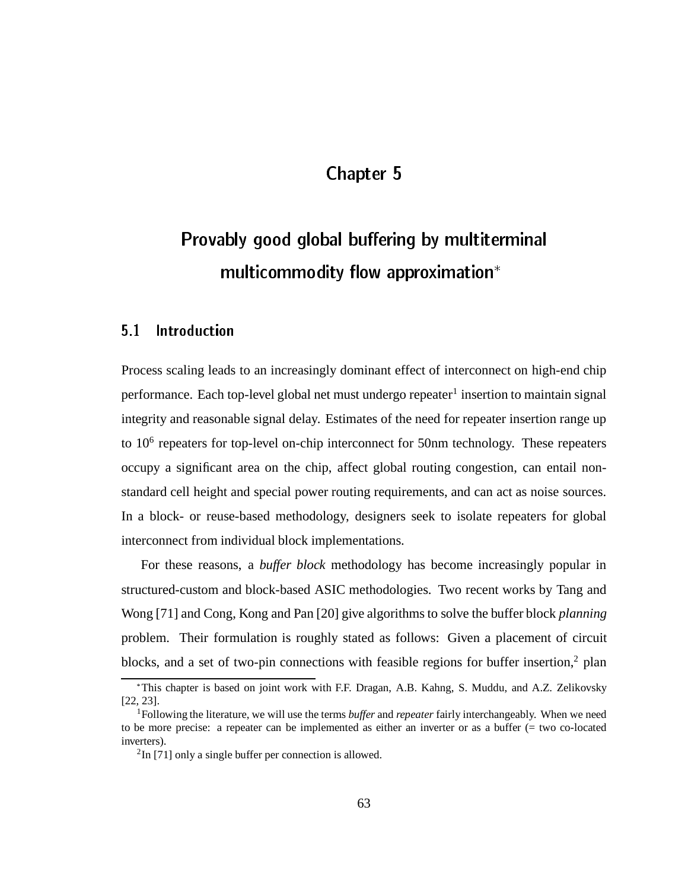# Chapter 5

# Provably good global buffering by multiterminal multicommodity flow approximation*

## 5.1 Introduction

Process scaling leads to an increasingly dominant effect of interconnect on high-end chip performance. Each top-level global net must undergo repeater[1] insertion to maintain signal integrity and reasonable signal delay. Estimates of the need for repeater insertion range up to $10^6$ repeaters for top-level on-chip interconnect for 50nm technology. These repeaters occupy a significant area on the chip, affect global routing congestion, can entail non-standard cell height and special power routing requirements, and can act as noise sources. In a block- or reuse-based methodology, designers seek to isolate repeaters for global interconnect from individual block implementations.

For these reasons, a *buffer block* methodology has become increasingly popular in structured-custom and block-based ASIC methodologies. Two recent works by Tang and Wong [71] and Cong, Kong and Pan [20] give algorithms to solve the buffer block *planning* problem. Their formulation is roughly stated as follows: Given a placement of circuit blocks, and a set of two-pin connections with feasible regions for buffer insertion,[2] plan

---

*This chapter is based on joint work with F.F. Dragan, A.B. Kahng, S. Muddu, and A.Z. Zelikovsky [22, 23].

[1] Following the literature, we will use the terms *buffer* and *repeater* fairly interchangeably. When we need to be more precise: a repeater can be implemented as either an inverter or as a buffer (= two co-located inverters).

[2] In [71] only a single buffer per connection is allowed.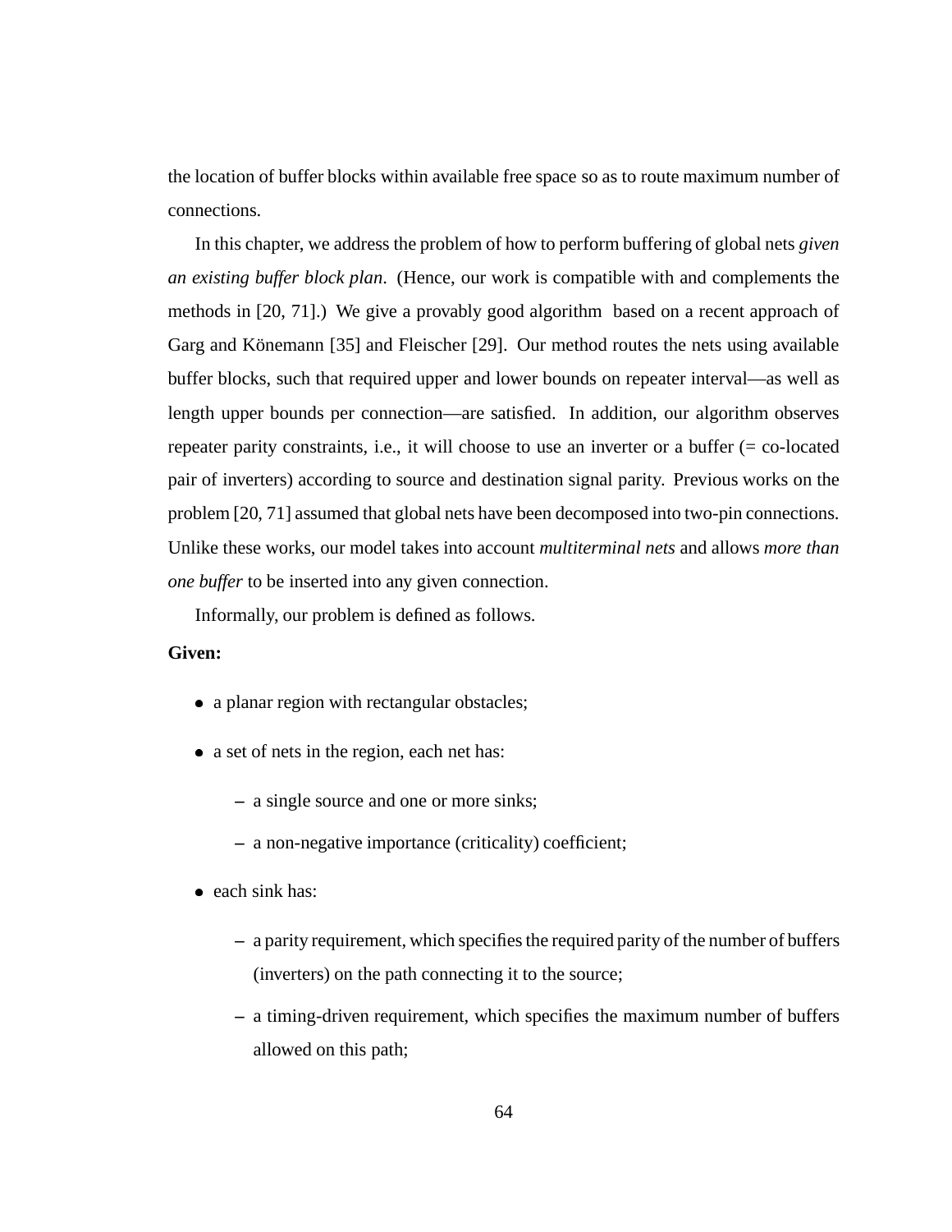the location of buffer blocks within available free space so as to route maximum number of connections.

In this chapter, we address the problem of how to perform buffering of global nets *given an existing buffer block plan*. (Hence, our work is compatible with and complements the methods in [20, 71].) We give a provably good algorithm based on a recent approach of Garg and Könemann [35] and Fleischer [29]. Our method routes the nets using available buffer blocks, such that required upper and lower bounds on repeater interval—as well as length upper bounds per connection—are satisfied. In addition, our algorithm observes repeater parity constraints, i.e., it will choose to use an inverter or a buffer (= co-located pair of inverters) according to source and destination signal parity. Previous works on the problem [20, 71] assumed that global nets have been decomposed into two-pin connections. Unlike these works, our model takes into account *multiterminal nets* and allows *more than one buffer* to be inserted into any given connection.

Informally, our problem is defined as follows.

**Given:**

- a planar region with rectangular obstacles;
- a set of nets in the region, each net has:
  - a single source and one or more sinks;
  - a non-negative importance (criticality) coefficient;
- each sink has:
  - a parity requirement, which specifies the required parity of the number of buffers (inverters) on the path connecting it to the source;
  - a timing-driven requirement, which specifies the maximum number of buffers allowed on this path;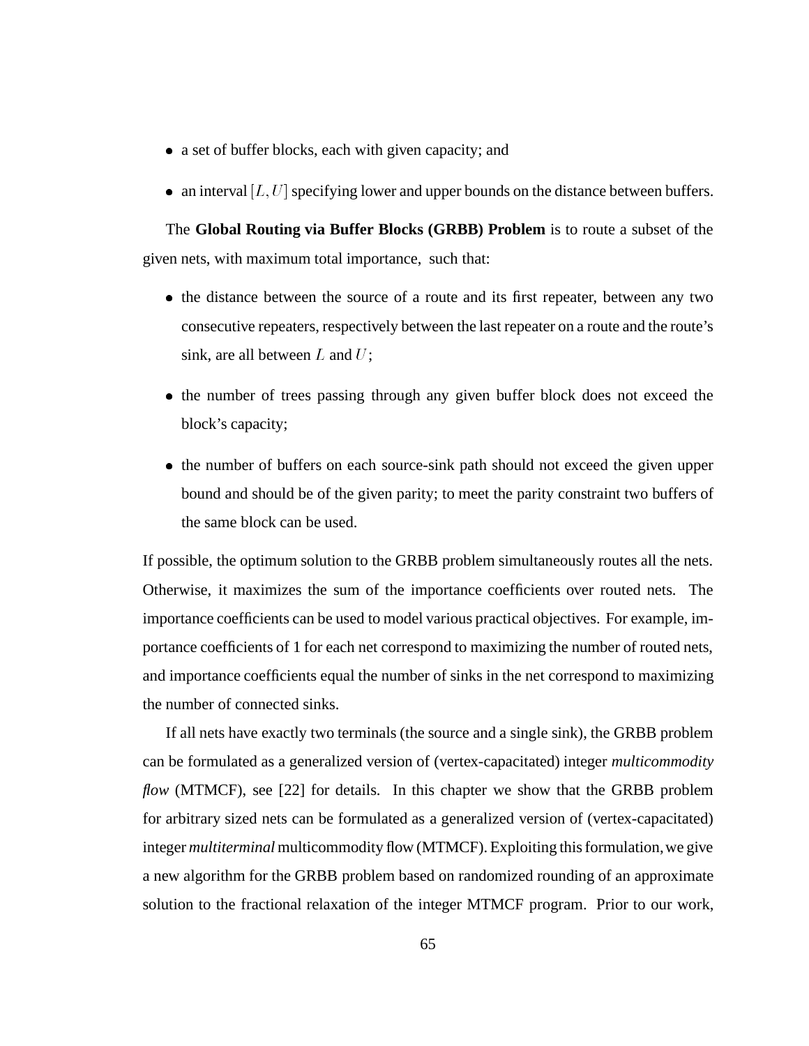- a set of buffer blocks, each with given capacity; and
- an interval $[L, U]$ specifying lower and upper bounds on the distance between buffers.

The **Global Routing via Buffer Blocks (GRBB) Problem** is to route a subset of the given nets, with maximum total importance, such that:

- the distance between the source of a route and its first repeater, between any two consecutive repeaters, respectively between the last repeater on a route and the route's sink, are all between $L$ and $U$;
- the number of trees passing through any given buffer block does not exceed the block's capacity;
- the number of buffers on each source-sink path should not exceed the given upper bound and should be of the given parity; to meet the parity constraint two buffers of the same block can be used.

If possible, the optimum solution to the GRBB problem simultaneously routes all the nets. Otherwise, it maximizes the sum of the importance coefficients over routed nets. The importance coefficients can be used to model various practical objectives. For example, importance coefficients of 1 for each net correspond to maximizing the number of routed nets, and importance coefficients equal the number of sinks in the net correspond to maximizing the number of connected sinks.

If all nets have exactly two terminals (the source and a single sink), the GRBB problem can be formulated as a generalized version of (vertex-capacitated) integer *multicommodity flow* (MTMCF), see [22] for details. In this chapter we show that the GRBB problem for arbitrary sized nets can be formulated as a generalized version of (vertex-capacitated) integer *multiterminal* multicommodity flow (MTMCF). Exploiting this formulation, we give a new algorithm for the GRBB problem based on randomized rounding of an approximate solution to the fractional relaxation of the integer MTMCF program. Prior to our work,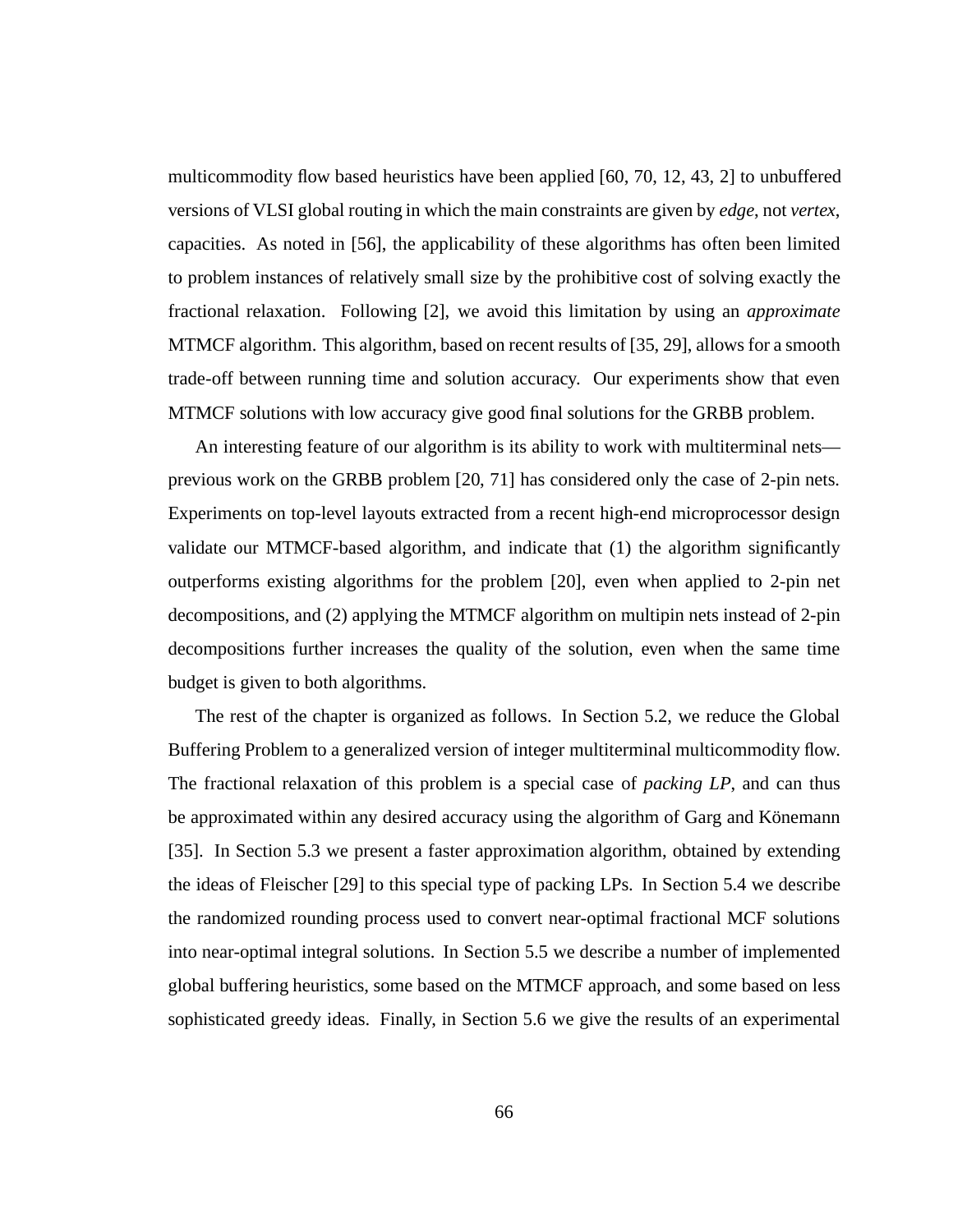multicommodity flow based heuristics have been applied [60, 70, 12, 43, 2] to unbuffered versions of VLSI global routing in which the main constraints are given by *edge*, not *vertex*, capacities. As noted in [56], the applicability of these algorithms has often been limited to problem instances of relatively small size by the prohibitive cost of solving exactly the fractional relaxation. Following [2], we avoid this limitation by using an *approximate* MTMCF algorithm. This algorithm, based on recent results of [35, 29], allows for a smooth trade-off between running time and solution accuracy. Our experiments show that even MTMCF solutions with low accuracy give good final solutions for the GRBB problem.

An interesting feature of our algorithm is its ability to work with multiterminal nets—previous work on the GRBB problem [20, 71] has considered only the case of 2-pin nets. Experiments on top-level layouts extracted from a recent high-end microprocessor design validate our MTMCF-based algorithm, and indicate that (1) the algorithm significantly outperforms existing algorithms for the problem [20], even when applied to 2-pin net decompositions, and (2) applying the MTMCF algorithm on multipin nets instead of 2-pin decompositions further increases the quality of the solution, even when the same time budget is given to both algorithms.

The rest of the chapter is organized as follows. In Section 5.2, we reduce the Global Buffering Problem to a generalized version of integer multiterminal multicommodity flow. The fractional relaxation of this problem is a special case of *packing LP*, and can thus be approximated within any desired accuracy using the algorithm of Garg and Könemann [35]. In Section 5.3 we present a faster approximation algorithm, obtained by extending the ideas of Fleischer [29] to this special type of packing LPs. In Section 5.4 we describe the randomized rounding process used to convert near-optimal fractional MCF solutions into near-optimal integral solutions. In Section 5.5 we describe a number of implemented global buffering heuristics, some based on the MTMCF approach, and some based on less sophisticated greedy ideas. Finally, in Section 5.6 we give the results of an experimental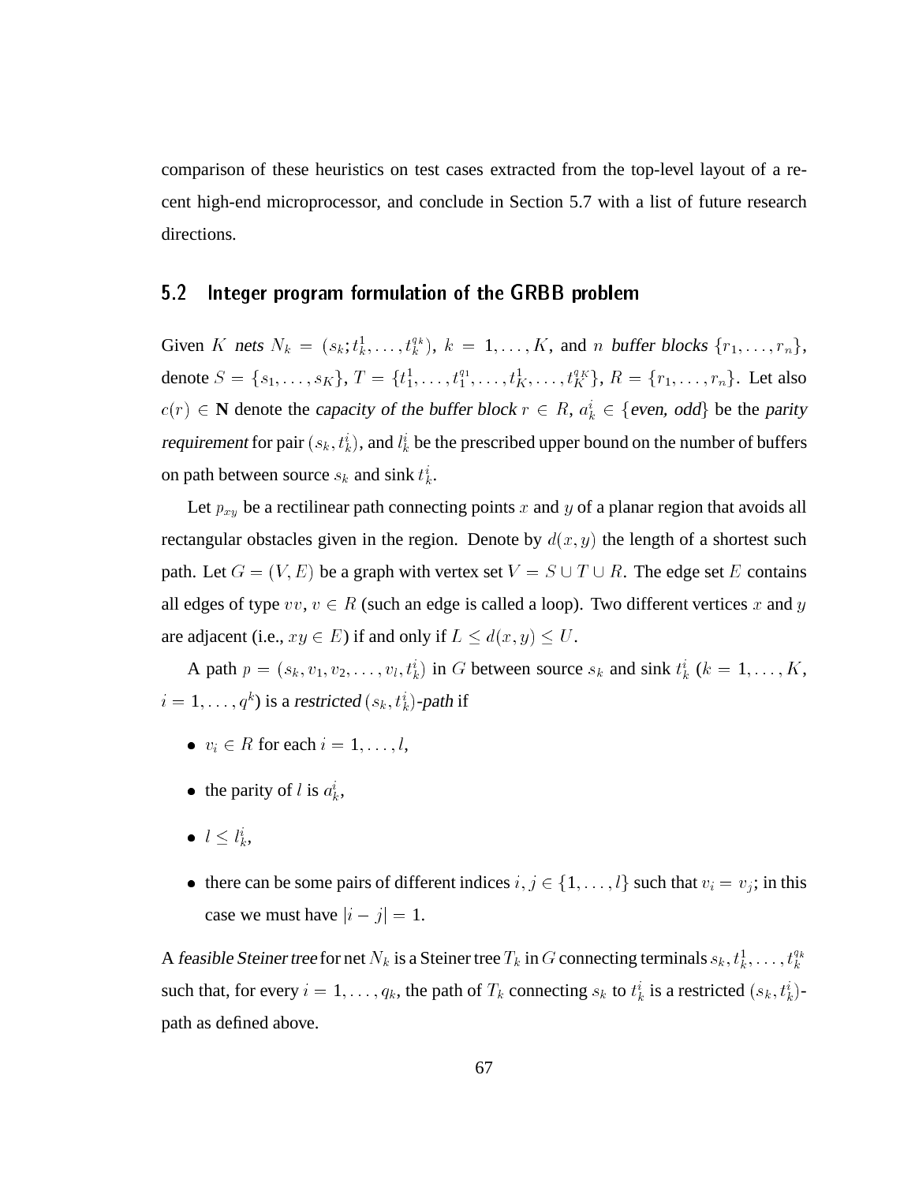comparison of these heuristics on test cases extracted from the top-level layout of a recent high-end microprocessor, and conclude in Section 5.7 with a list of future research directions.

## 5.2 Integer program formulation of the GRBB problem

Given $K$ *nets* $N_k = (s_k; t_k^1, \ldots, t_k^{q_k})$, $k = 1, \ldots, K$, and $n$ *buffer blocks* $\{r_1, \ldots, r_n\}$, denote $S = \{s_1, \ldots, s_K\}$, $T = \{t_1^1, \ldots, t_1^{q_1}, \ldots, t_K^1, \ldots, t_K^{q_K}\}$, $R = \{r_1, \ldots, r_n\}$. Let also $c(r) \in \mathbf{N}$ denote the *capacity of the buffer block* $r \in R$, $a_k^i \in \{$*even, odd*$\}$ be the *parity requirement* for pair $(s_k, t_k^i)$, and $l_k^i$ be the prescribed upper bound on the number of buffers on path between source $s_k$ and sink $t_k^i$.

Let $p_{xy}$ be a rectilinear path connecting points $x$ and $y$ of a planar region that avoids all rectangular obstacles given in the region. Denote by $d(x, y)$ the length of a shortest such path. Let $G = (V, E)$ be a graph with vertex set $V = S \cup T \cup R$. The edge set $E$ contains all edges of type $vv$, $v \in R$ (such an edge is called a loop). Two different vertices $x$ and $y$ are adjacent (i.e., $xy \in E$) if and only if $L \leq d(x, y) \leq U$.

A path $p = (s_k, v_1, v_2, \ldots, v_l, t_k^i)$ in $G$ between source $s_k$ and sink $t_k^i$ ($k = 1, \ldots, K$, $i = 1, \ldots, q^k$) is a *restricted* $(s_k, t_k^i)$*-path* if

- $v_i \in R$ for each $i = 1, \ldots, l$,
- the parity of $l$ is $a_k^i$,
- $l \leq l_k^i$,
- there can be some pairs of different indices $i, j \in \{1, \ldots, l\}$ such that $v_i = v_j$; in this case we must have $|i - j| = 1$.

A *feasible Steiner tree* for net $N_k$ is a Steiner tree $T_k$ in $G$ connecting terminals $s_k, t_k^1, \ldots, t_k^{q_k}$ such that, for every $i = 1, \ldots, q_k$, the path of $T_k$ connecting $s_k$ to $t_k^i$ is a restricted $(s_k, t_k^i)$-path as defined above.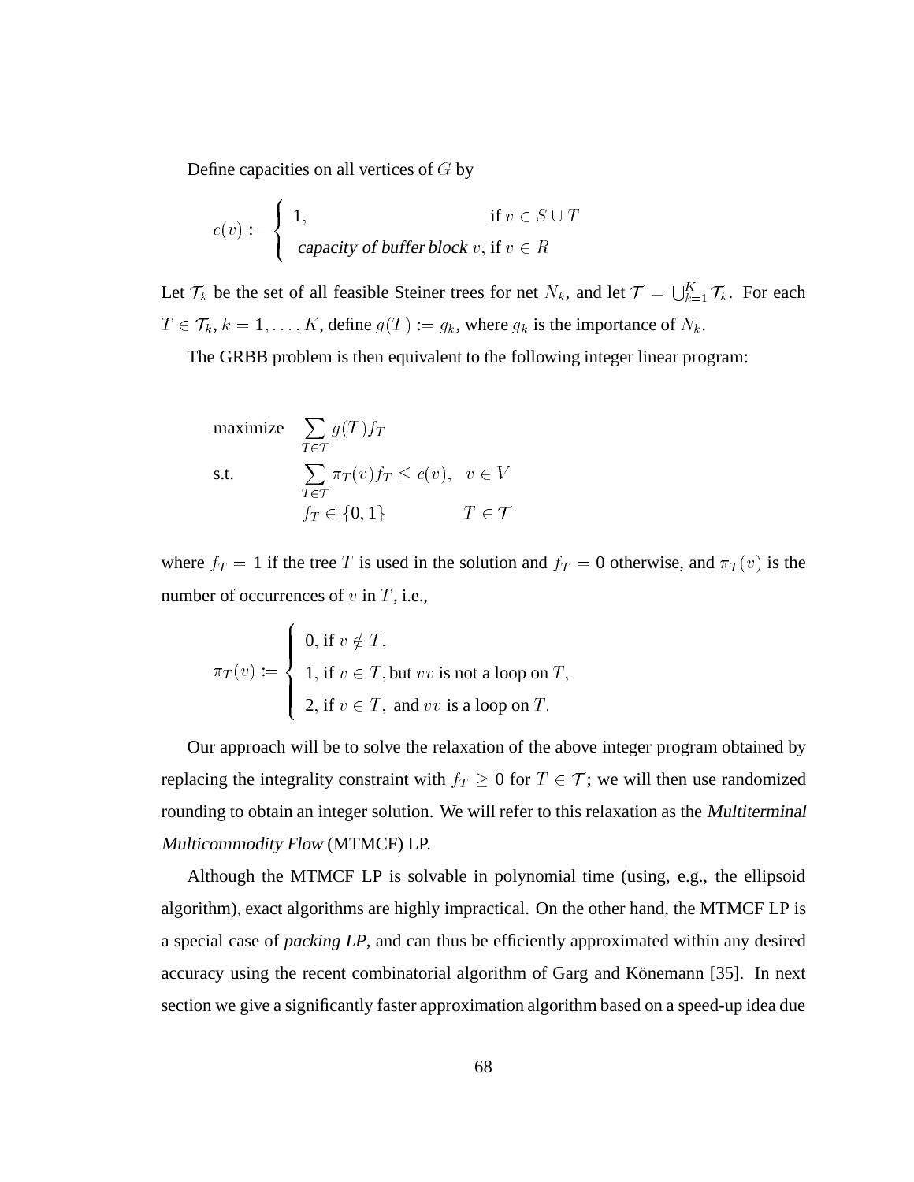Define capacities on all vertices of $G$ by

$$
c(v) := \begin{cases} 1, & \text{if } v \in S \cup T \\ \text{capacity of buffer block } v, & \text{if } v \in R \end{cases}
$$

Let $\mathcal{T}_k$ be the set of all feasible Steiner trees for net $N_k$, and let $\mathcal{T} = \bigcup_{k=1}^{K} \mathcal{T}_k$. For each $T \in \mathcal{T}_k$, $k = 1, \ldots, K$, define $g(T) := g_k$, where $g_k$ is the importance of $N_k$.

The GRBB problem is then equivalent to the following integer linear program:

$$
\begin{array}{lll}
\text{maximize} & \sum_{T \in \mathcal{T}} g(T) f_T & \\
\text{s.t.} & \sum_{T \in \mathcal{T}} \pi_T(v) f_T \leq c(v), & v \in V \\
& f_T \in \{0, 1\} & T \in \mathcal{T}
\end{array}
$$

where $f_T = 1$ if the tree $T$ is used in the solution and $f_T = 0$ otherwise, and $\pi_T(v)$ is the number of occurrences of $v$ in $T$, i.e.,

$$
\pi_T(v) := \begin{cases} 0, \text{ if } v \notin T, \\ 1, \text{ if } v \in T, \text{but } vv \text{ is not a loop on } T, \\ 2, \text{ if } v \in T, \text{ and } vv \text{ is a loop on } T. \end{cases}
$$

Our approach will be to solve the relaxation of the above integer program obtained by replacing the integrality constraint with $f_T \geq 0$ for $T \in \mathcal{T}$; we will then use randomized rounding to obtain an integer solution. We will refer to this relaxation as the *Multiterminal Multicommodity Flow* (MTMCF) LP.

Although the MTMCF LP is solvable in polynomial time (using, e.g., the ellipsoid algorithm), exact algorithms are highly impractical. On the other hand, the MTMCF LP is a special case of *packing LP*, and can thus be efficiently approximated within any desired accuracy using the recent combinatorial algorithm of Garg and Könemann [35]. In next section we give a significantly faster approximation algorithm based on a speed-up idea due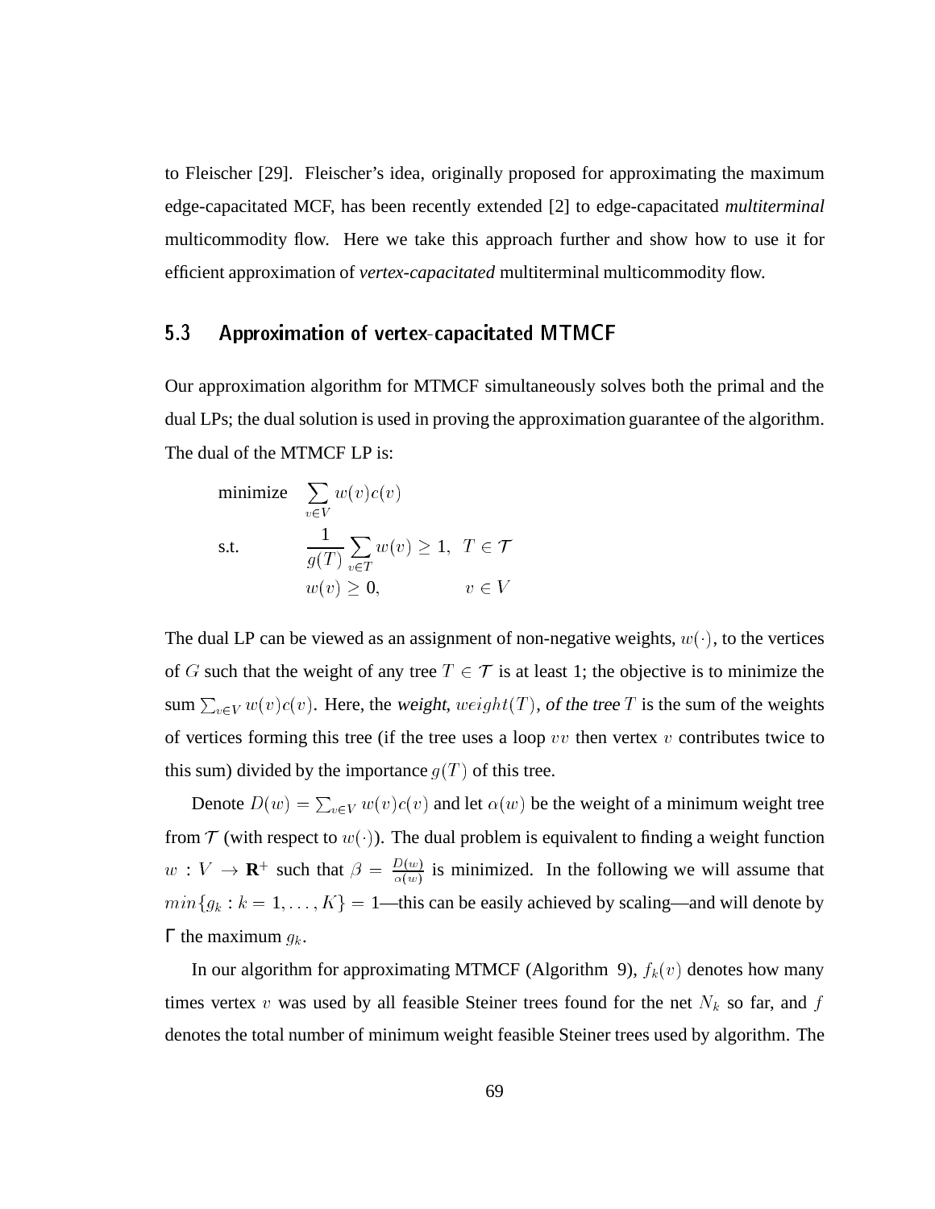to Fleischer [29]. Fleischer's idea, originally proposed for approximating the maximum edge-capacitated MCF, has been recently extended [2] to edge-capacitated *multiterminal* multicommodity flow. Here we take this approach further and show how to use it for efficient approximation of *vertex-capacitated* multiterminal multicommodity flow.

## 5.3 Approximation of vertex-capacitated MTMCF

Our approximation algorithm for MTMCF simultaneously solves both the primal and the dual LPs; the dual solution is used in proving the approximation guarantee of the algorithm. The dual of the MTMCF LP is:

$$
\begin{aligned}
\text{minimize} \quad & \sum_{v \in V} w(v)c(v) \\
\text{s.t.} \quad & \frac{1}{g(T)} \sum_{v \in T} w(v) \geq 1, \quad T \in \mathcal{T} \\
& w(v) \geq 0, \qquad\qquad\quad v \in V
\end{aligned}
$$

The dual LP can be viewed as an assignment of non-negative weights, $w(\cdot)$, to the vertices of $G$ such that the weight of any tree $T \in \mathcal{T}$ is at least 1; the objective is to minimize the sum $\sum_{v \in V} w(v)c(v)$. Here, the *weight*, $weight(T)$, *of the tree* $T$ is the sum of the weights of vertices forming this tree (if the tree uses a loop $vv$ then vertex $v$ contributes twice to this sum) divided by the importance $g(T)$ of this tree.

Denote $D(w) = \sum_{v \in V} w(v)c(v)$ and let $\alpha(w)$ be the weight of a minimum weight tree from $\mathcal{T}$ (with respect to $w(\cdot)$). The dual problem is equivalent to finding a weight function $w : V \rightarrow \mathbf{R}^+$ such that $\beta = \frac{D(w)}{\alpha(w)}$ is minimized. In the following we will assume that $min\{g_k : k = 1, \ldots, K\} = 1$—this can be easily achieved by scaling—and will denote by $\Gamma$ the maximum $g_k$.

In our algorithm for approximating MTMCF (Algorithm 9), $f_k(v)$ denotes how many times vertex $v$ was used by all feasible Steiner trees found for the net $N_k$ so far, and $f$ denotes the total number of minimum weight feasible Steiner trees used by algorithm. The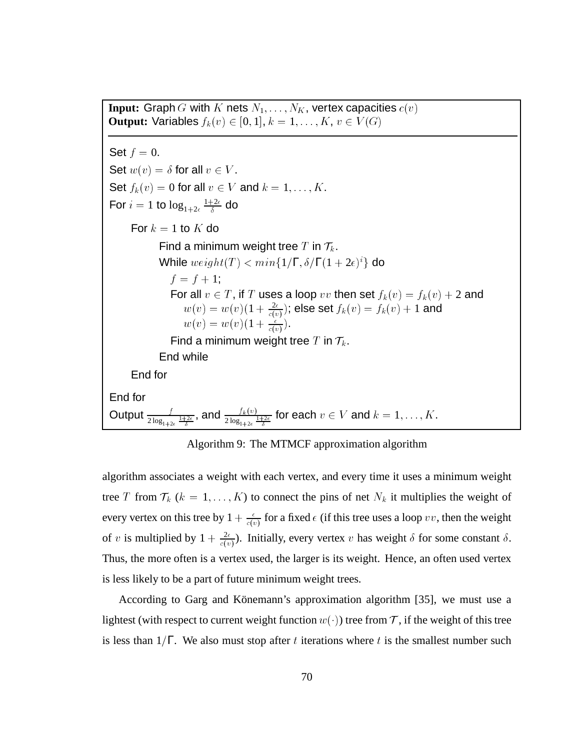**Input:** Graph $G$ with $K$ nets $N_1, \ldots, N_K$, vertex capacities $c(v)$
**Output:** Variables $f_k(v) \in [0, 1]$, $k = 1, \ldots, K$, $v \in V(G)$

```
Set f = 0.
Set w(v) = δ for all v ∈ V.
Set f_k(v) = 0 for all v ∈ V and k = 1, ..., K.
For i = 1 to log_{1+2ε} (1+2ε)/δ do
    For k = 1 to K do
        Find a minimum weight tree T in 𝒯_k.
        While weight(T) < min{1/Γ, δ/Γ(1+2ε)^i} do
            f = f + 1;
            For all v ∈ T, if T uses a loop vv then set f_k(v) = f_k(v) + 2 and
                w(v) = w(v)(1 + 2ε/c(v)); else set f_k(v) = f_k(v) + 1 and
                w(v) = w(v)(1 + ε/c(v)).
            Find a minimum weight tree T in 𝒯_k.
        End while
    End for
End for
Output f / (2 log_{1+2ε} (1+2ε)/δ), and f_k(v) / (2 log_{1+2ε} (1+2ε)/δ) for each v ∈ V and k = 1, ..., K.
```

Algorithm 9: The MTMCF approximation algorithm

algorithm associates a weight with each vertex, and every time it uses a minimum weight tree $T$ from $\mathcal{T}_k$ ($k = 1, \ldots, K$) to connect the pins of net $N_k$ it multiplies the weight of every vertex on this tree by $1 + \frac{\epsilon}{c(v)}$ for a fixed $\epsilon$ (if this tree uses a loop $vv$, then the weight of $v$ is multiplied by $1 + \frac{2\epsilon}{c(v)}$). Initially, every vertex $v$ has weight $\delta$ for some constant $\delta$. Thus, the more often is a vertex used, the larger is its weight. Hence, an often used vertex is less likely to be a part of future minimum weight trees.

According to Garg and Könemann's approximation algorithm [35], we must use a lightest (with respect to current weight function $w(\cdot)$) tree from $\mathcal{T}$, if the weight of this tree is less than $1/\Gamma$. We also must stop after $t$ iterations where $t$ is the smallest number such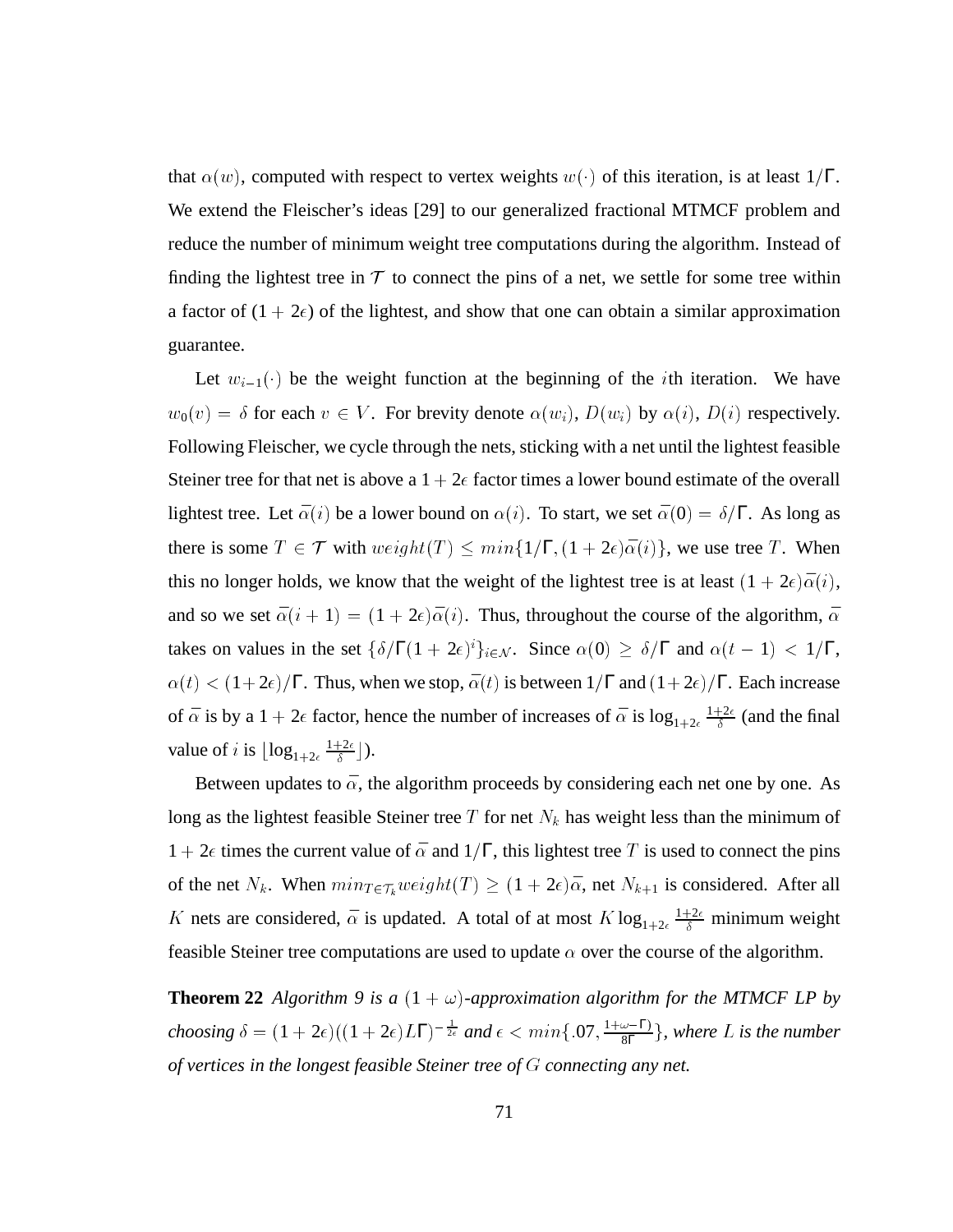that $\alpha(w)$, computed with respect to vertex weights $w(\cdot)$ of this iteration, is at least $1/\Gamma$. We extend the Fleischer's ideas [29] to our generalized fractional MTMCF problem and reduce the number of minimum weight tree computations during the algorithm. Instead of finding the lightest tree in $\mathcal{T}$ to connect the pins of a net, we settle for some tree within a factor of $(1 + 2\epsilon)$ of the lightest, and show that one can obtain a similar approximation guarantee.

Let $w_{i-1}(\cdot)$ be the weight function at the beginning of the $i$th iteration. We have $w_0(v) = \delta$ for each $v \in V$. For brevity denote $\alpha(w_i)$, $D(w_i)$ by $\alpha(i)$, $D(i)$ respectively. Following Fleischer, we cycle through the nets, sticking with a net until the lightest feasible Steiner tree for that net is above a $1 + 2\epsilon$ factor times a lower bound estimate of the overall lightest tree. Let $\bar{\alpha}(i)$ be a lower bound on $\alpha(i)$. To start, we set $\bar{\alpha}(0) = \delta/\Gamma$. As long as there is some $T \in \mathcal{T}$ with $weight(T) \leq min\{1/\Gamma, (1 + 2\epsilon)\bar{\alpha}(i)\}$, we use tree $T$. When this no longer holds, we know that the weight of the lightest tree is at least $(1 + 2\epsilon)\bar{\alpha}(i)$, and so we set $\bar{\alpha}(i + 1) = (1 + 2\epsilon)\bar{\alpha}(i)$. Thus, throughout the course of the algorithm, $\bar{\alpha}$ takes on values in the set $\{\delta/\Gamma(1 + 2\epsilon)^i\}_{i \in \mathcal{N}}$. Since $\alpha(0) \geq \delta/\Gamma$ and $\alpha(t - 1) < 1/\Gamma$, $\alpha(t) < (1+2\epsilon)/\Gamma$. Thus, when we stop, $\bar{\alpha}(t)$ is between $1/\Gamma$ and $(1+2\epsilon)/\Gamma$. Each increase of $\bar{\alpha}$ is by a $1 + 2\epsilon$ factor, hence the number of increases of $\bar{\alpha}$ is $\log_{1+2\epsilon} \frac{1+2\epsilon}{\delta}$ (and the final value of $i$ is $\lfloor \log_{1+2\epsilon} \frac{1+2\epsilon}{\delta} \rfloor$).

Between updates to $\bar{\alpha}$, the algorithm proceeds by considering each net one by one. As long as the lightest feasible Steiner tree $T$ for net $N_k$ has weight less than the minimum of $1 + 2\epsilon$ times the current value of $\bar{\alpha}$ and $1/\Gamma$, this lightest tree $T$ is used to connect the pins of the net $N_k$. When $min_{T \in \mathcal{T}_k} weight(T) \geq (1 + 2\epsilon)\bar{\alpha}$, net $N_{k+1}$ is considered. After all $K$ nets are considered, $\bar{\alpha}$ is updated. A total of at most $K \log_{1+2\epsilon} \frac{1+2\epsilon}{\delta}$ minimum weight feasible Steiner tree computations are used to update $\alpha$ over the course of the algorithm.

**Theorem 22** *Algorithm 9 is a $(1 + \omega)$-approximation algorithm for the MTMCF LP by choosing $\delta = (1 + 2\epsilon)((1 + 2\epsilon)L\Gamma)^{-\frac{1}{2\epsilon}}$ and $\epsilon < min\{.07, \frac{1+\omega-\Gamma)}{8\Gamma}\}$, where $L$ is the number of vertices in the longest feasible Steiner tree of $G$ connecting any net.*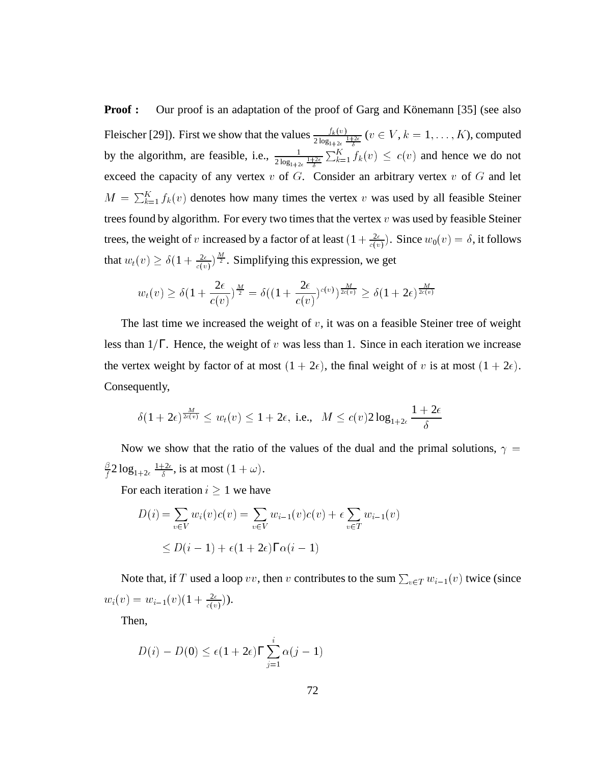**Proof :** Our proof is an adaptation of the proof of Garg and Könemann [35] (see also Fleischer [29]). First we show that the values $\frac{f_k(v)}{2\log_{1+2\epsilon}\frac{1+2\epsilon}{\delta}}$ ($v \in V, k = 1, \ldots, K$), computed by the algorithm, are feasible, i.e., $\frac{1}{2\log_{1+2\epsilon}\frac{1+2\epsilon}{\delta}}\sum_{k=1}^{K} f_k(v) \leq c(v)$ and hence we do not exceed the capacity of any vertex $v$ of $G$. Consider an arbitrary vertex $v$ of $G$ and let $M = \sum_{k=1}^{K} f_k(v)$ denotes how many times the vertex $v$ was used by all feasible Steiner trees found by algorithm. For every two times that the vertex $v$ was used by feasible Steiner trees, the weight of $v$ increased by a factor of at least $(1+\frac{2\epsilon}{c(v)})$. Since $w_0(v) = \delta$, it follows that $w_t(v) \geq \delta(1+\frac{2\epsilon}{c(v)})^{\frac{M}{2}}$. Simplifying this expression, we get

$$w_t(v) \geq \delta(1+\frac{2\epsilon}{c(v)})^{\frac{M}{2}} = \delta((1+\frac{2\epsilon}{c(v)})^{c(v)})^{\frac{M}{2c(v)}} \geq \delta(1+2\epsilon)^{\frac{M}{2c(v)}}$$

The last time we increased the weight of $v$, it was on a feasible Steiner tree of weight less than $1/\Gamma$. Hence, the weight of $v$ was less than 1. Since in each iteration we increase the vertex weight by factor of at most $(1+2\epsilon)$, the final weight of $v$ is at most $(1+2\epsilon)$. Consequently,

$$\delta(1+2\epsilon)^{\frac{M}{2c(v)}} \leq w_t(v) \leq 1+2\epsilon, \text{ i.e., } \;\; M \leq c(v) 2\log_{1+2\epsilon}\frac{1+2\epsilon}{\delta}$$

Now we show that the ratio of the values of the dual and the primal solutions, $\gamma = \frac{\beta}{f} 2\log_{1+2\epsilon}\frac{1+2\epsilon}{\delta}$, is at most $(1+\omega)$.

For each iteration $i \geq 1$ we have

$$\begin{aligned} D(i) &= \sum_{v\in V} w_i(v)c(v) = \sum_{v\in V} w_{i-1}(v)c(v) + \epsilon\sum_{v\in T} w_{i-1}(v) \\ &\leq D(i-1) + \epsilon(1+2\epsilon)\Gamma\alpha(i-1) \end{aligned}$$

Note that, if $T$ used a loop $vv$, then $v$ contributes to the sum $\sum_{v\in T} w_{i-1}(v)$ twice (since $w_i(v) = w_{i-1}(v)(1+\frac{2\epsilon}{c(v)})$).

Then,

$$D(i) - D(0) \leq \epsilon(1+2\epsilon)\Gamma\sum_{j=1}^{i}\alpha(j-1)$$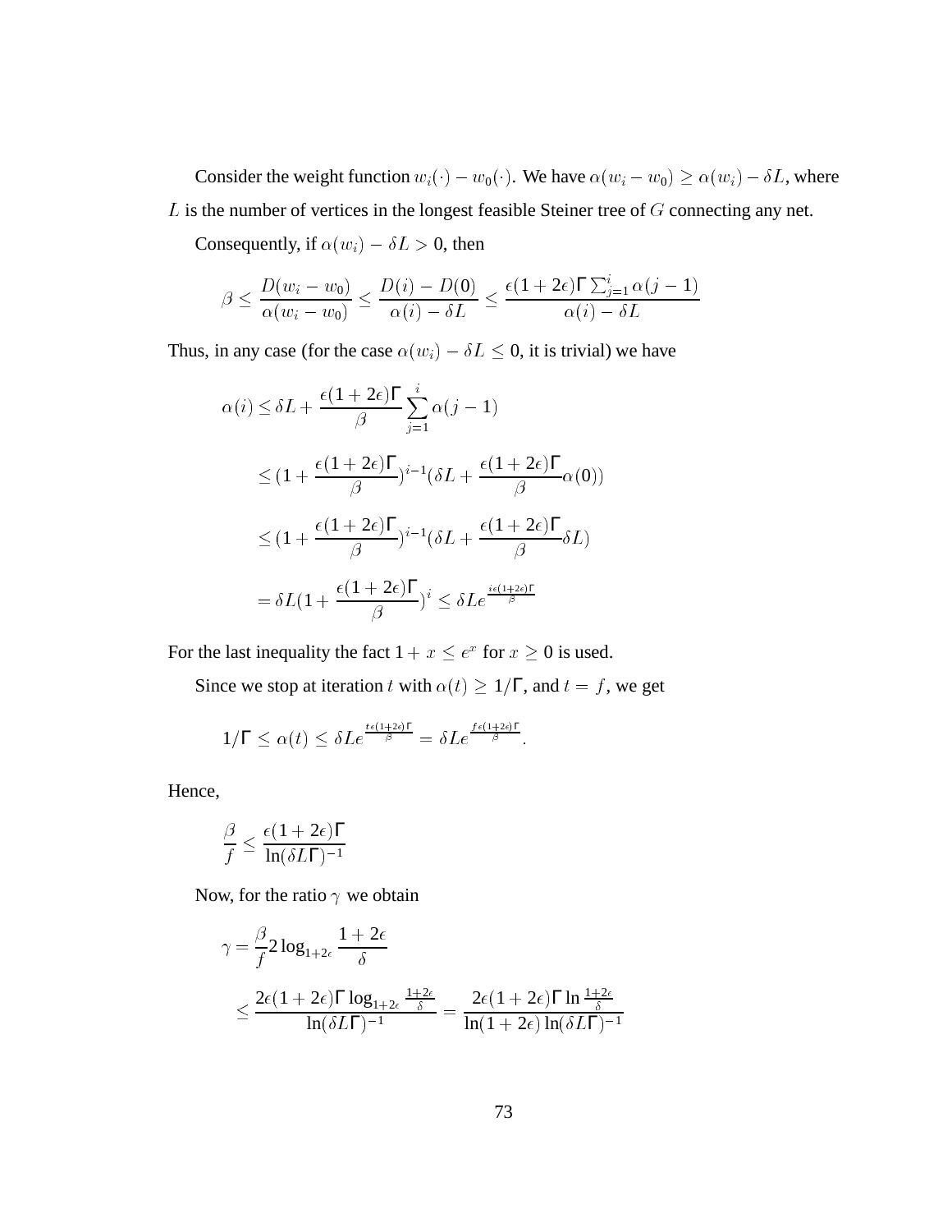Consider the weight function $w_i(\cdot) - w_0(\cdot)$. We have $\alpha(w_i - w_0) \geq \alpha(w_i) - \delta L$, where $L$ is the number of vertices in the longest feasible Steiner tree of $G$ connecting any net.

Consequently, if $\alpha(w_i) - \delta L > 0$, then

$$\beta \leq \frac{D(w_i - w_0)}{\alpha(w_i - w_0)} \leq \frac{D(i) - D(0)}{\alpha(i) - \delta L} \leq \frac{\epsilon(1+2\epsilon)\Gamma \sum_{j=1}^{i} \alpha(j-1)}{\alpha(i) - \delta L}$$

Thus, in any case (for the case $\alpha(w_i) - \delta L \leq 0$, it is trivial) we have

$$\begin{aligned}
\alpha(i) &\leq \delta L + \frac{\epsilon(1+2\epsilon)\Gamma}{\beta} \sum_{j=1}^{i} \alpha(j-1) \\
&\leq (1 + \frac{\epsilon(1+2\epsilon)\Gamma}{\beta})^{i-1} (\delta L + \frac{\epsilon(1+2\epsilon)\Gamma}{\beta} \alpha(0)) \\
&\leq (1 + \frac{\epsilon(1+2\epsilon)\Gamma}{\beta})^{i-1} (\delta L + \frac{\epsilon(1+2\epsilon)\Gamma}{\beta} \delta L) \\
&= \delta L (1 + \frac{\epsilon(1+2\epsilon)\Gamma}{\beta})^{i} \leq \delta L e^{\frac{i\epsilon(1+2\epsilon)\Gamma}{\beta}}
\end{aligned}$$

For the last inequality the fact $1 + x \leq e^x$ for $x \geq 0$ is used.

Since we stop at iteration $t$ with $\alpha(t) \geq 1/\Gamma$, and $t = f$, we get

$$1/\Gamma \leq \alpha(t) \leq \delta L e^{\frac{t\epsilon(1+2\epsilon)\Gamma}{\beta}} = \delta L e^{\frac{f\epsilon(1+2\epsilon)\Gamma}{\beta}}.$$

Hence,

$$\frac{\beta}{f} \leq \frac{\epsilon(1+2\epsilon)\Gamma}{\ln(\delta L \Gamma)^{-1}}$$

Now, for the ratio $\gamma$ we obtain

$$\begin{aligned}
\gamma &= \frac{\beta}{f} 2 \log_{1+2\epsilon} \frac{1+2\epsilon}{\delta} \\
&\leq \frac{2\epsilon(1+2\epsilon)\Gamma \log_{1+2\epsilon} \frac{1+2\epsilon}{\delta}}{\ln(\delta L \Gamma)^{-1}} = \frac{2\epsilon(1+2\epsilon)\Gamma \ln \frac{1+2\epsilon}{\delta}}{\ln(1+2\epsilon) \ln(\delta L \Gamma)^{-1}}
\end{aligned}$$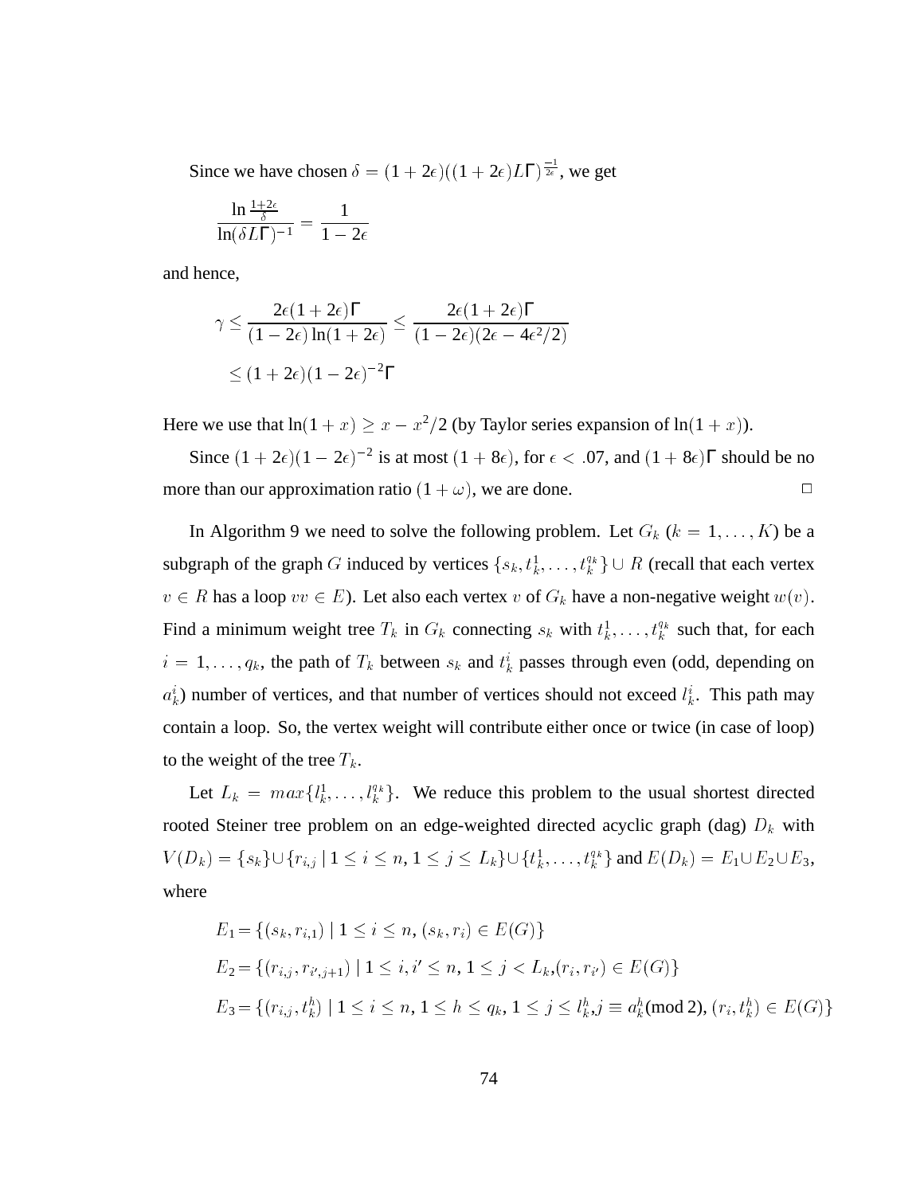Since we have chosen $\delta = (1+2\epsilon)((1+2\epsilon)L\Gamma)^{\frac{-1}{2\epsilon}}$, we get

$$\frac{\ln \frac{1+2\epsilon}{\delta}}{\ln(\delta L \Gamma)^{-1}} = \frac{1}{1-2\epsilon}$$

and hence,

$$\begin{aligned}
\gamma &\leq \frac{2\epsilon(1+2\epsilon)\Gamma}{(1-2\epsilon)\ln(1+2\epsilon)} \leq \frac{2\epsilon(1+2\epsilon)\Gamma}{(1-2\epsilon)(2\epsilon - 4\epsilon^2/2)} \\
&\leq (1+2\epsilon)(1-2\epsilon)^{-2}\Gamma
\end{aligned}$$

Here we use that $\ln(1+x) \geq x - x^2/2$ (by Taylor series expansion of $\ln(1+x)$).

Since $(1+2\epsilon)(1-2\epsilon)^{-2}$ is at most $(1+8\epsilon)$, for $\epsilon < .07$, and $(1+8\epsilon)\Gamma$ should be no more than our approximation ratio $(1+\omega)$, we are done. □

In Algorithm 9 we need to solve the following problem. Let $G_k$ ($k = 1, \ldots, K$) be a subgraph of the graph $G$ induced by vertices $\{s_k, t_k^1, \ldots, t_k^{q_k}\} \cup R$ (recall that each vertex $v \in R$ has a loop $vv \in E$). Let also each vertex $v$ of $G_k$ have a non-negative weight $w(v)$. Find a minimum weight tree $T_k$ in $G_k$ connecting $s_k$ with $t_k^1, \ldots, t_k^{q_k}$ such that, for each $i = 1, \ldots, q_k$, the path of $T_k$ between $s_k$ and $t_k^i$ passes through even (odd, depending on $a_k^i$) number of vertices, and that number of vertices should not exceed $l_k^i$. This path may contain a loop. So, the vertex weight will contribute either once or twice (in case of loop) to the weight of the tree $T_k$.

Let $L_k = max\{l_k^1, \ldots, l_k^{q_k}\}$. We reduce this problem to the usual shortest directed rooted Steiner tree problem on an edge-weighted directed acyclic graph (dag) $D_k$ with $V(D_k) = \{s_k\} \cup \{r_{i,j} \mid 1 \leq i \leq n, 1 \leq j \leq L_k\} \cup \{t_k^1, \ldots, t_k^{q_k}\}$ and $E(D_k) = E_1 \cup E_2 \cup E_3$, where

$$\begin{aligned}
E_1 &= \{(s_k, r_{i,1}) \mid 1 \leq i \leq n, (s_k, r_i) \in E(G)\} \\
E_2 &= \{(r_{i,j}, r_{i',j+1}) \mid 1 \leq i, i' \leq n, 1 \leq j < L_k, (r_i, r_{i'}) \in E(G)\} \\
E_3 &= \{(r_{i,j}, t_k^h) \mid 1 \leq i \leq n, 1 \leq h \leq q_k, 1 \leq j \leq l_k^h, j \equiv a_k^h (\text{mod } 2), (r_i, t_k^h) \in E(G)\}
\end{aligned}$$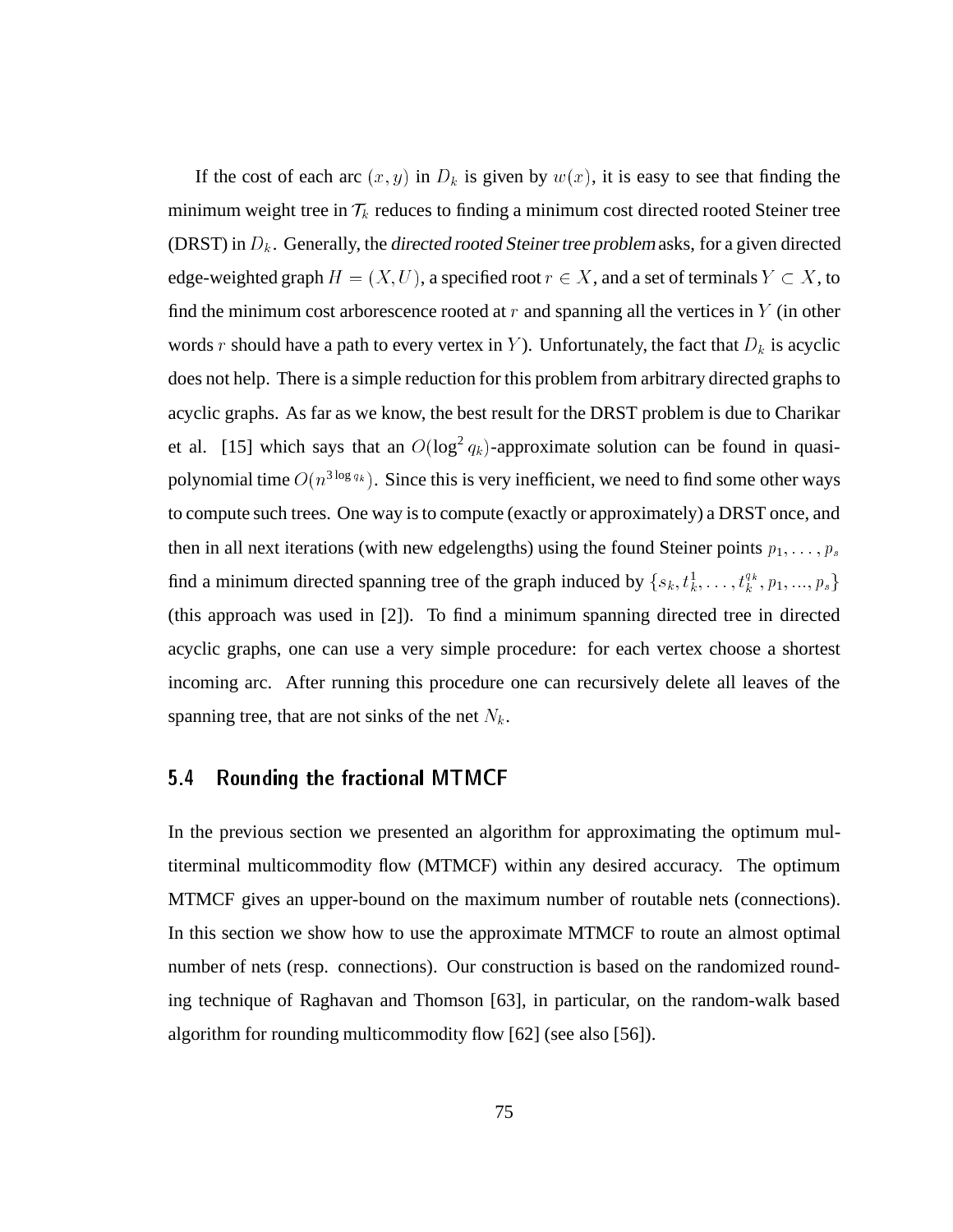If the cost of each arc $(x, y)$ in $D_k$ is given by $w(x)$, it is easy to see that finding the minimum weight tree in $\mathcal{T}_k$ reduces to finding a minimum cost directed rooted Steiner tree (DRST) in $D_k$. Generally, the *directed rooted Steiner tree problem* asks, for a given directed edge-weighted graph $H = (X, U)$, a specified root $r \in X$, and a set of terminals $Y \subset X$, to find the minimum cost arborescence rooted at $r$ and spanning all the vertices in $Y$ (in other words $r$ should have a path to every vertex in $Y$). Unfortunately, the fact that $D_k$ is acyclic does not help. There is a simple reduction for this problem from arbitrary directed graphs to acyclic graphs. As far as we know, the best result for the DRST problem is due to Charikar et al. [15] which says that an $O(\log^2 q_k)$-approximate solution can be found in quasi-polynomial time $O(n^{3 \log q_k})$. Since this is very inefficient, we need to find some other ways to compute such trees. One way is to compute (exactly or approximately) a DRST once, and then in all next iterations (with new edgelengths) using the found Steiner points $p_1, \ldots, p_s$ find a minimum directed spanning tree of the graph induced by $\{s_k, t_k^1, \ldots, t_k^{q_k}, p_1, ..., p_s\}$ (this approach was used in [2]). To find a minimum spanning directed tree in directed acyclic graphs, one can use a very simple procedure: for each vertex choose a shortest incoming arc. After running this procedure one can recursively delete all leaves of the spanning tree, that are not sinks of the net $N_k$.

## 5.4 Rounding the fractional MTMCF

In the previous section we presented an algorithm for approximating the optimum multiterminal multicommodity flow (MTMCF) within any desired accuracy. The optimum MTMCF gives an upper-bound on the maximum number of routable nets (connections). In this section we show how to use the approximate MTMCF to route an almost optimal number of nets (resp. connections). Our construction is based on the randomized rounding technique of Raghavan and Thomson [63], in particular, on the random-walk based algorithm for rounding multicommodity flow [62] (see also [56]).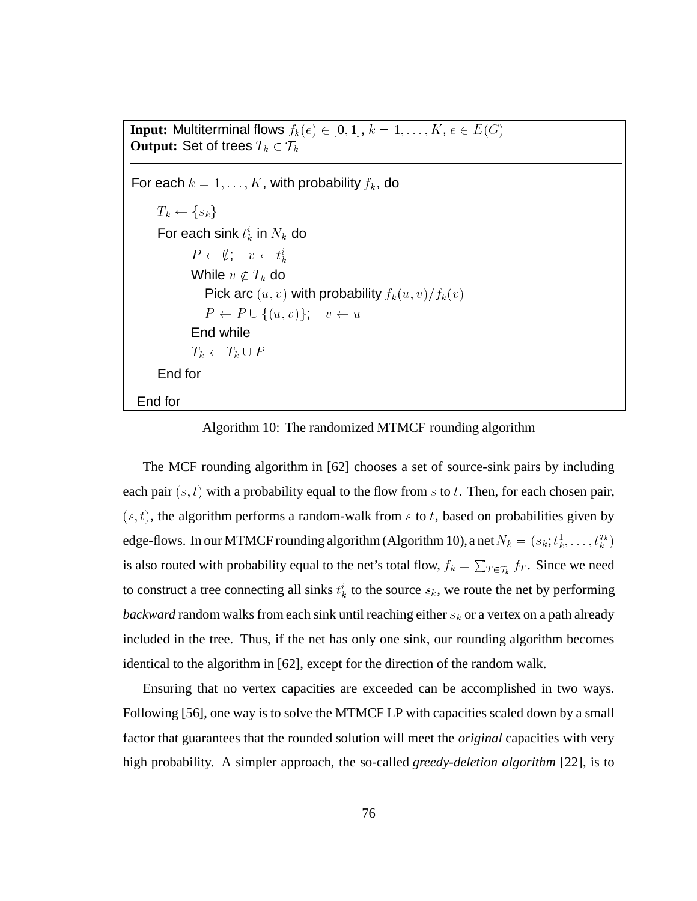```
Input: Multiterminal flows f_k(e) ∈ [0,1], k = 1,...,K, e ∈ E(G)
Output: Set of trees T_k ∈ 𝒯_k

For each k = 1,...,K, with probability f_k, do
    T_k ← {s_k}
    For each sink t_k^i in N_k do
        P ← ∅;   v ← t_k^i
        While v ∉ T_k do
            Pick arc (u,v) with probability f_k(u,v)/f_k(v)
            P ← P ∪ {(u,v)};   v ← u
        End while
        T_k ← T_k ∪ P
    End for
End for
```

Algorithm 10: The randomized MTMCF rounding algorithm

The MCF rounding algorithm in [62] chooses a set of source-sink pairs by including each pair $(s, t)$ with a probability equal to the flow from $s$ to $t$. Then, for each chosen pair, $(s, t)$, the algorithm performs a random-walk from $s$ to $t$, based on probabilities given by edge-flows. In our MTMCF rounding algorithm (Algorithm 10), a net $N_k = (s_k; t_k^1, \ldots, t_k^{q_k})$ is also routed with probability equal to the net's total flow, $f_k = \sum_{T \in \mathcal{T}_k} f_T$. Since we need to construct a tree connecting all sinks $t_k^i$ to the source $s_k$, we route the net by performing *backward* random walks from each sink until reaching either $s_k$ or a vertex on a path already included in the tree. Thus, if the net has only one sink, our rounding algorithm becomes identical to the algorithm in [62], except for the direction of the random walk.

Ensuring that no vertex capacities are exceeded can be accomplished in two ways. Following [56], one way is to solve the MTMCF LP with capacities scaled down by a small factor that guarantees that the rounded solution will meet the *original* capacities with very high probability. A simpler approach, the so-called *greedy-deletion algorithm* [22], is to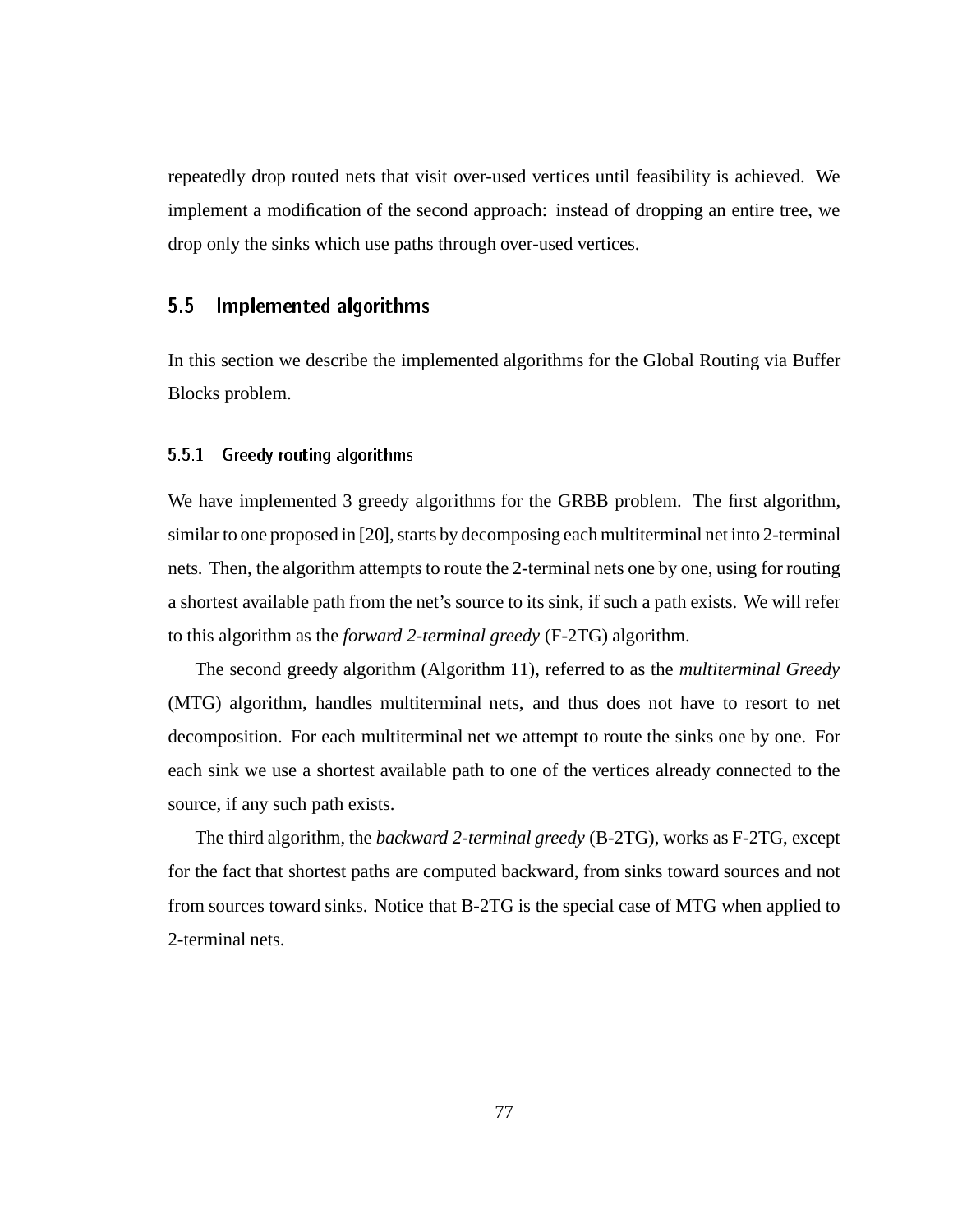repeatedly drop routed nets that visit over-used vertices until feasibility is achieved. We implement a modification of the second approach: instead of dropping an entire tree, we drop only the sinks which use paths through over-used vertices.

## 5.5 Implemented algorithms

In this section we describe the implemented algorithms for the Global Routing via Buffer Blocks problem.

### 5.5.1 Greedy routing algorithms

We have implemented 3 greedy algorithms for the GRBB problem. The first algorithm, similar to one proposed in [20], starts by decomposing each multiterminal net into 2-terminal nets. Then, the algorithm attempts to route the 2-terminal nets one by one, using for routing a shortest available path from the net's source to its sink, if such a path exists. We will refer to this algorithm as the *forward 2-terminal greedy* (F-2TG) algorithm.

The second greedy algorithm (Algorithm 11), referred to as the *multiterminal Greedy* (MTG) algorithm, handles multiterminal nets, and thus does not have to resort to net decomposition. For each multiterminal net we attempt to route the sinks one by one. For each sink we use a shortest available path to one of the vertices already connected to the source, if any such path exists.

The third algorithm, the *backward 2-terminal greedy* (B-2TG), works as F-2TG, except for the fact that shortest paths are computed backward, from sinks toward sources and not from sources toward sinks. Notice that B-2TG is the special case of MTG when applied to 2-terminal nets.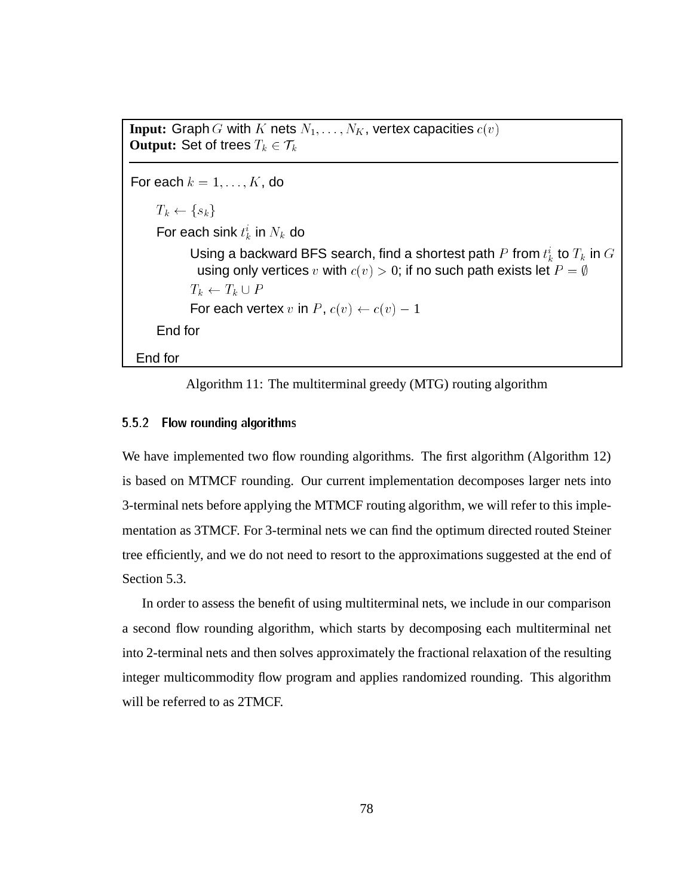**Input:** Graph $G$ with $K$ nets $N_1, \ldots, N_K$, vertex capacities $c(v)$
**Output:** Set of trees $T_k \in \mathcal{T}_k$

```
For each k = 1, ..., K, do
    T_k ← {s_k}
    For each sink t_k^i in N_k do
        Using a backward BFS search, find a shortest path P from t_k^i to T_k in G
          using only vertices v with c(v) > 0; if no such path exists let P = ∅
        T_k ← T_k ∪ P
        For each vertex v in P, c(v) ← c(v) − 1
    End for
End for
```

Algorithm 11: The multiterminal greedy (MTG) routing algorithm

### 5.5.2 Flow rounding algorithms

We have implemented two flow rounding algorithms. The first algorithm (Algorithm 12) is based on MTMCF rounding. Our current implementation decomposes larger nets into 3-terminal nets before applying the MTMCF routing algorithm, we will refer to this implementation as 3TMCF. For 3-terminal nets we can find the optimum directed routed Steiner tree efficiently, and we do not need to resort to the approximations suggested at the end of Section 5.3.

In order to assess the benefit of using multiterminal nets, we include in our comparison a second flow rounding algorithm, which starts by decomposing each multiterminal net into 2-terminal nets and then solves approximately the fractional relaxation of the resulting integer multicommodity flow program and applies randomized rounding. This algorithm will be referred to as 2TMCF.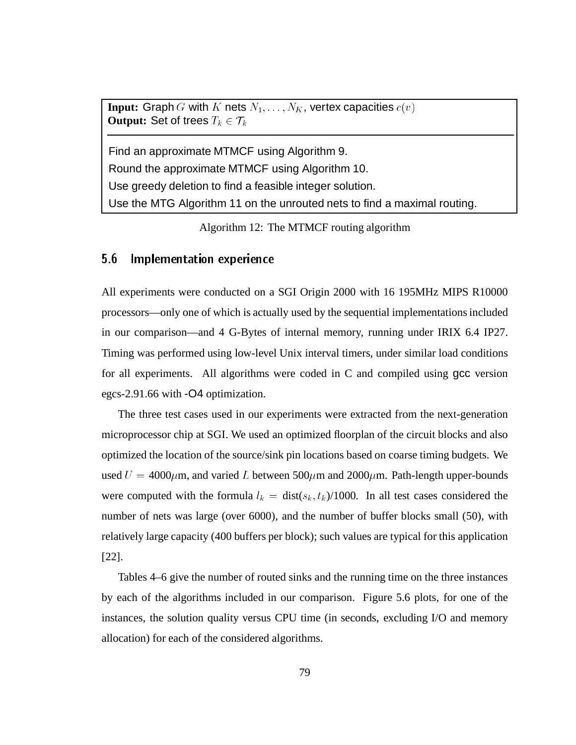**Input:** Graph $G$ with $K$ nets $N_1, \ldots, N_K$, vertex capacities $c(v)$
**Output:** Set of trees $T_k \in \mathcal{T}_k$

---

Find an approximate MTMCF using Algorithm 9.
Round the approximate MTMCF using Algorithm 10.
Use greedy deletion to find a feasible integer solution.
Use the MTG Algorithm 11 on the unrouted nets to find a maximal routing.

Algorithm 12: The MTMCF routing algorithm

## 5.6 Implementation experience

All experiments were conducted on a SGI Origin 2000 with 16 195MHz MIPS R10000 processors—only one of which is actually used by the sequential implementations included in our comparison—and 4 G-Bytes of internal memory, running under IRIX 6.4 IP27. Timing was performed using low-level Unix interval timers, under similar load conditions for all experiments. All algorithms were coded in C and compiled using gcc version egcs-2.91.66 with -O4 optimization.

The three test cases used in our experiments were extracted from the next-generation microprocessor chip at SGI. We used an optimized floorplan of the circuit blocks and also optimized the location of the source/sink pin locations based on coarse timing budgets. We used $U = 4000\mu$m, and varied $L$ between 500$\mu$m and 2000$\mu$m. Path-length upper-bounds were computed with the formula $l_k = \text{dist}(s_k, t_k)/1000$. In all test cases considered the number of nets was large (over 6000), and the number of buffer blocks small (50), with relatively large capacity (400 buffers per block); such values are typical for this application [22].

Tables 4–6 give the number of routed sinks and the running time on the three instances by each of the algorithms included in our comparison. Figure 5.6 plots, for one of the instances, the solution quality versus CPU time (in seconds, excluding I/O and memory allocation) for each of the considered algorithms.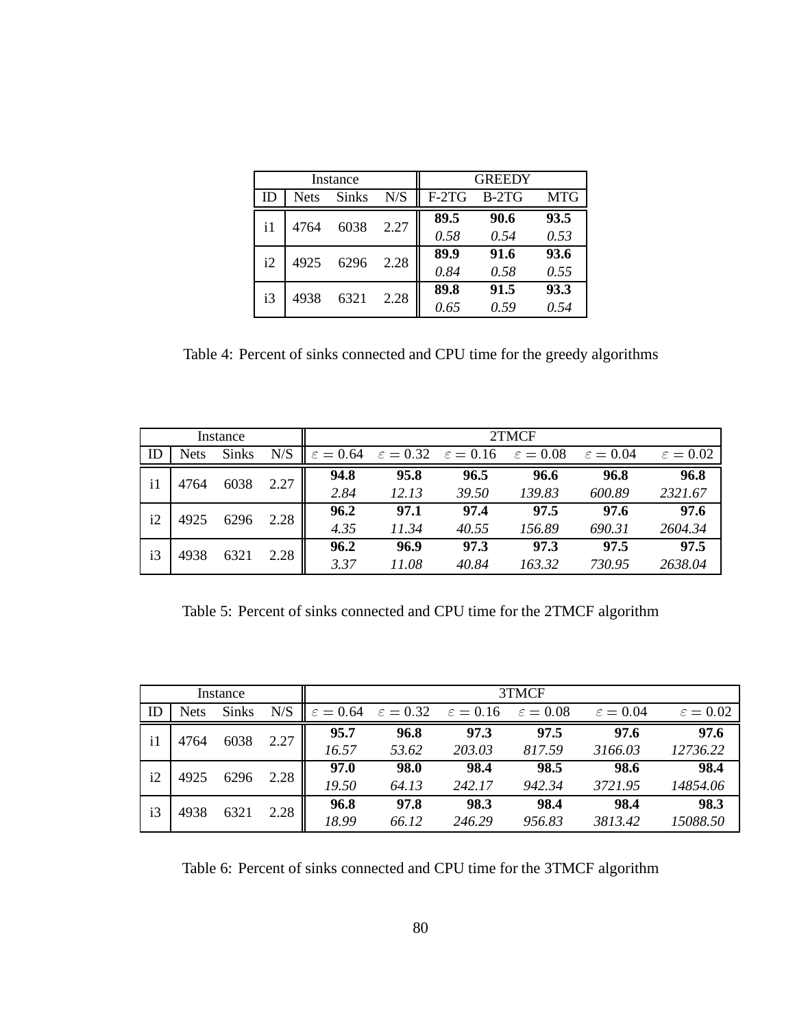| Instance | | | | GREEDY | | |
|---|---|---|---|---|---|---|
| ID | Nets | Sinks | N/S | F-2TG | B-2TG | MTG |
| i1 | 4764 | 6038 | 2.27 | **89.5** | **90.6** | **93.5** |
| | | | | *0.58* | *0.54* | *0.53* |
| i2 | 4925 | 6296 | 2.28 | **89.9** | **91.6** | **93.6** |
| | | | | *0.84* | *0.58* | *0.55* |
| i3 | 4938 | 6321 | 2.28 | **89.8** | **91.5** | **93.3** |
| | | | | *0.65* | *0.59* | *0.54* |

Table 4: Percent of sinks connected and CPU time for the greedy algorithms

| Instance | | | | 2TMCF | | | | | |
|---|---|---|---|---|---|---|---|---|---|
| ID | Nets | Sinks | N/S | $\varepsilon = 0.64$ | $\varepsilon = 0.32$ | $\varepsilon = 0.16$ | $\varepsilon = 0.08$ | $\varepsilon = 0.04$ | $\varepsilon = 0.02$ |
| i1 | 4764 | 6038 | 2.27 | **94.8** | **95.8** | **96.5** | **96.6** | **96.8** | **96.8** |
| | | | | *2.84* | *12.13* | *39.50* | *139.83* | *600.89* | *2321.67* |
| i2 | 4925 | 6296 | 2.28 | **96.2** | **97.1** | **97.4** | **97.5** | **97.6** | **97.6** |
| | | | | *4.35* | *11.34* | *40.55* | *156.89* | *690.31* | *2604.34* |
| i3 | 4938 | 6321 | 2.28 | **96.2** | **96.9** | **97.3** | **97.3** | **97.5** | **97.5** |
| | | | | *3.37* | *11.08* | *40.84* | *163.32* | *730.95* | *2638.04* |

Table 5: Percent of sinks connected and CPU time for the 2TMCF algorithm

| Instance | | | | 3TMCF | | | | | |
|---|---|---|---|---|---|---|---|---|---|
| ID | Nets | Sinks | N/S | $\varepsilon = 0.64$ | $\varepsilon = 0.32$ | $\varepsilon = 0.16$ | $\varepsilon = 0.08$ | $\varepsilon = 0.04$ | $\varepsilon = 0.02$ |
| i1 | 4764 | 6038 | 2.27 | **95.7** | **96.8** | **97.3** | **97.5** | **97.6** | **97.6** |
| | | | | *16.57* | *53.62* | *203.03* | *817.59* | *3166.03* | *12736.22* |
| i2 | 4925 | 6296 | 2.28 | **97.0** | **98.0** | **98.4** | **98.5** | **98.6** | **98.4** |
| | | | | *19.50* | *64.13* | *242.17* | *942.34* | *3721.95* | *14854.06* |
| i3 | 4938 | 6321 | 2.28 | **96.8** | **97.8** | **98.3** | **98.4** | **98.4** | **98.3** |
| | | | | *18.99* | *66.12* | *246.29* | *956.83* | *3813.42* | *15088.50* |

Table 6: Percent of sinks connected and CPU time for the 3TMCF algorithm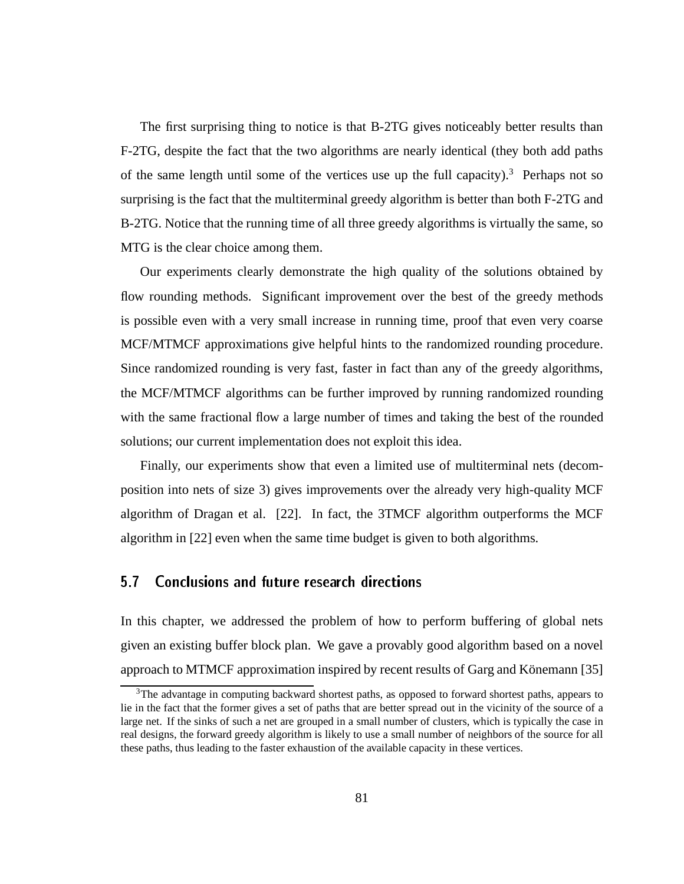The first surprising thing to notice is that B-2TG gives noticeably better results than F-2TG, despite the fact that the two algorithms are nearly identical (they both add paths of the same length until some of the vertices use up the full capacity).[3] Perhaps not so surprising is the fact that the multiterminal greedy algorithm is better than both F-2TG and B-2TG. Notice that the running time of all three greedy algorithms is virtually the same, so MTG is the clear choice among them.

Our experiments clearly demonstrate the high quality of the solutions obtained by flow rounding methods. Significant improvement over the best of the greedy methods is possible even with a very small increase in running time, proof that even very coarse MCF/MTMCF approximations give helpful hints to the randomized rounding procedure. Since randomized rounding is very fast, faster in fact than any of the greedy algorithms, the MCF/MTMCF algorithms can be further improved by running randomized rounding with the same fractional flow a large number of times and taking the best of the rounded solutions; our current implementation does not exploit this idea.

Finally, our experiments show that even a limited use of multiterminal nets (decomposition into nets of size 3) gives improvements over the already very high-quality MCF algorithm of Dragan et al. [22]. In fact, the 3TMCF algorithm outperforms the MCF algorithm in [22] even when the same time budget is given to both algorithms.

## 5.7 Conclusions and future research directions

In this chapter, we addressed the problem of how to perform buffering of global nets given an existing buffer block plan. We gave a provably good algorithm based on a novel approach to MTMCF approximation inspired by recent results of Garg and Könemann [35]

[3] The advantage in computing backward shortest paths, as opposed to forward shortest paths, appears to lie in the fact that the former gives a set of paths that are better spread out in the vicinity of the source of a large net. If the sinks of such a net are grouped in a small number of clusters, which is typically the case in real designs, the forward greedy algorithm is likely to use a small number of neighbors of the source for all these paths, thus leading to the faster exhaustion of the available capacity in these vertices.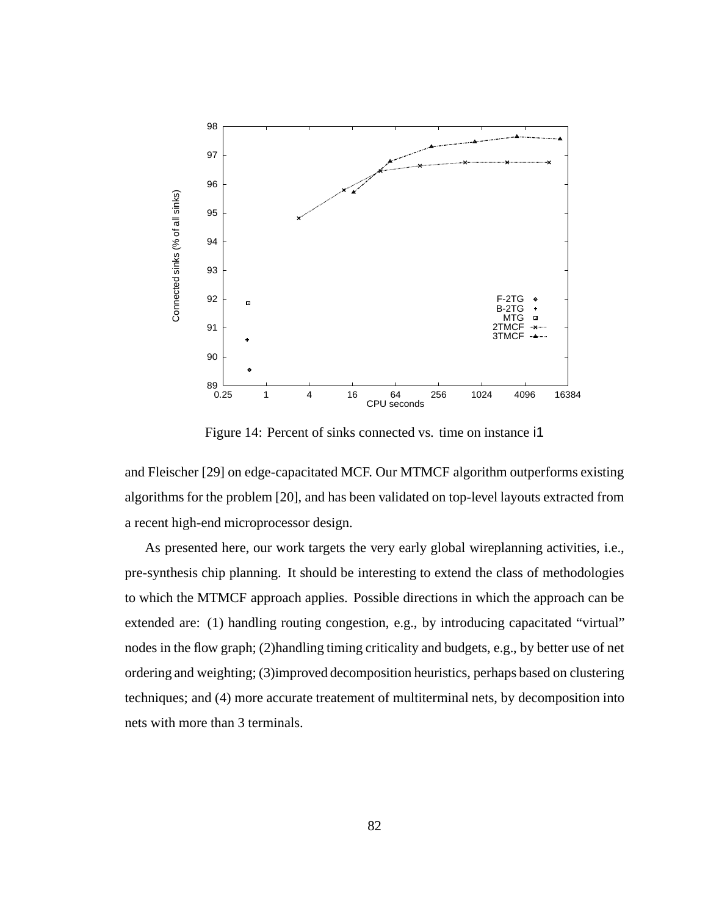Figure 14: Percent of sinks connected vs. time on instance i1

and Fleischer [29] on edge-capacitated MCF. Our MTMCF algorithm outperforms existing algorithms for the problem [20], and has been validated on top-level layouts extracted from a recent high-end microprocessor design.

As presented here, our work targets the very early global wireplanning activities, i.e., pre-synthesis chip planning. It should be interesting to extend the class of methodologies to which the MTMCF approach applies. Possible directions in which the approach can be extended are: (1) handling routing congestion, e.g., by introducing capacitated "virtual" nodes in the flow graph; (2)handling timing criticality and budgets, e.g., by better use of net ordering and weighting; (3)improved decomposition heuristics, perhaps based on clustering techniques; and (4) more accurate treatement of multiterminal nets, by decomposition into nets with more than 3 terminals.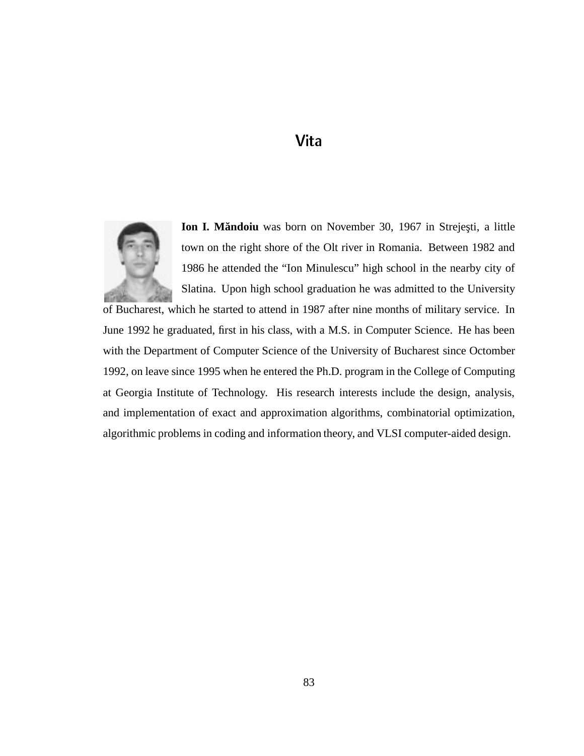# Vita

**Ion I. Măndoiu** was born on November 30, 1967 in Strejeşti, a little town on the right shore of the Olt river in Romania. Between 1982 and 1986 he attended the "Ion Minulescu" high school in the nearby city of Slatina. Upon high school graduation he was admitted to the University of Bucharest, which he started to attend in 1987 after nine months of military service. In June 1992 he graduated, first in his class, with a M.S. in Computer Science. He has been with the Department of Computer Science of the University of Bucharest since Octomber 1992, on leave since 1995 when he entered the Ph.D. program in the College of Computing at Georgia Institute of Technology. His research interests include the design, analysis, and implementation of exact and approximation algorithms, combinatorial optimization, algorithmic problems in coding and information theory, and VLSI computer-aided design.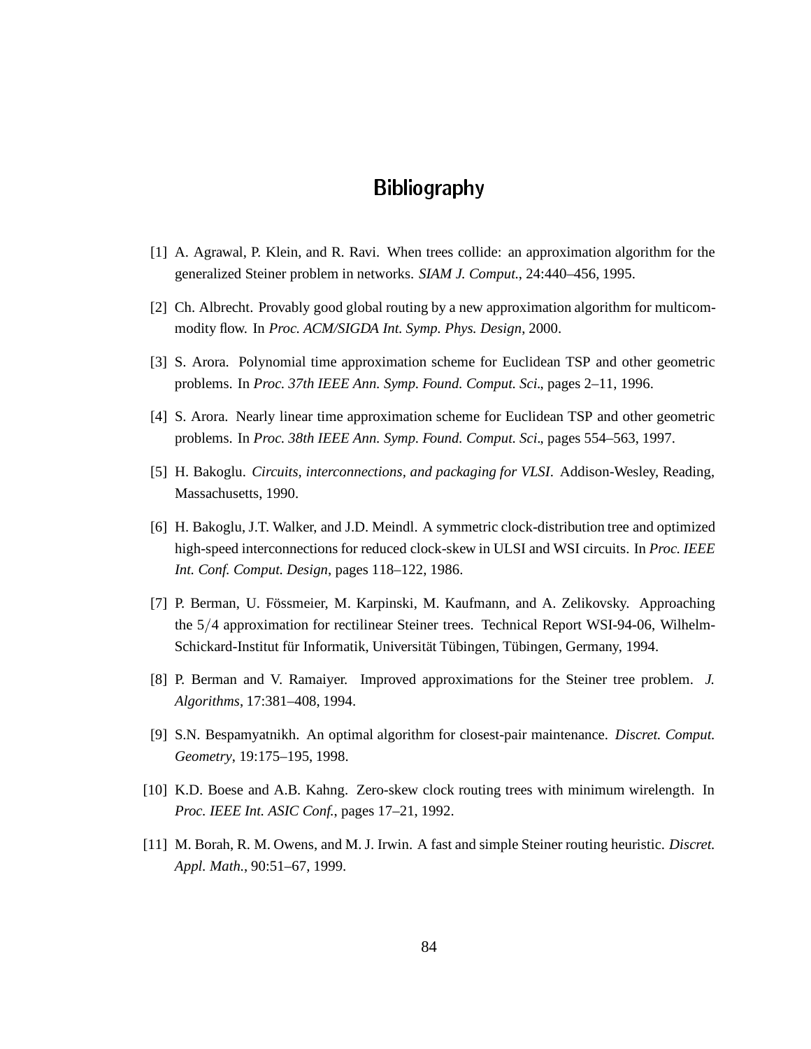# Bibliography

[1] A. Agrawal, P. Klein, and R. Ravi. When trees collide: an approximation algorithm for the generalized Steiner problem in networks. *SIAM J. Comput.*, 24:440–456, 1995.

[2] Ch. Albrecht. Provably good global routing by a new approximation algorithm for multicommodity flow. In *Proc. ACM/SIGDA Int. Symp. Phys. Design*, 2000.

[3] S. Arora. Polynomial time approximation scheme for Euclidean TSP and other geometric problems. In *Proc. 37th IEEE Ann. Symp. Found. Comput. Sci.*, pages 2–11, 1996.

[4] S. Arora. Nearly linear time approximation scheme for Euclidean TSP and other geometric problems. In *Proc. 38th IEEE Ann. Symp. Found. Comput. Sci.*, pages 554–563, 1997.

[5] H. Bakoglu. *Circuits, interconnections, and packaging for VLSI*. Addison-Wesley, Reading, Massachusetts, 1990.

[6] H. Bakoglu, J.T. Walker, and J.D. Meindl. A symmetric clock-distribution tree and optimized high-speed interconnections for reduced clock-skew in ULSI and WSI circuits. In *Proc. IEEE Int. Conf. Comput. Design*, pages 118–122, 1986.

[7] P. Berman, U. Fössmeier, M. Karpinski, M. Kaufmann, and A. Zelikovsky. Approaching the $5/4$ approximation for rectilinear Steiner trees. Technical Report WSI-94-06, Wilhelm-Schickard-Institut für Informatik, Universität Tübingen, Tübingen, Germany, 1994.

[8] P. Berman and V. Ramaiyer. Improved approximations for the Steiner tree problem. *J. Algorithms*, 17:381–408, 1994.

[9] S.N. Bespamyatnikh. An optimal algorithm for closest-pair maintenance. *Discret. Comput. Geometry*, 19:175–195, 1998.

[10] K.D. Boese and A.B. Kahng. Zero-skew clock routing trees with minimum wirelength. In *Proc. IEEE Int. ASIC Conf.*, pages 17–21, 1992.

[11] M. Borah, R. M. Owens, and M. J. Irwin. A fast and simple Steiner routing heuristic. *Discret. Appl. Math.*, 90:51–67, 1999.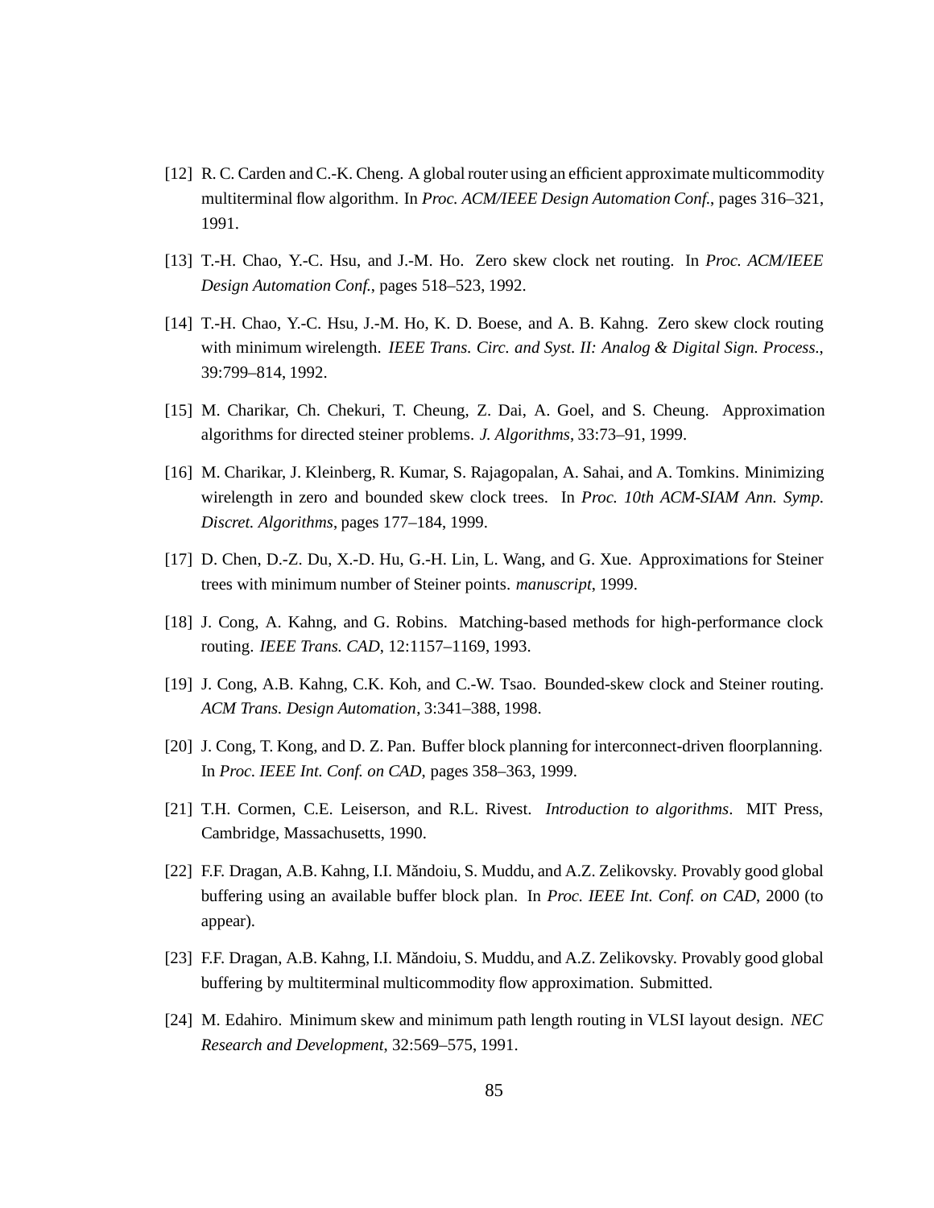[12] R. C. Carden and C.-K. Cheng. A global router using an efficient approximate multicommodity multiterminal flow algorithm. In *Proc. ACM/IEEE Design Automation Conf.*, pages 316–321, 1991.

[13] T.-H. Chao, Y.-C. Hsu, and J.-M. Ho. Zero skew clock net routing. In *Proc. ACM/IEEE Design Automation Conf.*, pages 518–523, 1992.

[14] T.-H. Chao, Y.-C. Hsu, J.-M. Ho, K. D. Boese, and A. B. Kahng. Zero skew clock routing with minimum wirelength. *IEEE Trans. Circ. and Syst. II: Analog & Digital Sign. Process.*, 39:799–814, 1992.

[15] M. Charikar, Ch. Chekuri, T. Cheung, Z. Dai, A. Goel, and S. Cheung. Approximation algorithms for directed steiner problems. *J. Algorithms*, 33:73–91, 1999.

[16] M. Charikar, J. Kleinberg, R. Kumar, S. Rajagopalan, A. Sahai, and A. Tomkins. Minimizing wirelength in zero and bounded skew clock trees. In *Proc. 10th ACM-SIAM Ann. Symp. Discret. Algorithms*, pages 177–184, 1999.

[17] D. Chen, D.-Z. Du, X.-D. Hu, G.-H. Lin, L. Wang, and G. Xue. Approximations for Steiner trees with minimum number of Steiner points. *manuscript*, 1999.

[18] J. Cong, A. Kahng, and G. Robins. Matching-based methods for high-performance clock routing. *IEEE Trans. CAD*, 12:1157–1169, 1993.

[19] J. Cong, A.B. Kahng, C.K. Koh, and C.-W. Tsao. Bounded-skew clock and Steiner routing. *ACM Trans. Design Automation*, 3:341–388, 1998.

[20] J. Cong, T. Kong, and D. Z. Pan. Buffer block planning for interconnect-driven floorplanning. In *Proc. IEEE Int. Conf. on CAD*, pages 358–363, 1999.

[21] T.H. Cormen, C.E. Leiserson, and R.L. Rivest. *Introduction to algorithms*. MIT Press, Cambridge, Massachusetts, 1990.

[22] F.F. Dragan, A.B. Kahng, I.I. Măndoiu, S. Muddu, and A.Z. Zelikovsky. Provably good global buffering using an available buffer block plan. In *Proc. IEEE Int. Conf. on CAD*, 2000 (to appear).

[23] F.F. Dragan, A.B. Kahng, I.I. Măndoiu, S. Muddu, and A.Z. Zelikovsky. Provably good global buffering by multiterminal multicommodity flow approximation. Submitted.

[24] M. Edahiro. Minimum skew and minimum path length routing in VLSI layout design. *NEC Research and Development*, 32:569–575, 1991.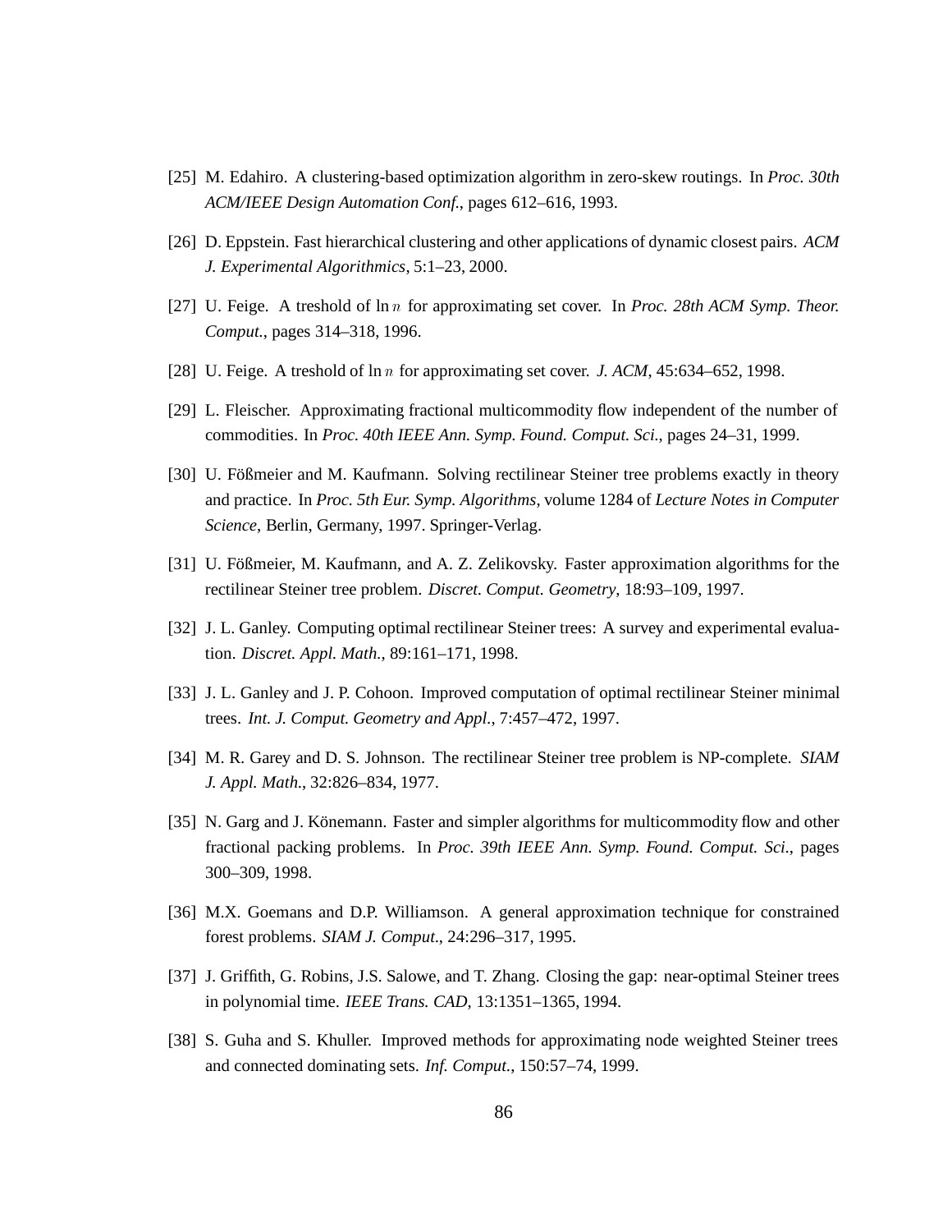[25] M. Edahiro. A clustering-based optimization algorithm in zero-skew routings. In *Proc. 30th ACM/IEEE Design Automation Conf.*, pages 612–616, 1993.

[26] D. Eppstein. Fast hierarchical clustering and other applications of dynamic closest pairs. *ACM J. Experimental Algorithmics*, 5:1–23, 2000.

[27] U. Feige. A treshold of $\ln n$ for approximating set cover. In *Proc. 28th ACM Symp. Theor. Comput.*, pages 314–318, 1996.

[28] U. Feige. A treshold of $\ln n$ for approximating set cover. *J. ACM*, 45:634–652, 1998.

[29] L. Fleischer. Approximating fractional multicommodity flow independent of the number of commodities. In *Proc. 40th IEEE Ann. Symp. Found. Comput. Sci.*, pages 24–31, 1999.

[30] U. Fößmeier and M. Kaufmann. Solving rectilinear Steiner tree problems exactly in theory and practice. In *Proc. 5th Eur. Symp. Algorithms*, volume 1284 of *Lecture Notes in Computer Science*, Berlin, Germany, 1997. Springer-Verlag.

[31] U. Fößmeier, M. Kaufmann, and A. Z. Zelikovsky. Faster approximation algorithms for the rectilinear Steiner tree problem. *Discret. Comput. Geometry*, 18:93–109, 1997.

[32] J. L. Ganley. Computing optimal rectilinear Steiner trees: A survey and experimental evaluation. *Discret. Appl. Math.*, 89:161–171, 1998.

[33] J. L. Ganley and J. P. Cohoon. Improved computation of optimal rectilinear Steiner minimal trees. *Int. J. Comput. Geometry and Appl.*, 7:457–472, 1997.

[34] M. R. Garey and D. S. Johnson. The rectilinear Steiner tree problem is NP-complete. *SIAM J. Appl. Math.*, 32:826–834, 1977.

[35] N. Garg and J. Könemann. Faster and simpler algorithms for multicommodity flow and other fractional packing problems. In *Proc. 39th IEEE Ann. Symp. Found. Comput. Sci.*, pages 300–309, 1998.

[36] M.X. Goemans and D.P. Williamson. A general approximation technique for constrained forest problems. *SIAM J. Comput.*, 24:296–317, 1995.

[37] J. Griffith, G. Robins, J.S. Salowe, and T. Zhang. Closing the gap: near-optimal Steiner trees in polynomial time. *IEEE Trans. CAD*, 13:1351–1365, 1994.

[38] S. Guha and S. Khuller. Improved methods for approximating node weighted Steiner trees and connected dominating sets. *Inf. Comput.*, 150:57–74, 1999.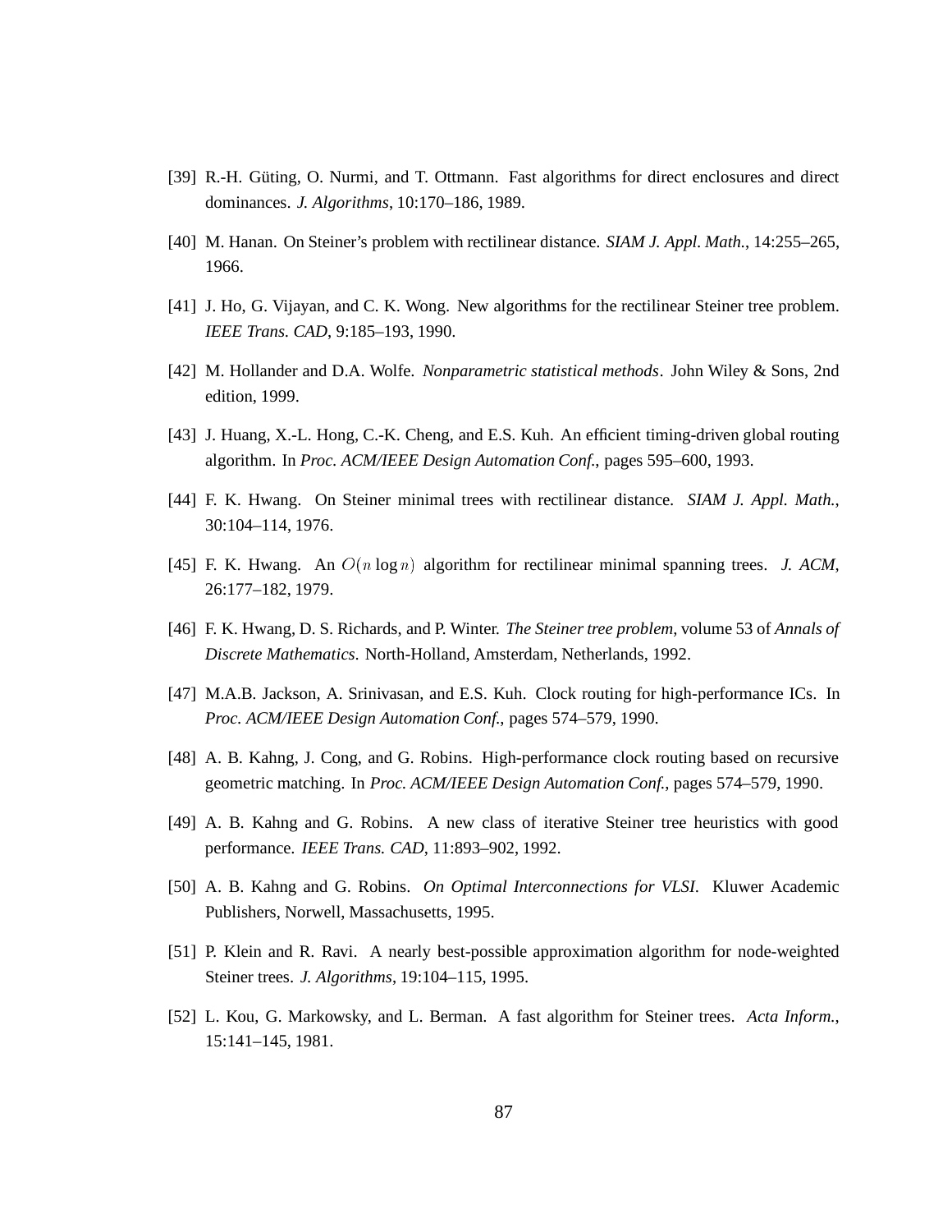[39] R.-H. Güting, O. Nurmi, and T. Ottmann. Fast algorithms for direct enclosures and direct dominances. *J. Algorithms*, 10:170–186, 1989.

[40] M. Hanan. On Steiner's problem with rectilinear distance. *SIAM J. Appl. Math.*, 14:255–265, 1966.

[41] J. Ho, G. Vijayan, and C. K. Wong. New algorithms for the rectilinear Steiner tree problem. *IEEE Trans. CAD*, 9:185–193, 1990.

[42] M. Hollander and D.A. Wolfe. *Nonparametric statistical methods*. John Wiley & Sons, 2nd edition, 1999.

[43] J. Huang, X.-L. Hong, C.-K. Cheng, and E.S. Kuh. An efficient timing-driven global routing algorithm. In *Proc. ACM/IEEE Design Automation Conf.*, pages 595–600, 1993.

[44] F. K. Hwang. On Steiner minimal trees with rectilinear distance. *SIAM J. Appl. Math.*, 30:104–114, 1976.

[45] F. K. Hwang. An $O(n \log n)$ algorithm for rectilinear minimal spanning trees. *J. ACM*, 26:177–182, 1979.

[46] F. K. Hwang, D. S. Richards, and P. Winter. *The Steiner tree problem*, volume 53 of *Annals of Discrete Mathematics*. North-Holland, Amsterdam, Netherlands, 1992.

[47] M.A.B. Jackson, A. Srinivasan, and E.S. Kuh. Clock routing for high-performance ICs. In *Proc. ACM/IEEE Design Automation Conf.*, pages 574–579, 1990.

[48] A. B. Kahng, J. Cong, and G. Robins. High-performance clock routing based on recursive geometric matching. In *Proc. ACM/IEEE Design Automation Conf.*, pages 574–579, 1990.

[49] A. B. Kahng and G. Robins. A new class of iterative Steiner tree heuristics with good performance. *IEEE Trans. CAD*, 11:893–902, 1992.

[50] A. B. Kahng and G. Robins. *On Optimal Interconnections for VLSI*. Kluwer Academic Publishers, Norwell, Massachusetts, 1995.

[51] P. Klein and R. Ravi. A nearly best-possible approximation algorithm for node-weighted Steiner trees. *J. Algorithms*, 19:104–115, 1995.

[52] L. Kou, G. Markowsky, and L. Berman. A fast algorithm for Steiner trees. *Acta Inform.*, 15:141–145, 1981.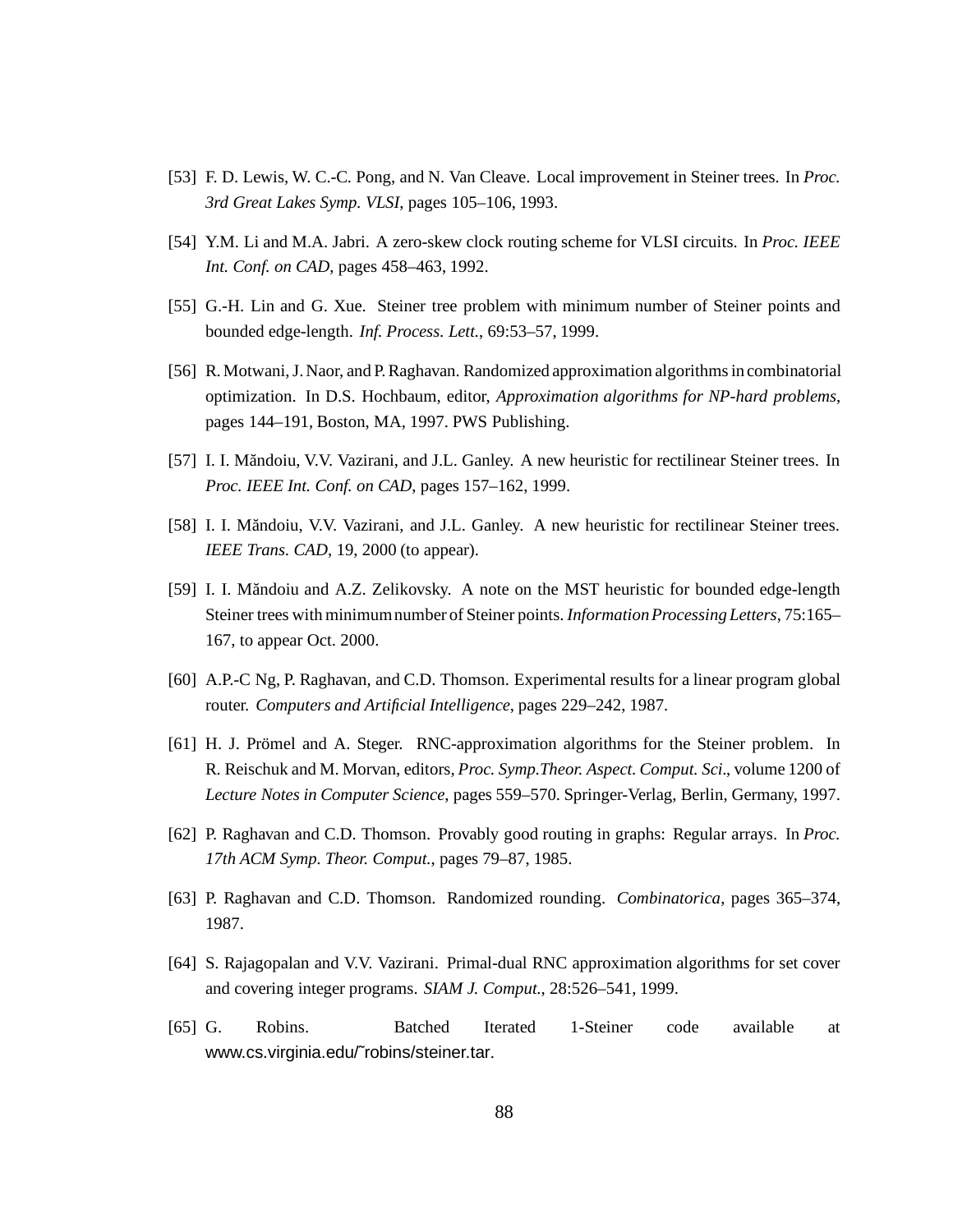[53] F. D. Lewis, W. C.-C. Pong, and N. Van Cleave. Local improvement in Steiner trees. In *Proc. 3rd Great Lakes Symp. VLSI*, pages 105–106, 1993.

[54] Y.M. Li and M.A. Jabri. A zero-skew clock routing scheme for VLSI circuits. In *Proc. IEEE Int. Conf. on CAD*, pages 458–463, 1992.

[55] G.-H. Lin and G. Xue. Steiner tree problem with minimum number of Steiner points and bounded edge-length. *Inf. Process. Lett.*, 69:53–57, 1999.

[56] R. Motwani, J. Naor, and P. Raghavan. Randomized approximation algorithms in combinatorial optimization. In D.S. Hochbaum, editor, *Approximation algorithms for NP-hard problems*, pages 144–191, Boston, MA, 1997. PWS Publishing.

[57] I. I. Măndoiu, V.V. Vazirani, and J.L. Ganley. A new heuristic for rectilinear Steiner trees. In *Proc. IEEE Int. Conf. on CAD*, pages 157–162, 1999.

[58] I. I. Măndoiu, V.V. Vazirani, and J.L. Ganley. A new heuristic for rectilinear Steiner trees. *IEEE Trans. CAD*, 19, 2000 (to appear).

[59] I. I. Măndoiu and A.Z. Zelikovsky. A note on the MST heuristic for bounded edge-length Steiner trees with minimum number of Steiner points. *Information Processing Letters*, 75:165–167, to appear Oct. 2000.

[60] A.P.-C Ng, P. Raghavan, and C.D. Thomson. Experimental results for a linear program global router. *Computers and Artificial Intelligence*, pages 229–242, 1987.

[61] H. J. Prömel and A. Steger. RNC-approximation algorithms for the Steiner problem. In R. Reischuk and M. Morvan, editors, *Proc. Symp.Theor. Aspect. Comput. Sci.*, volume 1200 of *Lecture Notes in Computer Science*, pages 559–570. Springer-Verlag, Berlin, Germany, 1997.

[62] P. Raghavan and C.D. Thomson. Provably good routing in graphs: Regular arrays. In *Proc. 17th ACM Symp. Theor. Comput.*, pages 79–87, 1985.

[63] P. Raghavan and C.D. Thomson. Randomized rounding. *Combinatorica*, pages 365–374, 1987.

[64] S. Rajagopalan and V.V. Vazirani. Primal-dual RNC approximation algorithms for set cover and covering integer programs. *SIAM J. Comput.*, 28:526–541, 1999.

[65] G. Robins. Batched Iterated 1-Steiner code available at www.cs.virginia.edu/˜robins/steiner.tar.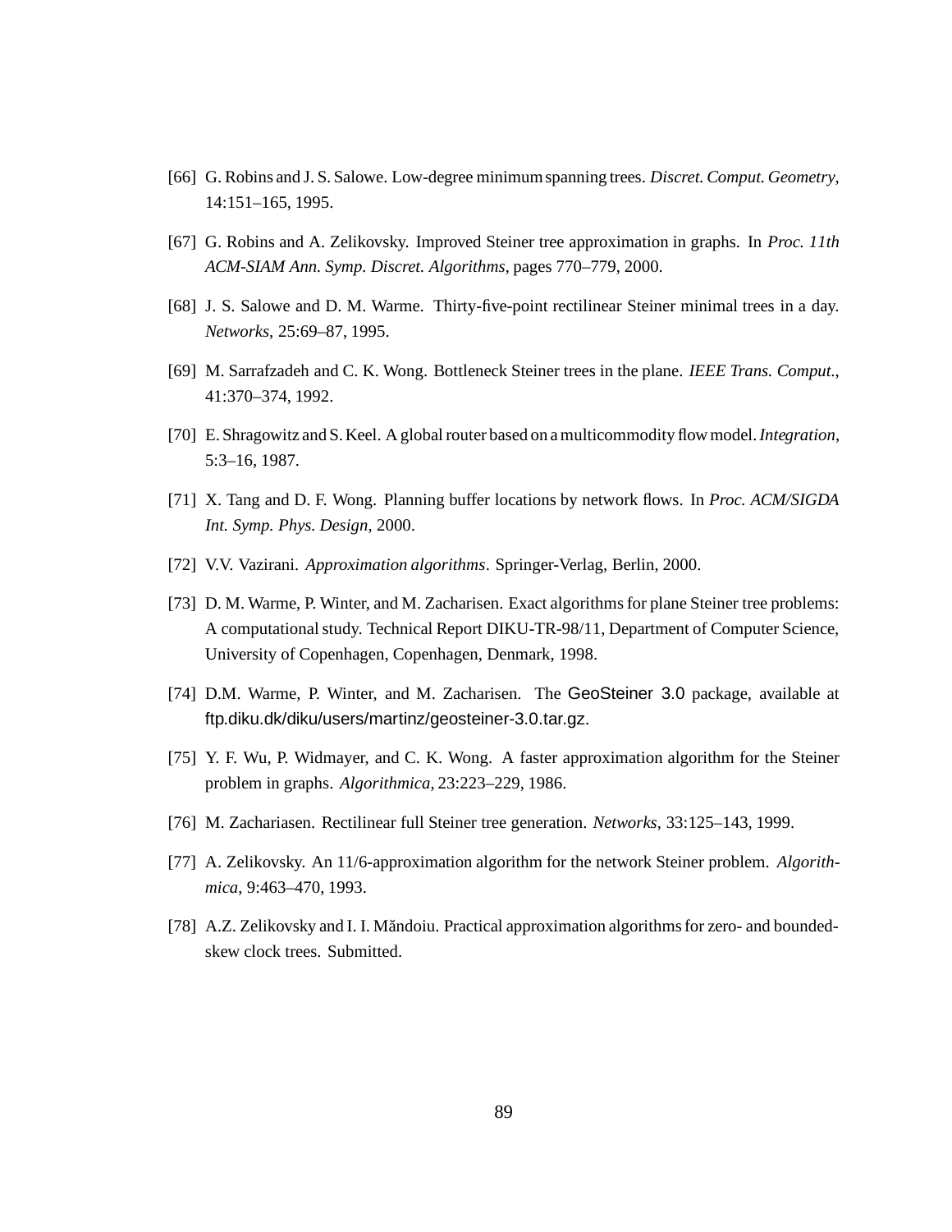[66] G. Robins and J. S. Salowe. Low-degree minimum spanning trees. *Discret. Comput. Geometry*, 14:151–165, 1995.

[67] G. Robins and A. Zelikovsky. Improved Steiner tree approximation in graphs. In *Proc. 11th ACM-SIAM Ann. Symp. Discret. Algorithms*, pages 770–779, 2000.

[68] J. S. Salowe and D. M. Warme. Thirty-five-point rectilinear Steiner minimal trees in a day. *Networks*, 25:69–87, 1995.

[69] M. Sarrafzadeh and C. K. Wong. Bottleneck Steiner trees in the plane. *IEEE Trans. Comput.*, 41:370–374, 1992.

[70] E. Shragowitz and S. Keel. A global router based on a multicommodity flow model. *Integration*, 5:3–16, 1987.

[71] X. Tang and D. F. Wong. Planning buffer locations by network flows. In *Proc. ACM/SIGDA Int. Symp. Phys. Design*, 2000.

[72] V.V. Vazirani. *Approximation algorithms*. Springer-Verlag, Berlin, 2000.

[73] D. M. Warme, P. Winter, and M. Zacharisen. Exact algorithms for plane Steiner tree problems: A computational study. Technical Report DIKU-TR-98/11, Department of Computer Science, University of Copenhagen, Copenhagen, Denmark, 1998.

[74] D.M. Warme, P. Winter, and M. Zacharisen. The GeoSteiner 3.0 package, available at ftp.diku.dk/diku/users/martinz/geosteiner-3.0.tar.gz.

[75] Y. F. Wu, P. Widmayer, and C. K. Wong. A faster approximation algorithm for the Steiner problem in graphs. *Algorithmica*, 23:223–229, 1986.

[76] M. Zachariasen. Rectilinear full Steiner tree generation. *Networks*, 33:125–143, 1999.

[77] A. Zelikovsky. An 11/6-approximation algorithm for the network Steiner problem. *Algorithmica*, 9:463–470, 1993.

[78] A.Z. Zelikovsky and I. I. Măndoiu. Practical approximation algorithms for zero- and bounded-skew clock trees. Submitted.